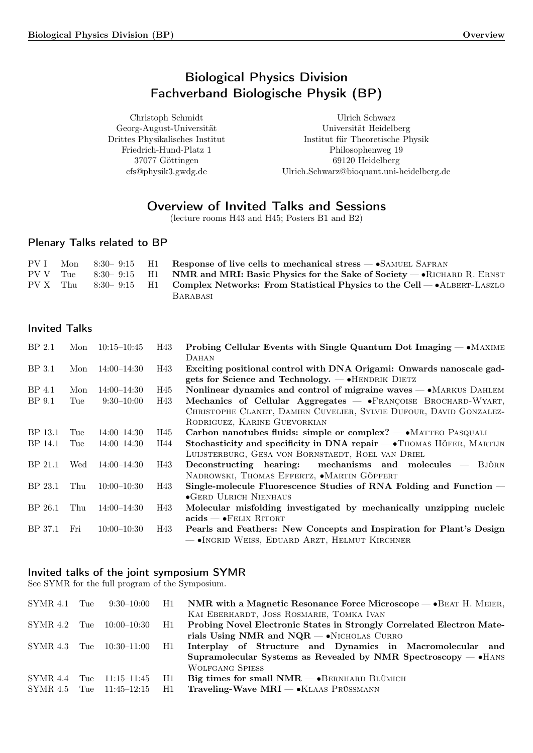# Biological Physics Division
# Fachverband Biologische Physik (BP)

Christoph Schmidt
Georg-August-Universität
Drittes Physikalisches Institut
Friedrich-Hund-Platz 1
37077 Göttingen
cfs@physik3.gwdg.de

Ulrich Schwarz
Universität Heidelberg
Institut für Theoretische Physik
Philosophenweg 19
69120 Heidelberg
Ulrich.Schwarz@bioquant.uni-heidelberg.de

## Overview of Invited Talks and Sessions

(lecture rooms H43 and H45; Posters B1 and B2)

### Plenary Talks related to BP

| | | | | |
|---|---|---|---|---|
| PV I | Mon | 8:30– 9:15 | H1 | **Response of live cells to mechanical stress** — •Samuel Safran |
| PV V | Tue | 8:30– 9:15 | H1 | **NMR and MRI: Basic Physics for the Sake of Society** — •Richard R. Ernst |
| PV X | Thu | 8:30– 9:15 | H1 | **Complex Networks: From Statistical Physics to the Cell** — •Albert-Laszlo Barabasi |

### Invited Talks

| | | | | |
|---|---|---|---|---|
| BP 2.1 | Mon | 10:15–10:45 | H43 | **Probing Cellular Events with Single Quantum Dot Imaging** — •Maxime Dahan |
| BP 3.1 | Mon | 14:00–14:30 | H43 | **Exciting positional control with DNA Origami: Onwards nanoscale gadgets for Science and Technology.** — •Hendrik Dietz |
| BP 4.1 | Mon | 14:00–14:30 | H45 | **Nonlinear dynamics and control of migraine waves** — •Markus Dahlem |
| BP 9.1 | Tue | 9:30–10:00 | H43 | **Mechanics of Cellular Aggregates** — •Françoise Brochard-Wyart, Christophe Clanet, Damien Cuvelier, Sylvie Dufour, David Gonzalez-Rodriguez, Karine Guevorkian |
| BP 13.1 | Tue | 14:00–14:30 | H45 | **Carbon nanotubes fluids: simple or complex?** — •Matteo Pasquali |
| BP 14.1 | Tue | 14:00–14:30 | H44 | **Stochasticity and specificity in DNA repair** — •Thomas Höfer, Martijn Luijsterburg, Gesa von Bornstaedt, Roel van Driel |
| BP 21.1 | Wed | 14:00–14:30 | H43 | **Deconstructing hearing: mechanisms and molecules** — Björn Nadrowski, Thomas Effertz, •Martin Göpfert |
| BP 23.1 | Thu | 10:00–10:30 | H43 | **Single-molecule Fluorescence Studies of RNA Folding and Function** — •Gerd Ulrich Nienhaus |
| BP 26.1 | Thu | 14:00–14:30 | H43 | **Molecular misfolding investigated by mechanically unzipping nucleic acids** — •Felix Ritort |
| BP 37.1 | Fri | 10:00–10:30 | H43 | **Pearls and Feathers: New Concepts and Inspiration for Plant's Design** — •Ingrid Weiss, Eduard Arzt, Helmut Kirchner |

### Invited talks of the joint symposium SYMR

See SYMR for the full program of the Symposium.

| | | | | |
|---|---|---|---|---|
| SYMR 4.1 | Tue | 9:30–10:00 | H1 | **NMR with a Magnetic Resonance Force Microscope** — •Beat H. Meier, Kai Eberhardt, Joss Rosmarie, Tomka Ivan |
| SYMR 4.2 | Tue | 10:00–10:30 | H1 | **Probing Novel Electronic States in Strongly Correlated Electron Materials Using NMR and NQR** — •Nicholas Curro |
| SYMR 4.3 | Tue | 10:30–11:00 | H1 | **Interplay of Structure and Dynamics in Macromolecular and Supramolecular Systems as Revealed by NMR Spectroscopy** — •Hans Wolfgang Spiess |
| SYMR 4.4 | Tue | 11:15–11:45 | H1 | **Big times for small NMR** — •Bernhard Blümich |
| SYMR 4.5 | Tue | 11:45–12:15 | H1 | **Traveling-Wave MRI** — •Klaas Prüssmann |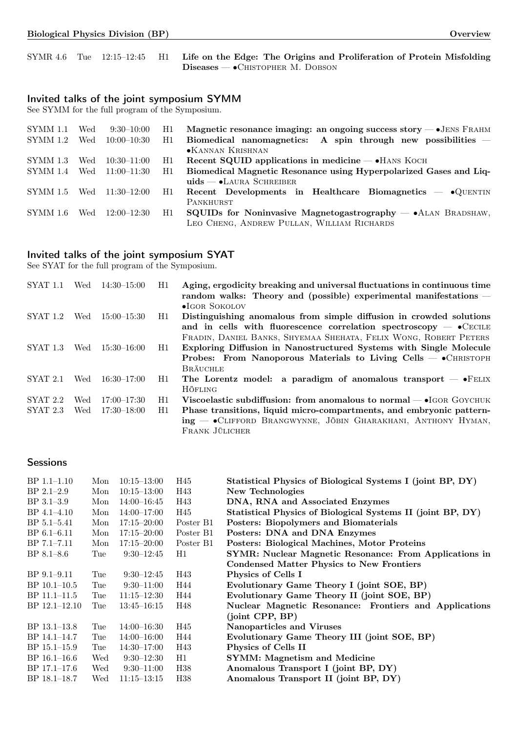| | | | | |
|---|---|---|---|---|
| SYMR 4.6 | Tue | 12:15–12:45 | H1 | **Life on the Edge: The Origins and Proliferation of Protein Misfolding Diseases** — •Christopher M. Dobson |

## Invited talks of the joint symposium SYMM

See SYMM for the full program of the Symposium.

| | | | | |
|---|---|---|---|---|
| SYMM 1.1 | Wed | 9:30–10:00 | H1 | **Magnetic resonance imaging: an ongoing success story** — •Jens Frahm |
| SYMM 1.2 | Wed | 10:00–10:30 | H1 | **Biomedical nanomagnetics: A spin through new possibilities** — •Kannan Krishnan |
| SYMM 1.3 | Wed | 10:30–11:00 | H1 | **Recent SQUID applications in medicine** — •Hans Koch |
| SYMM 1.4 | Wed | 11:00–11:30 | H1 | **Biomedical Magnetic Resonance using Hyperpolarized Gases and Liquids** — •Laura Schreiber |
| SYMM 1.5 | Wed | 11:30–12:00 | H1 | **Recent Developments in Healthcare Biomagnetics** — •Quentin Pankhurst |
| SYMM 1.6 | Wed | 12:00–12:30 | H1 | **SQUIDs for Noninvasive Magnetogastrography** — •Alan Bradshaw, Leo Cheng, Andrew Pullan, William Richards |

## Invited talks of the joint symposium SYAT

See SYAT for the full program of the Symposium.

| | | | | |
|---|---|---|---|---|
| SYAT 1.1 | Wed | 14:30–15:00 | H1 | **Aging, ergodicity breaking and universal fluctuations in continuous time random walks: Theory and (possible) experimental manifestations** — •Igor Sokolov |
| SYAT 1.2 | Wed | 15:00–15:30 | H1 | **Distinguishing anomalous from simple diffusion in crowded solutions and in cells with fluorescence correlation spectroscopy** — •Cecile Fradin, Daniel Banks, Shyemaa Shehata, Felix Wong, Robert Peters |
| SYAT 1.3 | Wed | 15:30–16:00 | H1 | **Exploring Diffusion in Nanostructured Systems with Single Molecule Probes: From Nanoporous Materials to Living Cells** — •Christoph Bräuchle |
| SYAT 2.1 | Wed | 16:30–17:00 | H1 | **The Lorentz model: a paradigm of anomalous transport** — •Felix Höfling |
| SYAT 2.2 | Wed | 17:00–17:30 | H1 | **Viscoelastic subdiffusion: from anomalous to normal** — •Igor Goychuk |
| SYAT 2.3 | Wed | 17:30–18:00 | H1 | **Phase transitions, liquid micro-compartments, and embryonic patterning** — •Clifford Brangwynne, Jöbin Gharakhani, Anthony Hyman, Frank Jülicher |

## Sessions

| | | | | |
|---|---|---|---|---|
| BP 1.1–1.10 | Mon | 10:15–13:00 | H45 | **Statistical Physics of Biological Systems I (joint BP, DY)** |
| BP 2.1–2.9 | Mon | 10:15–13:00 | H43 | **New Technologies** |
| BP 3.1–3.9 | Mon | 14:00–16:45 | H43 | **DNA, RNA and Associated Enzymes** |
| BP 4.1–4.10 | Mon | 14:00–17:00 | H45 | **Statistical Physics of Biological Systems II (joint BP, DY)** |
| BP 5.1–5.41 | Mon | 17:15–20:00 | Poster B1 | **Posters: Biopolymers and Biomaterials** |
| BP 6.1–6.11 | Mon | 17:15–20:00 | Poster B1 | **Posters: DNA and DNA Enzymes** |
| BP 7.1–7.11 | Mon | 17:15–20:00 | Poster B1 | **Posters: Biological Machines, Motor Proteins** |
| BP 8.1–8.6 | Tue | 9:30–12:45 | H1 | **SYMR: Nuclear Magnetic Resonance: From Applications in Condensed Matter Physics to New Frontiers** |
| BP 9.1–9.11 | Tue | 9:30–12:45 | H43 | **Physics of Cells I** |
| BP 10.1–10.5 | Tue | 9:30–11:00 | H44 | **Evolutionary Game Theory I (joint SOE, BP)** |
| BP 11.1–11.5 | Tue | 11:15–12:30 | H44 | **Evolutionary Game Theory II (joint SOE, BP)** |
| BP 12.1–12.10 | Tue | 13:45–16:15 | H48 | **Nuclear Magnetic Resonance: Frontiers and Applications (joint CPP, BP)** |
| BP 13.1–13.8 | Tue | 14:00–16:30 | H45 | **Nanoparticles and Viruses** |
| BP 14.1–14.7 | Tue | 14:00–16:00 | H44 | **Evolutionary Game Theory III (joint SOE, BP)** |
| BP 15.1–15.9 | Tue | 14:30–17:00 | H43 | **Physics of Cells II** |
| BP 16.1–16.6 | Wed | 9:30–12:30 | H1 | **SYMM: Magnetism and Medicine** |
| BP 17.1–17.6 | Wed | 9:30–11:00 | H38 | **Anomalous Transport I (joint BP, DY)** |
| BP 18.1–18.7 | Wed | 11:15–13:15 | H38 | **Anomalous Transport II (joint BP, DY)** |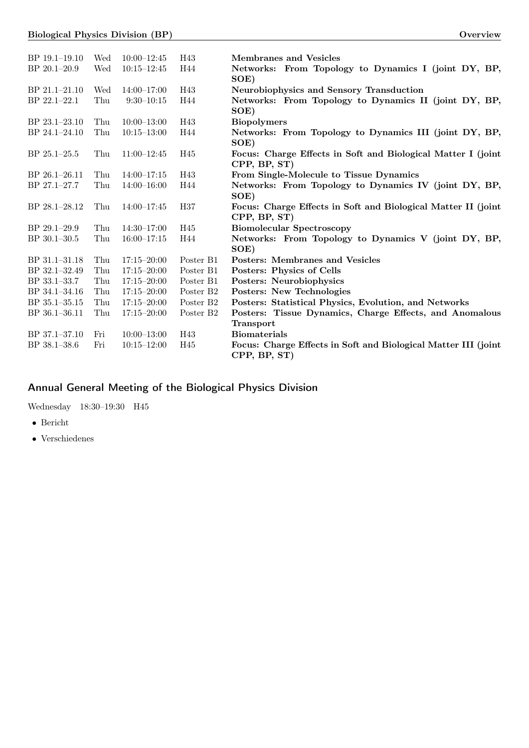| | | | | |
|---|---|---|---|---|
| BP 19.1–19.10 | Wed | 10:00–12:45 | H43 | **Membranes and Vesicles** |
| BP 20.1–20.9 | Wed | 10:15–12:45 | H44 | **Networks: From Topology to Dynamics I (joint DY, BP, SOE)** |
| BP 21.1–21.10 | Wed | 14:00–17:00 | H43 | **Neurobiophysics and Sensory Transduction** |
| BP 22.1–22.1 | Thu | 9:30–10:15 | H44 | **Networks: From Topology to Dynamics II (joint DY, BP, SOE)** |
| BP 23.1–23.10 | Thu | 10:00–13:00 | H43 | **Biopolymers** |
| BP 24.1–24.10 | Thu | 10:15–13:00 | H44 | **Networks: From Topology to Dynamics III (joint DY, BP, SOE)** |
| BP 25.1–25.5 | Thu | 11:00–12:45 | H45 | **Focus: Charge Effects in Soft and Biological Matter I (joint CPP, BP, ST)** |
| BP 26.1–26.11 | Thu | 14:00–17:15 | H43 | **From Single-Molecule to Tissue Dynamics** |
| BP 27.1–27.7 | Thu | 14:00–16:00 | H44 | **Networks: From Topology to Dynamics IV (joint DY, BP, SOE)** |
| BP 28.1–28.12 | Thu | 14:00–17:45 | H37 | **Focus: Charge Effects in Soft and Biological Matter II (joint CPP, BP, ST)** |
| BP 29.1–29.9 | Thu | 14:30–17:00 | H45 | **Biomolecular Spectroscopy** |
| BP 30.1–30.5 | Thu | 16:00–17:15 | H44 | **Networks: From Topology to Dynamics V (joint DY, BP, SOE)** |
| BP 31.1–31.18 | Thu | 17:15–20:00 | Poster B1 | **Posters: Membranes and Vesicles** |
| BP 32.1–32.49 | Thu | 17:15–20:00 | Poster B1 | **Posters: Physics of Cells** |
| BP 33.1–33.7 | Thu | 17:15–20:00 | Poster B1 | **Posters: Neurobiophysics** |
| BP 34.1–34.16 | Thu | 17:15–20:00 | Poster B2 | **Posters: New Technologies** |
| BP 35.1–35.15 | Thu | 17:15–20:00 | Poster B2 | **Posters: Statistical Physics, Evolution, and Networks** |
| BP 36.1–36.11 | Thu | 17:15–20:00 | Poster B2 | **Posters: Tissue Dynamics, Charge Effects, and Anomalous Transport** |
| BP 37.1–37.10 | Fri | 10:00–13:00 | H43 | **Biomaterials** |
| BP 38.1–38.6 | Fri | 10:15–12:00 | H45 | **Focus: Charge Effects in Soft and Biological Matter III (joint CPP, BP, ST)** |

## Annual General Meeting of the Biological Physics Division

Wednesday 18:30–19:30 H45

- Bericht
- Verschiedenes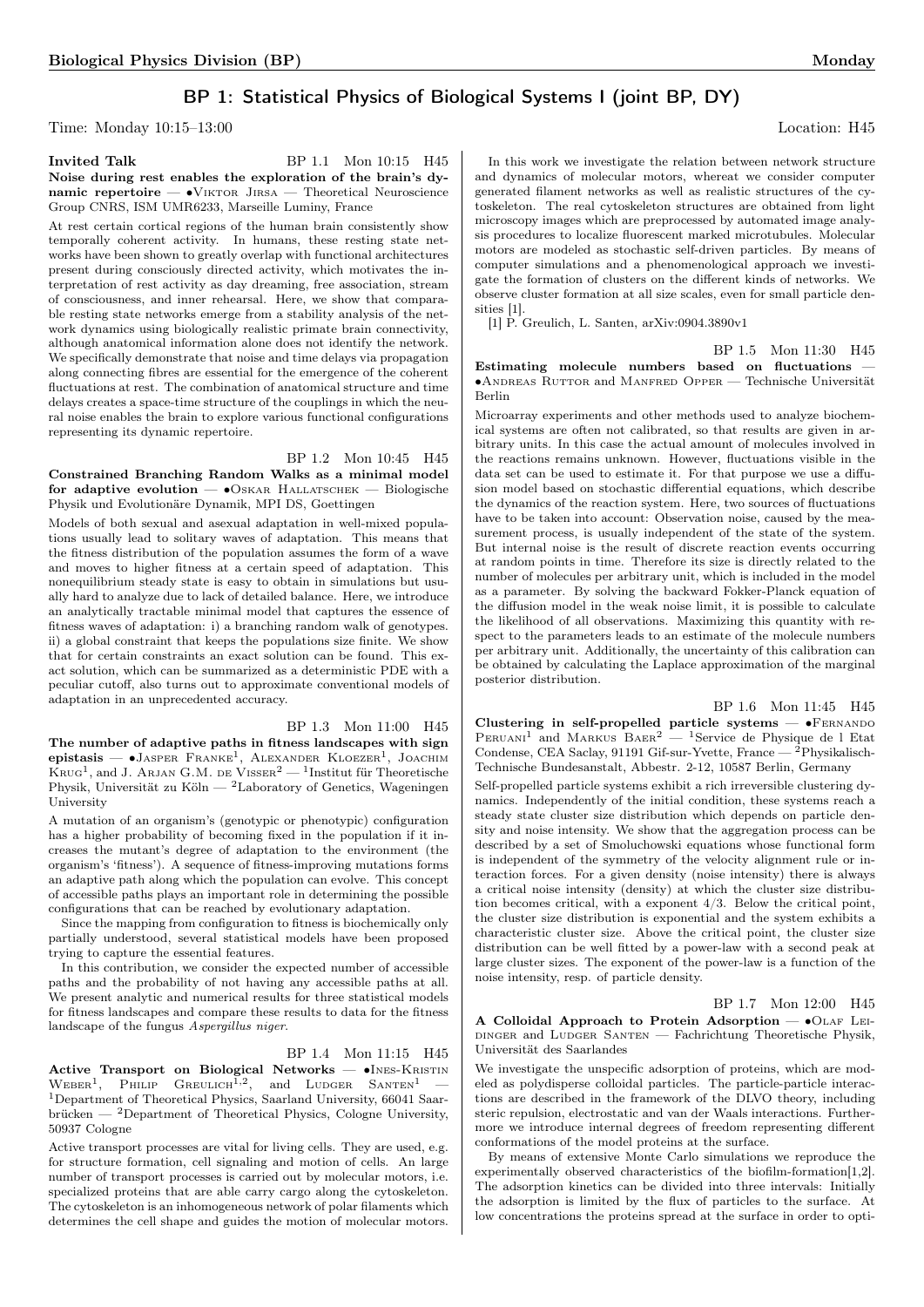## BP 1: Statistical Physics of Biological Systems I (joint BP, DY)

Time: Monday 10:15–13:00 Location: H45

**Invited Talk** BP 1.1 Mon 10:15 H45

**Noise during rest enables the exploration of the brain's dynamic repertoire** — •Viktor Jirsa — Theoretical Neuroscience Group CNRS, ISM UMR6233, Marseille Luminy, France

At rest certain cortical regions of the human brain consistently show temporally coherent activity. In humans, these resting state networks have been shown to greatly overlap with functional architectures present during consciously directed activity, which motivates the interpretation of rest activity as day dreaming, free association, stream of consciousness, and inner rehearsal. Here, we show that comparable resting state networks emerge from a stability analysis of the network dynamics using biologically realistic primate brain connectivity, although anatomical information alone does not identify the network. We specifically demonstrate that noise and time delays via propagation along connecting fibres are essential for the emergence of the coherent fluctuations at rest. The combination of anatomical structure and time delays creates a space-time structure of the couplings in which the neural noise enables the brain to explore various functional configurations representing its dynamic repertoire.

BP 1.2 Mon 10:45 H45

**Constrained Branching Random Walks as a minimal model for adaptive evolution** — •Oskar Hallatschek — Biologische Physik und Evolutionäre Dynamik, MPI DS, Goettingen

Models of both sexual and asexual adaptation in well-mixed populations usually lead to solitary waves of adaptation. This means that the fitness distribution of the population assumes the form of a wave and moves to higher fitness at a certain speed of adaptation. This nonequilibrium steady state is easy to obtain in simulations but usually hard to analyze due to lack of detailed balance. Here, we introduce an analytically tractable minimal model that captures the essence of fitness waves of adaptation: i) a branching random walk of genotypes. ii) a global constraint that keeps the populations size finite. We show that for certain constraints an exact solution can be found. This exact solution, which can be summarized as a deterministic PDE with a peculiar cutoff, also turns out to approximate conventional models of adaptation in an unprecedented accuracy.

BP 1.3 Mon 11:00 H45

**The number of adaptive paths in fitness landscapes with sign epistasis** — •Jasper Franke[1], Alexander Klozer[1], Joachim Krug[1], and J. Arjan G.M. de Visser[2] — [1]Institut für Theoretische Physik, Universität zu Köln — [2]Laboratory of Genetics, Wageningen University

A mutation of an organism's (genotypic or phenotypic) configuration has a higher probability of becoming fixed in the population if it increases the mutant's degree of adaptation to the environment (the organism's 'fitness'). A sequence of fitness-improving mutations forms an adaptive path along which the population can evolve. This concept of accessible paths plays an important role in determining the possible configurations that can be reached by evolutionary adaptation.

Since the mapping from configuration to fitness is biochemically only partially understood, several statistical models have been proposed trying to capture the essential features.

In this contribution, we consider the expected number of accessible paths and the probability of not having any accessible paths at all. We present analytic and numerical results for three statistical models for fitness landscapes and compare these results to data for the fitness landscape of the fungus *Aspergillus niger*.

BP 1.4 Mon 11:15 H45

**Active Transport on Biological Networks** — •Ines-Kristin Weber[1], Philip Greulich[1,2], and Ludger Santen[1] — [1]Department of Theoretical Physics, Saarland University, 66041 Saarbrücken — [2]Department of Theoretical Physics, Cologne University, 50937 Cologne

Active transport processes are vital for living cells. They are used, e.g. for structure formation, cell signaling and motion of cells. An large number of transport processes is carried out by molecular motors, i.e. specialized proteins that are able carry cargo along the cytoskeleton. The cytoskeleton is an inhomogeneous network of polar filaments which determines the cell shape and guides the motion of molecular motors.

In this work we investigate the relation between network structure and dynamics of molecular motors, whereat we consider computer generated filament networks as well as realistic structures of the cytoskeleton. The real cytoskeleton structures are obtained from light microscopy images which are preprocessed by automated image analysis procedures to localize fluorescent marked microtubules. Molecular motors are modeled as stochastic self-driven particles. By means of computer simulations and a phenomenological approach we investigate the formation of clusters on the different kinds of networks. We observe cluster formation at all size scales, even for small particle densities [1].

[1] P. Greulich, L. Santen, arXiv:0904.3890v1

BP 1.5 Mon 11:30 H45

**Estimating molecule numbers based on fluctuations** — •Andreas Ruttor and Manfred Opper — Technische Universität Berlin

Microarray experiments and other methods used to analyze biochemical systems are often not calibrated, so that results are given in arbitrary units. In this case the actual amount of molecules involved in the reactions remains unknown. However, fluctuations visible in the data set can be used to estimate it. For that purpose we use a diffusion model based on stochastic differential equations, which describe the dynamics of the reaction system. Here, two sources of fluctuations have to be taken into account: Observation noise, caused by the measurement process, is usually independent of the state of the system. But internal noise is the result of discrete reaction events occurring at random points in time. Therefore its size is directly related to the number of molecules per arbitrary unit, which is included in the model as a parameter. By solving the backward Fokker-Planck equation of the diffusion model in the weak noise limit, it is possible to calculate the likelihood of all observations. Maximizing this quantity with respect to the parameters leads to an estimate of the molecule numbers per arbitrary unit. Additionally, the uncertainty of this calibration can be obtained by calculating the Laplace approximation of the marginal posterior distribution.

BP 1.6 Mon 11:45 H45

**Clustering in self-propelled particle systems** — •Fernando Peruani[1] and Markus Baer[2] — [1]Service de Physique de l Etat Condense, CEA Saclay, 91191 Gif-sur-Yvette, France — [2]Physikalisch-Technische Bundesanstalt, Abbestr. 2-12, 10587 Berlin, Germany

Self-propelled particle systems exhibit a rich irreversible clustering dynamics. Independently of the initial condition, these systems reach a steady state cluster size distribution which depends on particle density and noise intensity. We show that the aggregation process can be described by a set of Smoluchowski equations whose functional form is independent of the symmetry of the velocity alignment rule or interaction forces. For a given density (noise intensity) there is always a critical noise intensity (density) at which the cluster size distribution becomes critical, with a exponent 4/3. Below the critical point, the cluster size distribution is exponential and the system exhibits a characteristic cluster size. Above the critical point, the cluster size distribution can be well fitted by a power-law with a second peak at large cluster sizes. The exponent of the power-law is a function of the noise intensity, resp. of particle density.

BP 1.7 Mon 12:00 H45

**A Colloidal Approach to Protein Adsorption** — •Olaf Leidinger and Ludger Santen — Fachrichtung Theoretische Physik, Universität des Saarlandes

We investigate the unspecific adsorption of proteins, which are modeled as polydisperse colloidal particles. The particle-particle interactions are described in the framework of the DLVO theory, including steric repulsion, electrostatic and van der Waals interactions. Furthermore we introduce internal degrees of freedom representing different conformations of the model proteins at the surface.

By means of extensive Monte Carlo simulations we reproduce the experimentally observed characteristics of the biofilm-formation[1,2]. The adsorption kinetics can be divided into three intervals: Initially the adsorption is limited by the flux of particles to the surface. At low concentrations the proteins spread at the surface in order to opti-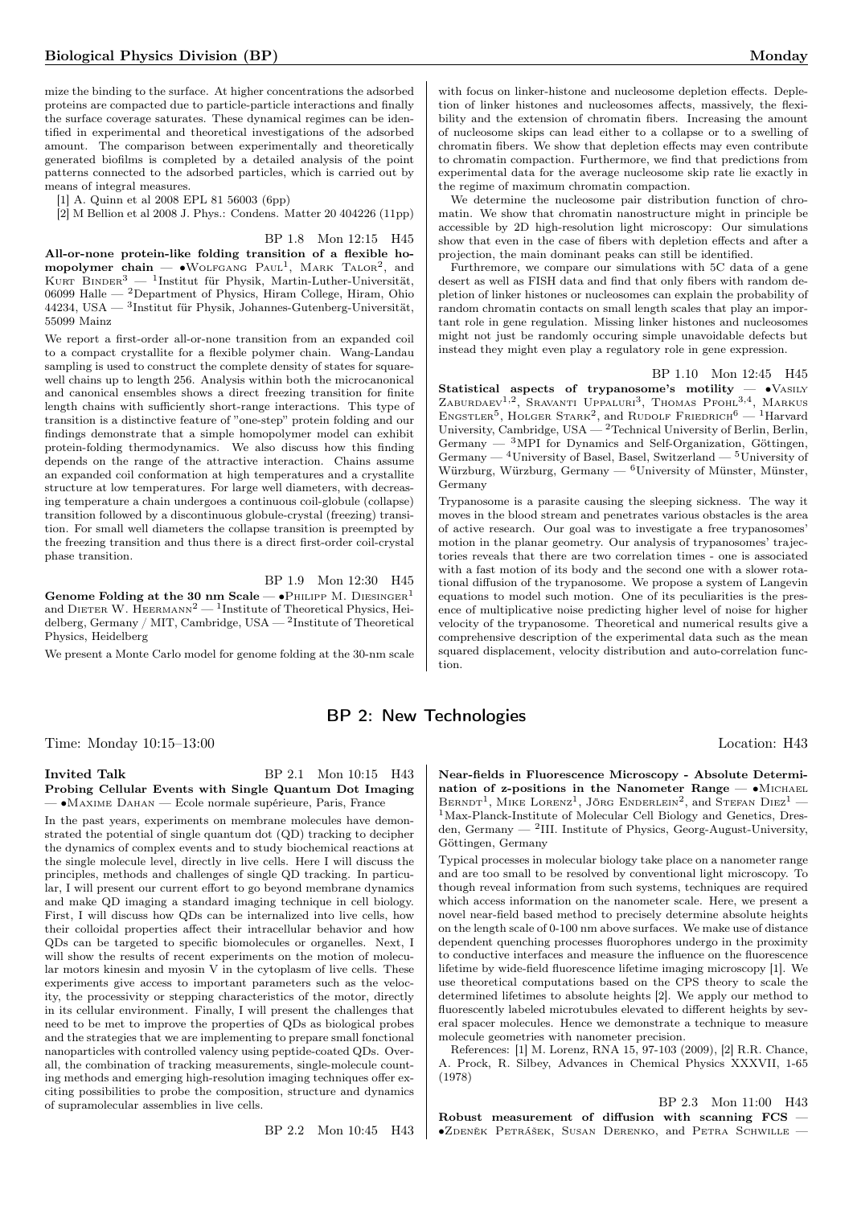mize the binding to the surface. At higher concentrations the adsorbed proteins are compacted due to particle-particle interactions and finally the surface coverage saturates. These dynamical regimes can be identified in experimental and theoretical investigations of the adsorbed amount. The comparison between experimentally and theoretically generated biofilms is completed by a detailed analysis of the point patterns connected to the adsorbed particles, which is carried out by means of integral measures.

[1] A. Quinn et al 2008 EPL 81 56003 (6pp)

[2] M Bellion et al 2008 J. Phys.: Condens. Matter 20 404226 (11pp)

BP 1.8 Mon 12:15 H45

**All-or-none protein-like folding transition of a flexible homopolymer chain** — •Wolfgang Paul[1], Mark Talor[2], and Kurt Binder[3] — [1]Institut für Physik, Martin-Luther-Universität, 06099 Halle — [2]Department of Physics, Hiram College, Hiram, Ohio 44234, USA — [3]Institut für Physik, Johannes-Gutenberg-Universität, 55099 Mainz

We report a first-order all-or-none transition from an expanded coil to a compact crystallite for a flexible polymer chain. Wang-Landau sampling is used to construct the complete density of states for square-well chains up to length 256. Analysis within both the microcanonical and canonical ensembles shows a direct freezing transition for finite length chains with sufficiently short-range interactions. This type of transition is a distinctive feature of "one-step" protein folding and our findings demonstrate that a simple homopolymer model can exhibit protein-folding thermodynamics. We also discuss how this finding depends on the range of the attractive interaction. Chains assume an expanded coil conformation at high temperatures and a crystallite structure at low temperatures. For large well diameters, with decreasing temperature a chain undergoes a continuous coil-globule (collapse) transition followed by a discontinuous globule-crystal (freezing) transition. For small well diameters the collapse transition is preempted by the freezing transition and thus there is a direct first-order coil-crystal phase transition.

BP 1.9 Mon 12:30 H45

**Genome Folding at the 30 nm Scale** — •Philipp M. Diesinger[1] and Dieter W. Heermann[2] — [1]Institute of Theoretical Physics, Heidelberg, Germany / MIT, Cambridge, USA — [2]Institute of Theoretical Physics, Heidelberg

We present a Monte Carlo model for genome folding at the 30-nm scale with focus on linker-histone and nucleosome depletion effects. Depletion of linker histones and nucleosomes affects, massively, the flexibility and the extension of chromatin fibers. Increasing the amount of nucleosome skips can lead either to a collapse or to a swelling of chromatin fibers. We show that depletion effects may even contribute to chromatin compaction. Furthermore, we find that predictions from experimental data for the average nucleosome skip rate lie exactly in the regime of maximum chromatin compaction.

We determine the nucleosome pair distribution function of chromatin. We show that chromatin nanostructure might in principle be accessible by 2D high-resolution light microscopy: Our simulations show that even in the case of fibers with depletion effects and after a projection, the main dominant peaks can still be identified.

Furthremore, we compare our simulations with 5C data of a gene desert as well as FISH data and find that only fibers with random depletion of linker histones or nucleosomes can explain the probability of random chromatin contacts on small length scales that play an important role in gene regulation. Missing linker histones and nucleosomes might not just be randomly occuring simple unavoidable defects but instead they might even play a regulatory role in gene expression.

BP 1.10 Mon 12:45 H45

**Statistical aspects of trypanosome's motility** — •Vasily Zaburdaev[1,2], Sravanti Uppaluri[3], Thomas Pfohl[3,4], Markus Engstler[5], Holger Stark[2], and Rudolf Friedrich[6] — [1]Harvard University, Cambridge, USA — [2]Technical University of Berlin, Berlin, Germany — [3]MPI for Dynamics and Self-Organization, Göttingen, Germany — [4]University of Basel, Basel, Switzerland — [5]University of Würzburg, Würzburg, Germany — [6]University of Münster, Münster, Germany

Trypanosome is a parasite causing the sleeping sickness. The way it moves in the blood stream and penetrates various obstacles is the area of active research. Our goal was to investigate a free trypanosomes' motion in the planar geometry. Our analysis of trypanosomes' trajectories reveals that there are two correlation times - one is associated with a fast motion of its body and the second one with a slower rotational diffusion of the trypanosome. We propose a system of Langevin equations to model such motion. One of its peculiarities is the presence of multiplicative noise predicting higher level of noise for higher velocity of the trypanosome. Theoretical and numerical results give a comprehensive description of the experimental data such as the mean squared displacement, velocity distribution and auto-correlation function.

## BP 2: New Technologies

Time: Monday 10:15–13:00 Location: H43

**Invited Talk** BP 2.1 Mon 10:15 H43

**Probing Cellular Events with Single Quantum Dot Imaging** — •Maxime Dahan — Ecole normale supérieure, Paris, France

In the past years, experiments on membrane molecules have demonstrated the potential of single quantum dot (QD) tracking to decipher the dynamics of complex events and to study biochemical reactions at the single molecule level, directly in live cells. Here I will discuss the principles, methods and challenges of single QD tracking. In particular, I will present our current effort to go beyond membrane dynamics and make QD imaging a standard imaging technique in cell biology. First, I will discuss how QDs can be internalized into live cells, how their colloidal properties affect their intracellular behavior and how QDs can be targeted to specific biomolecules or organelles. Next, I will show the results of recent experiments on the motion of molecular motors kinesin and myosin V in the cytoplasm of live cells. These experiments give access to important parameters such as the velocity, the processivity or stepping characteristics of the motor, directly in its cellular environment. Finally, I will present the challenges that need to be met to improve the properties of QDs as biological probes and the strategies that we are implementing to prepare small fonctional nanoparticles with controlled valency using peptide-coated QDs. Overall, the combination of tracking measurements, single-molecule counting methods and emerging high-resolution imaging techniques offer exciting possibilities to probe the composition, structure and dynamics of supramolecular assemblies in live cells.

BP 2.2 Mon 10:45 H43

**Near-fields in Fluorescence Microscopy - Absolute Determination of z-positions in the Nanometer Range** — •Michael Berndt[1], Mike Lorenz[1], Jörg Enderlein[2], and Stefan Diez[1] — [1]Max-Planck-Institute of Molecular Cell Biology and Genetics, Dresden, Germany — [2]III. Institute of Physics, Georg-August-University, Göttingen, Germany

Typical processes in molecular biology take place on a nanometer range and are too small to be resolved by conventional light microscopy. To though reveal information from such systems, techniques are required which access information on the nanometer scale. Here, we present a novel near-field based method to precisely determine absolute heights on the length scale of 0-100 nm above surfaces. We make use of distance dependent quenching processes fluorophores undergo in the proximity to conductive interfaces and measure the influence on the fluorescence lifetime by wide-field fluorescence lifetime imaging microscopy [1]. We use theoretical computations based on the CPS theory to scale the determined lifetimes to absolute heights [2]. We apply our method to fluorescently labeled microtubules elevated to different heights by several spacer molecules. Hence we demonstrate a technique to measure molecule geometries with nanometer precision.

References: [1] M. Lorenz, RNA 15, 97-103 (2009), [2] R.R. Chance, A. Prock, R. Silbey, Advances in Chemical Physics XXXVII, 1-65 (1978)

BP 2.3 Mon 11:00 H43

**Robust measurement of diffusion with scanning FCS** — •Zdeněk Petrášek, Susan Derenko, and Petra Schwille —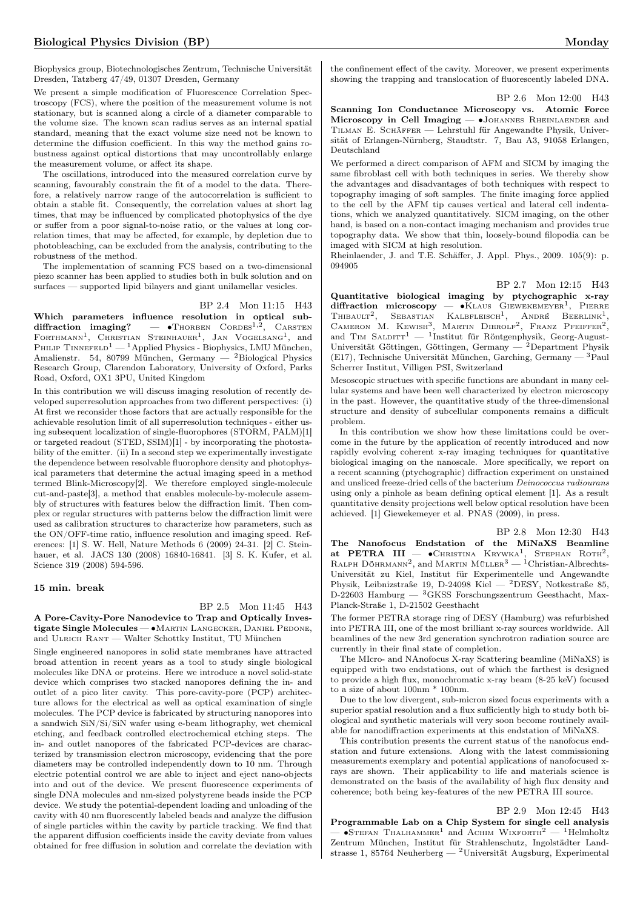Biophysics group, Biotechnologisches Zentrum, Technische Universität Dresden, Tatzberg 47/49, 01307 Dresden, Germany

We present a simple modification of Fluorescence Correlation Spectroscopy (FCS), where the position of the measurement volume is not stationary, but is scanned along a circle of a diameter comparable to the volume size. The known scan radius serves as an internal spatial standard, meaning that the exact volume size need not be known to determine the diffusion coefficient. In this way the method gains robustness against optical distortions that may uncontrollably enlarge the measurement volume, or affect its shape.

The oscillations, introduced into the measured correlation curve by scanning, favourably constrain the fit of a model to the data. Therefore, a relatively narrow range of the autocorrelation is sufficient to obtain a stable fit. Consequently, the correlation values at short lag times, that may be influenced by complicated photophysics of the dye or suffer from a poor signal-to-noise ratio, or the values at long correlation times, that may be affected, for example, by depletion due to photobleaching, can be excluded from the analysis, contributing to the robustness of the method.

The implementation of scanning FCS based on a two-dimensional piezo scanner has been applied to studies both in bulk solution and on surfaces — supported lipid bilayers and giant unilamellar vesicles.

BP 2.4 Mon 11:15 H43

**Which parameters influence resolution in optical sub-diffraction imaging?** — •Thorben Cordes[1,2], Carsten Forthmann[1], Christian Steinhauer[1], Jan Vogelsang[1], and Philip Tinnefeld[1] — [1]Applied Physics - Biophysics, LMU München, Amalienstr. 54, 80799 München, Germany — [2]Biological Physics Research Group, Clarendon Laboratory, University of Oxford, Parks Road, Oxford, OX1 3PU, United Kingdom

In this contribution we will discuss imaging resolution of recently developed superresolution approaches from two different perspectives: (i) At first we reconsider those factors that are actually responsible for the achievable resolution limit of all superresolution techniques - either using subsequent localization of single-fluorophores (STORM, PALM)[1] or targeted readout (STED, SSIM)[1] - by incorporating the photostability of the emitter. (ii) In a second step we experimentally investigate the dependence between resolvable fluorophore density and photophysical parameters that determine the actual imaging speed in a method termed Blink-Microscopy[2]. We therefore employed single-molecule cut-and-paste[3], a method that enables molecule-by-molecule assembly of structures with features below the diffraction limit. Then complex or regular structures with patterns below the diffraction limit were used as calibration structures to characterize how parameters, such as the ON/OFF-time ratio, influence resolution and imaging speed. References: [1] S. W. Hell, Nature Methods 6 (2009) 24-31. [2] C. Steinhauer, et al. JACS 130 (2008) 16840-16841. [3] S. K. Kufer, et al. Science 319 (2008) 594-596.

**15 min. break**

BP 2.5 Mon 11:45 H43

**A Pore-Cavity-Pore Nanodevice to Trap and Optically Investigate Single Molecules** — •Martin Langecker, Daniel Pedone, and Ulrich Rant — Walter Schottky Institut, TU München

Single engineered nanopores in solid state membranes have attracted broad attention in recent years as a tool to study single biological molecules like DNA or proteins. Here we introduce a novel solid-state device which comprises two stacked nanopores defining the in- and outlet of a pico liter cavity. This pore-cavity-pore (PCP) architecture allows for the electrical as well as optical examination of single molecules. The PCP device is fabricated by structuring nanopores into a sandwich SiN/Si/SiN wafer using e-beam lithography, wet chemical etching, and feedback controlled electrochemical etching steps. The in- and outlet nanopores of the fabricated PCP-devices are characterized by transmission electron microscopy, evidencing that the pore diameters may be controlled independently down to 10 nm. Through electric potential control we are able to inject and eject nano-objects into and out of the device. We present fluorescence experiments of single DNA molecules and nm-sized polystyrene beads inside the PCP device. We study the potential-dependent loading and unloading of the cavity with 40 nm fluorescently labeled beads and analyze the diffusion of single particles within the cavity by particle tracking. We find that the apparent diffusion coefficients inside the cavity deviate from values obtained for free diffusion in solution and correlate the deviation with the confinement effect of the cavity. Moreover, we present experiments showing the trapping and translocation of fluorescently labeled DNA.

BP 2.6 Mon 12:00 H43

**Scanning Ion Conductance Microscopy vs. Atomic Force Microscopy in Cell Imaging** — •Johannes Rheinlaender and Tilman E. Schäffer — Lehrstuhl für Angewandte Physik, Universität of Erlangen-Nürnberg, Staudtstr. 7, Bau A3, 91058 Erlangen, Deutschland

We performed a direct comparison of AFM and SICM by imaging the same fibroblast cell with both techniques in series. We thereby show the advantages and disadvantages of both techniques with respect to topography imaging of soft samples. The finite imaging force applied to the cell by the AFM tip causes vertical and lateral cell indentations, which we analyzed quantitatively. SICM imaging, on the other hand, is based on a non-contact imaging mechanism and provides true topography data. We show that thin, loosely-bound filopodia can be imaged with SICM at high resolution.

Rheinlaender, J. and T.E. Schäffer, J. Appl. Phys., 2009. 105(9): p. 094905

BP 2.7 Mon 12:15 H43

**Quantitative biological imaging by ptychographic x-ray diffraction microscopy** — •Klaus Giewekemeyer[1], Pierre Thibault[2], Sebastian Kalbfleisch[1], André Beerlink[1], Cameron M. Kewish[3], Martin Dierolf[2], Franz Pfeiffer[2], and Tim Salditt[1] — [1]Institut für Röntgenphysik, Georg-August-Universität Göttingen, Göttingen, Germany — [2]Department Physik (E17), Technische Universität München, Garching, Germany — [3]Paul Scherrer Institut, Villigen PSI, Switzerland

Mesoscopic structues with specific functions are abundant in many cellular systems and have been well characterized by electron microscopy in the past. However, the quantitative study of the three-dimensional structure and density of subcellular components remains a difficult problem.

In this contribution we show how these limitations could be overcome in the future by the application of recently introduced and now rapidly evolving coherent x-ray imaging techniques for quantitative biological imaging on the nanoscale. More specifically, we report on a recent scanning (ptychographic) diffraction experiment on unstained and unsliced freeze-dried cells of the bacterium *Deinococcus radiourans* using only a pinhole as beam defining optical element [1]. As a result quantitative density projections well below optical resolution have been achieved. [1] Giewekemeyer et al. PNAS (2009), in press.

BP 2.8 Mon 12:30 H43

**The Nanofocus Endstation of the MiNaXS Beamline at PETRA III** — •Christina Krywka[1], Stephan Roth[2], Ralph Döhrmann[2], and Martin Müller[3] — [1]Christian-Albrechts-Universität zu Kiel, Institut für Experimentelle und Angewandte Physik, Leibnizstraße 19, D-24098 Kiel — [2]DESY, Notkestraße 85, D-22603 Hamburg — [3]GKSS Forschungszentrum Geesthacht, Max-Planck-Straße 1, D-21502 Geesthacht

The former PETRA storage ring of DESY (Hamburg) was refurbished into PETRA III, one of the most brilliant x-ray sources worldwide. All beamlines of the new 3rd generation synchrotron radiation source are currently in their final state of completion.

The MIcro- and NAnofocus X-ray Scattering beamline (MiNaXS) is equipped with two endstations, out of which the farthest is designed to provide a high flux, monochromatic x-ray beam (8-25 keV) focused to a size of about 100nm * 100nm.

Due to the low divergent, sub-micron sized focus experiments with a superior spatial resolution and a flux sufficiently high to study both biological and synthetic materials will very soon become routinely available for nanodiffraction experiments at this endstation of MiNaXS.

This contribution presents the current status of the nanofocus endstation and future extensions. Along with the latest commissioning measurements exemplary and potential applications of nanofocused x-rays are shown. Their applicability to life and materials science is demonstrated on the basis of the availability of high flux density and coherence; both being key-features of the new PETRA III source.

BP 2.9 Mon 12:45 H43

**Programmable Lab on a Chip System for single cell analysis** — •Stefan Thalhammer[1] and Achim Wixforth[2] — [1]Helmholtz Zentrum München, Institut für Strahlenschutz, Ingolstädter Landstrasse 1, 85764 Neuherberg — [2]Universität Augsburg, Experimental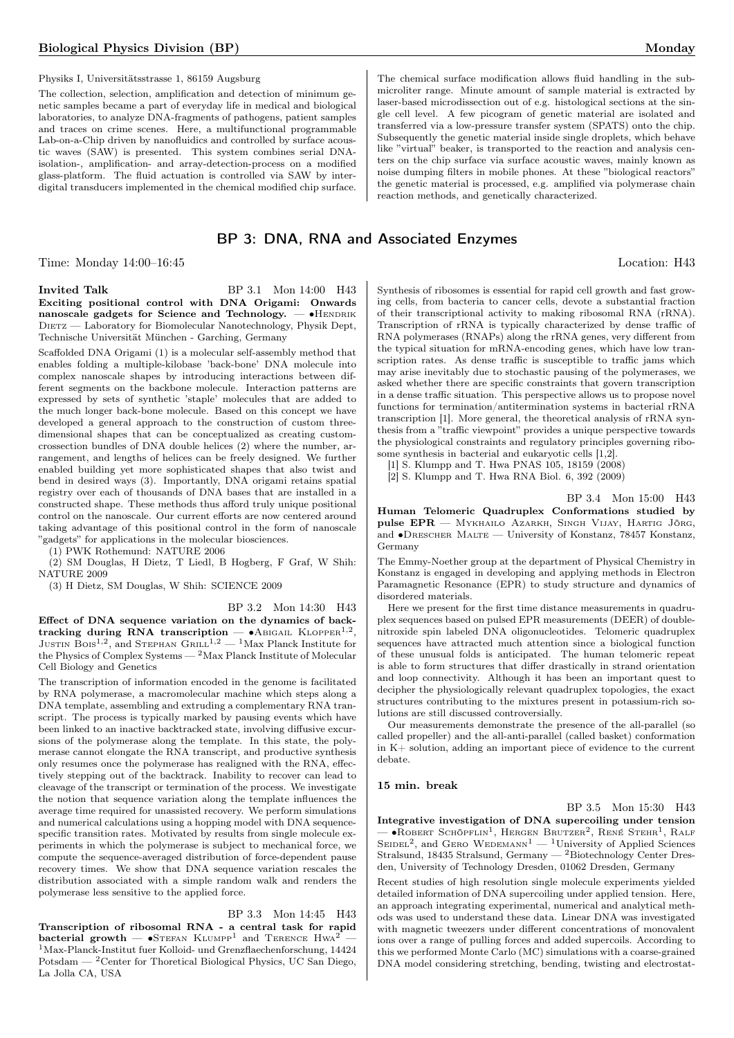Physiks I, Universitätsstrasse 1, 86159 Augsburg

The collection, selection, amplification and detection of minimum genetic samples became a part of everyday life in medical and biological laboratories, to analyze DNA-fragments of pathogens, patient samples and traces on crime scenes. Here, a multifunctional programmable Lab-on-a-Chip driven by nanofluidics and controlled by surface acoustic waves (SAW) is presented. This system combines serial DNA-isolation-, amplification- and array-detection-process on a modified glass-platform. The fluid actuation is controlled via SAW by interdigital transducers implemented in the chemical modified chip surface. The chemical surface modification allows fluid handling in the submicroliter range. Minute amount of sample material is extracted by laser-based microdissection out of e.g. histological sections at the single cell level. A few picogram of genetic material are isolated and transferred via a low-pressure transfer system (SPATS) onto the chip. Subsequently the genetic material inside single droplets, which behave like "virtual" beaker, is transported to the reaction and analysis centers on the chip surface via surface acoustic waves, mainly known as noise dumping filters in mobile phones. At these "biological reactors" the genetic material is processed, e.g. amplified via polymerase chain reaction methods, and genetically characterized.

## BP 3: DNA, RNA and Associated Enzymes

Time: Monday 14:00–16:45 Location: H43

**Invited Talk** BP 3.1 Mon 14:00 H43
**Exciting positional control with DNA Origami: Onwards nanoscale gadgets for Science and Technology.** — •Hendrik Dietz — Laboratory for Biomolecular Nanotechnology, Physik Dept, Technische Universität München - Garching, Germany

Scaffolded DNA Origami (1) is a molecular self-assembly method that enables folding a multiple-kilobase 'back-bone' DNA molecule into complex nanoscale shapes by introducing interactions between different segments on the backbone molecule. Interaction patterns are expressed by sets of synthetic 'staple' molecules that are added to the much longer back-bone molecule. Based on this concept we have developed a general approach to the construction of custom three-dimensional shapes that can be conceptualized as creating custom-crossection bundles of DNA double helices (2) where the number, arrangement, and lengths of helices can be freely designed. We further enabled building yet more sophisticated shapes that also twist and bend in desired ways (3). Importantly, DNA origami retains spatial registry over each of thousands of DNA bases that are installed in a constructed shape. These methods thus afford truly unique positional control on the nanoscale. Our current efforts are now centered around taking advantage of this positional control in the form of nanoscale "gadgets" for applications in the molecular biosciences.

(1) PWK Rothemund: NATURE 2006

(2) SM Douglas, H Dietz, T Liedl, B Hogberg, F Graf, W Shih: NATURE 2009

(3) H Dietz, SM Douglas, W Shih: SCIENCE 2009

BP 3.2 Mon 14:30 H43
**Effect of DNA sequence variation on the dynamics of backtracking during RNA transcription** — •Abigail Klopper[1,2], Justin Bois[1,2], and Stephan Grill[1,2] — [1]Max Planck Institute for the Physics of Complex Systems — [2]Max Planck Institute of Molecular Cell Biology and Genetics

The transcription of information encoded in the genome is facilitated by RNA polymerase, a macromolecular machine which steps along a DNA template, assembling and extruding a complementary RNA transcript. The process is typically marked by pausing events which have been linked to an inactive backtracked state, involving diffusive excursions of the polymerase along the template. In this state, the polymerase cannot elongate the RNA transcript, and productive synthesis only resumes once the polymerase has realigned with the RNA, effectively stepping out of the backtrack. Inability to recover can lead to cleavage of the transcript or termination of the process. We investigate the notion that sequence variation along the template influences the average time required for unassisted recovery. We perform simulations and numerical calculations using a hopping model with DNA sequence-specific transition rates. Motivated by results from single molecule experiments in which the polymerase is subject to mechanical force, we compute the sequence-averaged distribution of force-dependent pause recovery times. We show that DNA sequence variation rescales the distribution associated with a simple random walk and renders the polymerase less sensitive to the applied force.

BP 3.3 Mon 14:45 H43
**Transcription of ribosomal RNA - a central task for rapid bacterial growth** — •Stefan Klumpp[1] and Terence Hwa[2] — [1]Max-Planck-Institut fuer Kolloid- und Grenzflaechenforschung, 14424 Potsdam — [2]Center for Thoretical Biological Physics, UC San Diego, La Jolla CA, USA

Synthesis of ribosomes is essential for rapid cell growth and fast growing cells, from bacteria to cancer cells, devote a substantial fraction of their transcriptional activity to making ribosomal RNA (rRNA). Transcription of rRNA is typically characterized by dense traffic of RNA polymerases (RNAPs) along the rRNA genes, very different from the typical situation for mRNA-encoding genes, which have low transcription rates. As dense traffic is susceptible to traffic jams which may arise inevitably due to stochastic pausing of the polymerases, we asked whether there are specific constraints that govern transcription in a dense traffic situation. This perspective allows us to propose novel functions for termination/antitermination systems in bacterial rRNA transcription [1]. More general, the theoretical analysis of rRNA synthesis from a "traffic viewpoint" provides a unique perspective towards the physiological constraints and regulatory principles governing ribosome synthesis in bacterial and eukaryotic cells [1,2].

[1] S. Klumpp and T. Hwa PNAS 105, 18159 (2008)

[2] S. Klumpp and T. Hwa RNA Biol. 6, 392 (2009)

BP 3.4 Mon 15:00 H43
**Human Telomeric Quadruplex Conformations studied by pulse EPR** — Mykhailo Azarkh, Singh Vijay, Hartig Jörg, and •Drescher Malte — University of Konstanz, 78457 Konstanz, Germany

The Emmy-Noether group at the department of Physical Chemistry in Konstanz is engaged in developing and applying methods in Electron Paramagnetic Resonance (EPR) to study structure and dynamics of disordered materials.

Here we present for the first time distance measurements in quadruplex sequences based on pulsed EPR measurements (DEER) of double-nitroxide spin labeled DNA oligonucleotides. Telomeric quadruplex sequences have attracted much attention since a biological function of these unusual folds is anticipated. The human telomeric repeat is able to form structures that differ drastically in strand orientation and loop connectivity. Although it has been an important quest to decipher the physiologically relevant quadruplex topologies, the exact structures contributing to the mixtures present in potassium-rich solutions are still discussed controversially.

Our measurements demonstrate the presence of the all-parallel (so called propeller) and the all-anti-parallel (called basket) conformation in K+ solution, adding an important piece of evidence to the current debate.

**15 min. break**

BP 3.5 Mon 15:30 H43
**Integrative investigation of DNA supercoiling under tension** — •Robert Schöpflin[1], Hergen Brutzer[2], René Stehr[1], Ralf Seidel[2], and Gero Wedemann[1] — [1]University of Applied Sciences Stralsund, 18435 Stralsund, Germany — [2]Biotechnology Center Dresden, University of Technology Dresden, 01062 Dresden, Germany

Recent studies of high resolution single molecule experiments yielded detailed information of DNA supercoiling under applied tension. Here, an approach integrating experimental, numerical and analytical methods was used to understand these data. Linear DNA was investigated with magnetic tweezers under different concentrations of monovalent ions over a range of pulling forces and added supercoils. According to this we performed Monte Carlo (MC) simulations with a coarse-grained DNA model considering stretching, bending, twisting and electrostat-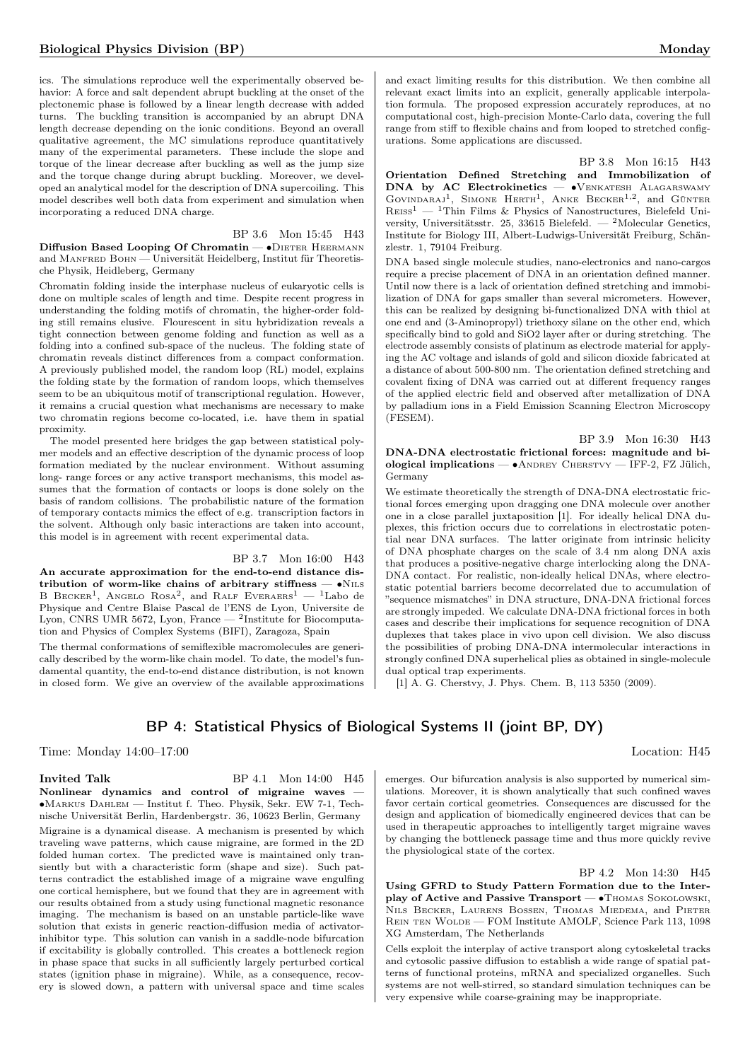ics. The simulations reproduce well the experimentally observed behavior: A force and salt dependent abrupt buckling at the onset of the plectonemic phase is followed by a linear length decrease with added turns. The buckling transition is accompanied by an abrupt DNA length decrease depending on the ionic conditions. Beyond an overall qualitative agreement, the MC simulations reproduce quantitatively many of the experimental parameters. These include the slope and torque of the linear decrease after buckling as well as the jump size and the torque change during abrupt buckling. Moreover, we developed an analytical model for the description of DNA supercoiling. This model describes well both data from experiment and simulation when incorporating a reduced DNA charge.

BP 3.6 Mon 15:45 H43

**Diffusion Based Looping Of Chromatin** — •Dieter Heermann and Manfred Bohn — Universität Heidelberg, Institut für Theoretische Physik, Heidelberg, Germany

Chromatin folding inside the interphase nucleus of eukaryotic cells is done on multiple scales of length and time. Despite recent progress in understanding the folding motifs of chromatin, the higher-order folding still remains elusive. Flourescent in situ hybridization reveals a tight connection between genome folding and function as well as a folding into a confined sub-space of the nucleus. The folding state of chromatin reveals distinct differences from a compact conformation. A previously published model, the random loop (RL) model, explains the folding state by the formation of random loops, which themselves seem to be an ubiquitous motif of transcriptional regulation. However, it remains a crucial question what mechanisms are necessary to make two chromatin regions become co-located, i.e. have them in spatial proximity.

The model presented here bridges the gap between statistical polymer models and an effective description of the dynamic process of loop formation mediated by the nuclear environment. Without assuming long- range forces or any active transport mechanisms, this model assumes that the formation of contacts or loops is done solely on the basis of random collisions. The probabilistic nature of the formation of temporary contacts mimics the effect of e.g. transcription factors in the solvent. Although only basic interactions are taken into account, this model is in agreement with recent experimental data.

BP 3.7 Mon 16:00 H43

**An accurate approximation for the end-to-end distance distribution of worm-like chains of arbitrary stiffness** — •Nils B Becker[1], Angelo Rosa[2], and Ralf Everaers[1] — [1]Labo de Physique and Centre Blaise Pascal de l'ENS de Lyon, Universite de Lyon, CNRS UMR 5672, Lyon, France — [2]Institute for Biocomputation and Physics of Complex Systems (BIFI), Zaragoza, Spain

The thermal conformations of semiflexible macromolecules are generically described by the worm-like chain model. To date, the model's fundamental quantity, the end-to-end distance distribution, is not known in closed form. We give an overview of the available approximations and exact limiting results for this distribution. We then combine all relevant exact limits into an explicit, generally applicable interpolation formula. The proposed expression accurately reproduces, at no computational cost, high-precision Monte-Carlo data, covering the full range from stiff to flexible chains and from looped to stretched configurations. Some applications are discussed.

BP 3.8 Mon 16:15 H43

**Orientation Defined Stretching and Immobilization of DNA by AC Electrokinetics** — •Venkatesh Alagarswamy Govindaraj[1], Simone Herth[1], Anke Becker[1,2], and Günter Reiss[1] — [1]Thin Films & Physics of Nanostructures, Bielefeld University, Universitätsstr. 25, 33615 Bielefeld. — [2]Molecular Genetics, Institute for Biology III, Albert-Ludwigs-Universität Freiburg, Schänzlestr. 1, 79104 Freiburg.

DNA based single molecule studies, nano-electronics and nano-cargos require a precise placement of DNA in an orientation defined manner. Until now there is a lack of orientation defined stretching and immobilization of DNA for gaps smaller than several micrometers. However, this can be realized by designing bi-functionalized DNA with thiol at one end and (3-Aminopropyl) triethoxy silane on the other end, which specifically bind to gold and SiO2 layer after or during stretching. The electrode assembly consists of platinum as electrode material for applying the AC voltage and islands of gold and silicon dioxide fabricated at a distance of about 500-800 nm. The orientation defined stretching and covalent fixing of DNA was carried out at different frequency ranges of the applied electric field and observed after metallization of DNA by palladium ions in a Field Emission Scanning Electron Microscopy (FESEM).

BP 3.9 Mon 16:30 H43

**DNA-DNA electrostatic frictional forces: magnitude and biological implications** — •Andrey Cherstvy — IFF-2, FZ Jülich, Germany

We estimate theoretically the strength of DNA-DNA electrostatic frictional forces emerging upon dragging one DNA molecule over another one in a close parallel juxtaposition [1]. For ideally helical DNA duplexes, this friction occurs due to correlations in electrostatic potential near DNA surfaces. The latter originate from intrinsic helicity of DNA phosphate charges on the scale of 3.4 nm along DNA axis that produces a positive-negative charge interlocking along the DNA-DNA contact. For realistic, non-ideally helical DNAs, where electrostatic potential barriers become decorrelated due to accumulation of "sequence mismatches" in DNA structure, DNA-DNA frictional forces are strongly impeded. We calculate DNA-DNA frictional forces in both cases and describe their implications for sequence recognition of DNA duplexes that takes place in vivo upon cell division. We also discuss the possibilities of probing DNA-DNA intermolecular interactions in strongly confined DNA superhelical plies as obtained in single-molecule dual optical trap experiments.

[1] A. G. Cherstvy, J. Phys. Chem. B, 113 5350 (2009).

## BP 4: Statistical Physics of Biological Systems II (joint BP, DY)

Time: Monday 14:00–17:00 Location: H45

**Invited Talk** BP 4.1 Mon 14:00 H45

**Nonlinear dynamics and control of migraine waves** — •Markus Dahlem — Institut f. Theo. Physik, Sekr. EW 7-1, Technische Universität Berlin, Hardenbergstr. 36, 10623 Berlin, Germany

Migraine is a dynamical disease. A mechanism is presented by which traveling wave patterns, which cause migraine, are formed in the 2D folded human cortex. The predicted wave is maintained only transiently but with a characteristic form (shape and size). Such patterns contradict the established image of a migraine wave engulfing one cortical hemisphere, but we found that they are in agreement with our results obtained from a study using functional magnetic resonance imaging. The mechanism is based on an unstable particle-like wave solution that exists in generic reaction-diffusion media of activator-inhibitor type. This solution can vanish in a saddle-node bifurcation if excitability is globally controlled. This creates a bottleneck region in phase space that sucks in all sufficiently largely perturbed cortical states (ignition phase in migraine). While, as a consequence, recovery is slowed down, a pattern with universal space and time scales emerges. Our bifurcation analysis is also supported by numerical simulations. Moreover, it is shown analytically that such confined waves favor certain cortical geometries. Consequences are discussed for the design and application of biomedically engineered devices that can be used in therapeutic approaches to intelligently target migraine waves by changing the bottleneck passage time and thus more quickly revive the physiological state of the cortex.

BP 4.2 Mon 14:30 H45

**Using GFRD to Study Pattern Formation due to the Interplay of Active and Passive Transport** — •Thomas Sokolowski, Nils Becker, Laurens Bossen, Thomas Miedema, and Pieter Rein ten Wolde — FOM Institute AMOLF, Science Park 113, 1098 XG Amsterdam, The Netherlands

Cells exploit the interplay of active transport along cytoskeletal tracks and cytosolic passive diffusion to establish a wide range of spatial patterns of functional proteins, mRNA and specialized organelles. Such systems are not well-stirred, so standard simulation techniques can be very expensive while coarse-graining may be inappropriate.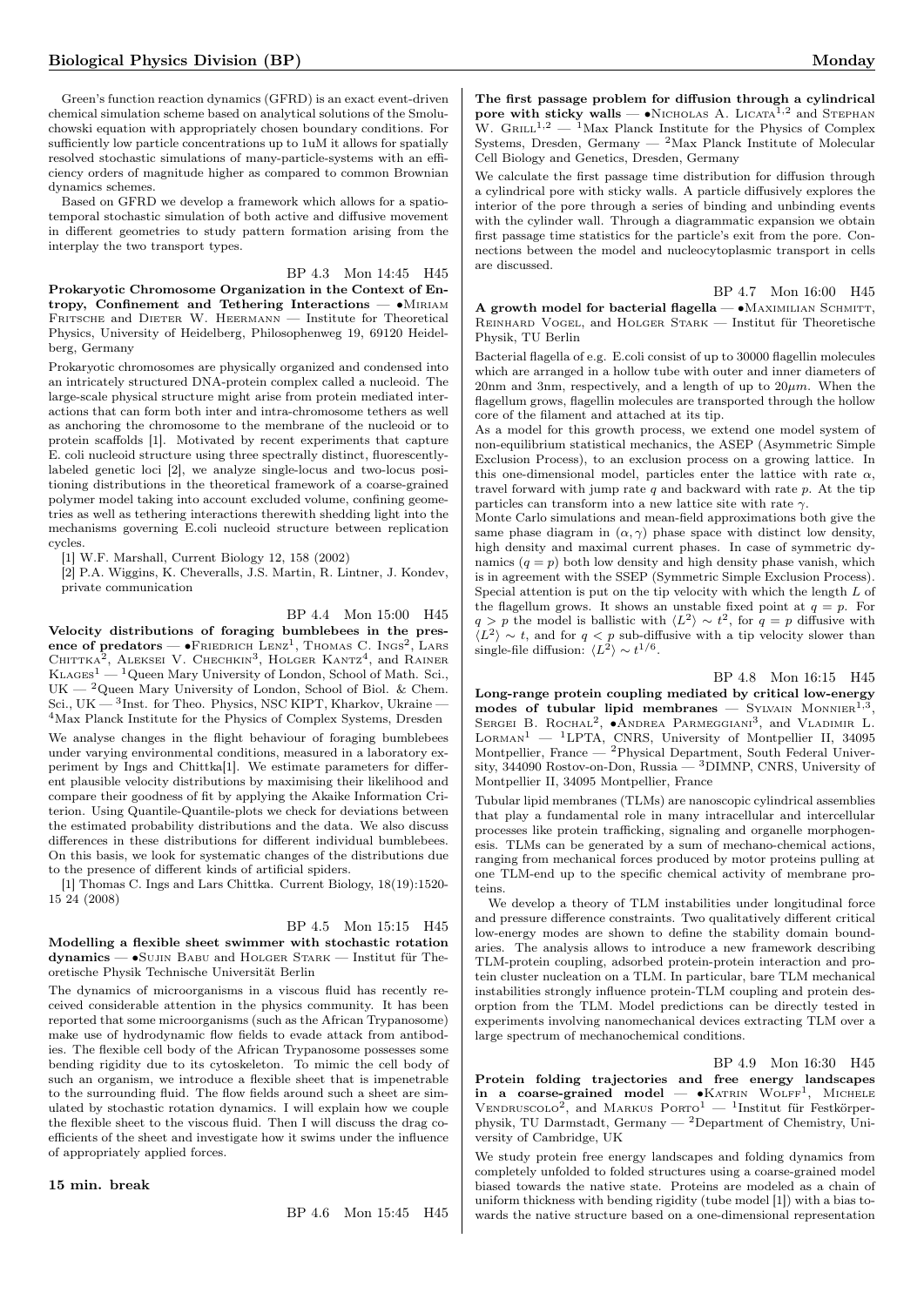Green's function reaction dynamics (GFRD) is an exact event-driven chemical simulation scheme based on analytical solutions of the Smoluchowski equation with appropriately chosen boundary conditions. For sufficiently low particle concentrations up to 1uM it allows for spatially resolved stochastic simulations of many-particle-systems with an efficiency orders of magnitude higher as compared to common Brownian dynamics schemes.

Based on GFRD we develop a framework which allows for a spatiotemporal stochastic simulation of both active and diffusive movement in different geometries to study pattern formation arising from the interplay the two transport types.

BP 4.3 Mon 14:45 H45

**Prokaryotic Chromosome Organization in the Context of Entropy, Confinement and Tethering Interactions** — •Miriam Fritsche and Dieter W. Heermann — Institute for Theoretical Physics, University of Heidelberg, Philosophenweg 19, 69120 Heidelberg, Germany

Prokaryotic chromosomes are physically organized and condensed into an intricately structured DNA-protein complex called a nucleoid. The large-scale physical structure might arise from protein mediated interactions that can form both inter and intra-chromosome tethers as well as anchoring the chromosome to the membrane of the nucleoid or to protein scaffolds [1]. Motivated by recent experiments that capture E. coli nucleoid structure using three spectrally distinct, fluorescently-labeled genetic loci [2], we analyze single-locus and two-locus positioning distributions in the theoretical framework of a coarse-grained polymer model taking into account excluded volume, confining geometries as well as tethering interactions therewith shedding light into the mechanisms governing E.coli nucleoid structure between replication cycles.

[1] W.F. Marshall, Current Biology 12, 158 (2002)

[2] P.A. Wiggins, K. Cheveralls, J.S. Martin, R. Lintner, J. Kondev, private communication

BP 4.4 Mon 15:00 H45

**Velocity distributions of foraging bumblebees in the presence of predators** — •Friedrich Lenz[1], Thomas C. Ings[2], Lars Chittka[2], Aleksei V. Chechkin[3], Holger Kantz[4], and Rainer Klages[1] — [1]Queen Mary University of London, School of Math. Sci., UK — [2]Queen Mary University of London, School of Biol. & Chem. Sci., UK — [3]Inst. for Theo. Physics, NSC KIPT, Kharkov, Ukraine — [4]Max Planck Institute for the Physics of Complex Systems, Dresden

We analyse changes in the flight behaviour of foraging bumblebees under varying environmental conditions, measured in a laboratory experiment by Ings and Chittka[1]. We estimate parameters for different plausible velocity distributions by maximising their likelihood and compare their goodness of fit by applying the Akaike Information Criterion. Using Quantile-Quantile-plots we check for deviations between the estimated probability distributions and the data. We also discuss differences in these distributions for different individual bumblebees. On this basis, we look for systematic changes of the distributions due to the presence of different kinds of artificial spiders.

[1] Thomas C. Ings and Lars Chittka. Current Biology, 18(19):1520-15 24 (2008)

BP 4.5 Mon 15:15 H45

**Modelling a flexible sheet swimmer with stochastic rotation dynamics** — •Sujin Babu and Holger Stark — Institut für Theoretische Physik Technische Universität Berlin

The dynamics of microorganisms in a viscous fluid has recently received considerable attention in the physics community. It has been reported that some microorganisms (such as the African Trypanosome) make use of hydrodynamic flow fields to evade attack from antibodies. The flexible cell body of the African Trypanosome possesses some bending rigidity due to its cytoskeleton. To mimic the cell body of such an organism, we introduce a flexible sheet that is impenetrable to the surrounding fluid. The flow fields around such a sheet are simulated by stochastic rotation dynamics. I will explain how we couple the flexible sheet to the viscous fluid. Then I will discuss the drag coefficients of the sheet and investigate how it swims under the influence of appropriately applied forces.

**15 min. break**

BP 4.6 Mon 15:45 H45

**The first passage problem for diffusion through a cylindrical pore with sticky walls** — •Nicholas A. Licata[1,2] and Stephan W. Grill[1,2] — [1]Max Planck Institute for the Physics of Complex Systems, Dresden, Germany — [2]Max Planck Institute of Molecular Cell Biology and Genetics, Dresden, Germany

We calculate the first passage time distribution for diffusion through a cylindrical pore with sticky walls. A particle diffusively explores the interior of the pore through a series of binding and unbinding events with the cylinder wall. Through a diagrammatic expansion we obtain first passage time statistics for the particle's exit from the pore. Connections between the model and nucleocytoplasmic transport in cells are discussed.

BP 4.7 Mon 16:00 H45

**A growth model for bacterial flagella** — •Maximilian Schmitt, Reinhard Vogel, and Holger Stark — Institut für Theoretische Physik, TU Berlin

Bacterial flagella of e.g. E.coli consist of up to 30000 flagellin molecules which are arranged in a hollow tube with outer and inner diameters of 20nm and 3nm, respectively, and a length of up to $20\mu m$. When the flagellum grows, flagellin molecules are transported through the hollow core of the filament and attached at its tip.

As a model for this growth process, we extend one model system of non-equilibrium statistical mechanics, the ASEP (Asymmetric Simple Exclusion Process), to an exclusion process on a growing lattice. In this one-dimensional model, particles enter the lattice with rate $\alpha$, travel forward with jump rate $q$ and backward with rate $p$. At the tip particles can transform into a new lattice site with rate $\gamma$.

Monte Carlo simulations and mean-field approximations both give the same phase diagram in $(\alpha, \gamma)$ phase space with distinct low density, high density and maximal current phases. In case of symmetric dynamics ($q = p$) both low density and high density phase vanish, which is in agreement with the SSEP (Symmetric Simple Exclusion Process). Special attention is put on the tip velocity with which the length $L$ of the flagellum grows. It shows an unstable fixed point at $q = p$. For $q > p$ the model is ballistic with $\langle L^2 \rangle \sim t^2$, for $q = p$ diffusive with $\langle L^2 \rangle \sim t$, and for $q < p$ sub-diffusive with a tip velocity slower than single-file diffusion: $\langle L^2 \rangle \sim t^{1/6}$.

BP 4.8 Mon 16:15 H45

**Long-range protein coupling mediated by critical low-energy modes of tubular lipid membranes** — Sylvain Monnier[1,3], Sergei B. Rochal[2], •Andrea Parmeggiani[3], and Vladimir L. Lorman[1] — [1]LPTA, CNRS, University of Montpellier II, 34095 Montpellier, France — [2]Physical Department, South Federal University, 344090 Rostov-on-Don, Russia — [3]DIMNP, CNRS, University of Montpellier II, 34095 Montpellier, France

Tubular lipid membranes (TLMs) are nanoscopic cylindrical assemblies that play a fundamental role in many intracellular and intercellular processes like protein trafficking, signaling and organelle morphogenesis. TLMs can be generated by a sum of mechano-chemical actions, ranging from mechanical forces produced by motor proteins pulling at one TLM-end up to the specific chemical activity of membrane proteins.

We develop a theory of TLM instabilities under longitudinal force and pressure difference constraints. Two qualitatively different critical low-energy modes are shown to define the stability domain boundaries. The analysis allows to introduce a new framework describing TLM-protein coupling, adsorbed protein-protein interaction and protein cluster nucleation on a TLM. In particular, bare TLM mechanical instabilities strongly influence protein-TLM coupling and protein desorption from the TLM. Model predictions can be directly tested in experiments involving nanomechanical devices extracting TLM over a large spectrum of mechanochemical conditions.

BP 4.9 Mon 16:30 H45

**Protein folding trajectories and free energy landscapes in a coarse-grained model** — •Katrin Wolff[1], Michele Vendruscolo[2], and Markus Porto[1] — [1]Institut für Festkörperphysik, TU Darmstadt, Germany — [2]Department of Chemistry, University of Cambridge, UK

We study protein free energy landscapes and folding dynamics from completely unfolded to folded structures using a coarse-grained model biased towards the native state. Proteins are modeled as a chain of uniform thickness with bending rigidity (tube model [1]) with a bias towards the native structure based on a one-dimensional representation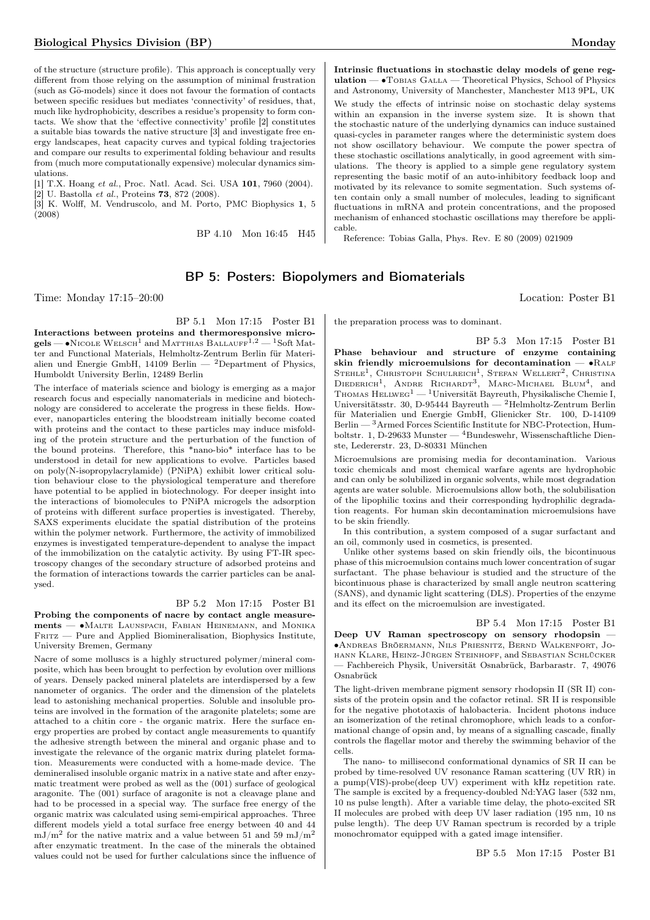of the structure (structure profile). This approach is conceptually very different from those relying on the assumption of minimal frustration (such as Gō-models) since it does not favour the formation of contacts between specific residues but mediates 'connectivity' of residues, that, much like hydrophobicity, describes a residue's propensity to form contacts. We show that the 'effective connectivity' profile [2] constitutes a suitable bias towards the native structure [3] and investigate free energy landscapes, heat capacity curves and typical folding trajectories and compare our results to experimental folding behaviour and results from (much more computationally expensive) molecular dynamics simulations.

[1] T.X. Hoang *et al.*, Proc. Natl. Acad. Sci. USA **101**, 7960 (2004).
[2] U. Bastolla *et al.*, Proteins **73**, 872 (2008).
[3] K. Wolff, M. Vendruscolo, and M. Porto, PMC Biophysics **1**, 5 (2008)

BP 4.10 Mon 16:45 H45

**Intrinsic fluctuations in stochastic delay models of gene regulation** — •Tobias Galla — Theoretical Physics, School of Physics and Astronomy, University of Manchester, Manchester M13 9PL, UK

We study the effects of intrinsic noise on stochastic delay systems within an expansion in the inverse system size. It is shown that the stochastic nature of the underlying dynamics can induce sustained quasi-cycles in parameter ranges where the deterministic system does not show oscillatory behaviour. We compute the power spectra of these stochastic oscillations analytically, in good agreement with simulations. The theory is applied to a simple gene regulatory system representing the basic motif of an auto-inhibitory feedback loop and motivated by its relevance to somite segmentation. Such systems often contain only a small number of molecules, leading to significant fluctuations in mRNA and protein concentrations, and the proposed mechanism of enhanced stochastic oscillations may therefore be applicable.

Reference: Tobias Galla, Phys. Rev. E 80 (2009) 021909

## BP 5: Posters: Biopolymers and Biomaterials

Time: Monday 17:15–20:00 Location: Poster B1

BP 5.1 Mon 17:15 Poster B1

**Interactions between proteins and thermoresponsive microgels** — •Nicole Welsch[1] and Matthias Ballauff[1,2] — [1]Soft Matter and Functional Materials, Helmholtz-Zentrum Berlin für Materialien und Energie GmbH, 14109 Berlin — [2]Department of Physics, Humboldt University Berlin, 12489 Berlin

The interface of materials science and biology is emerging as a major research focus and especially nanomaterials in medicine and biotechnology are considered to accelerate the progress in these fields. However, nanoparticles entering the bloodstream initially become coated with proteins and the contact to these particles may induce misfolding of the protein structure and the perturbation of the function of the bound proteins. Therefore, this *nano-bio* interface has to be understood in detail for new applications to evolve. Particles based on poly(N-isopropylacrylamide) (PNiPA) exhibit lower critical solution behaviour close to the physiological temperature and therefore have potential to be applied in biotechnology. For deeper insight into the interactions of biomolecules to PNiPA microgels the adsorption of proteins with different surface properties is investigated. Thereby, SAXS experiments elucidate the spatial distribution of the proteins within the polymer network. Furthermore, the activity of immobilized enzymes is investigated temperature-dependent to analyse the impact of the immobilization on the catalytic activity. By using FT-IR spectroscopy changes of the secondary structure of adsorbed proteins and the formation of interactions towards the carrier particles can be analysed.

BP 5.2 Mon 17:15 Poster B1

**Probing the components of nacre by contact angle measurements** — •Malte Launspach, Fabian Heinemann, and Monika Fritz — Pure and Applied Biomineralisation, Biophysics Institute, University Bremen, Germany

Nacre of some molluscs is a highly structured polymer/mineral composite, which has been brought to perfection by evolution over millions of years. Densely packed mineral platelets are interdispersed by a few nanometer of organics. The order and the dimension of the platelets lead to astonishing mechanical properties. Soluble and insoluble proteins are involved in the formation of the aragonite platelets; some are attached to a chitin core - the organic matrix. Here the surface energy properties are probed by contact angle measurements to quantify the adhesive strength between the mineral and organic phase and to investigate the relevance of the organic matrix during platelet formation. Measurements were conducted with a home-made device. The demineralised insoluble organic matrix in a native state and after enzymatic treatment were probed as well as the (001) surface of geological aragonite. The (001) surface of aragonite is not a cleavage plane and had to be processed in a special way. The surface free energy of the organic matrix was calculated using semi-empirical approaches. Three different models yield a total surface free energy between 40 and 44 mJ/m$^2$ for the native matrix and a value between 51 and 59 mJ/m$^2$ after enzymatic treatment. In the case of the minerals the obtained values could not be used for further calculations since the influence of the preparation process was to dominant.

BP 5.3 Mon 17:15 Poster B1

**Phase behaviour and structure of enzyme containing skin friendly microemulsions for decontamination** — •Ralf Stehle[1], Christoph Schulreich[1], Stefan Wellert[2], Christina Diederich[1], Andre Richardt[3], Marc-Michael Blum[4], and Thomas Hellweg[1] — [1]Universität Bayreuth, Physikalische Chemie I, Universitätsstr. 30, D-95444 Bayreuth — [2]Helmholtz-Zentrum Berlin für Materialien und Energie GmbH, Glienicker Str. 100, D-14109 Berlin — [3]Armed Forces Scientific Institute for NBC-Protection, Humboltstr. 1, D-29633 Munster — [4]Bundeswehr, Wissenschaftliche Dienste, Ledererstr. 23, D-80331 München

Microemulsions are promising media for decontamination. Various toxic chemicals and most chemical warfare agents are hydrophobic and can only be solubilized in organic solvents, while most degradation agents are water soluble. Microemulsions allow both, the solubilisation of the lipophilic toxins and their corresponding hydrophilic degradation reagents. For human skin decontamination microemulsions have to be skin friendly.

In this contribution, a system composed of a sugar surfactant and an oil, commonly used in cosmetics, is presented.

Unlike other systems based on skin friendly oils, the bicontinuous phase of this microemulsion contains much lower concentration of sugar surfactant. The phase behaviour is studied and the structure of the bicontinuous phase is characterized by small angle neutron scattering (SANS), and dynamic light scattering (DLS). Properties of the enzyme and its effect on the microemulsion are investigated.

BP 5.4 Mon 17:15 Poster B1

**Deep UV Raman spectroscopy on sensory rhodopsin** — •Andreas Brößermann, Nils Priesnitz, Bernd Walkenfort, Johann Klare, Heinz-Jürgen Steinhoff, and Sebastian Schlücker — Fachbereich Physik, Universität Osnabrück, Barbarastr. 7, 49076 Osnabrück

The light-driven membrane pigment sensory rhodopsin II (SR II) consists of the protein opsin and the cofactor retinal. SR II is responsible for the negative phototaxis of halobacteria. Incident photons induce an isomerization of the retinal chromophore, which leads to a conformational change of opsin and, by means of a signalling cascade, finally controls the flagellar motor and thereby the swimming behavior of the cells.

The nano- to millisecond conformational dynamics of SR II can be probed by time-resolved UV resonance Raman scattering (UV RR) in a pump(VIS)-probe(deep UV) experiment with kHz repetition rate. The sample is excited by a frequency-doubled Nd:YAG laser (532 nm, 10 ns pulse length). After a variable time delay, the photo-excited SR II molecules are probed with deep UV laser radiation (195 nm, 10 ns pulse length). The deep UV Raman spectrum is recorded by a triple monochromator equipped with a gated image intensifier.

BP 5.5 Mon 17:15 Poster B1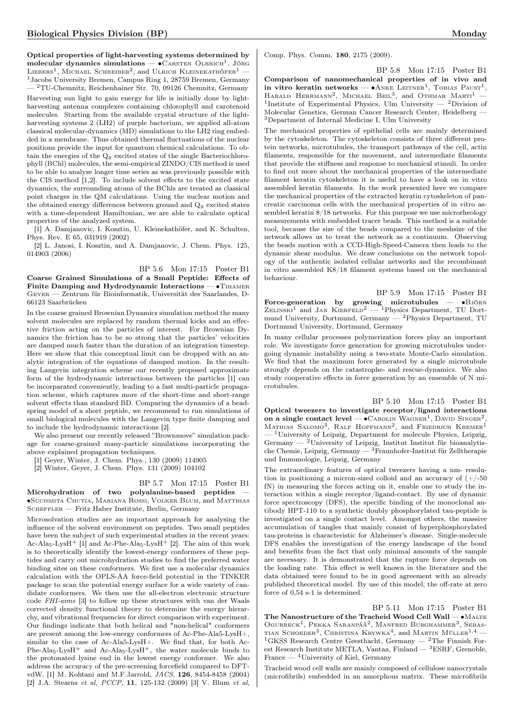**Optical properties of light-harvesting systems determined by molecular dynamics simulations** — •Carsten Olbrich[1], Jörg Liebers[1], Michael Schreiber[2], and Ulrich Kleinekathöfer[1] — [1]Jacobs University Bremen, Campus Ring 1, 28759 Bremen, Germany — [2]TU-Chemnitz, Reichenhainer Str. 70, 09126 Chemnitz, Germany

Harvesting sun light to gain energy for life is initially done by light-harvesting antenna complexes containing chlorophyll and carotenoid molecules. Starting from the available crystal structure of the light-harvesting systems 2 (LH2) of purple bacterium, we applied all-atom classical molecular-dynamics (MD) simulations to the LH2 ring embedded in a membrane. Thus obtained thermal fluctuations of the nuclear positions provide the input for quantum chemical calculations. To obtain the energies of the $Q_y$ excited states of the single Bacteriochlorophyll (BChl) molecules, the semi-empirical ZINDO/CIS method is used to be able to analyze longer time series as was previously possible with the CIS method [1,2]. To include solvent effects to the excited state dynamics, the surrounding atoms of the BChls are treated as classical point charges in the QM calculations. Using the nuclear motion and the obtained energy differences between ground and $Q_y$ excited states with a time-dependent Hamiltonian, we are able to calculate optical properties of the analyzed system.

[1] A. Damjanovic, I. Kosztin, U. Kleinekathöfer, and K. Schulten, Phys. Rev. E 65, 031919 (2002)

[2] L. Janosi, I. Kosztin, and A. Damjanovic, J. Chem. Phys. 125, 014903 (2006)

BP 5.6 Mon 17:15 Poster B1

**Coarse Grained Simulations of a Small Peptide: Effects of Finite Damping and Hydrodynamic Interactions** — •Tihamer Geyer — Zentrum für Bioinformatik, Universität des Saarlandes, D-66123 Saarbrücken

In the coarse grained Brownian Dynamics simulation method the many solvent molecules are replaced by random thermal kicks and an effective friction acting on the particles of interest. For Brownian Dynamics the friction has to be so strong that the particles' velocities are damped much faster than the duration of an integration timestep. Here we show that this conceptual limit can be dropped with an analytic integration of the equations of damped motion. In the resulting Langevin integration scheme our recently proposed approximate form of the hydrodynamic interactions between the particles [1] can be incorparated conveniently, leading to a fast multi-particle propagation scheme, which captures more of the short-time and short-range solvent effects than standard BD. Comparing the dynamics of a bead-spring model of a short peptide, we recommend to run simulations of small biological molecules with the Langevin type finite damping and to include the hydrodynamic interactions [2].

We also present our recently released "Brownmove" simulation package for coarse-grained many-particle simulations incorporating the above explained propagation techniques.

[1] Geyer, Winter, J. Chem. Phys., 130 (2009) 114905

[2] Winter, Geyer, J. Chem. Phys. 131 (2009) 104102

BP 5.7 Mon 17:15 Poster B1

**Microhydration of two polyalanine-based peptides** — •Sucismita Chutia, Mariana Rossi, Volker Blum, and Matthias Scheffler — Fritz Haber Institute, Berlin, Germany

Microsolvation studies are an important approach for analysing the influence of the solvent environment on peptides. Two small peptides have been the subject of such experimental studies in the recent years: Ac-$Ala_5$-$LysH^+$ [1] and Ac-Phe-$Ala_5$-$LysH^+$ [2]. The aim of this work is to theoretically identify the lowest-energy conformers of these peptides and carry out microhydration studies to find the preferred water binding sites on these conformers. We first use a molecular dynamics calculation with the OPLS-AA force-field potential in the TINKER package to scan the potential energy surface for a wide variety of candidate conformers. We then use the all-electron electronic structure code *FHI-aims* [3] to follow up these structures with van der Waals corrected density functional theory to determine the energy hierarchy, and vibrational frequencies for direct comparison with experiment. Our findings indicate that both helical and "non-helical" conformers are present among the low-energy conformers of Ac-Phe-Ala5-LysH+, similar to the case of Ac-Ala5-LysH+. We find that, for both Ac-Phe-$Ala_5$-$LysH^+$ and Ac-$Ala_5$-$LysH^+$, the water molecule binds to the protonated lysine end in the lowest energy conformer. We also address the accuracy of the pre-screening forcefield compared to DFT-vdW. [1] M. Kohtani and M.F.Jarrold, *JACS*, **126**, 8454-8458 (2004) [2] J.A. Stearns *et al*, *PCCP*, **11**, 125-132 (2009) [3] V. Blum *et al*, Comp. Phys. Comm. **180**, 2175 (2009).

BP 5.8 Mon 17:15 Poster B1

**Comparison of nanomechanical properties of in vivo and in vitro keratin networks** — •Anke Leitner[1], Tobias Paust[1], Harald Herrmann[2], Michael Beil[3], and Othmar Marti[1] — [1]Institute of Experimental Physics, Ulm University — [2]Division of Molecular Genetics, German Cancer Research Center, Heidelberg — [3]Department of Internal Medicine I, Ulm University

The mechanical properties of epithelial cells are mainly determined by the cytoskeleton. The cytoskeleton consists of three different protein networks, microtubules, the transport pathways of the cell, actin filaments, responsible for the movement, and intermediate filaments that provide the stiffness and response to mechanical stimuli. In order to find out more about the mechanical properties of the intermediate filament keratin cytoskeleton it is useful to have a look on in vitro assembled keratin filaments. In the work presented here we compare the mechanical properties of the extracted keratin cytoskeleton of pancreatic carcinoma cells with the mechanical properties of in vitro assembled keratin 8/18 networks. For this purpose we use microrheology measurements with embedded tracer beads. This method is a suitable tool, because the size of the beads compared to the meshsize of the network allows us to treat the network as a continuum. Observing the beads motion with a CCD-High-Speed-Camera then leads to the dynamic shear modulus. We draw conclusions on the network topology of the authentic isolated cellular networks and the recombinant in vitro assembled K8/18 filament systems based on the mechanical behaviour.

BP 5.9 Mon 17:15 Poster B1

**Force-generation by growing microtubules** — •Björn Zelinski[1] and Jan Kierfeld[2] — [1]Physics Department, TU Dortmund University, Dortmund, Germany — [2]Physics Department, TU Dortmund University, Dortmund, Germany

In many cellular processes polymerization forces play an important role. We investigate force generation for growing microtubules undergoing dynamic instability using a two-state Monte-Carlo simulation. We find that the maximum force generated by a single microtubule strongly depends on the catastrophe- and rescue-dynamics. We also study cooperative effects in force generation by an ensemble of N microtubules.

BP 5.10 Mon 17:15 Poster B1

**Optical tweezers to investigate receptor/ligand interactions on a single contact level** — •Carolin Wagner[1], David Singer[2], Mathias Salomo[3], Ralf Hoffmann[2], and Friedrich Kremer[1] — [1]University of Leipzig, Department for molecule Physics, Leipzig, Germany — [2]University of Leipzig, Institut Institut für bioanalytische Chemie, Leipzig, Germany — [3]Fraunhofer-Institut für Zelltherapie und Immunologie, Leipzig, Germany

The extraordinary features of optical tweezers having a nm- resolution in positioning a micron-sized colloid and an accuracy of (+/-50 fN) in measuring the forces acting on it, enable one to study the interaction within a single receptor/ligand-contact. By use of dynamic force spectroscopy (DFS), the specific binding of the monoclonal antibody HPT-110 to a synthetic doubly phosphorylated tau-peptide is investigated on a single contact level. Amongst others, the massive accumulation of tangles that mainly consist of hyperphosphorylated tau-proteins is characteristic for Alzheimer's disease. Single-molecule DFS enables the investigation of the energy landscape of the bond and benefits from the fact that only minimal amounts of the sample are necessary. It is demonstrated that the rupture force depends on the loading rate. This effect is well known in the literature and the data obtained were found to be in good agreement with an already published theoretical model. By use of this model, the off-rate at zero force of 0,54 s-1 is determined.

BP 5.11 Mon 17:15 Poster B1

**The Nanostructure of the Tracheid Wood Cell Wall** — •Malte Ogurreck[1], Pekka Saranpää[2], Manfred Burghammer[3], Sebastian Schoeder[3], Christina Krywka[4], and Martin Müller[1,4] — [1]GKSS Research Centre Geesthacht, Germany — [2]The Finnish Forest Research Institute METLA, Vantaa, Finland — [3]ESRF, Grenoble, France — [4]University of Kiel, Germany

Tracheid wood cell walls are mainly composed of cellulose nanocrystals (microfibrils) embedded in an amorphous matrix. These microfibrils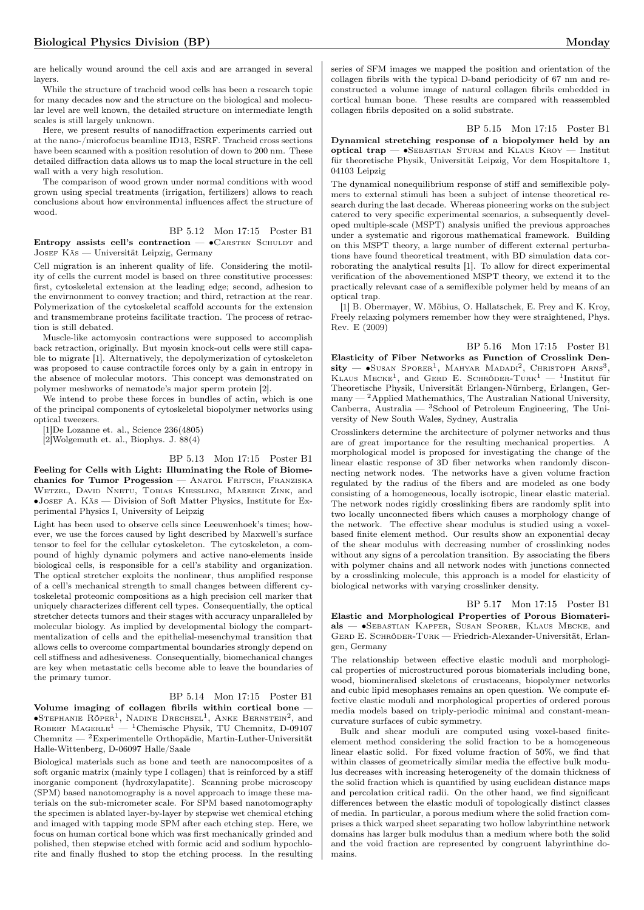are helically wound around the cell axis and are arranged in several layers.

While the structure of tracheid wood cells has been a research topic for many decades now and the structure on the biological and molecular level are well known, the detailed structure on intermediate length scales is still largely unknown.

Here, we present results of nanodiffraction experiments carried out at the nano-/microfocus beamline ID13, ESRF. Tracheid cross sections have been scanned with a position resolution of down to 200 nm. These detailed diffraction data allows us to map the local structure in the cell wall with a very high resolution.

The comparison of wood grown under normal conditions with wood grown using special treatments (irrigation, fertilizers) allows to reach conclusions about how environmental influences affect the structure of wood.

BP 5.12 Mon 17:15 Poster B1

**Entropy assists cell's contraction** — •Carsten Schuldt and Josef Käs — Universität Leipzig, Germany

Cell migration is an inherent quality of life. Considering the motility of cells the current model is based on three constitutive processes: first, cytoskeletal extension at the leading edge; second, adhesion to the envirnonment to convey traction; and third, retraction at the rear. Polymerization of the cytoskeletal scaffold accounts for the extension and transmembrane proteins facilitate traction. The process of retraction is still debated.

Muscle-like actomyosin contractions were supposed to accomplish back retraction, originally. But myosin knock-out cells were still capable to migrate [1]. Alternatively, the depolymerization of cytoskeleton was proposed to cause contractile forces only by a gain in entropy in the absence of molecular motors. This concept was demonstrated on polymer meshworks of nematode's major sperm protein [2].

We intend to probe these forces in bundles of actin, which is one of the principal components of cytoskeletal biopolymer networks using optical tweezers.

[1]De Lozanne et. al., Science 236(4805)

[2]Wolgemuth et. al., Biophys. J. 88(4)

BP 5.13 Mon 17:15 Poster B1

**Feeling for Cells with Light: Illuminating the Role of Biomechanics for Tumor Progession** — Anatol Fritsch, Franziska Wetzel, David Nnetu, Tobias Kiessling, Mareike Zink, and •Josef A. Käs — Division of Soft Matter Physics, Institute for Experimental Physics I, University of Leipzig

Light has been used to observe cells since Leeuwenhoek's times; however, we use the forces caused by light described by Maxwell's surface tensor to feel for the cellular cytoskeleton. The cytoskeleton, a compound of highly dynamic polymers and active nano-elements inside biological cells, is responsible for a cell's stability and organization. The optical stretcher exploits the nonlinear, thus amplified response of a cell's mechanical strength to small changes between different cytoskeletal proteomic compositions as a high precision cell marker that uniquely characterizes different cell types. Consequentially, the optical stretcher detects tumors and their stages with accuracy unparalleled by molecular biology. As implied by developmental biology the compartmentalization of cells and the epithelial-mesenchymal transition that allows cells to overcome compartmental boundaries strongly depend on cell stiffness and adhesiveness. Consequentially, biomechanical changes are key when metastatic cells become able to leave the boundaries of the primary tumor.

BP 5.14 Mon 17:15 Poster B1

**Volume imaging of collagen fibrils within cortical bone** — •Stephanie Röper[1], Nadine Drechsel[1], Anke Bernstein[2], and Robert Magerle[1] — [1]Chemische Physik, TU Chemnitz, D-09107 Chemnitz — [2]Experimentelle Orthopädie, Martin-Luther-Universität Halle-Wittenberg, D-06097 Halle/Saale

Biological materials such as bone and teeth are nanocomposites of a soft organic matrix (mainly type I collagen) that is reinforced by a stiff inorganic component (hydroxylapatite). Scanning probe microscopy (SPM) based nanotomography is a novel approach to image these materials on the sub-micrometer scale. For SPM based nanotomography the specimen is ablated layer-by-layer by stepwise wet chemical etching and imaged with tapping mode SPM after each etching step. Here, we focus on human cortical bone which was first mechanically grinded and polished, then stepwise etched with formic acid and sodium hypochlorite and finally flushed to stop the etching process. In the resulting series of SFM images we mapped the position and orientation of the collagen fibrils with the typical D-band periodicity of 67 nm and reconstructed a volume image of natural collagen fibrils embedded in cortical human bone. These results are compared with reassembled collagen fibrils deposited on a solid substrate.

BP 5.15 Mon 17:15 Poster B1

**Dynamical stretching response of a biopolymer held by an optical trap** — •Sebastian Sturm and Klaus Kroy — Institut für theoretische Physik, Universität Leipzig, Vor dem Hospitaltore 1, 04103 Leipzig

The dynamical nonequilibrium response of stiff and semiflexible polymers to external stimuli has been a subject of intense theoretical research during the last decade. Whereas pioneering works on the subject catered to very specific experimental scenarios, a subsequently developed multiple-scale (MSPT) analysis unified the previous approaches under a systematic and rigorous mathematical framework. Building on this MSPT theory, a large number of different external perturbations have found theoretical treatment, with BD simulation data corroborating the analytical results [1]. To allow for direct experimental verification of the abovementioned MSPT theory, we extend it to the practically relevant case of a semiflexible polymer held by means of an optical trap.

[1] B. Obermayer, W. Möbius, O. Hallatschek, E. Frey and K. Kroy, Freely relaxing polymers remember how they were straightened, Phys. Rev. E (2009)

BP 5.16 Mon 17:15 Poster B1

**Elasticity of Fiber Networks as Function of Crosslink Density** — •Susan Sporer[1], Mahyar Madadi[2], Christoph Arns[3], Klaus Mecke[1], and Gerd E. Schröder-Turk[1] — [1]Institut für Theoretische Physik, Universität Erlangen-Nürnberg, Erlangen, Germany — [2]Applied Mathemathics, The Australian National University, Canberra, Australia — [3]School of Petroleum Engineering, The University of New South Wales, Sydney, Australia

Crosslinkers determine the architecture of polymer networks and thus are of great importance for the resulting mechanical properties. A morphological model is proposed for investigating the change of the linear elastic response of 3D fiber networks when randomly disconnecting network nodes. The networks have a given volume fraction regulated by the radius of the fibers and are modeled as one body consisting of a homogeneous, locally isotropic, linear elastic material. The network nodes rigidly crosslinking fibers are randomly split into two locally unconnected fibers which causes a morphology change of the network. The effective shear modulus is studied using a voxel-based finite element method. Our results show an exponential decay of the shear modulus with decreasing number of crosslinking nodes without any signs of a percolation transition. By associating the fibers with polymer chains and all network nodes with junctions connected by a crosslinking molecule, this approach is a model for elasticity of biological networks with varying crosslinker density.

BP 5.17 Mon 17:15 Poster B1

**Elastic and Morphological Properties of Porous Biomaterials** — •Sebastian Kapfer, Susan Sporer, Klaus Mecke, and Gerd E. Schröder-Turk — Friedrich-Alexander-Universität, Erlangen, Germany

The relationship between effective elastic moduli and morphological properties of microstructured porous biomaterials including bone, wood, biomineralised skeletons of crustaceans, biopolymer networks and cubic lipid mesophases remains an open question. We compute effective elastic moduli and morphological properties of ordered porous media models based on triply-periodic minimal and constant-mean-curvature surfaces of cubic symmetry.

Bulk and shear moduli are computed using voxel-based finite-element method considering the solid fraction to be a homogeneous linear elastic solid. For fixed volume fraction of 50%, we find that within classes of geometrically similar media the effective bulk modulus decreases with increasing heterogeneity of the domain thickness of the solid fraction which is quantified by using euclidean distance maps and percolation critical radii. On the other hand, we find significant differences between the elastic moduli of topologically distinct classes of media. In particular, a porous medium where the solid fraction comprises a thick warped sheet separating two hollow labyrinthine network domains has larger bulk modulus than a medium where both the solid and the void fraction are represented by congruent labyrinthine domains.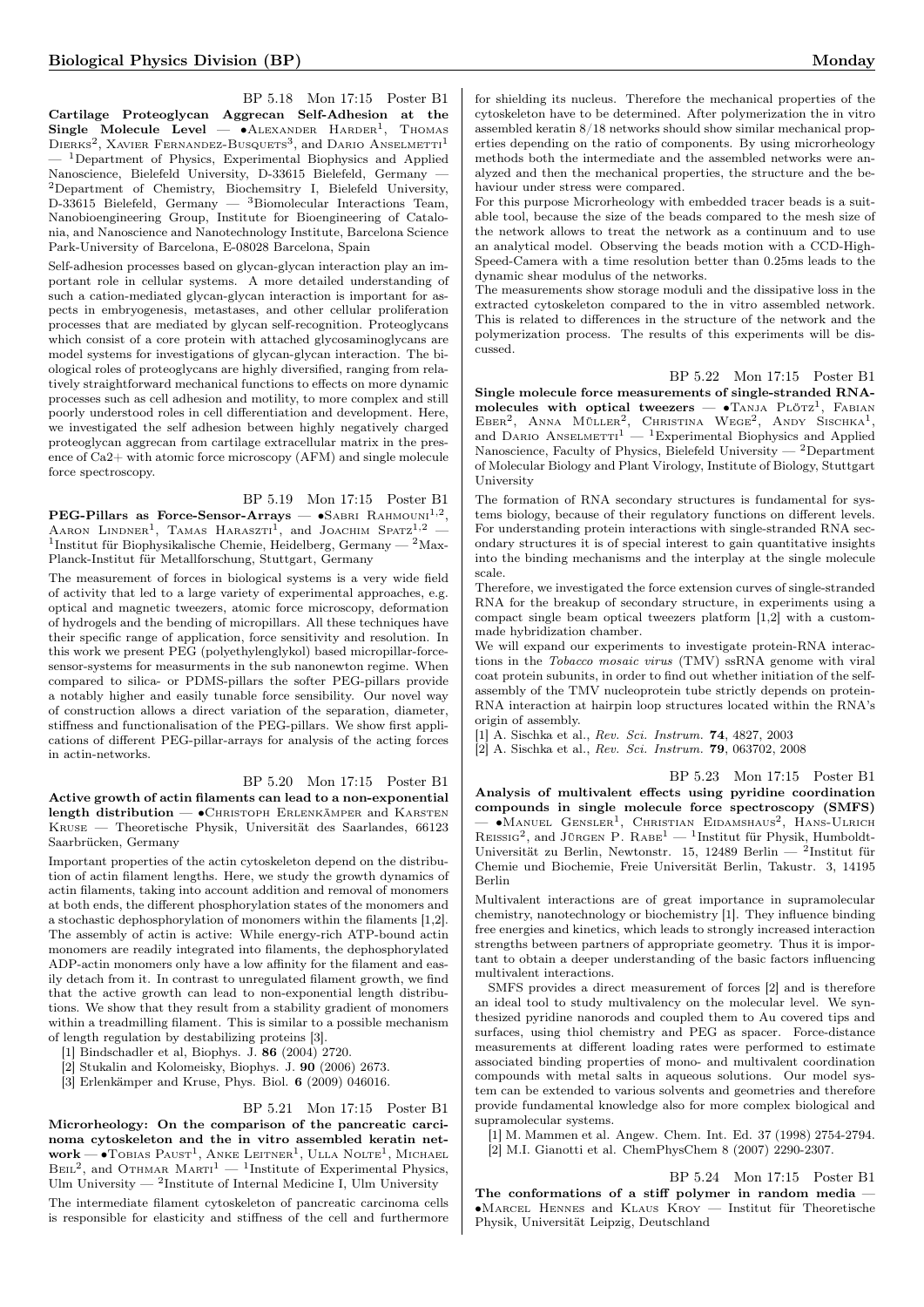**BP 5.18** Mon 17:15 Poster B1

**Cartilage Proteoglycan Aggrecan Self-Adhesion at the Single Molecule Level** — •Alexander Harder[1], Thomas Dierks[2], Xavier Fernandez-Busquets[3], and Dario Anselmetti[1] — [1]Department of Physics, Experimental Biophysics and Applied Nanoscience, Bielefeld University, D-33615 Bielefeld, Germany — [2]Department of Chemistry, Biochemsitry I, Bielefeld University, D-33615 Bielefeld, Germany — [3]Biomolecular Interactions Team, Nanobioengineering Group, Institute for Bioengineering of Catalonia, and Nanoscience and Nanotechnology Institute, Barcelona Science Park-University of Barcelona, E-08028 Barcelona, Spain

Self-adhesion processes based on glycan-glycan interaction play an important role in cellular systems. A more detailed understanding of such a cation-mediated glycan-glycan interaction is important for aspects in embryogenesis, metastases, and other cellular proliferation processes that are mediated by glycan self-recognition. Proteoglycans which consist of a core protein with attached glycosaminoglycans are model systems for investigations of glycan-glycan interaction. The biological roles of proteoglycans are highly diversified, ranging from relatively straightforward mechanical functions to effects on more dynamic processes such as cell adhesion and motility, to more complex and still poorly understood roles in cell differentiation and development. Here, we investigated the self adhesion between highly negatively charged proteoglycan aggrecan from cartilage extracellular matrix in the presence of Ca2+ with atomic force microscopy (AFM) and single molecule force spectroscopy.

**BP 5.19** Mon 17:15 Poster B1

**PEG-Pillars as Force-Sensor-Arrays** — •Sabri Rahmouni[1,2], Aaron Lindner[1], Tamas Haraszti[1], and Joachim Spatz[1,2] — [1]Institut für Biophysikalische Chemie, Heidelberg, Germany — [2]Max-Planck-Institut für Metallforschung, Stuttgart, Germany

The measurement of forces in biological systems is a very wide field of activity that led to a large variety of experimental approaches, e.g. optical and magnetic tweezers, atomic force microscopy, deformation of hydrogels and the bending of micropillars. All these techniques have their specific range of application, force sensitivity and resolution. In this work we present PEG (polyethylenglykol) based micropillar-force-sensor-systems for measurments in the sub nanonewton regime. When compared to silica- or PDMS-pillars the softer PEG-pillars provide a notably higher and easily tunable force sensibility. Our novel way of construction allows a direct variation of the separation, diameter, stiffness and functionalisation of the PEG-pillars. We show first applications of different PEG-pillar-arrays for analysis of the acting forces in actin-networks.

**BP 5.20** Mon 17:15 Poster B1

**Active growth of actin filaments can lead to a non-exponential length distribution** — •Christoph Erlenkämper and Karsten Kruse — Theoretische Physik, Universität des Saarlandes, 66123 Saarbrücken, Germany

Important properties of the actin cytoskeleton depend on the distribution of actin filament lengths. Here, we study the growth dynamics of actin filaments, taking into account addition and removal of monomers at both ends, the different phosphorylation states of the monomers and a stochastic dephosphorylation of monomers within the filaments [1,2]. The assembly of actin is active: While energy-rich ATP-bound actin monomers are readily integrated into filaments, the dephosphorylated ADP-actin monomers only have a low affinity for the filament and easily detach from it. In contrast to unregulated filament growth, we find that the active growth can lead to non-exponential length distributions. We show that they result from a stability gradient of monomers within a treadmilling filament. This is similar to a possible mechanism of length regulation by destabilizing proteins [3].

[1] Bindschadler et al, Biophys. J. **86** (2004) 2720.
[2] Stukalin and Kolomeisky, Biophys. J. **90** (2006) 2673.
[3] Erlenkämper and Kruse, Phys. Biol. **6** (2009) 046016.

**BP 5.21** Mon 17:15 Poster B1

**Microrheology: On the comparison of the pancreatic carcinoma cytoskeleton and the in vitro assembled keratin network** — •Tobias Paust[1], Anke Leitner[1], Ulla Nolte[1], Michael Beil[2], and Othmar Marti[1] — [1]Institute of Experimental Physics, Ulm University — [2]Institute of Internal Medicine I, Ulm University

The intermediate filament cytoskeleton of pancreatic carcinoma cells is responsible for elasticity and stiffness of the cell and furthermore for shielding its nucleus. Therefore the mechanical properties of the cytoskeleton have to be determined. After polymerization the in vitro assembled keratin 8/18 networks should show similar mechanical properties depending on the ratio of components. By using microrheology methods both the intermediate and the assembled networks were analyzed and then the mechanical properties, the structure and the behaviour under stress were compared.

For this purpose Microrheology with embedded tracer beads is a suitable tool, because the size of the beads compared to the mesh size of the network allows to treat the network as a continuum and to use an analytical model. Observing the beads motion with a CCD-High-Speed-Camera with a time resolution better than 0.25ms leads to the dynamic shear modulus of the networks.

The measurements show storage moduli and the dissipative loss in the extracted cytoskeleton compared to the in vitro assembled network. This is related to differences in the structure of the network and the polymerization process. The results of this experiments will be discussed.

**BP 5.22** Mon 17:15 Poster B1

**Single molecule force measurements of single-stranded RNA-molecules with optical tweezers** — •Tanja Plötz[1], Fabian Eber[2], Anna Müller[2], Christina Wege[2], Andy Sischka[1], and Dario Anselmetti[1] — [1]Experimental Biophysics and Applied Nanoscience, Faculty of Physics, Bielefeld University — [2]Department of Molecular Biology and Plant Virology, Institute of Biology, Stuttgart University

The formation of RNA secondary structures is fundamental for systems biology, because of their regulatory functions on different levels. For understanding protein interactions with single-stranded RNA secondary structures it is of special interest to gain quantitative insights into the binding mechanisms and the interplay at the single molecule scale.

Therefore, we investigated the force extension curves of single-stranded RNA for the breakup of secondary structure, in experiments using a compact single beam optical tweezers platform [1,2] with a custom-made hybridization chamber.

We will expand our experiments to investigate protein-RNA interactions in the *Tobacco mosaic virus* (TMV) ssRNA genome with viral coat protein subunits, in order to find out whether initiation of the self-assembly of the TMV nucleoprotein tube strictly depends on protein-RNA interaction at hairpin loop structures located within the RNA's origin of assembly.

[1] A. Sischka et al., *Rev. Sci. Instrum.* **74**, 4827, 2003
[2] A. Sischka et al., *Rev. Sci. Instrum.* **79**, 063702, 2008

**BP 5.23** Mon 17:15 Poster B1

**Analysis of multivalent effects using pyridine coordination compounds in single molecule force spectroscopy (SMFS)** — •Manuel Gensler[1], Christian Eidamshaus[2], Hans-Ulrich Reissig[2], and Jürgen P. Rabe[1] — [1]Institut für Physik, Humboldt-Universität zu Berlin, Newtonstr. 15, 12489 Berlin — [2]Institut für Chemie und Biochemie, Freie Universität Berlin, Takustr. 3, 14195 Berlin

Multivalent interactions are of great importance in supramolecular chemistry, nanotechnology or biochemistry [1]. They influence binding free energies and kinetics, which leads to strongly increased interaction strengths between partners of appropriate geometry. Thus it is important to obtain a deeper understanding of the basic factors influencing multivalent interactions.

SMFS provides a direct measurement of forces [2] and is therefore an ideal tool to study multivalency on the molecular level. We synthesized pyridine nanorods and coupled them to Au covered tips and surfaces, using thiol chemistry and PEG as spacer. Force-distance measurements at different loading rates were performed to estimate associated binding properties of mono- and multivalent coordination compounds with metal salts in aqueous solutions. Our model system can be extended to various solvents and geometries and therefore provide fundamental knowledge also for more complex biological and supramolecular systems.

[1] M. Mammen et al. Angew. Chem. Int. Ed. 37 (1998) 2754-2794.
[2] M.I. Gianotti et al. ChemPhysChem 8 (2007) 2290-2307.

**BP 5.24** Mon 17:15 Poster B1

**The conformations of a stiff polymer in random media** — •Marcel Hennes and Klaus Kroy — Institut für Theoretische Physik, Universität Leipzig, Deutschland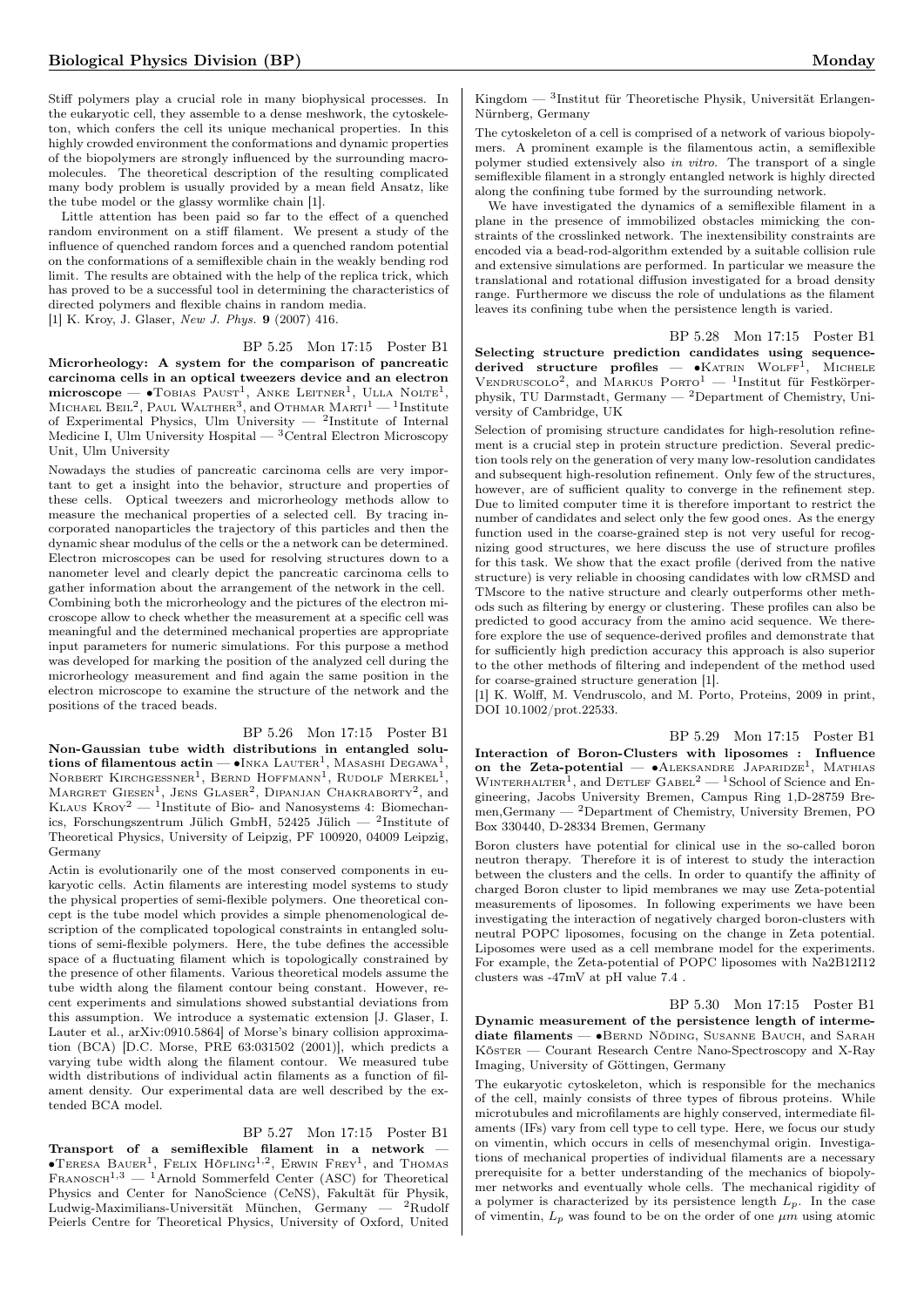Stiff polymers play a crucial role in many biophysical processes. In the eukaryotic cell, they assemble to a dense meshwork, the cytoskeleton, which confers the cell its unique mechanical properties. In this highly crowded environment the conformations and dynamic properties of the biopolymers are strongly influenced by the surrounding macromolecules. The theoretical description of the resulting complicated many body problem is usually provided by a mean field Ansatz, like the tube model or the glassy wormlike chain [1].

Little attention has been paid so far to the effect of a quenched random environment on a stiff filament. We present a study of the influence of quenched random forces and a quenched random potential on the conformations of a semiflexible chain in the weakly bending rod limit. The results are obtained with the help of the replica trick, which has proved to be a successful tool in determining the characteristics of directed polymers and flexible chains in random media.

[1] K. Kroy, J. Glaser, *New J. Phys.* **9** (2007) 416.

BP 5.25 Mon 17:15 Poster B1

**Microrheology: A system for the comparison of pancreatic carcinoma cells in an optical tweezers device and an electron microscope** — •Tobias Paust[1], Anke Leitner[1], Ulla Nolte[1], Michael Beil[2], Paul Walther[3], and Othmar Marti[1] — [1]Institute of Experimental Physics, Ulm University — [2]Institute of Internal Medicine I, Ulm University Hospital — [3]Central Electron Microscopy Unit, Ulm University

Nowadays the studies of pancreatic carcinoma cells are very important to get a insight into the behavior, structure and properties of these cells. Optical tweezers and microrheology methods allow to measure the mechanical properties of a selected cell. By tracing incorporated nanoparticles the trajectory of this particles and then the dynamic shear modulus of the cells or the a network can be determined. Electron microscopes can be used for resolving structures down to a nanometer level and clearly depict the pancreatic carcinoma cells to gather information about the arrangement of the network in the cell. Combining both the microrheology and the pictures of the electron microscope allow to check whether the measurement at a specific cell was meaningful and the determined mechanical properties are appropriate input parameters for numeric simulations. For this purpose a method was developed for marking the position of the analyzed cell during the microrheology measurement and find again the same position in the electron microscope to examine the structure of the network and the positions of the traced beads.

BP 5.26 Mon 17:15 Poster B1

**Non-Gaussian tube width distributions in entangled solutions of filamentous actin** — •Inka Lauter[1], Masashi Degawa[1], Norbert Kirchgessner[1], Bernd Hoffmann[1], Rudolf Merkel[1], Margret Giesen[1], Jens Glaser[2], Dipanjan Chakraborty[2], and Klaus Kroy[2] — [1]Institute of Bio- and Nanosystems 4: Biomechanics, Forschungszentrum Jülich GmbH, 52425 Jülich — [2]Institute of Theoretical Physics, University of Leipzig, PF 100920, 04009 Leipzig, Germany

Actin is evolutionarily one of the most conserved components in eukaryotic cells. Actin filaments are interesting model systems to study the physical properties of semi-flexible polymers. One theoretical concept is the tube model which provides a simple phenomenological description of the complicated topological constraints in entangled solutions of semi-flexible polymers. Here, the tube defines the accessible space of a fluctuating filament which is topologically constrained by the presence of other filaments. Various theoretical models assume the tube width along the filament contour being constant. However, recent experiments and simulations showed substantial deviations from this assumption. We introduce a systematic extension [J. Glaser, I. Lauter et al., arXiv:0910.5864] of Morse's binary collision approximation (BCA) [D.C. Morse, PRE 63:031502 (2001)], which predicts a varying tube width along the filament contour. We measured tube width distributions of individual actin filaments as a function of filament density. Our experimental data are well described by the extended BCA model.

BP 5.27 Mon 17:15 Poster B1

**Transport of a semiflexible filament in a network** — •Teresa Bauer[1], Felix Höfling[1,2], Erwin Frey[1], and Thomas Franosch[1,3] — [1]Arnold Sommerfeld Center (ASC) for Theoretical Physics and Center for NanoScience (CeNS), Fakultät für Physik, Ludwig-Maximilians-Universität München, Germany — [2]Rudolf Peierls Centre for Theoretical Physics, University of Oxford, United Kingdom — [3]Institut für Theoretische Physik, Universität Erlangen-Nürnberg, Germany

The cytoskeleton of a cell is comprised of a network of various biopolymers. A prominent example is the filamentous actin, a semiflexible polymer studied extensively also *in vitro*. The transport of a single semiflexible filament in a strongly entangled network is highly directed along the confining tube formed by the surrounding network.

We have investigated the dynamics of a semiflexible filament in a plane in the presence of immobilized obstacles mimicking the constraints of the crosslinked network. The inextensibility constraints are encoded via a bead-rod-algorithm extended by a suitable collision rule and extensive simulations are performed. In particular we measure the translational and rotational diffusion investigated for a broad density range. Furthermore we discuss the role of undulations as the filament leaves its confining tube when the persistence length is varied.

BP 5.28 Mon 17:15 Poster B1

**Selecting structure prediction candidates using sequence-derived structure profiles** — •Katrin Wolff[1], Michele Vendruscolo[2], and Markus Porto[1] — [1]Institut für Festkörperphysik, TU Darmstadt, Germany — [2]Department of Chemistry, University of Cambridge, UK

Selection of promising structure candidates for high-resolution refinement is a crucial step in protein structure prediction. Several prediction tools rely on the generation of very many low-resolution candidates and subsequent high-resolution refinement. Only few of the structures, however, are of sufficient quality to converge in the refinement step. Due to limited computer time it is therefore important to restrict the number of candidates and select only the few good ones. As the energy function used in the coarse-grained step is not very useful for recognizing good structures, we here discuss the use of structure profiles for this task. We show that the exact profile (derived from the native structure) is very reliable in choosing candidates with low cRMSD and TMscore to the native structure and clearly outperforms other methods such as filtering by energy or clustering. These profiles can also be predicted to good accuracy from the amino acid sequence. We therefore explore the use of sequence-derived profiles and demonstrate that for sufficiently high prediction accuracy this approach is also superior to the other methods of filtering and independent of the method used for coarse-grained structure generation [1].

[1] K. Wolff, M. Vendruscolo, and M. Porto, Proteins, 2009 in print, DOI 10.1002/prot.22533.

BP 5.29 Mon 17:15 Poster B1

**Interaction of Boron-Clusters with liposomes : Influence on the Zeta-potential** — •Aleksandre Japaridze[1], Mathias Winterhalter[1], and Detlef Gabel[2] — [1]School of Science and Engineering, Jacobs University Bremen, Campus Ring 1,D-28759 Bremen,Germany — [2]Department of Chemistry, University Bremen, PO Box 330440, D-28334 Bremen, Germany

Boron clusters have potential for clinical use in the so-called boron neutron therapy. Therefore it is of interest to study the interaction between the clusters and the cells. In order to quantify the affinity of charged Boron cluster to lipid membranes we may use Zeta-potential measurements of liposomes. In following experiments we have been investigating the interaction of negatively charged boron-clusters with neutral POPC liposomes, focusing on the change in Zeta potential. Liposomes were used as a cell membrane model for the experiments. For example, the Zeta-potential of POPC liposomes with $Na_2B_{12}I_{12}$ clusters was -47mV at pH value 7.4 .

BP 5.30 Mon 17:15 Poster B1

**Dynamic measurement of the persistence length of intermediate filaments** — •Bernd Nöding, Susanne Bauch, and Sarah Köster — Courant Research Centre Nano-Spectroscopy and X-Ray Imaging, University of Göttingen, Germany

The eukaryotic cytoskeleton, which is responsible for the mechanics of the cell, mainly consists of three types of fibrous proteins. While microtubules and microfilaments are highly conserved, intermediate filaments (IFs) vary from cell type to cell type. Here, we focus our study on vimentin, which occurs in cells of mesenchymal origin. Investigations of mechanical properties of individual filaments are a necessary prerequisite for a better understanding of the mechanics of biopolymer networks and eventually whole cells. The mechanical rigidity of a polymer is characterized by its persistence length $L_p$. In the case of vimentin, $L_p$ was found to be on the order of one $\mu m$ using atomic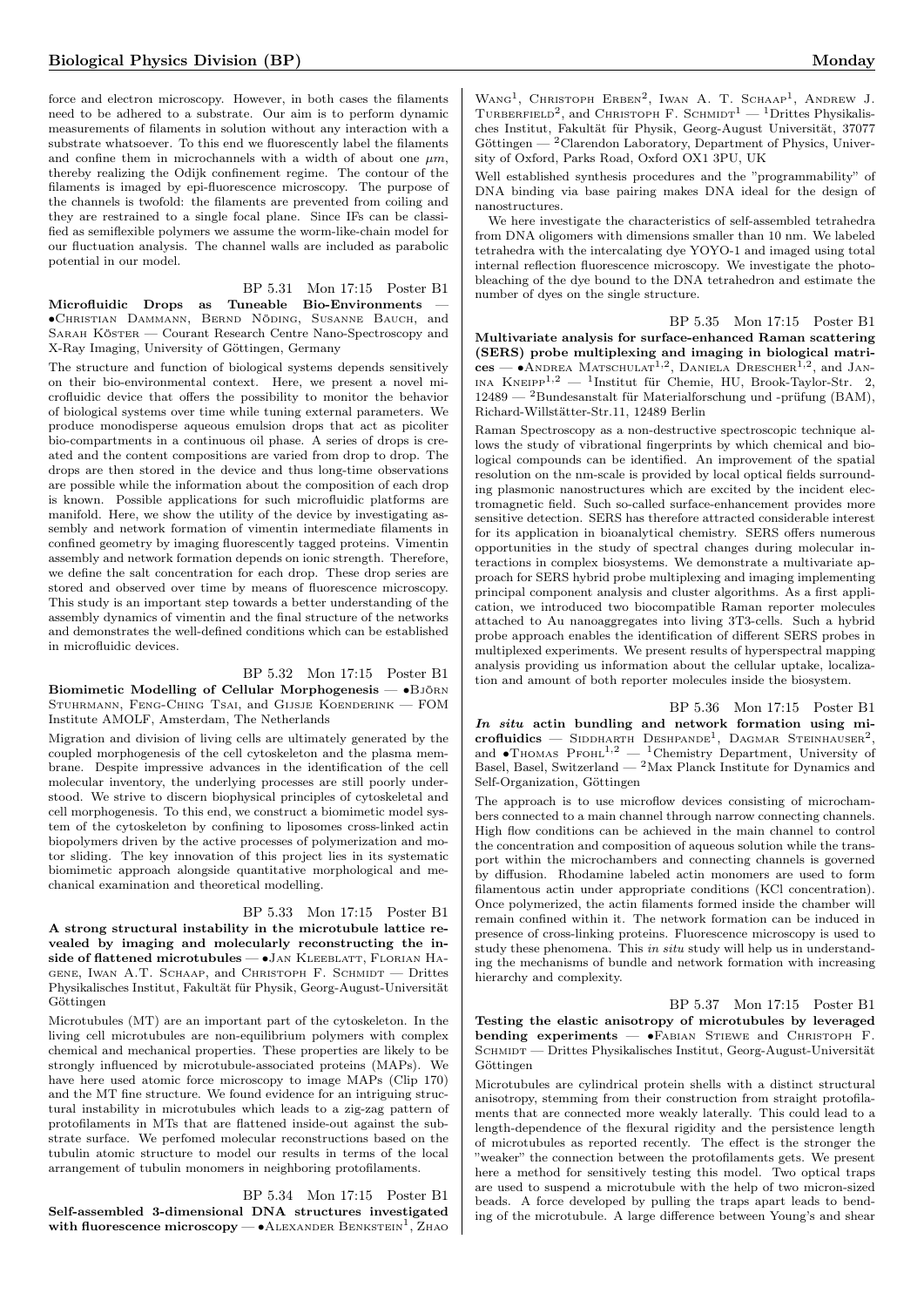force and electron microscopy. However, in both cases the filaments need to be adhered to a substrate. Our aim is to perform dynamic measurements of filaments in solution without any interaction with a substrate whatsoever. To this end we fluorescently label the filaments and confine them in microchannels with a width of about one $\mu m$, thereby realizing the Odijk confinement regime. The contour of the filaments is imaged by epi-fluorescence microscopy. The purpose of the channels is twofold: the filaments are prevented from coiling and they are restrained to a single focal plane. Since IFs can be classified as semiflexible polymers we assume the worm-like-chain model for our fluctuation analysis. The channel walls are included as parabolic potential in our model.

BP 5.31 Mon 17:15 Poster B1

**Microfluidic Drops as Tuneable Bio-Environments** — •Christian Dammann, Bernd Nöding, Susanne Bauch, and Sarah Köster — Courant Research Centre Nano-Spectroscopy and X-Ray Imaging, University of Göttingen, Germany

The structure and function of biological systems depends sensitively on their bio-environmental context. Here, we present a novel microfluidic device that offers the possibility to monitor the behavior of biological systems over time while tuning external parameters. We produce monodisperse aqueous emulsion drops that act as picoliter bio-compartments in a continuous oil phase. A series of drops is created and the content compositions are varied from drop to drop. The drops are then stored in the device and thus long-time observations are possible while the information about the composition of each drop is known. Possible applications for such microfluidic platforms are manifold. Here, we show the utility of the device by investigating assembly and network formation of vimentin intermediate filaments in confined geometry by imaging fluorescently tagged proteins. Vimentin assembly and network formation depends on ionic strength. Therefore, we define the salt concentration for each drop. These drop series are stored and observed over time by means of fluorescence microscopy. This study is an important step towards a better understanding of the assembly dynamics of vimentin and the final structure of the networks and demonstrates the well-defined conditions which can be established in microfluidic devices.

BP 5.32 Mon 17:15 Poster B1

**Biomimetic Modelling of Cellular Morphogenesis** — •Björn Stuhrmann, Feng-Ching Tsai, and Gijsje Koenderink — FOM Institute AMOLF, Amsterdam, The Netherlands

Migration and division of living cells are ultimately generated by the coupled morphogenesis of the cell cytoskeleton and the plasma membrane. Despite impressive advances in the identification of the cell molecular inventory, the underlying processes are still poorly understood. We strive to discern biophysical principles of cytoskeletal and cell morphogenesis. To this end, we construct a biomimetic model system of the cytoskeleton by confining to liposomes cross-linked actin biopolymers driven by the active processes of polymerization and motor sliding. The key innovation of this project lies in its systematic biomimetic approach alongside quantitative morphological and mechanical examination and theoretical modelling.

BP 5.33 Mon 17:15 Poster B1

**A strong structural instability in the microtubule lattice revealed by imaging and molecularly reconstructing the inside of flattened microtubules** — •Jan Kleeblatt, Florian Hagene, Iwan A.T. Schaap, and Christoph F. Schmidt — Drittes Physikalisches Institut, Fakultät für Physik, Georg-August-Universität Göttingen

Microtubules (MT) are an important part of the cytoskeleton. In the living cell microtubules are non-equilibrium polymers with complex chemical and mechanical properties. These properties are likely to be strongly influenced by microtubule-associated proteins (MAPs). We have here used atomic force microscopy to image MAPs (Clip 170) and the MT fine structure. We found evidence for an intriguing structural instability in microtubules which leads to a zig-zag pattern of protofilaments in MTs that are flattened inside-out against the substrate surface. We perfomed molecular reconstructions based on the tubulin atomic structure to model our results in terms of the local arrangement of tubulin monomers in neighboring protofilaments.

BP 5.34 Mon 17:15 Poster B1

**Self-assembled 3-dimensional DNA structures investigated with fluorescence microscopy** — •Alexander Benkstein[1], Zhao Wang[1], Christoph Erben[2], Iwan A. T. Schaap[1], Andrew J. Turberfield[2], and Christoph F. Schmidt[1] — [1]Drittes Physikalisches Institut, Fakultät für Physik, Georg-August Universität, 37077 Göttingen — [2]Clarendon Laboratory, Department of Physics, University of Oxford, Parks Road, Oxford OX1 3PU, UK

Well established synthesis procedures and the "programmability" of DNA binding via base pairing makes DNA ideal for the design of nanostructures.

We here investigate the characteristics of self-assembled tetrahedra from DNA oligomers with dimensions smaller than 10 nm. We labeled tetrahedra with the intercalating dye YOYO-1 and imaged using total internal reflection fluorescence microscopy. We investigate the photobleaching of the dye bound to the DNA tetrahedron and estimate the number of dyes on the single structure.

BP 5.35 Mon 17:15 Poster B1

**Multivariate analysis for surface-enhanced Raman scattering (SERS) probe multiplexing and imaging in biological matrices** — •Andrea Matschulat[1,2], Daniela Drescher[1,2], and Janina Kneipp[1,2] — [1]Institut für Chemie, HU, Brook-Taylor-Str. 2, 12489 — [2]Bundesanstalt für Materialforschung und -prüfung (BAM), Richard-Willstätter-Str.11, 12489 Berlin

Raman Spectroscopy as a non-destructive spectroscopic technique allows the study of vibrational fingerprints by which chemical and biological compounds can be identified. An improvement of the spatial resolution on the nm-scale is provided by local optical fields surrounding plasmonic nanostructures which are excited by the incident electromagnetic field. Such so-called surface-enhancement provides more sensitive detection. SERS has therefore attracted considerable interest for its application in bioanalytical chemistry. SERS offers numerous opportunities in the study of spectral changes during molecular interactions in complex biosystems. We demonstrate a multivariate approach for SERS hybrid probe multiplexing and imaging implementing principal component analysis and cluster algorithms. As a first application, we introduced two biocompatible Raman reporter molecules attached to Au nanoaggregates into living 3T3-cells. Such a hybrid probe approach enables the identification of different SERS probes in multiplexed experiments. We present results of hyperspectral mapping analysis providing us information about the cellular uptake, localization and amount of both reporter molecules inside the biosystem.

BP 5.36 Mon 17:15 Poster B1

***In situ* actin bundling and network formation using microfluidics** — Siddharth Deshpande[1], Dagmar Steinhauser[2], and •Thomas Pfohl[1,2] — [1]Chemistry Department, University of Basel, Basel, Switzerland — [2]Max Planck Institute for Dynamics and Self-Organization, Göttingen

The approach is to use microflow devices consisting of microchambers connected to a main channel through narrow connecting channels. High flow conditions can be achieved in the main channel to control the concentration and composition of aqueous solution while the transport within the microchambers and connecting channels is governed by diffusion. Rhodamine labeled actin monomers are used to form filamentous actin under appropriate conditions (KCl concentration). Once polymerized, the actin filaments formed inside the chamber will remain confined within it. The network formation can be induced in presence of cross-linking proteins. Fluorescence microscopy is used to study these phenomena. This *in situ* study will help us in understanding the mechanisms of bundle and network formation with increasing hierarchy and complexity.

BP 5.37 Mon 17:15 Poster B1

**Testing the elastic anisotropy of microtubules by leveraged bending experiments** — •Fabian Stiewe and Christoph F. Schmidt — Drittes Physikalisches Institut, Georg-August-Universität Göttingen

Microtubules are cylindrical protein shells with a distinct structural anisotropy, stemming from their construction from straight protofilaments that are connected more weakly laterally. This could lead to a length-dependence of the flexural rigidity and the persistence length of microtubules as reported recently. The effect is the stronger the "weaker" the connection between the protofilaments gets. We present here a method for sensitively testing this model. Two optical traps are used to suspend a microtubule with the help of two micron-sized beads. A force developed by pulling the traps apart leads to bending of the microtubule. A large difference between Young's and shear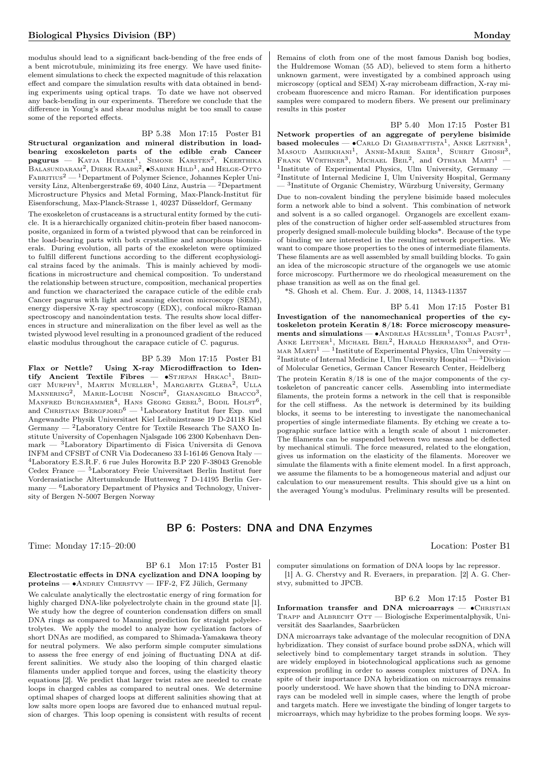modulus should lead to a significant back-bending of the free ends of a bent microtubule, minimizing its free energy. We have used finite-element simulations to check the expected magnitude of this relaxation effect and compare the simulation results with data obtained in bending experiments using optical traps. To date we have not observed any back-bending in our experiments. Therefore we conclude that the difference in Young's and shear modulus might be too small to cause some of the reported effects.

BP 5.38 Mon 17:15 Poster B1

**Structural organization and mineral distribution in load-bearing exoskeleton parts of the edible crab Cancer pagurus** — Katja Huemer[1], Simone Karsten[2], Keerthika Balasundaram[2], Dierk Raabe[2], •Sabine Hild[1], and Helge-Otto Fabritius[2] — [1]Department of Polymer Science, Johannes Kepler University Linz, Altenbergerstraße 69, 4040 Linz, Austria — [2]Department Microstructure Physics and Metal Forming, Max-Planck-Institut für Eisenforschung, Max-Planck-Strasse 1, 40237 Düsseldorf, Germany

The exoskeleton of crustaceans is a structural entity formed by the cuticle. It is a hierarchically organized chitin-protein fiber based nanocomposite, organized in form of a twisted plywood that can be reinforced in the load-bearing parts with both crystalline and amorphous biominerals. During evolution, all parts of the exoskeleton were optimized to fulfill different functions according to the different ecophysiological strains faced by the animals. This is mainly achieved by modifications in microstructure and chemical composition. To understand the relationship between structure, composition, mechanical properties and function we characterized the carapace cuticle of the edible crab Cancer pagurus with light and scanning electron microscopy (SEM), energy dispersive X-ray spectroscopy (EDX), confocal mikro-Raman spectroscopy and nanoindentation tests. The results show local differences in structure and mineralization on the fiber level as well as the twisted plywood level resulting in a pronounced gradient of the reduced elastic modulus throughout the carapace cuticle of C. pagurus.

BP 5.39 Mon 17:15 Poster B1

**Flax or Nettle? Using X-ray Microdiffraction to Identify Ancient Textile Fibres** — •Stjepan Hrkac[1], Bridget Murphy[1], Martin Mueller[1], Margarita Gleba[2], Ulla Mannering[2], Marie-Louise Nosch[2], Gianangelo Bracco[3], Manfred Burghammer[4], Hans Georg Gebel[5], Bodil Holst[6], and Christian Bergfjord[6] — [1]Laboratory Institut fuer Exp. und Angewandte Physik Universitaet Kiel Leibnizstrasse 19 D-24118 Kiel Germany — [2]Laboratory Centre for Textile Research The SAXO Institute University of Copenhagen Njalsgade 106 2300 København Denmark — [3]Laboratory Dipartimento di Fisica Universita di Genova INFM and CFSBT of CNR Via Dodecaneso 33 I-16146 Genova Italy — [4]Laboratory E.S.R.F. 6 rue Jules Horowitz B.P 220 F-38043 Grenoble Cedex France — [5]Laboratory Freie Universitaet Berlin Institut fuer Vorderasiatische Altertumskunde Huttenweg 7 D-14195 Berlin Germany — [6]Laboratory Department of Physics and Technology, University of Bergen N-5007 Bergen Norway

Remains of cloth from one of the most famous Danish bog bodies, the Huldremose Woman (55 AD), believed to stem form a hitherto unknown garment, were investigated by a combined approach using microscopy (optical and SEM) X-ray microbeam diffraction, X-ray microbeam fluorescence and micro Raman. For identification purposes samples were compared to modern fibers. We present our preliminary results in this poster

BP 5.40 Mon 17:15 Poster B1

**Network properties of an aggregate of perylene bisimide based molecules** — •Carlo Di Giambattista[1], Anke Leitner[1], Masoud Amirkhani[1], Anne-Marie Saier[1], Suhrit Ghosh[3], Frank Würthner[3], Michael Beil[2], and Othmar Marti[1] — [1]Institute of Experimental Physics, Ulm University, Germany — [2]Institute of Internal Medicine I, Ulm University Hospital, Germany — [3]Institute of Organic Chemistry, Würzburg University, Germany

Due to non-covalent binding the perylene bisimide based molecules form a network able to bind a solvent. This combination of network and solvent is a so called organogel. Organogels are excellent examples of the construction of higher order self-assembled structures from properly designed small-molecule building blocks*. Because of the type of binding we are interested in the resulting network properties. We want to compare those properties to the ones of intermediate filaments. These filaments are as well assembled by small building blocks. To gain an idea of the microscopic structure of the organogels we use atomic force microscopy. Furthermore we do rheological measurement on the phase transition as well as on the final gel.

*S. Ghosh et al. Chem. Eur. J. 2008, 14, 11343-11357

BP 5.41 Mon 17:15 Poster B1

**Investigation of the nanomechanical properties of the cytoskeleton protein Keratin 8/18: Force microscopy measurements and simulations** — •Andreas Häussler[1], Tobias Paust[1], Anke Leitner[1], Michael Beil[2], Harald Herrmann[3], and Othmar Marti[1] — [1]Institute of Experimental Physics, Ulm University — [2]Institute of Internal Medicine I, Ulm University Hospital — [3]Division of Molecular Genetics, German Cancer Research Center, Heidelberg

The protein Keratin 8/18 is one of the major components of the cytoskeleton of pancreatic cancer cells. Assembling into intermediate filaments, the protein forms a network in the cell that is responsible for the cell stiffness. As the network is determined by its building blocks, it seems to be interesting to investigate the nanomechanical properties of single intermediate filaments. By etching we create a topographic surface lattice with a length scale of about 1 micrometer. The filaments can be suspended between two mesas and be deflected by mechanical stimuli. The force measured, related to the elongation, gives us information on the elasticity of the filaments. Moreover we simulate the filaments with a finite element model. In a first approach, we assume the filaments to be a homogeneous material and adjust our calculation to our measurement results. This should give us a hint on the averaged Young's modulus. Preliminary results will be presented.

## BP 6: Posters: DNA and DNA Enzymes

Time: Monday 17:15–20:00 Location: Poster B1

BP 6.1 Mon 17:15 Poster B1

**Electrostatic effects in DNA cyclization and DNA looping by proteins** — •Andrey Cherstvy — IFF-2, FZ Jülich, Germany

We calculate analytically the electrostatic energy of ring formation for highly charged DNA-like polyelectrolyte chain in the ground state [1]. We study how the degree of counterion condensation differs on small DNA rings as compared to Manning prediction for straight polyelectrolytes. We apply the model to analyze how cyclization factors of short DNAs are modified, as compared to Shimada-Yamakawa theory for neutral polymers. We also perform simple computer simulations to assess the free energy of end joining of fluctuating DNA at different salinities. We study also the looping of thin charged elastic filaments under applied torque and forces, using the elasticity theory equations [2]. We predict that larger twist rates are needed to create loops in charged cables as compared to neutral ones. We determine optimal shapes of charged loops at different salinities showing that at low salts more open loops are favored due to enhanced mutual repulsion of charges. This loop opening is consistent with results of recent computer simulations on formation of DNA loops by lac repressor.

[1] A. G. Cherstvy and R. Everaers, in preparation. [2] A. G. Cherstvy, submitted to JPCB.

BP 6.2 Mon 17:15 Poster B1

**Information transfer and DNA microarrays** — •Christian Trapp and Albrecht Ott — Biologische Experimentalphysik, Universität des Saarlandes, Saarbrücken

DNA microarrays take advantage of the molecular recognition of DNA hybridization. They consist of surface bound probe ssDNA, which will selectively bind to complementary target strands in solution. They are widely employed in biotechnological applications such as genome expression profiling in order to assess complex mixtures of DNA. In spite of their importance DNA hybridization on microarrays remains poorly understood. We have shown that the binding to DNA microarrays can be modeled well in simple cases, where the length of probe and targets match. Here we investigate the binding of longer targets to microarrays, which may hybridize to the probes forming loops. We sys-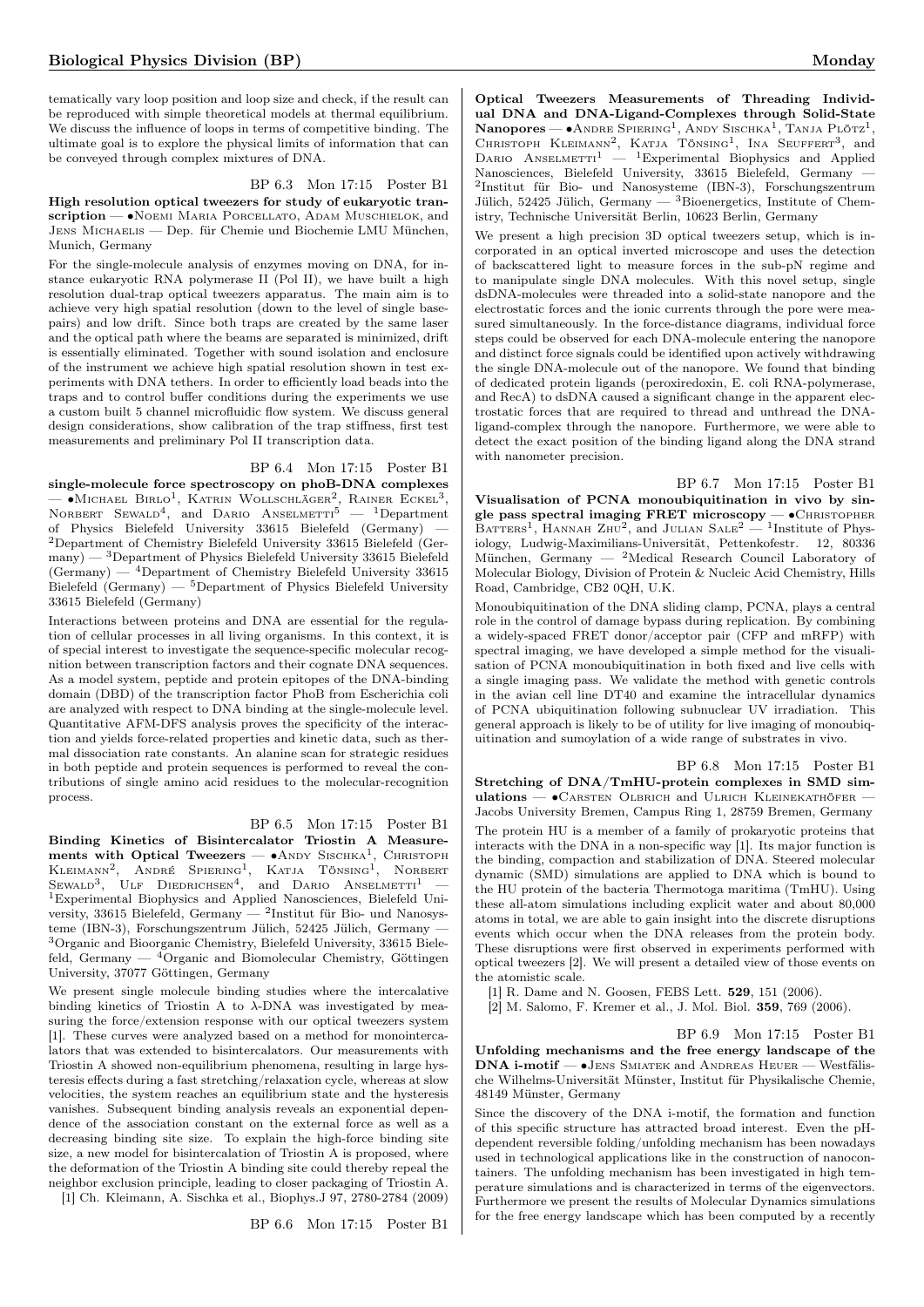tematically vary loop position and loop size and check, if the result can be reproduced with simple theoretical models at thermal equilibrium. We discuss the influence of loops in terms of competitive binding. The ultimate goal is to explore the physical limits of information that can be conveyed through complex mixtures of DNA.

BP 6.3 Mon 17:15 Poster B1

**High resolution optical tweezers for study of eukaryotic transcription** — •Noemi Maria Porcellato, Adam Muschielok, and Jens Michaelis — Dep. für Chemie und Biochemie LMU München, Munich, Germany

For the single-molecule analysis of enzymes moving on DNA, for instance eukaryotic RNA polymerase II (Pol II), we have built a high resolution dual-trap optical tweezers apparatus. The main aim is to achieve very high spatial resolution (down to the level of single basepairs) and low drift. Since both traps are created by the same laser and the optical path where the beams are separated is minimized, drift is essentially eliminated. Together with sound isolation and enclosure of the instrument we achieve high spatial resolution shown in test experiments with DNA tethers. In order to efficiently load beads into the traps and to control buffer conditions during the experiments we use a custom built 5 channel microfluidic flow system. We discuss general design considerations, show calibration of the trap stiffness, first test measurements and preliminary Pol II transcription data.

BP 6.4 Mon 17:15 Poster B1

**single-molecule force spectroscopy on phoB-DNA complexes** — •Michael Birlo[1], Katrin Wollschläger[2], Rainer Eckel[3], Norbert Sewald[4], and Dario Anselmetti[5] — [1]Department of Physics Bielefeld University 33615 Bielefeld (Germany) — [2]Department of Chemistry Bielefeld University 33615 Bielefeld (Germany) — [3]Department of Physics Bielefeld University 33615 Bielefeld (Germany) — [4]Department of Chemistry Bielefeld University 33615 Bielefeld (Germany) — [5]Department of Physics Bielefeld University 33615 Bielefeld (Germany)

Interactions between proteins and DNA are essential for the regulation of cellular processes in all living organisms. In this context, it is of special interest to investigate the sequence-specific molecular recognition between transcription factors and their cognate DNA sequences. As a model system, peptide and protein epitopes of the DNA-binding domain (DBD) of the transcription factor PhoB from Escherichia coli are analyzed with respect to DNA binding at the single-molecule level. Quantitative AFM-DFS analysis proves the specificity of the interaction and yields force-related properties and kinetic data, such as thermal dissociation rate constants. An alanine scan for strategic residues in both peptide and protein sequences is performed to reveal the contributions of single amino acid residues to the molecular-recognition process.

BP 6.5 Mon 17:15 Poster B1

**Binding Kinetics of Bisintercalator Triostin A Measurements with Optical Tweezers** — •Andy Sischka[1], Christoph Kleimann[2], André Spiering[1], Katja Tönsing[1], Norbert Sewald[3], Ulf Diedrichsen[4], and Dario Anselmetti[1] — [1]Experimental Biophysics and Applied Nanosciences, Bielefeld University, 33615 Bielefeld, Germany — [2]Institut für Bio- und Nanosysteme (IBN-3), Forschungszentrum Jülich, 52425 Jülich, Germany — [3]Organic and Bioorganic Chemistry, Bielefeld University, 33615 Bielefeld, Germany — [4]Organic and Biomolecular Chemistry, Göttingen University, 37077 Göttingen, Germany

We present single molecule binding studies where the intercalative binding kinetics of Triostin A to λ-DNA was investigated by measuring the force/extension response with our optical tweezers system [1]. These curves were analyzed based on a method for monointercalators that was extended to bisintercalators. Our measurements with Triostin A showed non-equilibrium phenomena, resulting in large hysteresis effects during a fast stretching/relaxation cycle, whereas at slow velocities, the system reaches an equilibrium state and the hysteresis vanishes. Subsequent binding analysis reveals an exponential dependence of the association constant on the external force as well as a decreasing binding site size. To explain the high-force binding site size, a new model for bisintercalation of Triostin A is proposed, where the deformation of the Triostin A binding site could thereby repeal the neighbor exclusion principle, leading to closer packaging of Triostin A.

[1] Ch. Kleimann, A. Sischka et al., Biophys.J 97, 2780-2784 (2009)

BP 6.6 Mon 17:15 Poster B1

**Optical Tweezers Measurements of Threading Individual DNA and DNA-Ligand-Complexes through Solid-State Nanopores** — •Andre Spiering[1], Andy Sischka[1], Tanja Plötz[1], Christoph Kleimann[2], Katja Tönsing[1], Ina Seuffert[3], and Dario Anselmetti[1] — [1]Experimental Biophysics and Applied Nanosciences, Bielefeld University, 33615 Bielefeld, Germany — [2]Institut für Bio- und Nanosysteme (IBN-3), Forschungszentrum Jülich, 52425 Jülich, Germany — [3]Bioenergetics, Institute of Chemistry, Technische Universität Berlin, 10623 Berlin, Germany

We present a high precision 3D optical tweezers setup, which is incorporated in an optical inverted microscope and uses the detection of backscattered light to measure forces in the sub-pN regime and to manipulate single DNA molecules. With this novel setup, single dsDNA-molecules were threaded into a solid-state nanopore and the electrostatic forces and the ionic currents through the pore were measured simultaneously. In the force-distance diagrams, individual force steps could be observed for each DNA-molecule entering the nanopore and distinct force signals could be identified upon actively withdrawing the single DNA-molecule out of the nanopore. We found that binding of dedicated protein ligands (peroxiredoxin, E. coli RNA-polymerase, and RecA) to dsDNA caused a significant change in the apparent electrostatic forces that are required to thread and unthread the DNA-ligand-complex through the nanopore. Furthermore, we were able to detect the exact position of the binding ligand along the DNA strand with nanometer precision.

BP 6.7 Mon 17:15 Poster B1

**Visualisation of PCNA monoubiquitination in vivo by single pass spectral imaging FRET microscopy** — •Christopher Batters[1], Hannah Zhu[2], and Julian Sale[2] — [1]Institute of Physiology, Ludwig-Maximilians-Universität, Pettenkofestr. 12, 80336 München, Germany — [2]Medical Research Council Laboratory of Molecular Biology, Division of Protein & Nucleic Acid Chemistry, Hills Road, Cambridge, CB2 0QH, U.K.

Monoubiquitination of the DNA sliding clamp, PCNA, plays a central role in the control of damage bypass during replication. By combining a widely-spaced FRET donor/acceptor pair (CFP and mRFP) with spectral imaging, we have developed a simple method for the visualisation of PCNA monoubiquitination in both fixed and live cells with a single imaging pass. We validate the method with genetic controls in the avian cell line DT40 and examine the intracellular dynamics of PCNA ubiquitination following subnuclear UV irradiation. This general approach is likely to be of utility for live imaging of monoubiquitination and sumoylation of a wide range of substrates in vivo.

BP 6.8 Mon 17:15 Poster B1

**Stretching of DNA/TmHU-protein complexes in SMD simulations** — •Carsten Olbrich and Ulrich Kleinekathöfer — Jacobs University Bremen, Campus Ring 1, 28759 Bremen, Germany

The protein HU is a member of a family of prokaryotic proteins that interacts with the DNA in a non-specific way [1]. Its major function is the binding, compaction and stabilization of DNA. Steered molecular dynamic (SMD) simulations are applied to DNA which is bound to the HU protein of the bacteria Thermotoga maritima (TmHU). Using these all-atom simulations including explicit water and about 80,000 atoms in total, we are able to gain insight into the discrete disruptions events which occur when the DNA releases from the protein body. These disruptions were first observed in experiments performed with optical tweezers [2]. We will present a detailed view of those events on the atomistic scale.

[1] R. Dame and N. Goosen, FEBS Lett. **529**, 151 (2006).

[2] M. Salomo, F. Kremer et al., J. Mol. Biol. **359**, 769 (2006).

BP 6.9 Mon 17:15 Poster B1

**Unfolding mechanisms and the free energy landscape of the DNA i-motif** — •Jens Smiatek and Andreas Heuer — Westfälische Wilhelms-Universität Münster, Institut für Physikalische Chemie, 48149 Münster, Germany

Since the discovery of the DNA i-motif, the formation and function of this specific structure has attracted broad interest. Even the pH-dependent reversible folding/unfolding mechanism has been nowadays used in technological applications like in the construction of nanocontainers. The unfolding mechanism has been investigated in high temperature simulations and is characterized in terms of the eigenvectors. Furthermore we present the results of Molecular Dynamics simulations for the free energy landscape which has been computed by a recently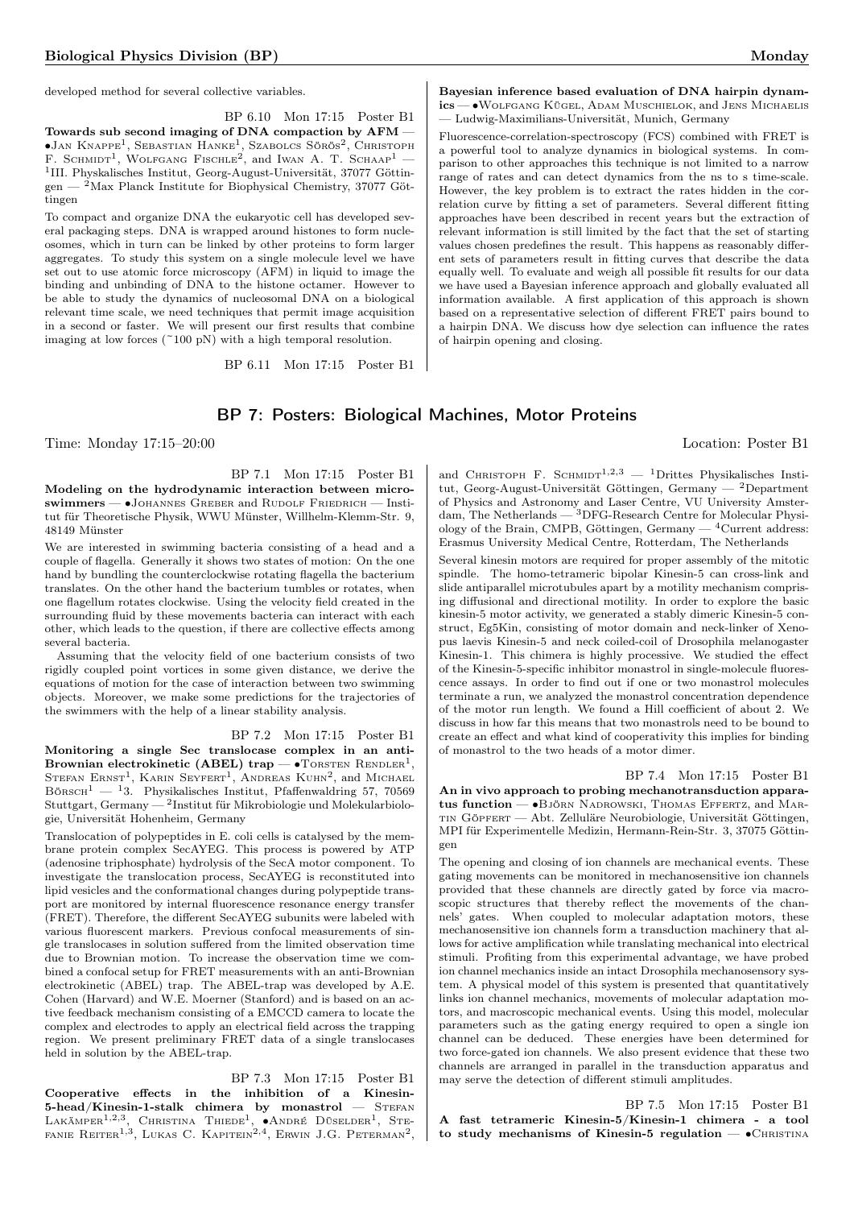developed method for several collective variables.

BP 6.10 Mon 17:15 Poster B1

**Towards sub second imaging of DNA compaction by AFM** — •Jan Knappe[1], Sebastian Hanke[1], Szabolcs Sörös[2], Christoph F. Schmidt[1], Wolfgang Fischle[2], and Iwan A. T. Schaap[1] — [1]III. Physkalisches Institut, Georg-August-Universität, 37077 Göttingen — [2]Max Planck Institute for Biophysical Chemistry, 37077 Göttingen

To compact and organize DNA the eukaryotic cell has developed several packaging steps. DNA is wrapped around histones to form nucleosomes, which in turn can be linked by other proteins to form larger aggregates. To study this system on a single molecule level we have set out to use atomic force microscopy (AFM) in liquid to image the binding and unbinding of DNA to the histone octamer. However to be able to study the dynamics of nucleosomal DNA on a biological relevant time scale, we need techniques that permit image acquisition in a second or faster. We will present our first results that combine imaging at low forces (~100 pN) with a high temporal resolution.

BP 6.11 Mon 17:15 Poster B1

**Bayesian inference based evaluation of DNA hairpin dynamics** — •Wolfgang Kügel, Adam Muschielok, and Jens Michaelis — Ludwig-Maximilians-Universität, Munich, Germany

Fluorescence-correlation-spectroscopy (FCS) combined with FRET is a powerful tool to analyze dynamics in biological systems. In comparison to other approaches this technique is not limited to a narrow range of rates and can detect dynamics from the ns to s time-scale. However, the key problem is to extract the rates hidden in the correlation curve by fitting a set of parameters. Several different fitting approaches have been described in recent years but the extraction of relevant information is still limited by the fact that the set of starting values chosen predefines the result. This happens as reasonably different sets of parameters result in fitting curves that describe the data equally well. To evaluate and weigh all possible fit results for our data we have used a Bayesian inference approach and globally evaluated all information available. A first application of this approach is shown based on a representative selection of different FRET pairs bound to a hairpin DNA. We discuss how dye selection can influence the rates of hairpin opening and closing.

## BP 7: Posters: Biological Machines, Motor Proteins

Time: Monday 17:15–20:00 Location: Poster B1

BP 7.1 Mon 17:15 Poster B1

**Modeling on the hydrodynamic interaction between microswimmers** — •Johannes Greber and Rudolf Friedrich — Institut für Theoretische Physik, WWU Münster, Willhelm-Klemm-Str. 9, 48149 Münster

We are interested in swimming bacteria consisting of a head and a couple of flagella. Generally it shows two states of motion: On the one hand by bundling the counterclockwise rotating flagella the bacterium translates. On the other hand the bacterium tumbles or rotates, when one flagellum rotates clockwise. Using the velocity field created in the surrounding fluid by these movements bacteria can interact with each other, which leads to the question, if there are collective effects among several bacteria.

Assuming that the velocity field of one bacterium consists of two rigidly coupled point vortices in some given distance, we derive the equations of motion for the case of interaction between two swimming objects. Moreover, we make some predictions for the trajectories of the swimmers with the help of a linear stability analysis.

BP 7.2 Mon 17:15 Poster B1

**Monitoring a single Sec translocase complex in an anti-Brownian electrokinetic (ABEL) trap** — •Torsten Rendler[1], Stefan Ernst[1], Karin Seyfert[1], Andreas Kuhn[2], and Michael Börsch[1] — [1]3. Physikalisches Institut, Pfaffenwaldring 57, 70569 Stuttgart, Germany — [2]Institut für Mikrobiologie und Molekularbiologie, Universität Hohenheim, Germany

Translocation of polypeptides in E. coli cells is catalysed by the membrane protein complex SecAYEG. This process is powered by ATP (adenosine triphosphate) hydrolysis of the SecA motor component. To investigate the translocation process, SecAYEG is reconstituted into lipid vesicles and the conformational changes during polypeptide transport are monitored by internal fluorescence resonance energy transfer (FRET). Therefore, the different SecAYEG subunits were labeled with various fluorescent markers. Previous confocal measurements of single translocases in solution suffered from the limited observation time due to Brownian motion. To increase the observation time we combined a confocal setup for FRET measurements with an anti-Brownian electrokinetic (ABEL) trap. The ABEL-trap was developed by A.E. Cohen (Harvard) and W.E. Moerner (Stanford) and is based on an active feedback mechanism consisting of a EMCCD camera to locate the complex and electrodes to apply an electrical field across the trapping region. We present preliminary FRET data of a single translocases held in solution by the ABEL-trap.

BP 7.3 Mon 17:15 Poster B1

**Cooperative effects in the inhibition of a Kinesin-5-head/Kinesin-1-stalk chimera by monastrol** — Stefan Lakämper[1,2,3], Christina Thiede[1], •André Düselder[1], Stefanie Reiter[1,3], Lukas C. Kapitein[2,4], Erwin J.G. Peterman[2], and Christoph F. Schmidt[1,2,3] — [1]Drittes Physikalisches Institut, Georg-August-Universität Göttingen, Germany — [2]Department of Physics and Astronomy and Laser Centre, VU University Amsterdam, The Netherlands — [3]DFG-Research Centre for Molecular Physiology of the Brain, CMPB, Göttingen, Germany — [4]Current address: Erasmus University Medical Centre, Rotterdam, The Netherlands

Several kinesin motors are required for proper assembly of the mitotic spindle. The homo-tetrameric bipolar Kinesin-5 can cross-link and slide antiparallel microtubules apart by a motility mechanism comprising diffusional and directional motility. In order to explore the basic kinesin-5 motor activity, we generated a stably dimeric Kinesin-5 construct, Eg5Kin, consisting of motor domain and neck-linker of Xenopus laevis Kinesin-5 and neck coiled-coil of Drosophila melanogaster Kinesin-1. This chimera is highly processive. We studied the effect of the Kinesin-5-specific inhibitor monastrol in single-molecule fluorescence assays. In order to find out if one or two monastrol molecules terminate a run, we analyzed the monastrol concentration dependence of the motor run length. We found a Hill coefficient of about 2. We discuss in how far this means that two monastrols need to be bound to create an effect and what kind of cooperativity this implies for binding of monastrol to the two heads of a motor dimer.

BP 7.4 Mon 17:15 Poster B1

**An in vivo approach to probing mechanotransduction apparatus function** — •Björn Nadrowski, Thomas Effertz, and Martin Göpfert — Abt. Zelluläre Neurobiologie, Universität Göttingen, MPI für Experimentelle Medizin, Hermann-Rein-Str. 3, 37075 Göttingen

The opening and closing of ion channels are mechanical events. These gating movements can be monitored in mechanosensitive ion channels provided that these channels are directly gated by force via macroscopic structures that thereby reflect the movements of the channels' gates. When coupled to molecular adaptation motors, these mechanosensitive ion channels form a transduction machinery that allows for active amplification while translating mechanical into electrical stimuli. Profiting from this experimental advantage, we have probed ion channel mechanics inside an intact Drosophila mechanosensory system. A physical model of this system is presented that quantitatively links ion channel mechanics, movements of molecular adaptation motors, and macroscopic mechanical events. Using this model, molecular parameters such as the gating energy required to open a single ion channel can be deduced. These energies have been determined for two force-gated ion channels. We also present evidence that these two channels are arranged in parallel in the transduction apparatus and may serve the detection of different stimuli amplitudes.

BP 7.5 Mon 17:15 Poster B1

**A fast tetrameric Kinesin-5/Kinesin-1 chimera - a tool to study mechanisms of Kinesin-5 regulation** — •Christina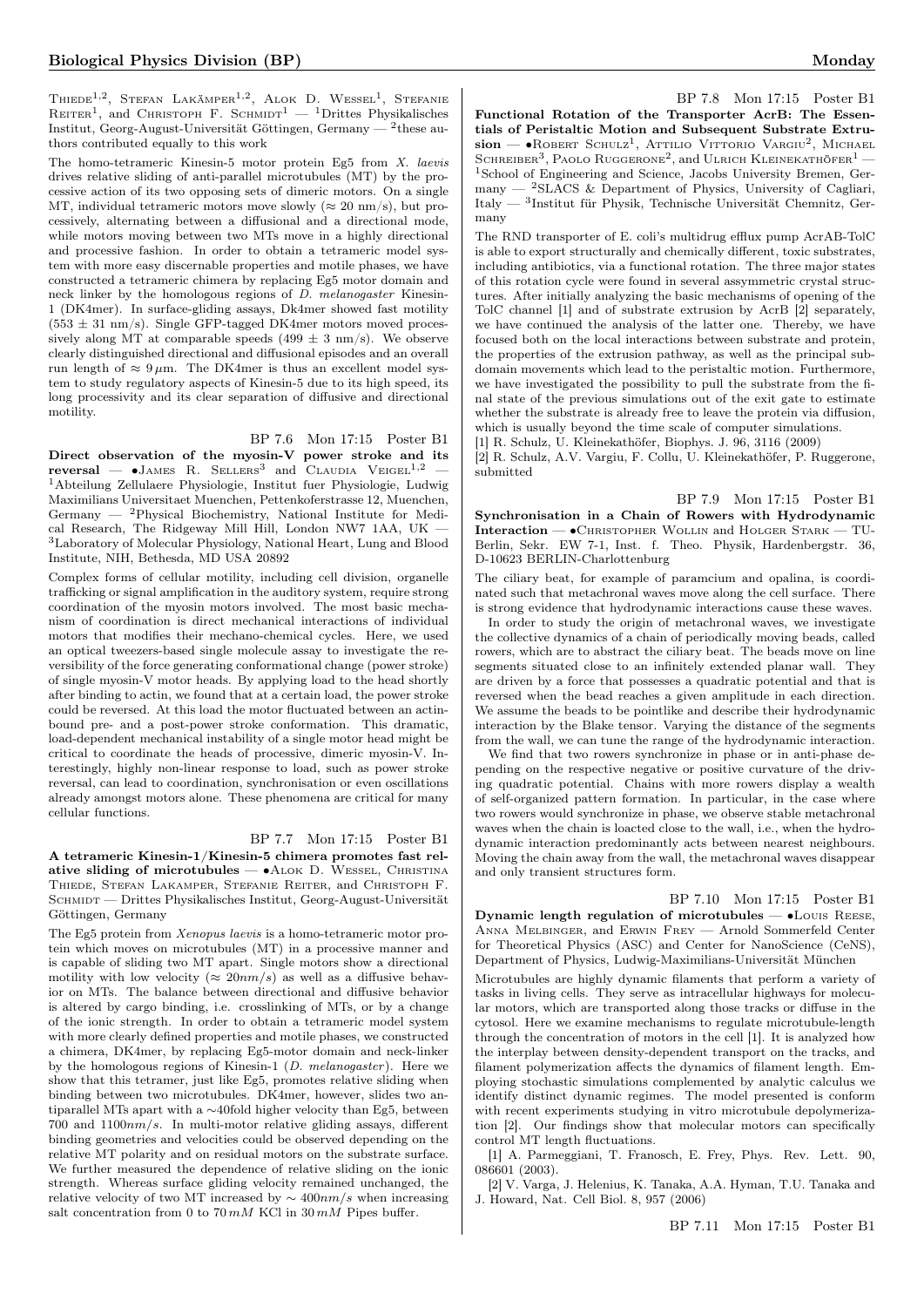Thiede[1,2], Stefan Lakämper[1,2], Alok D. Wessel[1], Stefanie Reiter[1], and Christoph F. Schmidt[1] — [1]Drittes Physikalisches Institut, Georg-August-Universität Göttingen, Germany — [2]these authors contributed equally to this work

The homo-tetrameric Kinesin-5 motor protein Eg5 from *X. laevis* drives relative sliding of anti-parallel microtubules (MT) by the processive action of its two opposing sets of dimeric motors. On a single MT, individual tetrameric motors move slowly (≈ 20 nm/s), but processively, alternating between a diffusional and a directional mode, while motors moving between two MTs move in a highly directional and processive fashion. In order to obtain a tetrameric model system with more easy discernable properties and motile phases, we have constructed a tetrameric chimera by replacing Eg5 motor domain and neck linker by the homologous regions of *D. melanogaster* Kinesin-1 (DK4mer). In surface-gliding assays, Dk4mer showed fast motility (553 ± 31 nm/s). Single GFP-tagged DK4mer motors moved processively along MT at comparable speeds (499 ± 3 nm/s). We observe clearly distinguished directional and diffusional episodes and an overall run length of ≈ 9 $\mu$m. The DK4mer is thus an excellent model system to study regulatory aspects of Kinesin-5 due to its high speed, its long processivity and its clear separation of diffusive and directional motility.

BP 7.6 Mon 17:15 Poster B1

**Direct observation of the myosin-V power stroke and its reversal** — •James R. Sellers[3] and Claudia Veigel[1,2] — [1]Abteilung Zellulaere Physiologie, Institut fuer Physiologie, Ludwig Maximilians Universitaet Muenchen, Pettenkoferstrasse 12, Muenchen, Germany — [2]Physical Biochemistry, National Institute for Medical Research, The Ridgeway Mill Hill, London NW7 1AA, UK — [3]Laboratory of Molecular Physiology, National Heart, Lung and Blood Institute, NIH, Bethesda, MD USA 20892

Complex forms of cellular motility, including cell division, organelle trafficking or signal amplification in the auditory system, require strong coordination of the myosin motors involved. The most basic mechanism of coordination is direct mechanical interactions of individual motors that modifies their mechano-chemical cycles. Here, we used an optical tweezers-based single molecule assay to investigate the reversibility of the force generating conformational change (power stroke) of single myosin-V motor heads. By applying load to the head shortly after binding to actin, we found that at a certain load, the power stroke could be reversed. At this load the motor fluctuated between an actin-bound pre- and a post-power stroke conformation. This dramatic, load-dependent mechanical instability of a single motor head might be critical to coordinate the heads of processive, dimeric myosin-V. Interestingly, highly non-linear response to load, such as power stroke reversal, can lead to coordination, synchronisation or even oscillations already amongst motors alone. These phenomena are critical for many cellular functions.

BP 7.7 Mon 17:15 Poster B1

**A tetrameric Kinesin-1/Kinesin-5 chimera promotes fast relative sliding of microtubules** — •Alok D. Wessel, Christina Thiede, Stefan Lakamper, Stefanie Reiter, and Christoph F. Schmidt — Drittes Physikalisches Institut, Georg-August-Universität Göttingen, Germany

The Eg5 protein from *Xenopus laevis* is a homo-tetrameric motor protein which moves on microtubules (MT) in a processive manner and is capable of sliding two MT apart. Single motors show a directional motility with low velocity (≈ $20nm/s$) as well as a diffusive behavior on MTs. The balance between directional and diffusive behavior is altered by cargo binding, i.e. crosslinking of MTs, or by a change of the ionic strength. In order to obtain a tetrameric model system with more clearly defined properties and motile phases, we constructed a chimera, DK4mer, by replacing Eg5-motor domain and neck-linker by the homologous regions of Kinesin-1 (*D. melanogaster*). Here we show that this tetramer, just like Eg5, promotes relative sliding when binding between two microtubules. DK4mer, however, slides two antiparallel MTs apart with a ∼40fold higher velocity than Eg5, between 700 and $1100nm/s$. In multi-motor relative gliding assays, different binding geometries and velocities could be observed depending on the relative MT polarity and on residual motors on the substrate surface. We further measured the dependence of relative sliding on the ionic strength. Whereas surface gliding velocity remained unchanged, the relative velocity of two MT increased by ∼ $400nm/s$ when increasing salt concentration from 0 to 70 $mM$ KCl in 30 $mM$ Pipes buffer.

BP 7.8 Mon 17:15 Poster B1

**Functional Rotation of the Transporter AcrB: The Essentials of Peristaltic Motion and Subsequent Substrate Extrusion** — •Robert Schulz[1], Attilio Vittorio Vargiu[2], Michael Schreiber[3], Paolo Ruggerone[2], and Ulrich Kleinekathöfer[1] — [1]School of Engineering and Science, Jacobs University Bremen, Germany — [2]SLACS & Department of Physics, University of Cagliari, Italy — [3]Institut für Physik, Technische Universität Chemnitz, Germany

The RND transporter of E. coli's multidrug efflux pump AcrAB-TolC is able to export structurally and chemically different, toxic substrates, including antibiotics, via a functional rotation. The three major states of this rotation cycle were found in several assymmetric crystal structures. After initially analyzing the basic mechanisms of opening of the TolC channel [1] and of substrate extrusion by AcrB [2] separately, we have continued the analysis of the latter one. Thereby, we have focused both on the local interactions between substrate and protein, the properties of the extrusion pathway, as well as the principal subdomain movements which lead to the peristaltic motion. Furthermore, we have investigated the possibility to pull the substrate from the final state of the previous simulations out of the exit gate to estimate whether the substrate is already free to leave the protein via diffusion, which is usually beyond the time scale of computer simulations.

[1] R. Schulz, U. Kleinekathöfer, Biophys. J. 96, 3116 (2009)

[2] R. Schulz, A.V. Vargiu, F. Collu, U. Kleinekathöfer, P. Ruggerone, submitted

BP 7.9 Mon 17:15 Poster B1

**Synchronisation in a Chain of Rowers with Hydrodynamic Interaction** — •Christopher Wollin and Holger Stark — TU-Berlin, Sekr. EW 7-1, Inst. f. Theo. Physik, Hardenbergstr. 36, D-10623 BERLIN-Charlottenburg

The ciliary beat, for example of paramcium and opalina, is coordinated such that metachronal waves move along the cell surface. There is strong evidence that hydrodynamic interactions cause these waves.

In order to study the origin of metachronal waves, we investigate the collective dynamics of a chain of periodically moving beads, called rowers, which are to abstract the ciliary beat. The beads move on line segments situated close to an infinitely extended planar wall. They are driven by a force that possesses a quadratic potential and that is reversed when the bead reaches a given amplitude in each direction. We assume the beads to be pointlike and describe their hydrodynamic interaction by the Blake tensor. Varying the distance of the segments from the wall, we can tune the range of the hydrodynamic interaction.

We find that two rowers synchronize in phase or in anti-phase depending on the respective negative or positive curvature of the driving quadratic potential. Chains with more rowers display a wealth of self-organized pattern formation. In particular, in the case where two rowers would synchronize in phase, we observe stable metachronal waves when the chain is loacted close to the wall, i.e., when the hydrodynamic interaction predominantly acts between nearest neighbours. Moving the chain away from the wall, the metachronal waves disappear and only transient structures form.

BP 7.10 Mon 17:15 Poster B1

**Dynamic length regulation of microtubules** — •Louis Reese, Anna Melbinger, and Erwin Frey — Arnold Sommerfeld Center for Theoretical Physics (ASC) and Center for NanoScience (CeNS), Department of Physics, Ludwig-Maximilians-Universität München

Microtubules are highly dynamic filaments that perform a variety of tasks in living cells. They serve as intracellular highways for molecular motors, which are transported along those tracks or diffuse in the cytosol. Here we examine mechanisms to regulate microtubule-length through the concentration of motors in the cell [1]. It is analyzed how the interplay between density-dependent transport on the tracks, and filament polymerization affects the dynamics of filament length. Employing stochastic simulations complemented by analytic calculus we identify distinct dynamic regimes. The model presented is conform with recent experiments studying in vitro microtubule depolymerization [2]. Our findings show that molecular motors can specifically control MT length fluctuations.

[1] A. Parmeggiani, T. Franosch, E. Frey, Phys. Rev. Lett. 90, 086601 (2003).

[2] V. Varga, J. Helenius, K. Tanaka, A.A. Hyman, T.U. Tanaka and J. Howard, Nat. Cell Biol. 8, 957 (2006)

BP 7.11 Mon 17:15 Poster B1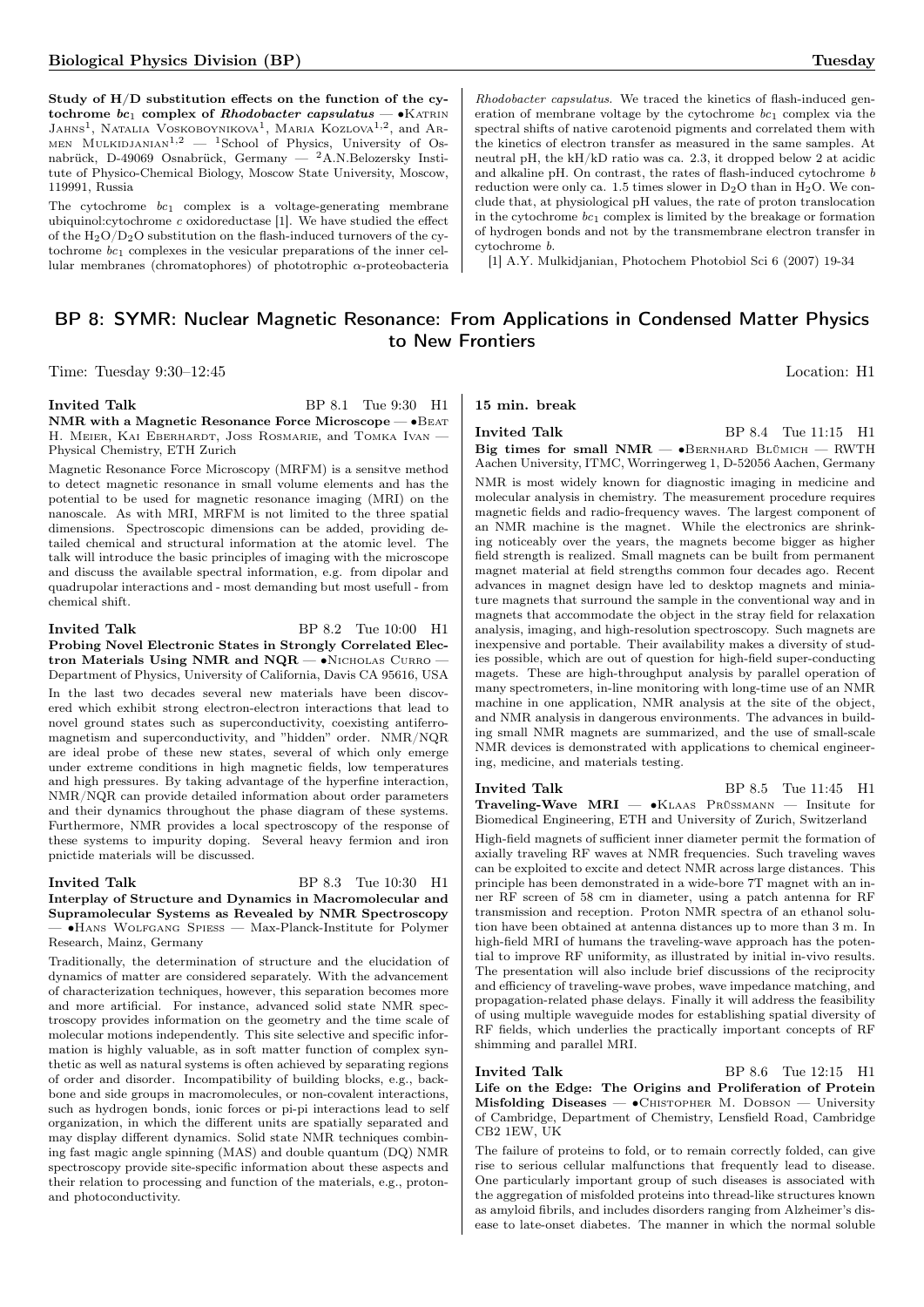**Study of H/D substitution effects on the function of the cytochrome $bc_1$ complex of *Rhodobacter capsulatus*** — •Katrin Jahns[1], Natalia Voskoboynikova[1], Maria Kozlova[1,2], and Armen Mulkidjanian[1,2] — [1]School of Physics, University of Osnabrück, D-49069 Osnabrück, Germany — [2]A.N.Belozersky Institute of Physico-Chemical Biology, Moscow State University, Moscow, 119991, Russia

The cytochrome $bc_1$ complex is a voltage-generating membrane ubiquinol:cytochrome $c$ oxidoreductase [1]. We have studied the effect of the $H_2O/D_2O$ substitution on the flash-induced turnovers of the cytochrome $bc_1$ complexes in the vesicular preparations of the inner cellular membranes (chromatophores) of phototrophic $\alpha$-proteobacteria *Rhodobacter capsulatus*. We traced the kinetics of flash-induced generation of membrane voltage by the cytochrome $bc_1$ complex via the spectral shifts of native carotenoid pigments and correlated them with the kinetics of electron transfer as measured in the same samples. At neutral pH, the kH/kD ratio was ca. 2.3, it dropped below 2 at acidic and alkaline pH. On contrast, the rates of flash-induced cytochrome $b$ reduction were only ca. 1.5 times slower in $D_2O$ than in $H_2O$. We conclude that, at physiological pH values, the rate of proton translocation in the cytochrome $bc_1$ complex is limited by the breakage or formation of hydrogen bonds and not by the transmembrane electron transfer in cytochrome $b$.

[1] A.Y. Mulkidjanian, Photochem Photobiol Sci 6 (2007) 19-34

## BP 8: SYMR: Nuclear Magnetic Resonance: From Applications in Condensed Matter Physics to New Frontiers

Time: Tuesday 9:30–12:45 Location: H1

**Invited Talk** BP 8.1 Tue 9:30 H1
**NMR with a Magnetic Resonance Force Microscope** — •Beat H. Meier, Kai Eberhardt, Joss Rosmarie, and Tomka Ivan — Physical Chemistry, ETH Zurich

Magnetic Resonance Force Microscopy (MRFM) is a sensitve method to detect magnetic resonance in small volume elements and has the potential to be used for magnetic resonance imaging (MRI) on the nanoscale. As with MRI, MRFM is not limited to the three spatial dimensions. Spectroscopic dimensions can be added, providing detailed chemical and structural information at the atomic level. The talk will introduce the basic principles of imaging with the microscope and discuss the available spectral information, e.g. from dipolar and quadrupolar interactions and - most demanding but most usefull - from chemical shift.

**Invited Talk** BP 8.2 Tue 10:00 H1
**Probing Novel Electronic States in Strongly Correlated Electron Materials Using NMR and NQR** — •Nicholas Curro — Department of Physics, University of California, Davis CA 95616, USA

In the last two decades several new materials have been discovered which exhibit strong electron-electron interactions that lead to novel ground states such as superconductivity, coexisting antiferromagnetism and superconductivity, and "hidden" order. NMR/NQR are ideal probe of these new states, several of which only emerge under extreme conditions in high magnetic fields, low temperatures and high pressures. By taking advantage of the hyperfine interaction, NMR/NQR can provide detailed information about order parameters and their dynamics throughout the phase diagram of these systems. Furthermore, NMR provides a local spectroscopy of the response of these systems to impurity doping. Several heavy fermion and iron pnictide materials will be discussed.

**Invited Talk** BP 8.3 Tue 10:30 H1
**Interplay of Structure and Dynamics in Macromolecular and Supramolecular Systems as Revealed by NMR Spectroscopy** — •Hans Wolfgang Spiess — Max-Planck-Institute for Polymer Research, Mainz, Germany

Traditionally, the determination of structure and the elucidation of dynamics of matter are considered separately. With the advancement of characterization techniques, however, this separation becomes more and more artificial. For instance, advanced solid state NMR spectroscopy provides information on the geometry and the time scale of molecular motions independently. This site selective and specific information is highly valuable, as in soft matter function of complex synthetic as well as natural systems is often achieved by separating regions of order and disorder. Incompatibility of building blocks, e.g., backbone and side groups in macromolecules, or non-covalent interactions, such as hydrogen bonds, ionic forces or pi-pi interactions lead to self organization, in which the different units are spatially separated and may display different dynamics. Solid state NMR techniques combining fast magic angle spinning (MAS) and double quantum (DQ) NMR spectroscopy provide site-specific information about these aspects and their relation to processing and function of the materials, e.g., proton- and photoconductivity.

**15 min. break**

**Invited Talk** BP 8.4 Tue 11:15 H1
**Big times for small NMR** — •Bernhard Blümich — RWTH Aachen University, ITMC, Worringerweg 1, D-52056 Aachen, Germany

NMR is most widely known for diagnostic imaging in medicine and molecular analysis in chemistry. The measurement procedure requires magnetic fields and radio-frequency waves. The largest component of an NMR machine is the magnet. While the electronics are shrinking noticeably over the years, the magnets become bigger as higher field strength is realized. Small magnets can be built from permanent magnet material at field strengths common four decades ago. Recent advances in magnet design have led to desktop magnets and miniature magnets that surround the sample in the conventional way and in magnets that accommodate the object in the stray field for relaxation analysis, imaging, and high-resolution spectroscopy. Such magnets are inexpensive and portable. Their availability makes a diversity of studies possible, which are out of question for high-field super-conducting magets. These are high-throughput analysis by parallel operation of many spectrometers, in-line monitoring with long-time use of an NMR machine in one application, NMR analysis at the site of the object, and NMR analysis in dangerous environments. The advances in building small NMR magnets are summarized, and the use of small-scale NMR devices is demonstrated with applications to chemical engineering, medicine, and materials testing.

**Invited Talk** BP 8.5 Tue 11:45 H1
**Traveling-Wave MRI** — •Klaas Prüssmann — Insitute for Biomedical Engineering, ETH and University of Zurich, Switzerland

High-field magnets of sufficient inner diameter permit the formation of axially traveling RF waves at NMR frequencies. Such traveling waves can be exploited to excite and detect NMR across large distances. This principle has been demonstrated in a wide-bore 7T magnet with an inner RF screen of 58 cm in diameter, using a patch antenna for RF transmission and reception. Proton NMR spectra of an ethanol solution have been obtained at antenna distances up to more than 3 m. In high-field MRI of humans the traveling-wave approach has the potential to improve RF uniformity, as illustrated by initial in-vivo results. The presentation will also include brief discussions of the reciprocity and efficiency of traveling-wave probes, wave impedance matching, and propagation-related phase delays. Finally it will address the feasibility of using multiple waveguide modes for establishing spatial diversity of RF fields, which underlies the practically important concepts of RF shimming and parallel MRI.

**Invited Talk** BP 8.6 Tue 12:15 H1
**Life on the Edge: The Origins and Proliferation of Protein Misfolding Diseases** — •Chistopher M. Dobson — University of Cambridge, Department of Chemistry, Lensfield Road, Cambridge CB2 1EW, UK

The failure of proteins to fold, or to remain correctly folded, can give rise to serious cellular malfunctions that frequently lead to disease. One particularly important group of such diseases is associated with the aggregation of misfolded proteins into thread-like structures known as amyloid fibrils, and includes disorders ranging from Alzheimer's disease to late-onset diabetes. The manner in which the normal soluble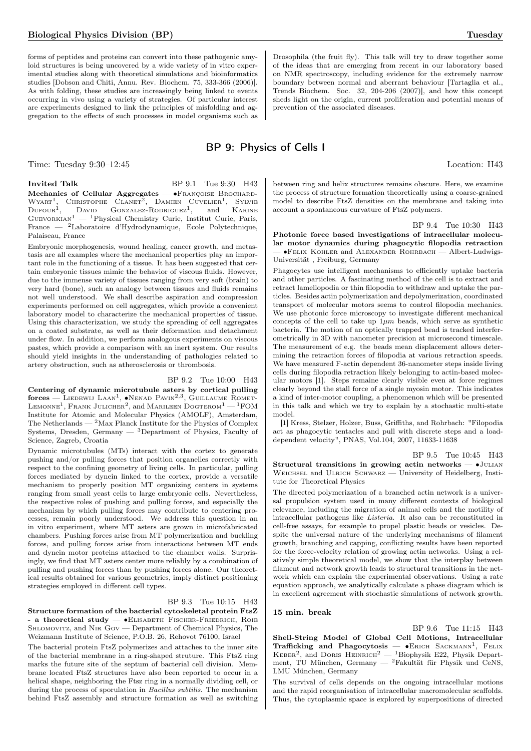forms of peptides and proteins can convert into these pathogenic amyloid structures is being uncovered by a wide variety of in vitro experimental studies along with theoretical simulations and bioinformatics studies [Dobson and Chiti, Annu. Rev. Biochem. 75, 333-366 (2006)]. As with folding, these studies are increasingly being linked to events occurring in vivo using a variety of strategies. Of particular interest are experiments designed to link the principles of misfolding and aggregation to the effects of such processes in model organisms such as Drosophila (the fruit fly). This talk will try to draw together some of the ideas that are emerging from recent in our laboratory based on NMR spectroscopy, including evidence for the extremely narrow boundary between normal and aberrant behaviour [Tartaglia et al., Trends Biochem. Soc. 32, 204-206 (2007)], and how this concept sheds light on the origin, current proliferation and potential means of prevention of the associated diseases.

## BP 9: Physics of Cells I

Time: Tuesday 9:30–12:45 Location: H43

**Invited Talk** BP 9.1 Tue 9:30 H43

**Mechanics of Cellular Aggregates** — •Françoise Brochard-Wyart[1], Christophe Clanet[2], Damien Cuvelier[1], Sylvie Dufour[1], David Gonzalez-Rodriguez[1], and Karine Guevorkian[1] — [1]Physical Chemistry Curie, Institut Curie, Paris, France — [2]Laboratoire d'Hydrodynamique, Ecole Polytechnique, Palaiseau, France

Embryonic morphogenesis, wound healing, cancer growth, and metastasis are all examples where the mechanical properties play an important role in the functioning of a tissue. It has been suggested that certain embryonic tissues mimic the behavior of viscous fluids. However, due to the immense variety of tissues ranging from very soft (brain) to very hard (bone), such an analogy between tissues and fluids remains not well understood. We shall describe aspiration and compression experiments performed on cell aggregates, which provide a convenient laboratory model to characterize the mechanical properties of tissue. Using this characterization, we study the spreading of cell aggregates on a coated substrate, as well as their deformation and detachment under flow. In addition, we perform analogous experiments on viscous pastes, which provide a comparison with an inert system. Our results should yield insights in the understanding of pathologies related to artery obstruction, such as atherosclerosis or thrombosis.

BP 9.2 Tue 10:00 H43

**Centering of dynamic microtubule asters by cortical pulling forces** — Liedewij Laan[1], •Nenad Pavin[2,3], Guillaume Romet-Lemonne[1], Frank Julicher[2], and Marileen Dogterom[1] — [1]FOM Institute for Atomic and Molecular Physics (AMOLF), Amsterdam, The Netherlands — [2]Max Planck Institute for the Physics of Complex Systems, Dresden, Germany — [3]Department of Physics, Faculty of Science, Zagreb, Croatia

Dynamic microtubules (MTs) interact with the cortex to generate pushing and/or pulling forces that position organelles correctly with respect to the confining geometry of living cells. In particular, pulling forces mediated by dynein linked to the cortex, provide a versatile mechanism to properly position MT organizing centers in systems ranging from small yeast cells to large embryonic cells. Nevertheless, the respective roles of pushing and pulling forces, and especially the mechanism by which pulling forces may contribute to centering processes, remain poorly understood. We address this question in an in vitro experiment, where MT asters are grown in microfabricated chambers. Pushing forces arise from MT polymerization and buckling forces, and pulling forces arise from interactions between MT ends and dynein motor proteins attached to the chamber walls. Surprisingly, we find that MT asters center more reliably by a combination of pulling and pushing forces than by pushing forces alone. Our theoretical results obtained for various geometries, imply distinct positioning strategies employed in different cell types.

BP 9.3 Tue 10:15 H43

**Structure formation of the bacterial cytoskeletal protein FtsZ - a theoretical study** — •Elisabeth Fischer-Friedrich, Roie Shlomovitz, and Nir Gov — Department of Chemical Physics, The Weizmann Institute of Science, P.O.B. 26, Rehovot 76100, Israel

The bacterial protein FtsZ polymerizes and attaches to the inner site of the bacterial membrane in a ring-shaped struture. This FtsZ ring marks the future site of the septum of bacterial cell division. Membrane located FtsZ structures have also been reported to occur in a helical shape, neighboring the Ftsz ring in a normally dividing cell, or during the process of sporulation in *Bacillus subtilis*. The mechanism behind FtsZ assembly and structure formation as well as switching between ring and helix structures remains obscure. Here, we examine the process of structure formation theoretically using a coarse-grained model to describe FtsZ densities on the membrane and taking into account a spontaneous curvature of FtsZ polymers.

BP 9.4 Tue 10:30 H43

**Photonic force based investigations of intracellular molecular motor dynamics during phagocytic filopodia retraction** — •Felix Kohler and Alexander Rohrbach — Albert-Ludwigs-Universität , Freiburg, Germany

Phagocytes use intelligent mechanisms to efficiently uptake bacteria and other particles. A fascinating method of the cell is to extract and retract lamellopodia or thin filopodia to withdraw and uptake the particles. Besides actin polymerization and depolymerization, coordinated transport of molecular motors seems to control filopodia mechanics. We use photonic force microscopy to investigate different mechanical concepts of the cell to take up $1\mu m$ beads, which serve as synthetic bacteria. The motion of an optically trapped bead is tracked interferometrically in 3D with nanometer precision at microsecond timescale. The measurement of e.g. the beads mean displacement allows determining the retraction forces of filopodia at various retraction speeds. We have measured F-actin dependent 36-nanometer steps inside living cells during filopodia retraction likely belonging to actin-based molecular motors [1]. Steps remaine clearly visible even at force regimes clearly beyond the stall force of a single myosin motor. This indicates a kind of inter-motor coupling, a phenomenon which will be presented in this talk and which we try to explain by a stochastic multi-state model.

[1] Kress, Stelzer, Holzer, Buss, Griffiths, and Rohrbach: "Filopodia act as phagocytic tentacles and pull with discrete steps and a load-dependent velocity", PNAS, Vol.104, 2007, 11633-11638

BP 9.5 Tue 10:45 H43

**Structural transitions in growing actin networks** — •Julian Weichsel and Ulrich Schwarz — University of Heidelberg, Institute for Theoretical Physics

The directed polymerization of a branched actin network is a universal propulsion system used in many different contexts of biological relevance, including the migration of animal cells and the motility of intracellular pathogens like *Listeria*. It also can be reconstituted in cell-free assays, for example to propel plastic beads or vesicles. Despite the universal nature of the underlying mechanisms of filament growth, branching and capping, conflicting results have been reported for the force-velocity relation of growing actin networks. Using a relatively simple theoretical model, we show that the interplay between filament and network growth leads to structural transitions in the network which can explain the experimental observations. Using a rate equation approach, we analytically calculate a phase diagram which is in excellent agreement with stochastic simulations of network growth.

**15 min. break**

BP 9.6 Tue 11:15 H43

**Shell-String Model of Global Cell Motions, Intracellular Trafficking and Phagocytosis** — •Erich Sackmann[1], Felix Keber[2], and Doris Heinrich[2] — [1]Biophysik E22, Physik Department, TU München, Germany — [2]Fakultät für Physik und CeNS, LMU München, Germany

The survival of cells depends on the ongoing intracellular motions and the rapid reorganisation of intracellular macromolecular scaffolds. Thus, the cytoplasmic space is explored by superpositions of directed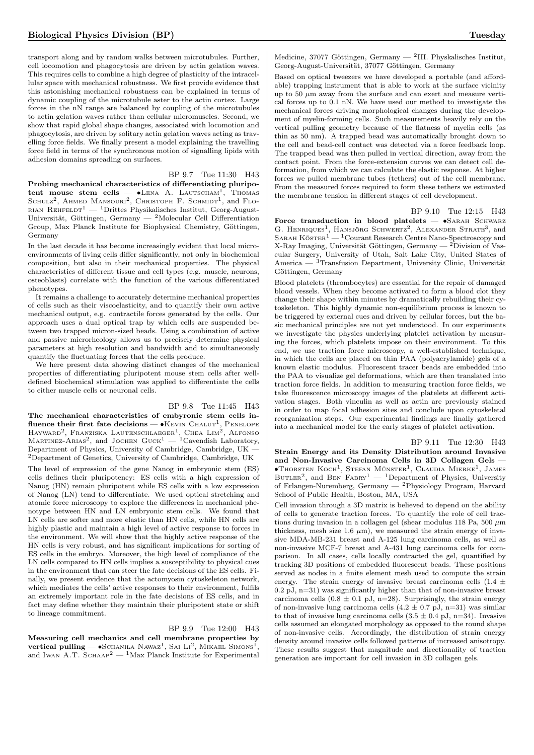transport along and by random walks between microtubules. Further, cell locomotion and phagocytosis are driven by actin gelation waves. This requires cells to combine a high degree of plasticity of the intracellular space with mechanical robustness. We first provide evidence that this astonishing mechanical robustness can be explained in terms of dynamic coupling of the microtubule aster to the actin cortex. Large forces in the nN range are balanced by coupling of the microtubules to actin gelation waves rather than cellular micromuscles. Second, we show that rapid global shape changes, associated with locomotion and phagocytosis, are driven by solitary actin gelation waves acting as travelling force fields. We finally present a model explaining the travelling force field in terms of the synchronous motion of signalling lipids with adhesion domains spreading on surfaces.

BP 9.7 Tue 11:30 H43

**Probing mechanical characteristics of differentiating pluripotent mouse stem cells** — •Lena A. Lautscham[1], Thomas Schulz[2], Ahmed Mansouri[2], Christoph F. Schmidt[1], and Florian Rehfeldt[1] — [1]Drittes Physikalisches Institut, Georg-August-Universität, Göttingen, Germany — [2]Molecular Cell Differentiation Group, Max Planck Institute for Biophysical Chemistry, Göttingen, Germany

In the last decade it has become increasingly evident that local microenvironments of living cells differ significantly, not only in biochemical composition, but also in their mechanical properties. The physical characteristics of different tissue and cell types (e.g. muscle, neurons, osteoblasts) correlate with the function of the various differentiated phenotypes.

It remains a challenge to accurately determine mechanical properties of cells such as their viscoelasticity, and to quantify their own active mechanical output, e.g. contractile forces generated by the cells. Our approach uses a dual optical trap by which cells are suspended between two trapped micron-sized beads. Using a combination of active and passive microrheology allows us to precisely determine physical parameters at high resolution and bandwidth and to simultaneously quantify the fluctuating forces that the cells produce.

We here present data showing distinct changes of the mechanical properties of differentiating pluripotent mouse stem cells after well-defined biochemical stimulation was applied to differentiate the cells to either muscle cells or neuronal cells.

BP 9.8 Tue 11:45 H43

**The mechanical characteristics of embyronic stem cells influence their first fate decisions** — •Kevin Chalut[1], Penelope Hayward[2], Franziska Lautenschlaeger[1], Chea Lim[2], Alfonso Martinez-Arias[2], and Jochen Guck[1] — [1]Cavendish Laboratory, Department of Physics, University of Cambridge, Cambridge, UK — [2]Department of Genetics, University of Cambridge, Cambridge, UK

The level of expression of the gene Nanog in embryonic stem (ES) cells defines their pluripotency: ES cells with a high expression of Nanog (HN) remain pluripotent while ES cells with a low expression of Nanog (LN) tend to differentiate. We used optical stretching and atomic force microscopy to explore the differences in mechanical phenotype between HN and LN embryonic stem cells. We found that LN cells are softer and more elastic than HN cells, while HN cells are highly plastic and maintain a high level of active response to forces in the environment. We will show that the highly active response of the HN cells is very robust, and has significant implications for sorting of ES cells in the embryo. Moreover, the high level of compliance of the LN cells compared to HN cells implies a susceptibility to physical cues in the environment that can steer the fate decisions of the ES cells. Finally, we present evidence that the actomyosin cytoskeleton network, which mediates the cells' active responses to their environment, fulfils an extremely important role in the fate decisions of ES cells, and in fact may define whether they maintain their pluripotent state or shift to lineage commitment.

BP 9.9 Tue 12:00 H43

**Measuring cell mechanics and cell membrane properties by vertical pulling** — •Schanila Nawaz[1], Sai Li[2], Mikael Simons[1], and Iwan A.T. Schaap[2] — [1]Max Planck Institute for Experimental Medicine, 37077 Göttingen, Germany — [2]III. Physkalisches Institut, Georg-August-Universität, 37077 Göttingen, Germany

Based on optical tweezers we have developed a portable (and affordable) trapping instrument that is able to work at the surface vicinity up to 50 $\mu$m away from the surface and can exert and measure vertical forces up to 0.1 nN. We have used our method to investigate the mechanical forces driving morphological changes during the development of myelin-forming cells. Such measurements heavily rely on the vertical pulling geometry because of the flatness of myelin cells (as thin as 50 nm). A trapped bead was automatically brought down to the cell and bead-cell contact was detected via a force feedback loop. The trapped bead was then pulled in vertical direction, away from the contact point. From the force-extension curves we can detect cell deformation, from which we can calculate the elastic response. At higher forces we pulled membrane tubes (tethers) out of the cell membrane. From the measured forces required to form these tethers we estimated the membrane tension in different stages of cell development.

BP 9.10 Tue 12:15 H43

**Force transduction in blood platelets** — •Sarah Schwarz G. Henriques[1], Hansjörg Schwertz[2], Alexander Strate[3], and Sarah Köster[1] — [1]Courant Research Centre Nano-Spectroscopy and X-Ray Imaging, Universität Göttingen, Germany — [2]Division of Vascular Surgery, University of Utah, Salt Lake City, United States of America — [3]Transfusion Department, University Clinic, Universität Göttingen, Germany

Blood platelets (thrombocytes) are essential for the repair of damaged blood vessels. When they become activated to form a blood clot they change their shape within minutes by dramatically rebuilding their cytoskeleton. This highly dynamic non-equilibrium process is known to be triggered by external cues and driven by cellular forces, but the basic mechanical principles are not yet understood. In our experiments we investigate the physics underlying platelet activation by measuring the forces, which platelets impose on their environment. To this end, we use traction force microscopy, a well-established technique, in which the cells are placed on thin PAA (polyacrylamide) gels of a known elastic modulus. Fluorescent tracer beads are embedded into the PAA to visualize gel deformations, which are then translated into traction force fields. In addition to measuring traction force fields, we take fluorescence microscopy images of the platelets at different activation stages. Both vinculin as well as actin are previously stained in order to map focal adhesion sites and conclude upon cytoskeletal reorganization steps. Our experimental findings are finally gathered into a mechanical model for the early stages of platelet activation.

BP 9.11 Tue 12:30 H43

**Strain Energy and its Density Distribution around Invasive and Non-Invasive Carcinoma Cells in 3D Collagen Gels** — •Thorsten Koch[1], Stefan Münster[1], Claudia Mierke[1], James Butler[2], and Ben Fabry[1] — [1]Department of Physics, University of Erlangen-Nuremberg, Germany — [2]Physiology Program, Harvard School of Public Health, Boston, MA, USA

Cell invasion through a 3D matrix is believed to depend on the ability of cells to generate traction forces. To quantify the role of cell tractions during invasion in a collagen gel (shear modulus 118 Pa, 500 $\mu$m thickness, mesh size 1.6 $\mu$m), we measured the strain energy of invasive MDA-MB-231 breast and A-125 lung carcinoma cells, as well as non-invasive MCF-7 breast and A-431 lung carcinoma cells for comparison. In all cases, cells locally contracted the gel, quantified by tracking 3D positions of embedded fluorescent beads. These positions served as nodes in a finite element mesh used to compute the strain energy. The strain energy of invasive breast carcinoma cells ($1.4 \pm 0.2$ pJ, n=31) was significantly higher than that of non-invasive breast carcinoma cells ($0.8 \pm 0.1$ pJ, n=28). Surprisingly, the strain energy of non-invasive lung carcinoma cells ($4.2 \pm 0.7$ pJ, n=31) was similar to that of invasive lung carcinoma cells ($3.5 \pm 0.4$ pJ, n=34). Invasive cells assumed an elongated morphology as opposed to the round shape of non-invasive cells. Accordingly, the distribution of strain energy density around invasive cells followed patterns of increased anisotropy. These results suggest that magnitude and directionality of traction generation are important for cell invasion in 3D collagen gels.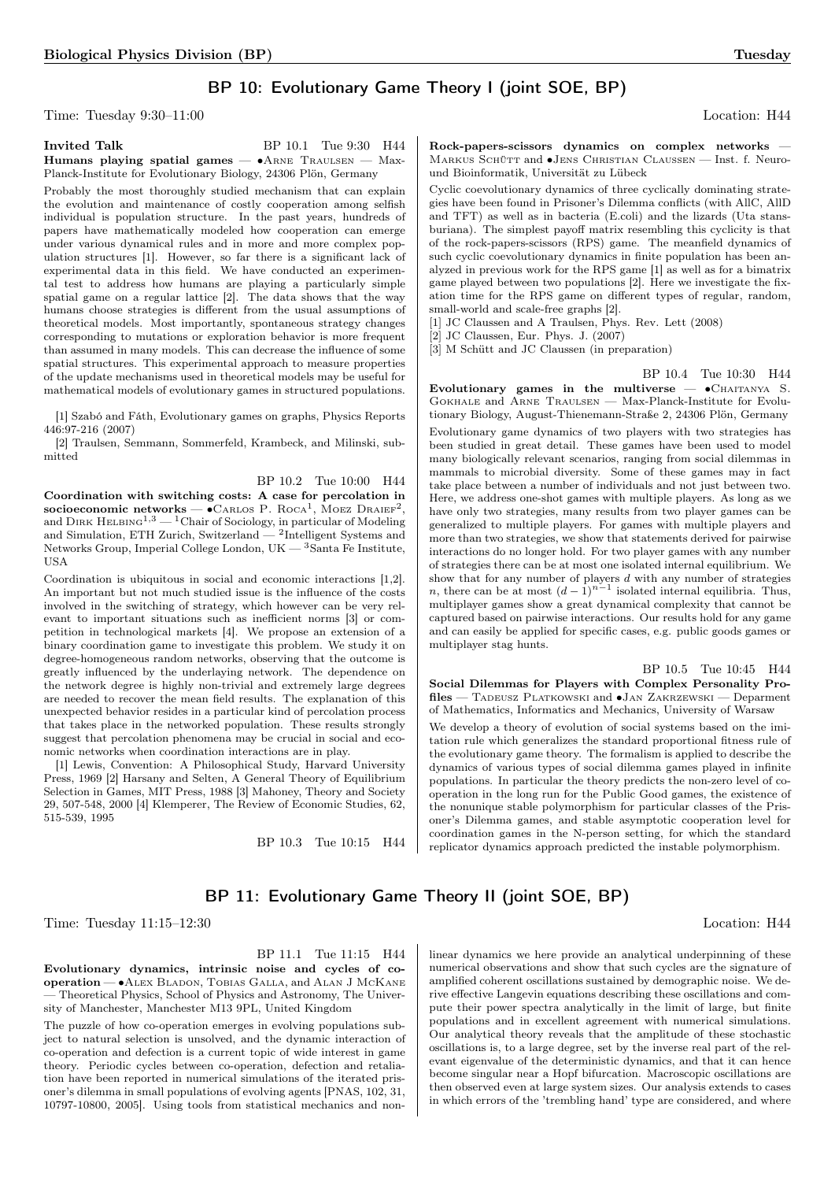## BP 10: Evolutionary Game Theory I (joint SOE, BP)

Time: Tuesday 9:30–11:00 Location: H44

**Invited Talk** BP 10.1 Tue 9:30 H44

**Humans playing spatial games** — •Arne Traulsen — Max-Planck-Institute for Evolutionary Biology, 24306 Plön, Germany

Probably the most thoroughly studied mechanism that can explain the evolution and maintenance of costly cooperation among selfish individual is population structure. In the past years, hundreds of papers have mathematically modeled how cooperation can emerge under various dynamical rules and in more and more complex population structures [1]. However, so far there is a significant lack of experimental data in this field. We have conducted an experimental test to address how humans are playing a particularly simple spatial game on a regular lattice [2]. The data shows that the way humans choose strategies is different from the usual assumptions of theoretical models. Most importantly, spontaneous strategy changes corresponding to mutations or exploration behavior is more frequent than assumed in many models. This can decrease the influence of some spatial structures. This experimental approach to measure properties of the update mechanisms used in theoretical models may be useful for mathematical models of evolutionary games in structured populations.

[1] Szabó and Fáth, Evolutionary games on graphs, Physics Reports 446:97-216 (2007)

[2] Traulsen, Semmann, Sommerfeld, Krambeck, and Milinski, submitted

BP 10.2 Tue 10:00 H44

**Coordination with switching costs: A case for percolation in socioeconomic networks** — •Carlos P. Roca[1], Moez Draief[2], and Dirk Helbing[1,3] — [1]Chair of Sociology, in particular of Modeling and Simulation, ETH Zurich, Switzerland — [2]Intelligent Systems and Networks Group, Imperial College London, UK — [3]Santa Fe Institute, USA

Coordination is ubiquitous in social and economic interactions [1,2]. An important but not much studied issue is the influence of the costs involved in the switching of strategy, which however can be very relevant to important situations such as inefficient norms [3] or competition in technological markets [4]. We propose an extension of a binary coordination game to investigate this problem. We study it on degree-homogeneous random networks, observing that the outcome is greatly influenced by the underlaying network. The dependence on the network degree is highly non-trivial and extremely large degrees are needed to recover the mean field results. The explanation of this unexpected behavior resides in a particular kind of percolation process that takes place in the networked population. These results strongly suggest that percolation phenomena may be crucial in social and economic networks when coordination interactions are in play.

[1] Lewis, Convention: A Philosophical Study, Harvard University Press, 1969 [2] Harsany and Selten, A General Theory of Equilibrium Selection in Games, MIT Press, 1988 [3] Mahoney, Theory and Society 29, 507-548, 2000 [4] Klemperer, The Review of Economic Studies, 62, 515-539, 1995

BP 10.3 Tue 10:15 H44

**Rock-papers-scissors dynamics on complex networks** — Markus Schütt and •Jens Christian Claussen — Inst. f. Neuro- und Bioinformatik, Universität zu Lübeck

Cyclic coevolutionary dynamics of three cyclically dominating strategies have been found in Prisoner's Dilemma conflicts (with AllC, AllD and TFT) as well as in bacteria (E.coli) and the lizards (Uta stansburiana). The simplest payoff matrix resembling this cyclicity is that of the rock-papers-scissors (RPS) game. The meanfield dynamics of such cyclic coevolutionary dynamics in finite population has been analyzed in previous work for the RPS game [1] as well as for a bimatrix game played between two populations [2]. Here we investigate the fixation time for the RPS game on different types of regular, random, small-world and scale-free graphs [2].

[1] JC Claussen and A Traulsen, Phys. Rev. Lett (2008)

[2] JC Claussen, Eur. Phys. J. (2007)

[3] M Schütt and JC Claussen (in preparation)

BP 10.4 Tue 10:30 H44

**Evolutionary games in the multiverse** — •Chaitanya S. Gokhale and Arne Traulsen — Max-Planck-Institute for Evolutionary Biology, August-Thienemann-Straße 2, 24306 Plön, Germany

Evolutionary game dynamics of two players with two strategies has been studied in great detail. These games have been used to model many biologically relevant scenarios, ranging from social dilemmas in mammals to microbial diversity. Some of these games may in fact take place between a number of individuals and not just between two. Here, we address one-shot games with multiple players. As long as we have only two strategies, many results from two player games can be generalized to multiple players. For games with multiple players and more than two strategies, we show that statements derived for pairwise interactions do no longer hold. For two player games with any number of strategies there can be at most one isolated internal equilibrium. We show that for any number of players $d$ with any number of strategies $n$, there can be at most $(d-1)^{n-1}$ isolated internal equilibria. Thus, multiplayer games show a great dynamical complexity that cannot be captured based on pairwise interactions. Our results hold for any game and can easily be applied for specific cases, e.g. public goods games or multiplayer stag hunts.

BP 10.5 Tue 10:45 H44

**Social Dilemmas for Players with Complex Personality Profiles** — Tadeusz Platkowski and •Jan Zakrzewski — Deparment of Mathematics, Informatics and Mechanics, University of Warsaw

We develop a theory of evolution of social systems based on the imitation rule which generalizes the standard proportional fitness rule of the evolutionary game theory. The formalism is applied to describe the dynamics of various types of social dilemma games played in infinite populations. In particular the theory predicts the non-zero level of cooperation in the long run for the Public Good games, the existence of the nonunique stable polymorphism for particular classes of the Prisoner's Dilemma games, and stable asymptotic cooperation level for coordination games in the N-person setting, for which the standard replicator dynamics approach predicted the instable polymorphism.

## BP 11: Evolutionary Game Theory II (joint SOE, BP)

Time: Tuesday 11:15–12:30 Location: H44

BP 11.1 Tue 11:15 H44

**Evolutionary dynamics, intrinsic noise and cycles of co-operation** — •Alex Bladon, Tobias Galla, and Alan J McKane — Theoretical Physics, School of Physics and Astronomy, The University of Manchester, Manchester M13 9PL, United Kingdom

The puzzle of how co-operation emerges in evolving populations subject to natural selection is unsolved, and the dynamic interaction of co-operation and defection is a current topic of wide interest in game theory. Periodic cycles between co-operation, defection and retaliation have been reported in numerical simulations of the iterated prisoner's dilemma in small populations of evolving agents [PNAS, 102, 31, 10797-10800, 2005]. Using tools from statistical mechanics and nonlinear dynamics we here provide an analytical underpinning of these numerical observations and show that such cycles are the signature of amplified coherent oscillations sustained by demographic noise. We derive effective Langevin equations describing these oscillations and compute their power spectra analytically in the limit of large, but finite populations and in excellent agreement with numerical simulations. Our analytical theory reveals that the amplitude of these stochastic oscillations is, to a large degree, set by the inverse real part of the relevant eigenvalue of the deterministic dynamics, and that it can hence become singular near a Hopf bifurcation. Macroscopic oscillations are then observed even at large system sizes. Our analysis extends to cases in which errors of the 'trembling hand' type are considered, and where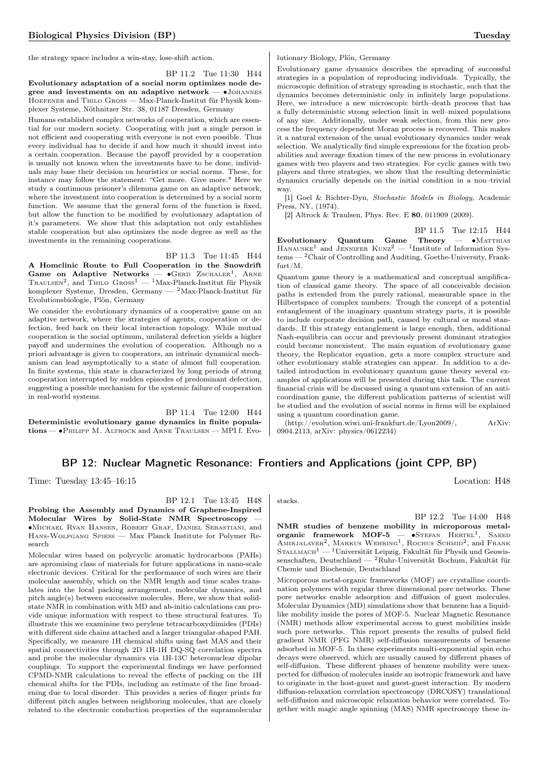the strategy space includes a win-stay, lose-shift action.

BP 11.2 Tue 11:30 H44

**Evolutionary adaptation of a social norm optimizes node degree and investments on an adaptive network** — •Johannes Hoefener and Thilo Gross — Max-Planck-Institut für Physik komplexer Systeme, Nöthnitzer Str. 38, 01187 Dresden, Germany

Humans established complex networks of cooperation, which are essential for our modern society. Cooperating with just a single person is not efficient and cooperating with everyone is not even possible. Thus every individual has to decide if and how much it should invest into a certain cooperation. Because the payoff provided by a cooperation is usually not known when the investments have to be done, individuals may base their decision on heuristics or social norms. These, for instance may follow the statement: "Get more. Give more." Here we study a continuous prisoner's dilemma game on an adaptive network, where the investment into cooperation is determined by a social norm function. We assume that the general form of the function is fixed, but allow the function to be modified by evolutionary adaptation of it's parameters. We show that this adaptation not only establishes stable cooperation but also optimizes the node degree as well as the investments in the remaining cooperations.

BP 11.3 Tue 11:45 H44

**A Homclinic Route to Full Cooperation in the Snowdrift Game on Adaptive Networks** — •Gerd Zschaler[1], Arne Traulsen[2], and Thilo Gross[1] — [1]Max-Planck-Institut für Physik komplexer Systeme, Dresden, Germany — [2]Max-Planck-Institut für Evolutionsbiologie, Plön, Germany

We consider the evolutionary dynamics of a cooperative game on an adaptive network, where the strategies of agents, cooperation or defection, feed back on their local interaction topology. While mutual cooperation is the social optimum, unilateral defection yields a higher payoff and undermines the evolution of cooperation. Although no a priori advantage is given to cooperators, an intrinsic dynamical mechanism can lead asymptotically to a state of almost full cooperation. In finite systems, this state is characterized by long periods of strong cooperation interrupted by sudden episodes of predominant defection, suggesting a possible mechanism for the systemic failure of cooperation in real-world systems.

BP 11.4 Tue 12:00 H44

**Deterministic evolutionary game dynamics in finite populations** — •Philipp M. Altrock and Arne Traulsen — MPI f. Evolutionary Biology, Plön, Germany

Evolutionary game dynamics describes the spreading of successful strategies in a population of reproducing individuals. Typically, the microscopic definition of strategy spreading is stochastic, such that the dynamics becomes deterministic only in infinitely large populations. Here, we introduce a new microscopic birth–death process that has a fully deterministic strong selection limit in well–mixed populations of any size. Additionally, under weak selection, from this new process the frequency dependent Moran process is recovered. This makes it a natural extension of the usual evolutionary dynamics under weak selection. We analytically find simple expressions for the fixation probabilities and average fixation times of the new process in evolutionary games with two players and two strategies. For cyclic games with two players and three strategies, we show that the resulting deterministic dynamics crucially depends on the initial condition in a non–trivial way.

[1] Goel & Richter-Dyn, *Stochastic Models in Biology*, Academic Press, NY, (1974).

[2] Altrock & Traulsen, Phys. Rev. E **80**, 011909 (2009).

BP 11.5 Tue 12:15 H44

**Evolutionary Quantum Game Theory** — •Matthias Hanauske[1] and Jennifer Kunz[2] — [1]Institute of Information Systems — [2]Chair of Controlling and Auditing, Goethe-University, Frankfurt/M.

Quantum game theory is a mathematical and conceptual amplification of classical game theory. The space of all conceivable decision paths is extended from the purely rational, measurable space in the Hilbertspace of complex numbers. Trough the concept of a potential entanglement of the imaginary quantum strategy parts, it is possible to include corporate decision path, caused by cultural or moral standards. If this strategy entanglement is large enough, then, additional Nash-equilibria can occur and previously present dominant strategies could become nonexistent. The main equation of evolutionary game theory, the Replicator equation, gets a more complex structure and other evolutionary stable strategies can appear. In addition to a detailed introduction in evolutionary quantum game theory several examples of applications will be presented during this talk. The current financial crisis will be discussed using a quantum extension of an anticoordination game, the different publication patterns of scientist will be studied and the evolution of social norms in firms will be explained using a quantum coordination game.

(http://evolution.wiwi.uni-frankfurt.de/Lyon2009/, ArXiv: 0904.2113, arXiv: physics/0612234)

## BP 12: Nuclear Magnetic Resonance: Frontiers and Applications (joint CPP, BP)

Time: Tuesday 13:45–16:15 Location: H48

BP 12.1 Tue 13:45 H48

**Probing the Assembly and Dynamics of Graphene-Inspired Molecular Wires by Solid-State NMR Spectroscopy** — •Michael Ryan Hansen, Robert Graf, Daniel Sebastiani, and Hans-Wolfgang Spiess — Max Planck Institute for Polymer Research

Molecular wires based on polycyclic aromatic hydrocarbons (PAHs) are apromising class of materials for future applications in nano-scale electronic devices. Critical for the performance of such wires are their molecular assembly, which on the NMR length and time scales translates into the local packing arrangement, molecular dynamics, and pitch angle(s) between successive molecules. Here, we show that solid-state NMR in combination with MD and ab-initio calculations can provide unique information with respect to these structural features. To illustrate this we examinine two perylene tetracarboxydiimides (PDIs) with different side chains attached and a larger triangular-shaped PAH. Specifically, we measure 1H chemical shifts using fast MAS and their spatial connectivities through 2D 1H-1H DQ-SQ correlation spectra and probe the molecular dynamics via 1H-13C heteronuclear dipolar couplings. To support the experimental findings we have performed CPMD-NMR calculations to reveal the effects of packing on the 1H chemical shifts for the PDIs, including an estimate of the line broadening due to local disorder. This provides a series of finger prints for different pitch angles between neighboring molecules, that are closely related to the electronic conduction properties of the supramolecular stacks.

BP 12.2 Tue 14:00 H48

**NMR studies of benzene mobility in microporous metal-organic framework MOF-5** — •Stefan Hertel[1], Saeed Amirjalayer[2], Markus Wehring[1], Rochus Schmid[2], and Frank Stallmach[1] — [1]Universität Leipzig, Fakultät für Physik und Geowissenschaften, Deutschland — [2]Ruhr-Universität Bochum, Fakultät für Chemie und Biochemie, Deutschland

Microporous metal-organic frameworks (MOF) are crystalline coordination polymers with regular three dimensional pore networks. These pore networks enable adsorption and diffusion of guest molecules. Molecular Dynamics (MD) simulations show that benzene has a liquid-like mobility inside the pores of MOF-5. Nuclear Magnetic Resonance (NMR) methods allow experimental access to guest mobilities inside such pore networks. This report presents the results of pulsed field gradient NMR (PFG NMR) self-diffusion measurements of benzene adsorbed in MOF-5. In these experiments multi-exponential spin echo decays were observed, which are usually caused by different phases of self-diffusion. These different phases of benzene mobility were unexpected for diffusion of molecules inside an isotropic framework and have to originate in the host-guest and guest-guest interaction. By modern diffusion-relaxation correlation spectroscopy (DRCOSY) translational self-diffusion and microscopic relaxation behavior were correlated. Together with magic angle spinning (MAS) NMR spectroscopy these in-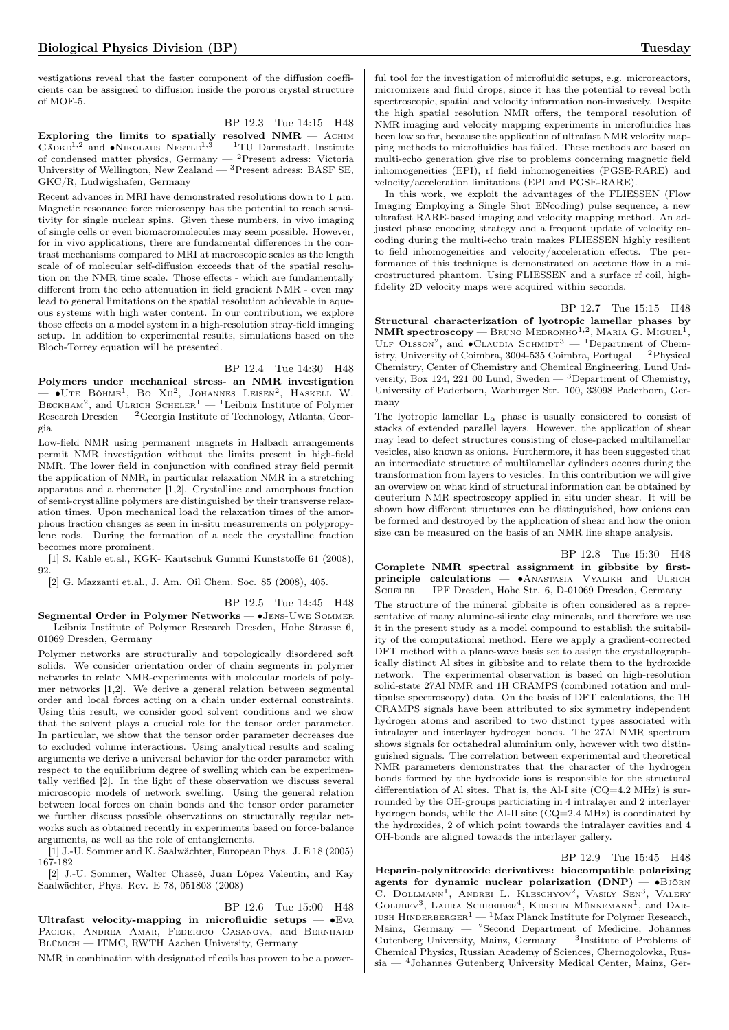vestigations reveal that the faster component of the diffusion coefficients can be assigned to diffusion inside the porous crystal structure of MOF-5.

BP 12.3 Tue 14:15 H48

**Exploring the limits to spatially resolved NMR** — Achim Gädke[1,2] and •Nikolaus Nestle[1,3] — [1]TU Darmstadt, Institute of condensed matter physics, Germany — [2]Present adress: Victoria University of Wellington, New Zealand — [3]Present adress: BASF SE, GKC/R, Ludwigshafen, Germany

Recent advances in MRI have demonstrated resolutions down to 1 $\mu$m. Magnetic resonance force microscopy has the potential to reach sensitivity for single nuclear spins. Given these numbers, in vivo imaging of single cells or even biomacromolecules may seem possible. However, for in vivo applications, there are fundamental differences in the contrast mechanisms compared to MRI at macroscopic scales as the length scale of of molecular self-diffusion exceeds that of the spatial resolution on the NMR time scale. Those effects - which are fundamentally different from the echo attenuation in field gradient NMR - even may lead to general limitations on the spatial resolution achievable in aqueous systems with high water content. In our contribution, we explore those effects on a model system in a high-resolution stray-field imaging setup. In addition to experimental results, simulations based on the Bloch-Torrey equation will be presented.

BP 12.4 Tue 14:30 H48

**Polymers under mechanical stress- an NMR investigation** — •Ute Böhme[1], Bo Xu[2], Johannes Leisen[2], Haskell W. Beckham[2], and Ulrich Scheler[1] — [1]Leibniz Institute of Polymer Research Dresden — [2]Georgia Institute of Technology, Atlanta, Georgia

Low-field NMR using permanent magnets in Halbach arrangements permit NMR investigation without the limits present in high-field NMR. The lower field in conjunction with confined stray field permit the application of NMR, in particular relaxation NMR in a stretching apparatus and a rheometer [1,2]. Crystalline and amorphous fraction of semi-crystalline polymers are distinguished by their transverse relaxation times. Upon mechanical load the relaxation times of the amorphous fraction changes as seen in in-situ measurements on polypropylene rods. During the formation of a neck the crystalline fraction becomes more prominent.

[1] S. Kahle et.al., KGK- Kautschuk Gummi Kunststoffe 61 (2008), 92.

[2] G. Mazzanti et.al., J. Am. Oil Chem. Soc. 85 (2008), 405.

BP 12.5 Tue 14:45 H48

**Segmental Order in Polymer Networks** — •Jens-Uwe Sommer — Leibniz Institute of Polymer Research Dresden, Hohe Strasse 6, 01069 Dresden, Germany

Polymer networks are structurally and topologically disordered soft solids. We consider orientation order of chain segments in polymer networks to relate NMR-experiments with molecular models of polymer networks [1,2]. We derive a general relation between segmental order and local forces acting on a chain under external constraints. Using this result, we consider good solvent conditions and we show that the solvent plays a crucial role for the tensor order parameter. In particular, we show that the tensor order parameter decreases due to excluded volume interactions. Using analytical results and scaling arguments we derive a universal behavior for the order parameter with respect to the equilibrium degree of swelling which can be experimentally verified [2]. In the light of these observation we discuss several microscopic models of network swelling. Using the general relation between local forces on chain bonds and the tensor order parameter we further discuss possible observations on structurally regular networks such as obtained recently in experiments based on force-balance arguments, as well as the role of entanglements.

[1] J.-U. Sommer and K. Saalwächter, European Phys. J. E 18 (2005) 167-182

[2] J.-U. Sommer, Walter Chassé, Juan López Valentín, and Kay Saalwächter, Phys. Rev. E 78, 051803 (2008)

BP 12.6 Tue 15:00 H48

**Ultrafast velocity-mapping in microfluidic setups** — •Eva Paciok, Andrea Amar, Federico Casanova, and Bernhard Blümich — ITMC, RWTH Aachen University, Germany

NMR in combination with designated rf coils has proven to be a powerful tool for the investigation of microfluidic setups, e.g. microreactors, micromixers and fluid drops, since it has the potential to reveal both spectroscopic, spatial and velocity information non-invasively. Despite the high spatial resolution NMR offers, the temporal resolution of NMR imaging and velocity mapping experiments in microfluidics has been low so far, because the application of ultrafast NMR velocity mapping methods to microfluidics has failed. These methods are based on multi-echo generation give rise to problems concerning magnetic field inhomogeneities (EPI), rf field inhomogeneities (PGSE-RARE) and velocity/acceleration limitations (EPI and PGSE-RARE).

In this work, we exploit the advantages of the FLIESSEN (Flow Imaging Employing a Single Shot ENcoding) pulse sequence, a new ultrafast RARE-based imaging and velocity mapping method. An adjusted phase encoding strategy and a frequent update of velocity encoding during the multi-echo train makes FLIESSEN highly resilient to field inhomogeneities and velocity/acceleration effects. The performance of this technique is demonstrated on acetone flow in a microstructured phantom. Using FLIESSEN and a surface rf coil, high-fidelity 2D velocity maps were acquired within seconds.

BP 12.7 Tue 15:15 H48

**Structural characterization of lyotropic lamellar phases by NMR spectroscopy** — Bruno Medronho[1,2], Maria G. Miguel[1], Ulf Olsson[2], and •Claudia Schmidt[3] — [1]Department of Chemistry, University of Coimbra, 3004-535 Coimbra, Portugal — [2]Physical Chemistry, Center of Chemistry and Chemical Engineering, Lund University, Box 124, 221 00 Lund, Sweden — [3]Department of Chemistry, University of Paderborn, Warburger Str. 100, 33098 Paderborn, Germany

The lyotropic lamellar $L_\alpha$ phase is usually considered to consist of stacks of extended parallel layers. However, the application of shear may lead to defect structures consisting of close-packed multilamellar vesicles, also known as onions. Furthermore, it has been suggested that an intermediate structure of multilamellar cylinders occurs during the transformation from layers to vesicles. In this contribution we will give an overview on what kind of structural information can be obtained by deuterium NMR spectroscopy applied in situ under shear. It will be shown how different structures can be distinguished, how onions can be formed and destroyed by the application of shear and how the onion size can be measured on the basis of an NMR line shape analysis.

BP 12.8 Tue 15:30 H48

**Complete NMR spectral assignment in gibbsite by first-principle calculations** — •Anastasia Vyalikh and Ulrich Scheler — IPF Dresden, Hohe Str. 6, D-01069 Dresden, Germany

The structure of the mineral gibbsite is often considered as a representative of many alumino-silicate clay minerals, and therefore we use it in the present study as a model compound to establish the suitability of the computational method. Here we apply a gradient-corrected DFT method with a plane-wave basis set to assign the crystallographically distinct Al sites in gibbsite and to relate them to the hydroxide network. The experimental observation is based on high-resolution solid-state 27Al NMR and 1H CRAMPS (combined rotation and multipulse spectroscopy) data. On the basis of DFT calculations, the 1H CRAMPS signals have been attributed to six symmetry independent hydrogen atoms and ascribed to two distinct types associated with intralayer and interlayer hydrogen bonds. The 27Al NMR spectrum shows signals for octahedral aluminium only, however with two distinguished signals. The correlation between experimental and theoretical NMR parameters demonstrates that the character of the hydrogen bonds formed by the hydroxide ions is responsible for the structural differentiation of Al sites. That is, the Al-I site (CQ=4.2 MHz) is surrounded by the OH-groups particiating in 4 intralayer and 2 interlayer hydrogen bonds, while the Al-II site (CQ=2.4 MHz) is coordinated by the hydroxides, 2 of which point towards the intralayer cavities and 4 OH-bonds are aligned towards the interlayer gallery.

BP 12.9 Tue 15:45 H48

**Heparin-polynitroxide derivatives: biocompatible polarizing agents for dynamic nuclear polarization (DNP)** — •Björn C. Dollmann[1], Andrei L. Kleschyov[2], Vasily Sen[3], Valery Golubev[3], Laura Schreiber[4], Kerstin Münnemann[1], and Dariush Hinderberger[1] — [1]Max Planck Institute for Polymer Research, Mainz, Germany — [2]Second Department of Medicine, Johannes Gutenberg University, Mainz, Germany — [3]Institute of Problems of Chemical Physics, Russian Academy of Sciences, Chernogolovka, Russia — [4]Johannes Gutenberg University Medical Center, Mainz, Ger-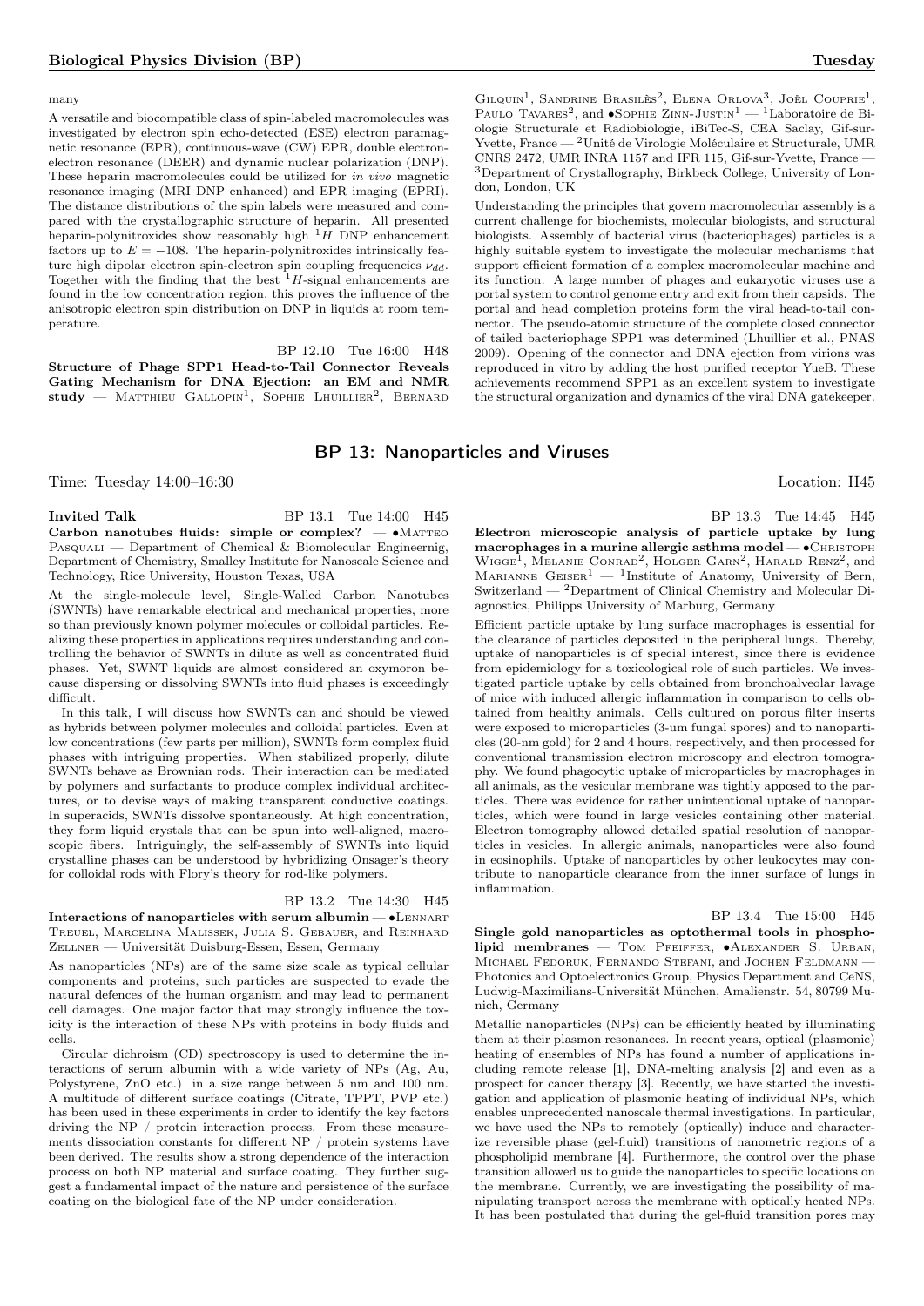many

A versatile and biocompatible class of spin-labeled macromolecules was investigated by electron spin echo-detected (ESE) electron paramagnetic resonance (EPR), continuous-wave (CW) EPR, double electron-electron resonance (DEER) and dynamic nuclear polarization (DNP). These heparin macromolecules could be utilized for *in vivo* magnetic resonance imaging (MRI DNP enhanced) and EPR imaging (EPRI). The distance distributions of the spin labels were measured and compared with the crystallographic structure of heparin. All presented heparin-polynitroxides show reasonably high $^1H$ DNP enhancement factors up to $E = -108$. The heparin-polynitroxides intrinsically feature high dipolar electron spin-electron spin coupling frequencies $\nu_{dd}$. Together with the finding that the best $^1H$-signal enhancements are found in the low concentration region, this proves the influence of the anisotropic electron spin distribution on DNP in liquids at room temperature.

BP 12.10 Tue 16:00 H48

**Structure of Phage SPP1 Head-to-Tail Connector Reveals Gating Mechanism for DNA Ejection: an EM and NMR study** — Matthieu Gallopin[1], Sophie Lhuillier[2], Bernard Gilquin[1], Sandrine Brasilès[2], Elena Orlova[3], Joël Couprie[1], Paulo Tavares[2], and •Sophie Zinn-Justin[1] — [1]Laboratoire de Biologie Structurale et Radiobiologie, iBiTec-S, CEA Saclay, Gif-sur-Yvette, France — [2]Unité de Virologie Moléculaire et Structurale, UMR CNRS 2472, UMR INRA 1157 and IFR 115, Gif-sur-Yvette, France — [3]Department of Crystallography, Birkbeck College, University of London, London, UK

Understanding the principles that govern macromolecular assembly is a current challenge for biochemists, molecular biologists, and structural biologists. Assembly of bacterial virus (bacteriophages) particles is a highly suitable system to investigate the molecular mechanisms that support efficient formation of a complex macromolecular machine and its function. A large number of phages and eukaryotic viruses use a portal system to control genome entry and exit from their capsids. The portal and head completion proteins form the viral head-to-tail connector. The pseudo-atomic structure of the complete closed connector of tailed bacteriophage SPP1 was determined (Lhuillier et al., PNAS 2009). Opening of the connector and DNA ejection from virions was reproduced in vitro by adding the host purified receptor YueB. These achievements recommend SPP1 as an excellent system to investigate the structural organization and dynamics of the viral DNA gatekeeper.

## BP 13: Nanoparticles and Viruses

Time: Tuesday 14:00–16:30 Location: H45

**Invited Talk** BP 13.1 Tue 14:00 H45

**Carbon nanotubes fluids: simple or complex?** — •Matteo Pasquali — Department of Chemical & Biomolecular Engineernig, Department of Chemistry, Smalley Institute for Nanoscale Science and Technology, Rice University, Houston Texas, USA

At the single-molecule level, Single-Walled Carbon Nanotubes (SWNTs) have remarkable electrical and mechanical properties, more so than previously known polymer molecules or colloidal particles. Realizing these properties in applications requires understanding and controlling the behavior of SWNTs in dilute as well as concentrated fluid phases. Yet, SWNT liquids are almost considered an oxymoron because dispersing or dissolving SWNTs into fluid phases is exceedingly difficult.

In this talk, I will discuss how SWNTs can and should be viewed as hybrids between polymer molecules and colloidal particles. Even at low concentrations (few parts per million), SWNTs form complex fluid phases with intriguing properties. When stabilized properly, dilute SWNTs behave as Brownian rods. Their interaction can be mediated by polymers and surfactants to produce complex individual architectures, or to devise ways of making transparent conductive coatings. In superacids, SWNTs dissolve spontaneously. At high concentration, they form liquid crystals that can be spun into well-aligned, macroscopic fibers. Intriguingly, the self-assembly of SWNTs into liquid crystalline phases can be understood by hybridizing Onsager's theory for colloidal rods with Flory's theory for rod-like polymers.

BP 13.2 Tue 14:30 H45

**Interactions of nanoparticles with serum albumin** — •Lennart Treuel, Marcelina Malissek, Julia S. Gebauer, and Reinhard Zellner — Universität Duisburg-Essen, Essen, Germany

As nanoparticles (NPs) are of the same size scale as typical cellular components and proteins, such particles are suspected to evade the natural defences of the human organism and may lead to permanent cell damages. One major factor that may strongly influence the toxicity is the interaction of these NPs with proteins in body fluids and cells.

Circular dichroism (CD) spectroscopy is used to determine the interactions of serum albumin with a wide variety of NPs (Ag, Au, Polystyrene, ZnO etc.) in a size range between 5 nm and 100 nm. A multitude of different surface coatings (Citrate, TPPT, PVP etc.) has been used in these experiments in order to identify the key factors driving the NP / protein interaction process. From these measurements dissociation constants for different NP / protein systems have been derived. The results show a strong dependence of the interaction process on both NP material and surface coating. They further suggest a fundamental impact of the nature and persistence of the surface coating on the biological fate of the NP under consideration.

BP 13.3 Tue 14:45 H45

**Electron microscopic analysis of particle uptake by lung macrophages in a murine allergic asthma model** — •Christoph Wigge[1], Melanie Conrad[2], Holger Garn[2], Harald Renz[2], and Marianne Geiser[1] — [1]Institute of Anatomy, University of Bern, Switzerland — [2]Department of Clinical Chemistry and Molecular Diagnostics, Philipps University of Marburg, Germany

Efficient particle uptake by lung surface macrophages is essential for the clearance of particles deposited in the peripheral lungs. Thereby, uptake of nanoparticles is of special interest, since there is evidence from epidemiology for a toxicological role of such particles. We investigated particle uptake by cells obtained from bronchoalveolar lavage of mice with induced allergic inflammation in comparison to cells obtained from healthy animals. Cells cultured on porous filter inserts were exposed to microparticles (3-um fungal spores) and to nanoparticles (20-nm gold) for 2 and 4 hours, respectively, and then processed for conventional transmission electron microscopy and electron tomography. We found phagocytic uptake of microparticles by macrophages in all animals, as the vesicular membrane was tightly apposed to the particles. There was evidence for rather unintentional uptake of nanoparticles, which were found in large vesicles containing other material. Electron tomography allowed detailed spatial resolution of nanoparticles in vesicles. In allergic animals, nanoparticles were also found in eosinophils. Uptake of nanoparticles by other leukocytes may contribute to nanoparticle clearance from the inner surface of lungs in inflammation.

BP 13.4 Tue 15:00 H45

**Single gold nanoparticles as optothermal tools in phospholipid membranes** — Tom Pfeiffer, •Alexander S. Urban, Michael Fedoruk, Fernando Stefani, and Jochen Feldmann — Photonics and Optoelectronics Group, Physics Department and CeNS, Ludwig-Maximilians-Universität München, Amalienstr. 54, 80799 Munich, Germany

Metallic nanoparticles (NPs) can be efficiently heated by illuminating them at their plasmon resonances. In recent years, optical (plasmonic) heating of ensembles of NPs has found a number of applications including remote release [1], DNA-melting analysis [2] and even as a prospect for cancer therapy [3]. Recently, we have started the investigation and application of plasmonic heating of individual NPs, which enables unprecedented nanoscale thermal investigations. In particular, we have used the NPs to remotely (optically) induce and characterize reversible phase (gel-fluid) transitions of nanometric regions of a phospholipid membrane [4]. Furthermore, the control over the phase transition allowed us to guide the nanoparticles to specific locations on the membrane. Currently, we are investigating the possibility of manipulating transport across the membrane with optically heated NPs. It has been postulated that during the gel-fluid transition pores may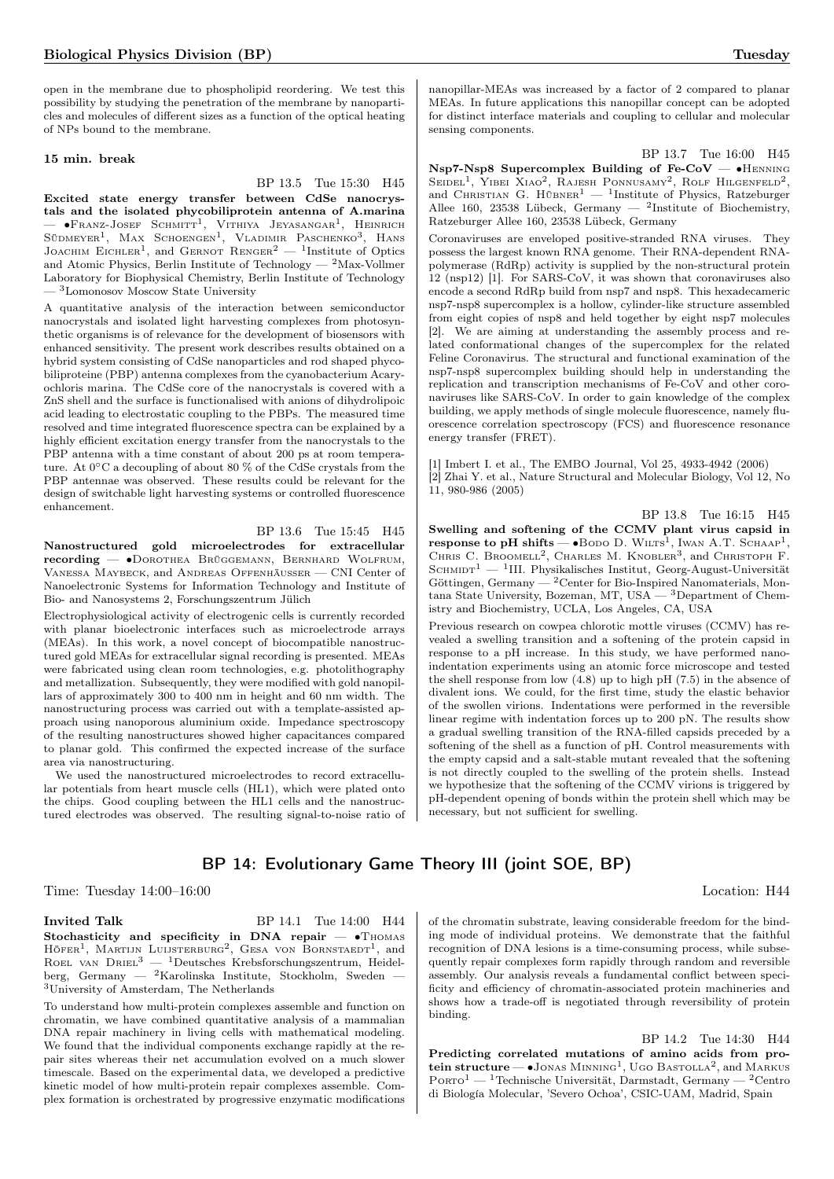open in the membrane due to phospholipid reordering. We test this possibility by studying the penetration of the membrane by nanoparticles and molecules of different sizes as a function of the optical heating of NPs bound to the membrane.

**15 min. break**

BP 13.5 Tue 15:30 H45

**Excited state energy transfer between CdSe nanocrystals and the isolated phycobiliprotein antenna of A.marina** — •Franz-Josef Schmitt[1], Vithiya Jeyasangar[1], Heinrich Südmeyer[1], Max Schoengen[1], Vladimir Paschenko[3], Hans Joachim Eichler[1], and Gernot Renger[2] — [1]Institute of Optics and Atomic Physics, Berlin Institute of Technology — [2]Max-Vollmer Laboratory for Biophysical Chemistry, Berlin Institute of Technology — [3]Lomonosov Moscow State University

A quantitative analysis of the interaction between semiconductor nanocrystals and isolated light harvesting complexes from photosynthetic organisms is of relevance for the development of biosensors with enhanced sensitivity. The present work describes results obtained on a hybrid system consisting of CdSe nanoparticles and rod shaped phycobiliproteine (PBP) antenna complexes from the cyanobacterium Acaryochloris marina. The CdSe core of the nanocrystals is covered with a ZnS shell and the surface is functionalised with anions of dihydrolipoic acid leading to electrostatic coupling to the PBPs. The measured time resolved and time integrated fluorescence spectra can be explained by a highly efficient excitation energy transfer from the nanocrystals to the PBP antenna with a time constant of about 200 ps at room temperature. At 0°C a decoupling of about 80 % of the CdSe crystals from the PBP antennae was observed. These results could be relevant for the design of switchable light harvesting systems or controlled fluorescence enhancement.

BP 13.6 Tue 15:45 H45

**Nanostructured gold microelectrodes for extracellular recording** — •Dorothea Brüggemann, Bernhard Wolfrum, Vanessa Maybeck, and Andreas Offenhäusser — CNI Center of Nanoelectronic Systems for Information Technology and Institute of Bio- and Nanosystems 2, Forschungszentrum Jülich

Electrophysiological activity of electrogenic cells is currently recorded with planar bioelectronic interfaces such as microelectrode arrays (MEAs). In this work, a novel concept of biocompatible nanostructured gold MEAs for extracellular signal recording is presented. MEAs were fabricated using clean room technologies, e.g. photolithography and metallization. Subsequently, they were modified with gold nanopillars of approximately 300 to 400 nm in height and 60 nm width. The nanostructuring process was carried out with a template-assisted approach using nanoporous aluminium oxide. Impedance spectroscopy of the resulting nanostructures showed higher capacitances compared to planar gold. This confirmed the expected increase of the surface area via nanostructuring.

We used the nanostructured microelectrodes to record extracellular potentials from heart muscle cells (HL1), which were plated onto the chips. Good coupling between the HL1 cells and the nanostructured electrodes was observed. The resulting signal-to-noise ratio of nanopillar-MEAs was increased by a factor of 2 compared to planar MEAs. In future applications this nanopillar concept can be adopted for distinct interface materials and coupling to cellular and molecular sensing components.

BP 13.7 Tue 16:00 H45

**Nsp7-Nsp8 Supercomplex Building of Fe-CoV** — •Henning Seidel[1], Yibei Xiao[2], Rajesh Ponnusamy[2], Rolf Hilgenfeld[2], and Christian G. Hübner[1] — [1]Institute of Physics, Ratzeburger Allee 160, 23538 Lübeck, Germany — [2]Institute of Biochemistry, Ratzeburger Allee 160, 23538 Lübeck, Germany

Coronaviruses are enveloped positive-stranded RNA viruses. They possess the largest known RNA genome. Their RNA-dependent RNA-polymerase (RdRp) activity is supplied by the non-structural protein 12 (nsp12) [1]. For SARS-CoV, it was shown that coronaviruses also encode a second RdRp build from nsp7 and nsp8. This hexadecameric nsp7-nsp8 supercomplex is a hollow, cylinder-like structure assembled from eight copies of nsp8 and held together by eight nsp7 molecules [2]. We are aiming at understanding the assembly process and related conformational changes of the supercomplex for the related Feline Coronavirus. The structural and functional examination of the nsp7-nsp8 supercomplex building should help in understanding the replication and transcription mechanisms of Fe-CoV and other coronaviruses like SARS-CoV. In order to gain knowledge of the complex building, we apply methods of single molecule fluorescence, namely fluorescence correlation spectroscopy (FCS) and fluorescence resonance energy transfer (FRET).

[1] Imbert I. et al., The EMBO Journal, Vol 25, 4933-4942 (2006)
[2] Zhai Y. et al., Nature Structural and Molecular Biology, Vol 12, No 11, 980-986 (2005)

BP 13.8 Tue 16:15 H45

**Swelling and softening of the CCMV plant virus capsid in response to pH shifts** — •Bodo D. Wilts[1], Iwan A.T. Schaap[1], Chris C. Broomell[2], Charles M. Knobler[3], and Christoph F. Schmidt[1] — [1]III. Physikalisches Institut, Georg-August-Universität Göttingen, Germany — [2]Center for Bio-Inspired Nanomaterials, Montana State University, Bozeman, MT, USA — [3]Department of Chemistry and Biochemistry, UCLA, Los Angeles, CA, USA

Previous research on cowpea chlorotic mottle viruses (CCMV) has revealed a swelling transition and a softening of the protein capsid in response to a pH increase. In this study, we have performed nanoindentation experiments using an atomic force microscope and tested the shell response from low (4.8) up to high pH (7.5) in the absence of divalent ions. We could, for the first time, study the elastic behavior of the swollen virions. Indentations were performed in the reversible linear regime with indentation forces up to 200 pN. The results show a gradual swelling transition of the RNA-filled capsids preceded by a softening of the shell as a function of pH. Control measurements with the empty capsid and a salt-stable mutant revealed that the softening is not directly coupled to the swelling of the protein shells. Instead we hypothesize that the softening of the CCMV virions is triggered by pH-dependent opening of bonds within the protein shell which may be necessary, but not sufficient for swelling.

## BP 14: Evolutionary Game Theory III (joint SOE, BP)

Time: Tuesday 14:00–16:00 Location: H44

**Invited Talk** BP 14.1 Tue 14:00 H44

**Stochasticity and specificity in DNA repair** — •Thomas Höfer[1], Martijn Luijsterburg[2], Gesa von Bornstaedt[1], and Roel van Driel[3] — [1]Deutsches Krebsforschungszentrum, Heidelberg, Germany — [2]Karolinska Institute, Stockholm, Sweden — [3]University of Amsterdam, The Netherlands

To understand how multi-protein complexes assemble and function on chromatin, we have combined quantitative analysis of a mammalian DNA repair machinery in living cells with mathematical modeling. We found that the individual components exchange rapidly at the repair sites whereas their net accumulation evolved on a much slower timescale. Based on the experimental data, we developed a predictive kinetic model of how multi-protein repair complexes assemble. Complex formation is orchestrated by progressive enzymatic modifications of the chromatin substrate, leaving considerable freedom for the binding mode of individual proteins. We demonstrate that the faithful recognition of DNA lesions is a time-consuming process, while subsequently repair complexes form rapidly through random and reversible assembly. Our analysis reveals a fundamental conflict between specificity and efficiency of chromatin-associated protein machineries and shows how a trade-off is negotiated through reversibility of protein binding.

BP 14.2 Tue 14:30 H44

**Predicting correlated mutations of amino acids from protein structure** — •Jonas Minning[1], Ugo Bastolla[2], and Markus Porto[1] — [1]Technische Universität, Darmstadt, Germany — [2]Centro di Biología Molecular, 'Severo Ochoa', CSIC-UAM, Madrid, Spain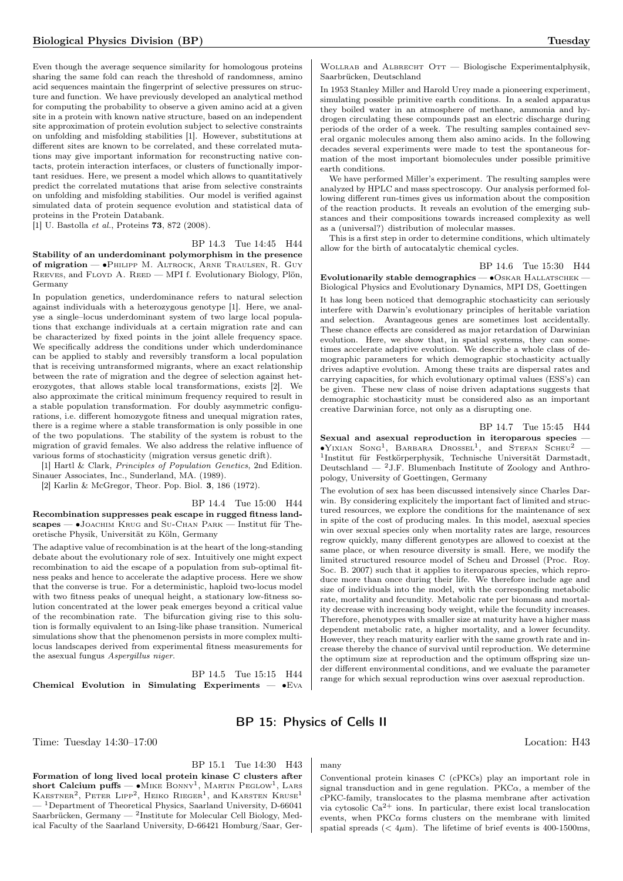Even though the average sequence similarity for homologous proteins sharing the same fold can reach the threshold of randomness, amino acid sequences maintain the fingerprint of selective pressures on structure and function. We have previously developed an analytical method for computing the probability to observe a given amino acid at a given site in a protein with known native structure, based on an independent site approximation of protein evolution subject to selective constraints on unfolding and misfolding stabilities [1]. However, substitutions at different sites are known to be correlated, and these correlated mutations may give important information for reconstructing native contacts, protein interaction interfaces, or clusters of functionally important residues. Here, we present a model which allows to quantitatively predict the correlated mutations that arise from selective constraints on unfolding and misfolding stabilities. Our model is verified against simulated data of protein sequence evolution and statistical data of proteins in the Protein Databank.

[1] U. Bastolla *et al.*, Proteins **73**, 872 (2008).

BP 14.3 Tue 14:45 H44

**Stability of an underdominant polymorphism in the presence of migration** — •Philipp M. Altrock, Arne Traulsen, R. Guy Reeves, and Floyd A. Reed — MPI f. Evolutionary Biology, Plön, Germany

In population genetics, underdominance refers to natural selection against individuals with a heterozygous genotype [1]. Here, we analyse a single–locus underdominant system of two large local populations that exchange individuals at a certain migration rate and can be characterized by fixed points in the joint allele frequency space. We specifically address the conditions under which underdominance can be applied to stably and reversibly transform a local population that is receiving untransformed migrants, where an exact relationship between the rate of migration and the degree of selection against heterozygotes, that allows stable local transformations, exists [2]. We also approximate the critical minimum frequency required to result in a stable population transformation. For doubly asymmetric configurations, i.e. different homozygote fitness and unequal migration rates, there is a regime where a stable transformation is only possible in one of the two populations. The stability of the system is robust to the migration of gravid females. We also address the relative influence of various forms of stochasticity (migration versus genetic drift).

[1] Hartl & Clark, *Principles of Population Genetics*, 2nd Edition. Sinauer Associates, Inc., Sunderland, MA. (1989).

[2] Karlin & McGregor, Theor. Pop. Biol. **3**, 186 (1972).

BP 14.4 Tue 15:00 H44

**Recombination suppresses peak escape in rugged fitness landscapes** — •Joachim Krug and Su-Chan Park — Institut für Theoretische Physik, Universität zu Köln, Germany

The adaptive value of recombination is at the heart of the long-standing debate about the evolutionary role of sex. Intuitively one might expect recombination to aid the escape of a population from sub-optimal fitness peaks and hence to accelerate the adaptive process. Here we show that the converse is true. For a deterministic, haploid two-locus model with two fitness peaks of unequal height, a stationary low-fitness solution concentrated at the lower peak emerges beyond a critical value of the recombination rate. The bifurcation giving rise to this solution is formally equivalent to an Ising-like phase transition. Numerical simulations show that the phenomenon persists in more complex multilocus landscapes derived from experimental fitness measurements for the asexual fungus *Aspergillus niger*.

BP 14.5 Tue 15:15 H44

**Chemical Evolution in Simulating Experiments** — •Eva Wollrab and Albrecht Ott — Biologische Experimentalphysik, Saarbrücken, Deutschland

In 1953 Stanley Miller and Harold Urey made a pioneering experiment, simulating possible primitive earth conditions. In a sealed apparatus they boiled water in an atmosphere of methane, ammonia and hydrogen circulating these compounds past an electric discharge during periods of the order of a week. The resulting samples contained several organic molecules among them also amino acids. In the following decades several experiments were made to test the spontaneous formation of the most important biomolecules under possible primitive earth conditions.

We have performed Miller's experiment. The resulting samples were analyzed by HPLC and mass spectroscopy. Our analysis performed following different run-times gives us information about the composition of the reaction products. It reveals an evolution of the emerging substances and their compositions towards increased complexity as well as a (universal?) distribution of molecular masses.

This is a first step in order to determine conditions, which ultimately allow for the birth of autocatalytic chemical cycles.

BP 14.6 Tue 15:30 H44

**Evolutionarily stable demographics** — •Oskar Hallatschek — Biological Physics and Evolutionary Dynamics, MPI DS, Goettingen

It has long been noticed that demographic stochasticity can seriously interfere with Darwin's evolutionary principles of heritable variation and selection. Avantageous genes are sometimes lost accidentally. These chance effects are considered as major retardation of Darwinian evolution. Here, we show that, in spatial systems, they can sometimes accelerate adaptive evolution. We describe a whole class of demographic parameters for which demographic stochasticity actually drives adaptive evolution. Among these traits are dispersal rates and carrying capacities, for which evolutionary optimal values (ESS's) can be given. These new class of noise driven adaptations suggests that demographic stochasticity must be considered also as an important creative Darwinian force, not only as a disrupting one.

BP 14.7 Tue 15:45 H44

**Sexual and asexual reproduction in iteroparous species** — •Yixian Song[1], Barbara Drossel[1], and Stefan Scheu[2] — [1]Institut für Festkörperphysik, Technische Universität Darmstadt, Deutschland — [2]J.F. Blumenbach Institute of Zoology and Anthropology, University of Goettingen, Germany

The evolution of sex has been discussed intensively since Charles Darwin. By considering explicitely the important fact of limited and structured resources, we explore the conditions for the maintenance of sex in spite of the cost of producing males. In this model, asexual species win over sexual species only when mortality rates are large, resources regrow quickly, many different genotypes are allowed to coexist at the same place, or when resource diversity is small. Here, we modify the limited structured resource model of Scheu and Drossel (Proc. Roy. Soc. B. 2007) such that it applies to iteroparous species, which reproduce more than once during their life. We therefore include age and size of individuals into the model, with the corresponding metabolic rate, mortality and fecundity. Metabolic rate per biomass and mortality decrease with increasing body weight, while the fecundity increases. Therefore, phenotypes with smaller size at maturity have a higher mass dependent metabolic rate, a higher mortality, and a lower fecundity. However, they reach maturity earlier with the same growth rate and increase thereby the chance of survival until reproduction. We determine the optimum size at reproduction and the optimum offspring size under different environmental conditions, and we evaluate the parameter range for which sexual reproduction wins over asexual reproduction.

## BP 15: Physics of Cells II

Time: Tuesday 14:30–17:00 Location: H43

BP 15.1 Tue 14:30 H43

**Formation of long lived local protein kinase C clusters after short Calcium puffs** — •Mike Bonny[1], Martin Peglow[1], Lars Kaestner[2], Peter Lipp[2], Heiko Rieger[1], and Karsten Kruse[1] — [1]Department of Theoretical Physics, Saarland University, D-66041 Saarbrücken, Germany — [2]Institute for Molecular Cell Biology, Medical Faculty of the Saarland University, D-66421 Homburg/Saar, Germany

Conventional protein kinases C (cPKCs) play an important role in signal transduction and in gene regulation. PKC$\alpha$, a member of the cPKC-family, translocates to the plasma membrane after activation via cytosolic $Ca^{2+}$ ions. In particular, there exist local translocation events, when PKC$\alpha$ forms clusters on the membrane with limited spatial spreads ($< 4\mu$m). The lifetime of brief events is 400-1500ms,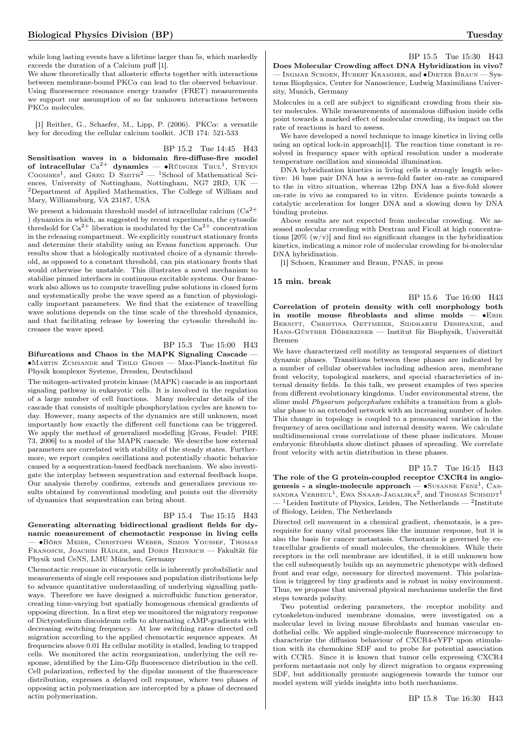while long lasting events have a lifetime larger than 5s, which markedly exceeds the duration of a Calcium puff [1].

We show theoretically that allosteric effects together with interactions between membrane-bound PKC$\alpha$ can lead to the observed behaviour. Using fluorescence resonance energy transfer (FRET) measurements we support our assumption of so far unknown interactions between PKC$\alpha$ molecules.

[1] Reither, G., Schaefer, M., Lipp, P. (2006). PKC$\alpha$: a versatile key for decoding the cellular calcium toolkit. JCB 174: 521-533

BP 15.2 Tue 14:45 H43

**Sensitisation waves in a bidomain fire-diffuse-fire model of intracellular $Ca^{2+}$ dynamics** — •Rüdiger Thul[1], Steven Coombes[1], and Greg D Smith[2] — [1]School of Mathematical Sciences, University of Nottingham, Nottingham, NG7 2RD, UK — [2]Department of Applied Mathematics, The College of William and Mary, Williamsburg, VA 23187, USA

We present a bidomain threshold model of intracellular calcium ($Ca^{2+}$) dynamics in which, as suggested by recent experiments, the cytosolic threshold for $Ca^{2+}$ liberation is modulated by the $Ca^{2+}$ concentration in the releasing compartment. We explicitly construct stationary fronts and determine their stability using an Evans function approach. Our results show that a biologically motivated choice of a dynamic threshold, as opposed to a constant threshold, can pin stationary fronts that would otherwise be unstable. This illustrates a novel mechanism to stabilise pinned interfaces in continuous excitable systems. Our framework also allows us to compute travelling pulse solutions in closed form and systematically probe the wave speed as a function of physiologically important parameters. We find that the existence of travelling wave solutions depends on the time scale of the threshold dynamics, and that facilitating release by lowering the cytosolic threshold increases the wave speed.

BP 15.3 Tue 15:00 H43

**Bifurcations and Chaos in the MAPK Signaling Cascade** — •Martin Zumsande and Thilo Gross — Max-Planck-Institut für Physik komplexer Systeme, Dresden, Deutschland

The mitogen-activated protein kinase (MAPK) cascade is an important signaling pathway in eukaryotic cells. It is involved in the regulation of a large number of cell functions. Many molecular details of the cascade that consists of multiple phosphorylation cycles are known today. However, many aspects of the dynamics are still unknown, most importantly how exactly the different cell functions can be triggered. We apply the method of generalized modelling [Gross, Feudel: PRE 73, 2006] to a model of the MAPK cascade. We describe how external parameters are correlated with stability of the steady states. Furthermore, we report complex oscillations and potentially chaotic behavior caused by a sequestration-based feedback mechanism. We also investigate the interplay between sequestration and external feedback loops. Our analysis thereby confirms, extends and generalizes previous results obtained by conventional modeling and points out the diversity of dynamics that sequestration can bring about.

BP 15.4 Tue 15:15 H43

**Generating alternating bidirectional gradient fields for dynamic measurement of chemotactic response in living cells** — •Börn Meier, Christoph Weber, Simon Youssef, Thomas Franosch, Joachim Rädler, and Doris Heinrich — Fakultät für Physik und CeNS, LMU München, Germany

Chemotactic response in eucaryotic cells is inherently probabilistic and measurements of single cell responses and population distributions help to advance quantitative understanding of underlying signalling pathways. Therefore we have designed a microfluidic function generator, creating time-varying but spatially homogenous chemical gradients of opposing direction. In a first step we monitored the migratory response of Dictyostelium discoideum cells to alternating cAMP-gradients with decreasing switching frequency. At low switching rates directed cell migration according to the applied chemotactic sequence appears. At frequencies above 0.01 Hz cellular motility is stalled, leading to trapped cells. We monitored the actin reorganization, underlying the cell response, identified by the Lim-Gfp fluorescence distribution in the cell. Cell polarization, reflected by the dipolar moment of the fluorescence distribution, expresses a delayed cell response, where two phases of opposing actin polymerization are intercepted by a phase of decreased actin polymerization.

BP 15.5 Tue 15:30 H43

**Does Molecular Crowding affect DNA Hybridization in vivo?** — Ingmar Schoen, Hubert Krammer, and •Dieter Braun — Systems Biophysics, Center for Nanoscience, Ludwig Maximilians University, Munich, Germany

Molecules in a cell are subject to significant crowding from their sister molecules. While measurements of anomalous diffusion inside cells point towards a marked effect of molecular crowding, its impact on the rate of reactions is hard to assess.

We have developed a novel technique to image kinetics in living cells using an optical lock-in approach[1]. The reaction time constant is resolved in frequency space with optical resolution under a moderate temperature oscillation and sinusoidal illumination.

DNA hybridization kinetics in living cells is strongly length selective: 16 base pair DNA has a seven-fold faster on-rate as compared to the in vitro situation, whereas 12bp DNA has a five-fold slower on-rate in vivo as compared to in vitro. Evidence points towards a catalytic acceleration for longer DNA and a slowing down by DNA binding proteins.

Above results are not expected from molecular crowding. We assessed molecular crowding with Dextran and Ficoll at high concentrations [20% (w/v)] and find no significant changes in the hybridization kinetics, indicating a minor role of molecular crowding for bi-molecular DNA hybridization.

[1] Schoen, Krammer and Braun, PNAS, in press

**15 min. break**

BP 15.6 Tue 16:00 H43

**Correlation of protein density with cell morphology both in motile mouse fibroblasts and slime molds** — •Erik Bernitt, Christina Oettmeier, Siddharth Deshpande, and Hans-Günther Döbereiner — Institut für Biophysik, Universität Bremen

We have characterized cell motility as temporal sequences of distinct dynamic phases. Transitions between these phases are indicated by a number of cellular observables including adhesion area, membrane front velocity, topological markers, and special characteristics of internal density fields. In this talk, we present examples of two species from different evolutionary kingdoms. Under environmental stress, the slime mold *Physarum polycephalum* exhibits a transition from a globular phase to an extended network with an increasing number of holes. This change in topology is coupled to a pronounced variation in the frequency of area oscillations and internal density waves. We calculate multidimensional cross correlations of these phase indicators. Mouse embryonic fibroblasts show distinct phases of spreading. We correlate front velocity with actin distribution in these phases.

BP 15.7 Tue 16:15 H43

**The role of the G protein-coupled receptor CXCR4 in angiogenesis - a single-molecule approach** — •Susanne Fenz[1], Cassandra Verheul[1], Ewa Snaar-Jagalska[2], and Thomas Schmidt[1] — [1]Leiden Institute of Physics, Leiden, The Netherlands — [2]Institute of Biology, Leiden, The Netherlands

Directed cell movement in a chemical gradient, chemotaxis, is a prerequisite for many vital processes like the immune response, but it is also the basis for cancer metastasis. Chemotaxis is governed by extracellular gradients of small molecules, the chemokines. While their receptors in the cell membrane are identified, it is still unknown how the cell subsequently builds up an asymmetric phenotype with defined front and rear edge, necessary for directed movement. This polarization is triggered by tiny gradients and is robust in noisy environment. Thus, we propose that universal physical mechanisms underlie the first steps towards polarity.

Two potential ordering parameters, the receptor mobility and cytoskeleton-induced membrane domains, were investigated on a molecular level in living mouse fibroblasts and human vascular endothelial cells. We applied single-molecule fluorescence microscopy to characterize the diffusion behaviour of CXCR4-eYFP upon stimulation with its chemokine SDF and to probe for potential association with CCR5. Since it is known that tumor cells expressing CXCR4 perform metastasis not only by direct migration to organs expressing SDF, but additionally promote angiogenesis towards the tumor our model system will yields insights into both mechanisms.

BP 15.8 Tue 16:30 H43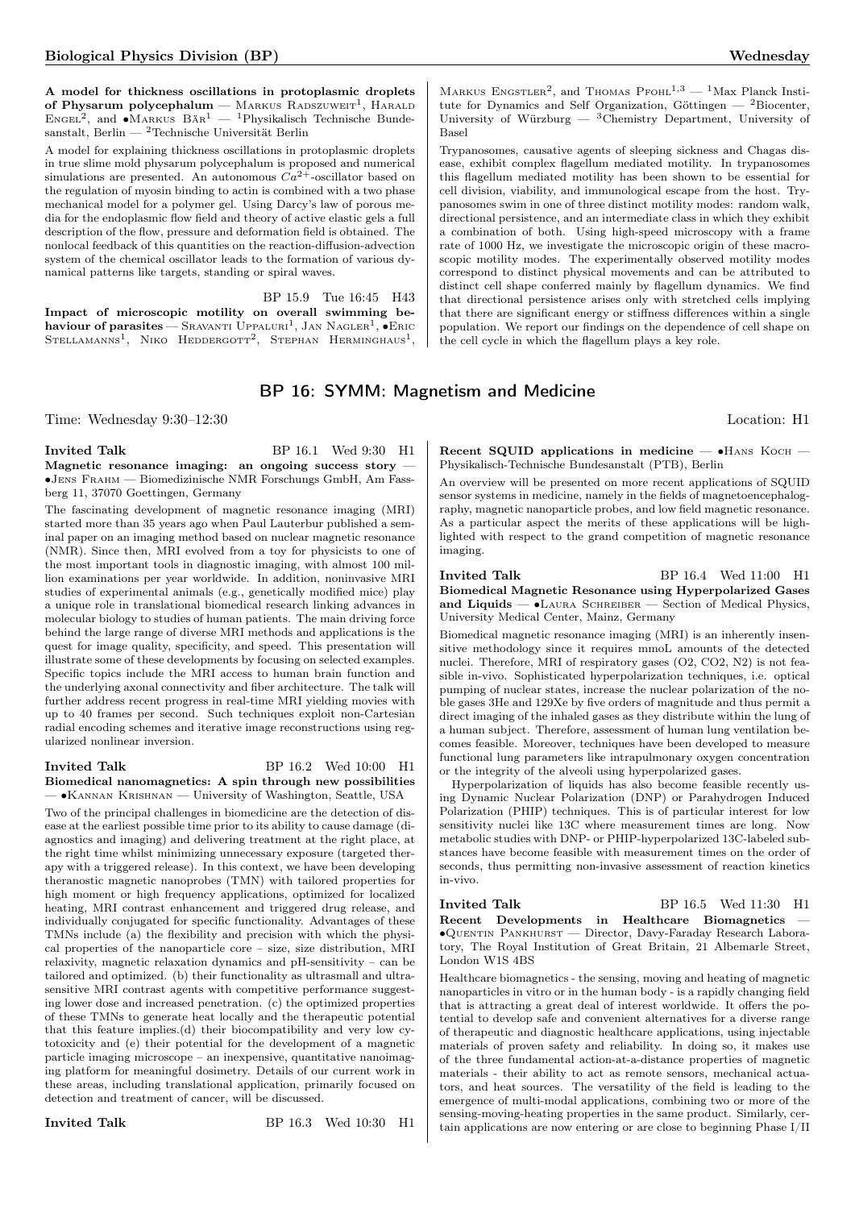**A model for thickness oscillations in protoplasmic droplets of Physarum polycephalum** — Markus Radszuweit[1], Harald Engel[2], and •Markus Bär[1] — [1]Physikalisch Technische Bundesanstalt, Berlin — [2]Technische Universität Berlin

A model for explaining thickness oscillations in protoplasmic droplets in true slime mold physarum polycephalum is proposed and numerical simulations are presented. An autonomous $Ca^{2+}$-oscillator based on the regulation of myosin binding to actin is combined with a two phase mechanical model for a polymer gel. Using Darcy's law of porous media for the endoplasmic flow field and theory of active elastic gels a full description of the flow, pressure and deformation field is obtained. The nonlocal feedback of this quantities on the reaction-diffusion-advection system of the chemical oscillator leads to the formation of various dynamical patterns like targets, standing or spiral waves.

BP 15.9 Tue 16:45 H43

**Impact of microscopic motility on overall swimming behaviour of parasites** — Sravanti Uppaluri[1], Jan Nagler[1], •Eric Stellamanns[1], Niko Heddergott[2], Stephan Herminghaus[1], Markus Engstler[2], and Thomas Pfohl[1,3] — [1]Max Planck Institute for Dynamics and Self Organization, Göttingen — [2]Biocenter, University of Würzburg — [3]Chemistry Department, University of Basel

Trypanosomes, causative agents of sleeping sickness and Chagas disease, exhibit complex flagellum mediated motility. In trypanosomes this flagellum mediated motility has been shown to be essential for cell division, viability, and immunological escape from the host. Trypanosomes swim in one of three distinct motility modes: random walk, directional persistence, and an intermediate class in which they exhibit a combination of both. Using high-speed microscopy with a frame rate of 1000 Hz, we investigate the microscopic origin of these macroscopic motility modes. The experimentally observed motility modes correspond to distinct physical movements and can be attributed to distinct cell shape conferred mainly by flagellum dynamics. We find that directional persistence arises only with stretched cells implying that there are significant energy or stiffness differences within a single population. We report our findings on the dependence of cell shape on the cell cycle in which the flagellum plays a key role.

## BP 16: SYMM: Magnetism and Medicine

Time: Wednesday 9:30–12:30 Location: H1

**Invited Talk** BP 16.1 Wed 9:30 H1

**Magnetic resonance imaging: an ongoing success story** — •Jens Frahm — Biomedizinische NMR Forschungs GmbH, Am Fassberg 11, 37070 Goettingen, Germany

The fascinating development of magnetic resonance imaging (MRI) started more than 35 years ago when Paul Lauterbur published a seminal paper on an imaging method based on nuclear magnetic resonance (NMR). Since then, MRI evolved from a toy for physicists to one of the most important tools in diagnostic imaging, with almost 100 million examinations per year worldwide. In addition, noninvasive MRI studies of experimental animals (e.g., genetically modified mice) play a unique role in translational biomedical research linking advances in molecular biology to studies of human patients. The main driving force behind the large range of diverse MRI methods and applications is the quest for image quality, specificity, and speed. This presentation will illustrate some of these developments by focusing on selected examples. Specific topics include the MRI access to human brain function and the underlying axonal connectivity and fiber architecture. The talk will further address recent progress in real-time MRI yielding movies with up to 40 frames per second. Such techniques exploit non-Cartesian radial encoding schemes and iterative image reconstructions using regularized nonlinear inversion.

**Invited Talk** BP 16.2 Wed 10:00 H1

**Biomedical nanomagnetics: A spin through new possibilities** — •Kannan Krishnan — University of Washington, Seattle, USA

Two of the principal challenges in biomedicine are the detection of disease at the earliest possible time prior to its ability to cause damage (diagnostics and imaging) and delivering treatment at the right place, at the right time whilst minimizing unnecessary exposure (targeted therapy with a triggered release). In this context, we have been developing theranostic magnetic nanoprobes (TMN) with tailored properties for high moment or high frequency applications, optimized for localized heating, MRI contrast enhancement and triggered drug release, and individually conjugated for specific functionality. Advantages of these TMNs include (a) the flexibility and precision with which the physical properties of the nanoparticle core – size, size distribution, MRI relaxivity, magnetic relaxation dynamics and pH-sensitivity – can be tailored and optimized. (b) their functionality as ultrasmall and ultrasensitive MRI contrast agents with competitive performance suggesting lower dose and increased penetration. (c) the optimized properties of these TMNs to generate heat locally and the therapeutic potential that this feature implies.(d) their biocompatibility and very low cytotoxicity and (e) their potential for the development of a magnetic particle imaging microscope – an inexpensive, quantitative nanoimaging platform for meaningful dosimetry. Details of our current work in these areas, including translational application, primarily focused on detection and treatment of cancer, will be discussed.

**Invited Talk** BP 16.3 Wed 10:30 H1

**Recent SQUID applications in medicine** — •Hans Koch — Physikalisch-Technische Bundesanstalt (PTB), Berlin

An overview will be presented on more recent applications of SQUID sensor systems in medicine, namely in the fields of magnetoencephalography, magnetic nanoparticle probes, and low field magnetic resonance. As a particular aspect the merits of these applications will be highlighted with respect to the grand competition of magnetic resonance imaging.

**Invited Talk** BP 16.4 Wed 11:00 H1

**Biomedical Magnetic Resonance using Hyperpolarized Gases and Liquids** — •Laura Schreiber — Section of Medical Physics, University Medical Center, Mainz, Germany

Biomedical magnetic resonance imaging (MRI) is an inherently insensitive methodology since it requires mmoL amounts of the detected nuclei. Therefore, MRI of respiratory gases (O2, CO2, N2) is not feasible in-vivo. Sophisticated hyperpolarization techniques, i.e. optical pumping of nuclear states, increase the nuclear polarization of the noble gases 3He and 129Xe by five orders of magnitude and thus permit a direct imaging of the inhaled gases as they distribute within the lung of a human subject. Therefore, assessment of human lung ventilation becomes feasible. Moreover, techniques have been developed to measure functional lung parameters like intrapulmonary oxygen concentration or the integrity of the alveoli using hyperpolarized gases.

Hyperpolarization of liquids has also become feasible recently using Dynamic Nuclear Polarization (DNP) or Parahydrogen Induced Polarization (PHIP) techniques. This is of particular interest for low sensitivity nuclei like 13C where measurement times are long. Now metabolic studies with DNP- or PHIP-hyperpolarized 13C-labeled substances have become feasible with measurement times on the order of seconds, thus permitting non-invasive assessment of reaction kinetics in-vivo.

**Invited Talk** BP 16.5 Wed 11:30 H1

**Recent Developments in Healthcare Biomagnetics** — •Quentin Pankhurst — Director, Davy-Faraday Research Laboratory, The Royal Institution of Great Britain, 21 Albemarle Street, London W1S 4BS

Healthcare biomagnetics - the sensing, moving and heating of magnetic nanoparticles in vitro or in the human body - is a rapidly changing field that is attracting a great deal of interest worldwide. It offers the potential to develop safe and convenient alternatives for a diverse range of therapeutic and diagnostic healthcare applications, using injectable materials of proven safety and reliability. In doing so, it makes use of the three fundamental action-at-a-distance properties of magnetic materials - their ability to act as remote sensors, mechanical actuators, and heat sources. The versatility of the field is leading to the emergence of multi-modal applications, combining two or more of the sensing-moving-heating properties in the same product. Similarly, certain applications are now entering or are close to beginning Phase I/II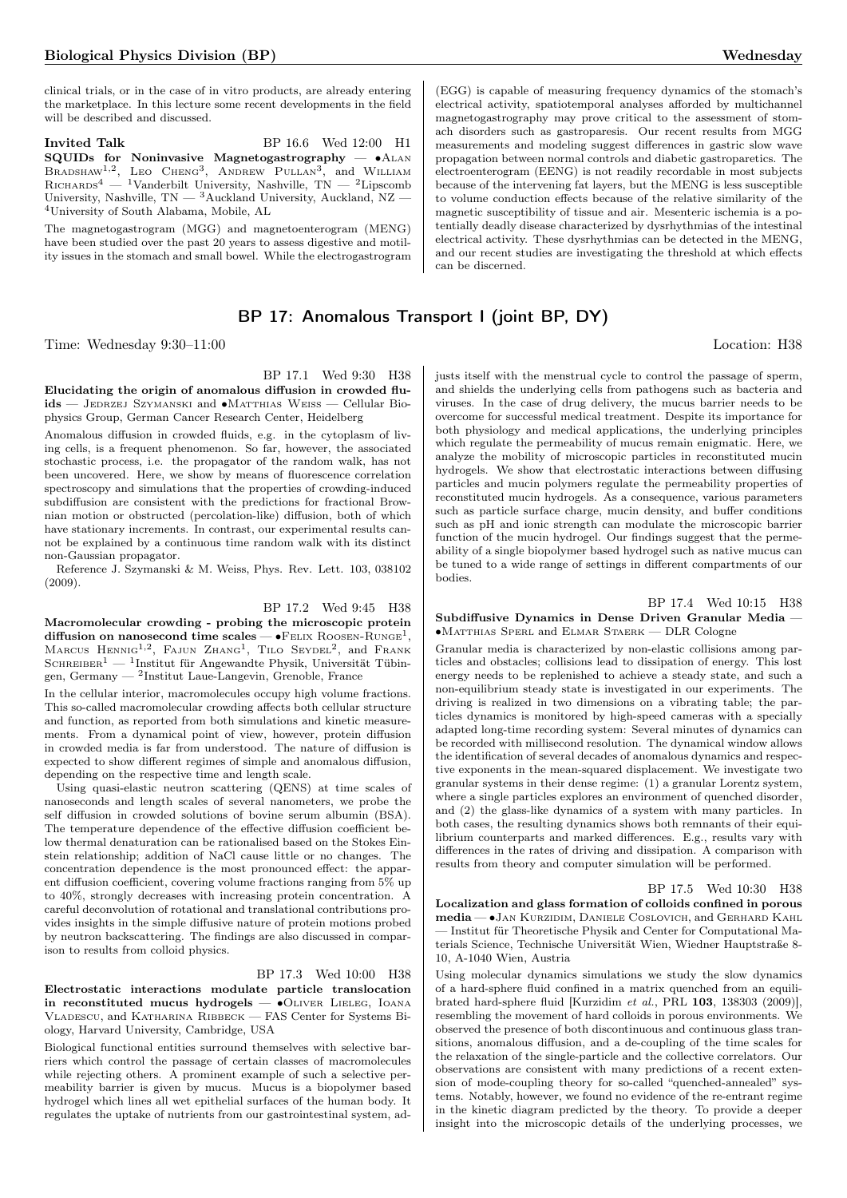clinical trials, or in the case of in vitro products, are already entering the marketplace. In this lecture some recent developments in the field will be described and discussed.

Invited Talk BP 16.6 Wed 12:00 H1

**SQUIDs for Noninvasive Magnetogastrography** — •Alan Bradshaw[1,2], Leo Cheng[3], Andrew Pullan[3], and William Richards[4] — [1]Vanderbilt University, Nashville, TN — [2]Lipscomb University, Nashville, TN — [3]Auckland University, Auckland, NZ — [4]University of South Alabama, Mobile, AL

The magnetogastrogram (MGG) and magnetoenterogram (MENG) have been studied over the past 20 years to assess digestive and motility issues in the stomach and small bowel. While the electrogastrogram (EGG) is capable of measuring frequency dynamics of the stomach's electrical activity, spatiotemporal analyses afforded by multichannel magnetogastrography may prove critical to the assessment of stomach disorders such as gastroparesis. Our recent results from MGG measurements and modeling suggest differences in gastric slow wave propagation between normal controls and diabetic gastroparetics. The electroenterogram (EENG) is not readily recordable in most subjects because of the intervening fat layers, but the MENG is less susceptible to volume conduction effects because of the relative similarity of the magnetic susceptibility of tissue and air. Mesenteric ischemia is a potentially deadly disease characterized by dysrhythmias of the intestinal electrical activity. These dysrhythmias can be detected in the MENG, and our recent studies are investigating the threshold at which effects can be discerned.

## BP 17: Anomalous Transport I (joint BP, DY)

Time: Wednesday 9:30–11:00 Location: H38

BP 17.1 Wed 9:30 H38

**Elucidating the origin of anomalous diffusion in crowded fluids** — Jedrzej Szymanski and •Matthias Weiss — Cellular Biophysics Group, German Cancer Research Center, Heidelberg

Anomalous diffusion in crowded fluids, e.g. in the cytoplasm of living cells, is a frequent phenomenon. So far, however, the associated stochastic process, i.e. the propagator of the random walk, has not been uncovered. Here, we show by means of fluorescence correlation spectroscopy and simulations that the properties of crowding-induced subdiffusion are consistent with the predictions for fractional Brownian motion or obstructed (percolation-like) diffusion, both of which have stationary increments. In contrast, our experimental results cannot be explained by a continuous time random walk with its distinct non-Gaussian propagator.

Reference J. Szymanski & M. Weiss, Phys. Rev. Lett. 103, 038102 (2009).

BP 17.2 Wed 9:45 H38

**Macromolecular crowding - probing the microscopic protein diffusion on nanosecond time scales** — •Felix Roosen-Runge[1], Marcus Hennig[1,2], Fajun Zhang[1], Tilo Seydel[2], and Frank Schreiber[1] — [1]Institut für Angewandte Physik, Universität Tübingen, Germany — [2]Institut Laue-Langevin, Grenoble, France

In the cellular interior, macromolecules occupy high volume fractions. This so-called macromolecular crowding affects both cellular structure and function, as reported from both simulations and kinetic measurements. From a dynamical point of view, however, protein diffusion in crowded media is far from understood. The nature of diffusion is expected to show different regimes of simple and anomalous diffusion, depending on the respective time and length scale.

Using quasi-elastic neutron scattering (QENS) at time scales of nanoseconds and length scales of several nanometers, we probe the self diffusion in crowded solutions of bovine serum albumin (BSA). The temperature dependence of the effective diffusion coefficient below thermal denaturation can be rationalised based on the Stokes Einstein relationship; addition of NaCl cause little or no changes. The concentration dependence is the most pronounced effect: the apparent diffusion coefficient, covering volume fractions ranging from 5% up to 40%, strongly decreases with increasing protein concentration. A careful deconvolution of rotational and translational contributions provides insights in the simple diffusive nature of protein motions probed by neutron backscattering. The findings are also discussed in comparison to results from colloid physics.

BP 17.3 Wed 10:00 H38

**Electrostatic interactions modulate particle translocation in reconstituted mucus hydrogels** — •Oliver Lieleg, Ioana Vladescu, and Katharina Ribbeck — FAS Center for Systems Biology, Harvard University, Cambridge, USA

Biological functional entities surround themselves with selective barriers which control the passage of certain classes of macromolecules while rejecting others. A prominent example of such a selective permeability barrier is given by mucus. Mucus is a biopolymer based hydrogel which lines all wet epithelial surfaces of the human body. It regulates the uptake of nutrients from our gastrointestinal system, adjusts itself with the menstrual cycle to control the passage of sperm, and shields the underlying cells from pathogens such as bacteria and viruses. In the case of drug delivery, the mucus barrier needs to be overcome for successful medical treatment. Despite its importance for both physiology and medical applications, the underlying principles which regulate the permeability of mucus remain enigmatic. Here, we analyze the mobility of microscopic particles in reconstituted mucin hydrogels. We show that electrostatic interactions between diffusing particles and mucin polymers regulate the permeability properties of reconstituted mucin hydrogels. As a consequence, various parameters such as particle surface charge, mucin density, and buffer conditions such as pH and ionic strength can modulate the microscopic barrier function of the mucin hydrogel. Our findings suggest that the permeability of a single biopolymer based hydrogel such as native mucus can be tuned to a wide range of settings in different compartments of our bodies.

BP 17.4 Wed 10:15 H38

**Subdiffusive Dynamics in Dense Driven Granular Media** — •Matthias Sperl and Elmar Staerk — DLR Cologne

Granular media is characterized by non-elastic collisions among particles and obstacles; collisions lead to dissipation of energy. This lost energy needs to be replenished to achieve a steady state, and such a non-equilibrium steady state is investigated in our experiments. The driving is realized in two dimensions on a vibrating table; the particles dynamics is monitored by high-speed cameras with a specially adapted long-time recording system: Several minutes of dynamics can be recorded with millisecond resolution. The dynamical window allows the identification of several decades of anomalous dynamics and respective exponents in the mean-squared displacement. We investigate two granular systems in their dense regime: (1) a granular Lorentz system, where a single particles explores an environment of quenched disorder, and (2) the glass-like dynamics of a system with many particles. In both cases, the resulting dynamics shows both remnants of their equilibrium counterparts and marked differences. E.g., results vary with differences in the rates of driving and dissipation. A comparison with results from theory and computer simulation will be performed.

BP 17.5 Wed 10:30 H38

**Localization and glass formation of colloids confined in porous media** — •Jan Kurzidim, Daniele Coslovich, and Gerhard Kahl — Institut für Theoretische Physik and Center for Computational Materials Science, Technische Universität Wien, Wiedner Hauptstraße 8-10, A-1040 Wien, Austria

Using molecular dynamics simulations we study the slow dynamics of a hard-sphere fluid confined in a matrix quenched from an equilibrated hard-sphere fluid [Kurzidim *et al.*, PRL **103**, 138303 (2009)], resembling the movement of hard colloids in porous environments. We observed the presence of both discontinuous and continuous glass transitions, anomalous diffusion, and a de-coupling of the time scales for the relaxation of the single-particle and the collective correlators. Our observations are consistent with many predictions of a recent extension of mode-coupling theory for so-called "quenched-annealed" systems. Notably, however, we found no evidence of the re-entrant regime in the kinetic diagram predicted by the theory. To provide a deeper insight into the microscopic details of the underlying processes, we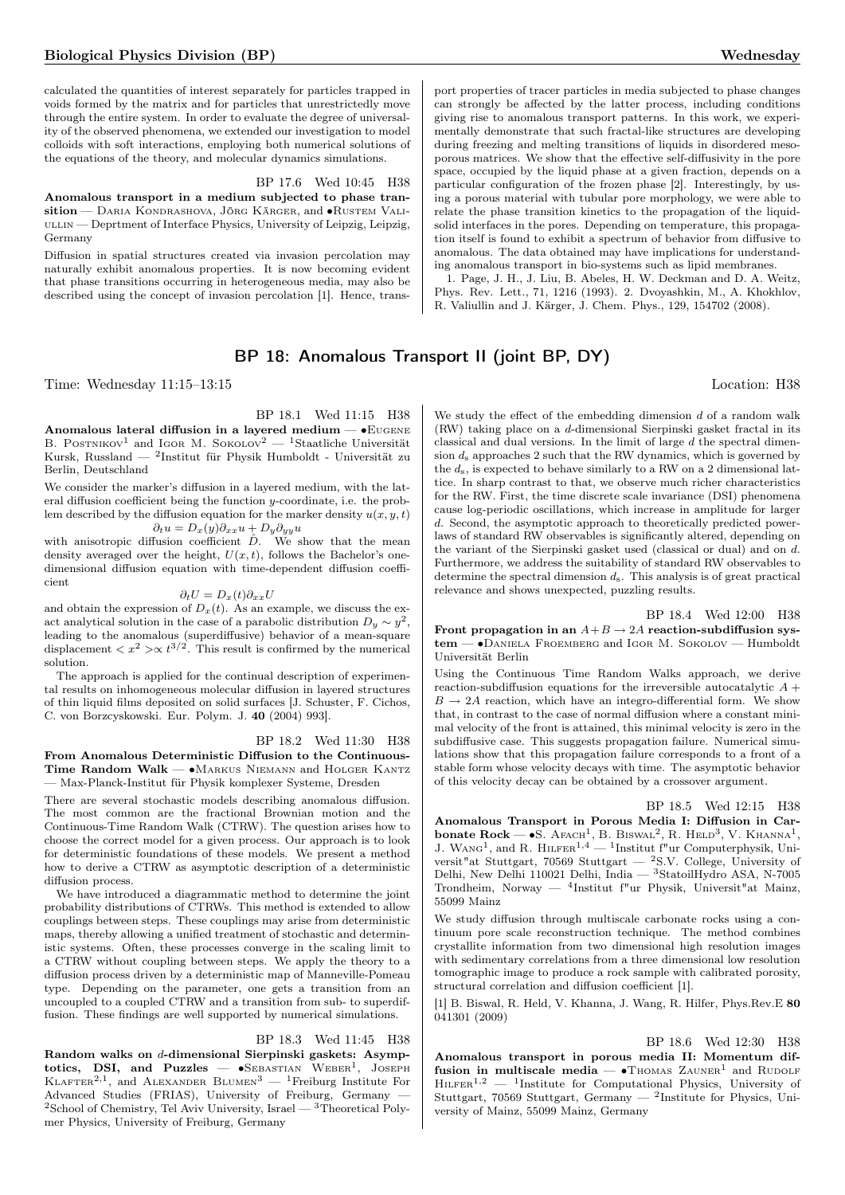calculated the quantities of interest separately for particles trapped in voids formed by the matrix and for particles that unrestrictedly move through the entire system. In order to evaluate the degree of universality of the observed phenomena, we extended our investigation to model colloids with soft interactions, employing both numerical solutions of the equations of the theory, and molecular dynamics simulations.

BP 17.6 Wed 10:45 H38

**Anomalous transport in a medium subjected to phase transition** — Daria Kondrashova, Jörg Kärger, and •Rustem Valiullin — Deprtment of Interface Physics, University of Leipzig, Leipzig, Germany

Diffusion in spatial structures created via invasion percolation may naturally exhibit anomalous properties. It is now becoming evident that phase transitions occurring in heterogeneous media, may also be described using the concept of invasion percolation [1]. Hence, transport properties of tracer particles in media subjected to phase changes can strongly be affected by the latter process, including conditions giving rise to anomalous transport patterns. In this work, we experimentally demonstrate that such fractal-like structures are developing during freezing and melting transitions of liquids in disordered mesoporous matrices. We show that the effective self-diffusivity in the pore space, occupied by the liquid phase at a given fraction, depends on a particular configuration of the frozen phase [2]. Interestingly, by using a porous material with tubular pore morphology, we were able to relate the phase transition kinetics to the propagation of the liquid-solid interfaces in the pores. Depending on temperature, this propagation itself is found to exhibit a spectrum of behavior from diffusive to anomalous. The data obtained may have implications for understanding anomalous transport in bio-systems such as lipid membranes.

1. Page, J. H., J. Liu, B. Abeles, H. W. Deckman and D. A. Weitz, Phys. Rev. Lett., 71, 1216 (1993). 2. Dvoyashkin, M., A. Khokhlov, R. Valiullin and J. Kärger, J. Chem. Phys., 129, 154702 (2008).

## BP 18: Anomalous Transport II (joint BP, DY)

Time: Wednesday 11:15–13:15 Location: H38

BP 18.1 Wed 11:15 H38

**Anomalous lateral diffusion in a layered medium** — •Eugene B. Postnikov[1] and Igor M. Sokolov[2] — [1]Staatliche Universität Kursk, Russland — [2]Institut für Physik Humboldt - Universität zu Berlin, Deutschland

We consider the marker's diffusion in a layered medium, with the lateral diffusion coefficient being the function $y$-coordinate, i.e. the problem described by the diffusion equation for the marker density $u(x, y, t)$

$$\partial_t u = D_x(y)\partial_{xx}u + D_y\partial_{yy}u$$

with anisotropic diffusion coefficient $\hat{D}$. We show that the mean density averaged over the height, $U(x,t)$, follows the Bachelor's one-dimensional diffusion equation with time-dependent diffusion coefficient

$$\partial_t U = D_x(t)\partial_{xx}U$$

and obtain the expression of $D_x(t)$. As an example, we discuss the exact analytical solution in the case of a parabolic distribution $D_y \sim y^2$, leading to the anomalous (superdiffusive) behavior of a mean-square displacement $< x^2 > \propto t^{3/2}$. This result is confirmed by the numerical solution.

The approach is applied for the continual description of experimental results on inhomogeneous molecular diffusion in layered structures of thin liquid films deposited on solid surfaces [J. Schuster, F. Cichos, C. von Borzcyskowski. Eur. Polym. J. **40** (2004) 993].

BP 18.2 Wed 11:30 H38

**From Anomalous Deterministic Diffusion to the Continuous-Time Random Walk** — •Markus Niemann and Holger Kantz — Max-Planck-Institut für Physik komplexer Systeme, Dresden

There are several stochastic models describing anomalous diffusion. The most common are the fractional Brownian motion and the Continuous-Time Random Walk (CTRW). The question arises how to choose the correct model for a given process. Our approach is to look for deterministic foundations of these models. We present a method how to derive a CTRW as asymptotic description of a deterministic diffusion process.

We have introduced a diagrammatic method to determine the joint probability distributions of CTRWs. This method is extended to allow couplings between steps. These couplings may arise from deterministic maps, thereby allowing a unified treatment of stochastic and deterministic systems. Often, these processes converge in the scaling limit to a CTRW without coupling between steps. We apply the theory to a diffusion process driven by a deterministic map of Manneville-Pomeau type. Depending on the parameter, one gets a transition from an uncoupled to a coupled CTRW and a transition from sub- to superdiffusion. These findings are well supported by numerical simulations.

BP 18.3 Wed 11:45 H38

**Random walks on $d$-dimensional Sierpinski gaskets: Asymptotics, DSI, and Puzzles** — •Sebastian Weber[1], Joseph Klafter[2,1], and Alexander Blumen[3] — [1]Freiburg Institute For Advanced Studies (FRIAS), University of Freiburg, Germany — [2]School of Chemistry, Tel Aviv University, Israel — [3]Theoretical Polymer Physics, University of Freiburg, Germany

We study the effect of the embedding dimension $d$ of a random walk (RW) taking place on a $d$-dimensional Sierpinski gasket fractal in its classical and dual versions. In the limit of large $d$ the spectral dimension $d_s$ approaches 2 such that the RW dynamics, which is governed by the $d_s$, is expected to behave similarly to a RW on a 2 dimensional lattice. In sharp contrast to that, we observe much richer characteristics for the RW. First, the time discrete scale invariance (DSI) phenomena cause log-periodic oscillations, which increase in amplitude for larger $d$. Second, the asymptotic approach to theoretically predicted power-laws of standard RW observables is significantly altered, depending on the variant of the Sierpinski gasket used (classical or dual) and on $d$. Furthermore, we address the suitability of standard RW observables to determine the spectral dimension $d_s$. This analysis is of great practical relevance and shows unexpected, puzzling results.

BP 18.4 Wed 12:00 H38

**Front propagation in an $A+B \to 2A$ reaction-subdiffusion system** — •Daniela Froemberg and Igor M. Sokolov — Humboldt Universität Berlin

Using the Continuous Time Random Walks approach, we derive reaction-subdiffusion equations for the irreversible autocatalytic $A + B \to 2A$ reaction, which have an integro-differential form. We show that, in contrast to the case of normal diffusion where a constant minimal velocity of the front is attained, this minimal velocity is zero in the subdiffusive case. This suggests propagation failure. Numerical simulations show that this propagation failure corresponds to a front of a stable form whose velocity decays with time. The asymptotic behavior of this velocity decay can be obtained by a crossover argument.

BP 18.5 Wed 12:15 H38

**Anomalous Transport in Porous Media I: Diffusion in Carbonate Rock** — •S. Afach[1], B. Biswal[2], R. Held[3], V. Khanna[1], J. Wang[1], and R. Hilfer[1,4] — [1]Institut f"ur Computerphysik, Universit"at Stuttgart, 70569 Stuttgart — [2]S.V. College, University of Delhi, New Delhi 110021 Delhi, India — [3]StatoilHydro ASA, N-7005 Trondheim, Norway — [4]Institut f"ur Physik, Universit"at Mainz, 55099 Mainz

We study diffusion through multiscale carbonate rocks using a continuum pore scale reconstruction technique. The method combines crystallite information from two dimensional high resolution images with sedimentary correlations from a three dimensional low resolution tomographic image to produce a rock sample with calibrated porosity, structural correlation and diffusion coefficient [1].

[1] B. Biswal, R. Held, V. Khanna, J. Wang, R. Hilfer, Phys.Rev.E **80** 041301 (2009)

BP 18.6 Wed 12:30 H38

**Anomalous transport in porous media II: Momentum diffusion in multiscale media** — •Thomas Zauner[1] and Rudolf Hilfer[1,2] — [1]Institute for Computational Physics, University of Stuttgart, 70569 Stuttgart, Germany — [2]Institute for Physics, University of Mainz, 55099 Mainz, Germany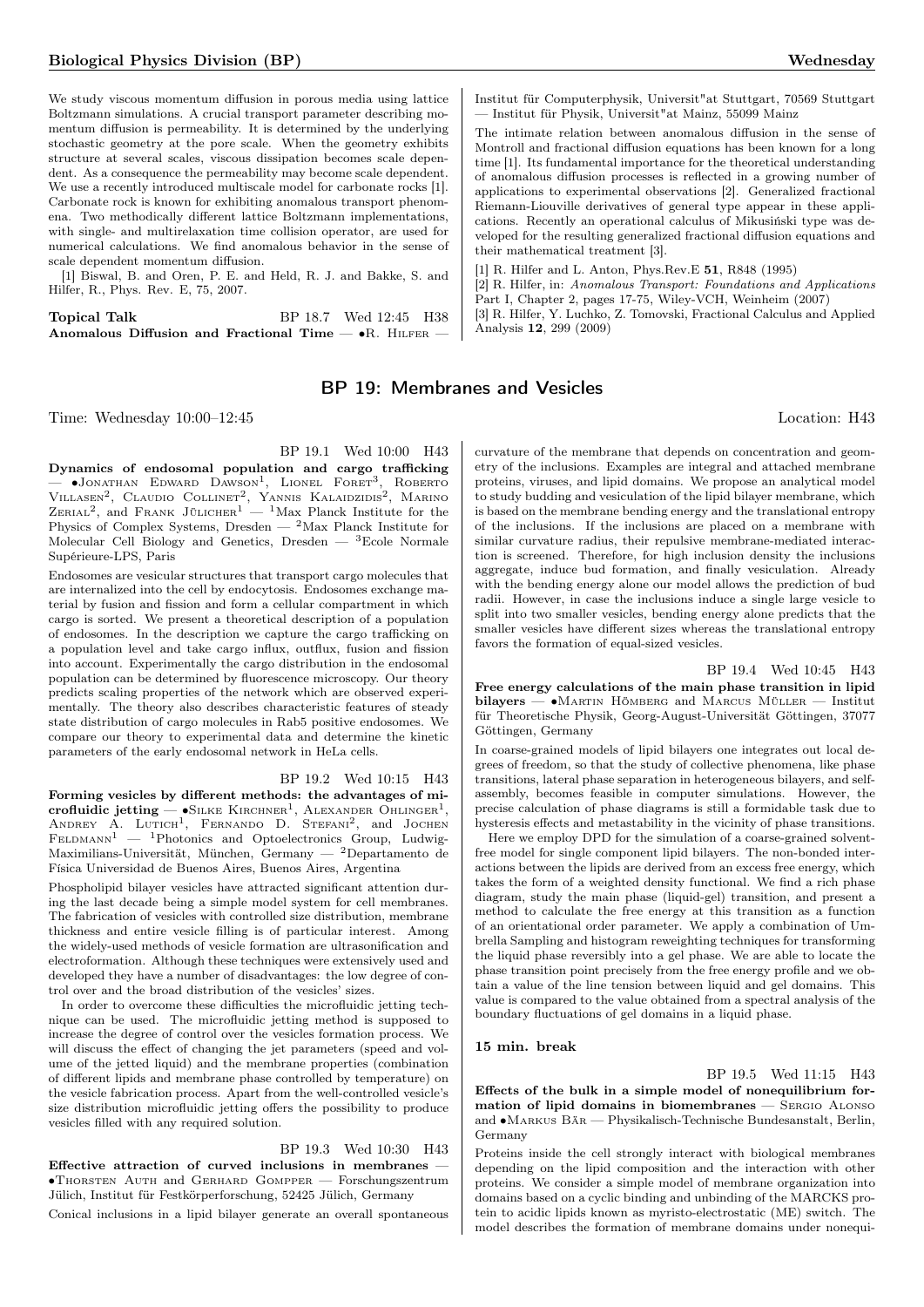We study viscous momentum diffusion in porous media using lattice Boltzmann simulations. A crucial transport parameter describing momentum diffusion is permeability. It is determined by the underlying stochastic geometry at the pore scale. When the geometry exhibits structure at several scales, viscous dissipation becomes scale dependent. As a consequence the permeability may become scale dependent. We use a recently introduced multiscale model for carbonate rocks [1]. Carbonate rock is known for exhibiting anomalous transport phenomena. Two methodically different lattice Boltzmann implementations, with single- and multirelaxation time collision operator, are used for numerical calculations. We find anomalous behavior in the sense of scale dependent momentum diffusion.

[1] Biswal, B. and Oren, P. E. and Held, R. J. and Bakke, S. and Hilfer, R., Phys. Rev. E, 75, 2007.

**Topical Talk** BP 18.7 Wed 12:45 H38

**Anomalous Diffusion and Fractional Time** — •R. Hilfer — Institut für Computerphysik, Universit"at Stuttgart, 70569 Stuttgart — Institut für Physik, Universit"at Mainz, 55099 Mainz

The intimate relation between anomalous diffusion in the sense of Montroll and fractional diffusion equations has been known for a long time [1]. Its fundamental importance for the theoretical understanding of anomalous diffusion processes is reflected in a growing number of applications to experimental observations [2]. Generalized fractional Riemann-Liouville derivatives of general type appear in these applications. Recently an operational calculus of Mikusiński type was developed for the resulting generalized fractional diffusion equations and their mathematical treatment [3].

[1] R. Hilfer and L. Anton, Phys.Rev.E **51**, R848 (1995)
[2] R. Hilfer, in: *Anomalous Transport: Foundations and Applications* Part I, Chapter 2, pages 17-75, Wiley-VCH, Weinheim (2007)
[3] R. Hilfer, Y. Luchko, Z. Tomovski, Fractional Calculus and Applied Analysis **12**, 299 (2009)

## BP 19: Membranes and Vesicles

Time: Wednesday 10:00–12:45 Location: H43

BP 19.1 Wed 10:00 H43

**Dynamics of endosomal population and cargo trafficking** — •Jonathan Edward Dawson[1], Lionel Foret[3], Roberto Villasen[2], Claudio Collinet[2], Yannis Kalaidzidis[2], Marino Zerial[2], and Frank Jülicher[1] — [1]Max Planck Institute for the Physics of Complex Systems, Dresden — [2]Max Planck Institute for Molecular Cell Biology and Genetics, Dresden — [3]Ecole Normale Supérieure-LPS, Paris

Endosomes are vesicular structures that transport cargo molecules that are internalized into the cell by endocytosis. Endosomes exchange material by fusion and fission and form a cellular compartment in which cargo is sorted. We present a theoretical description of a population of endosomes. In the description we capture the cargo trafficking on a population level and take cargo influx, outflux, fusion and fission into account. Experimentally the cargo distribution in the endosomal population can be determined by fluorescence microscopy. Our theory predicts scaling properties of the network which are observed experimentally. The theory also describes characteristic features of steady state distribution of cargo molecules in Rab5 positive endosomes. We compare our theory to experimental data and determine the kinetic parameters of the early endosomal network in HeLa cells.

BP 19.2 Wed 10:15 H43

**Forming vesicles by different methods: the advantages of microfluidic jetting** — •Silke Kirchner[1], Alexander Ohlinger[1], Andrey A. Lutich[1], Fernando D. Stefani[2], and Jochen Feldmann[1] — [1]Photonics and Optoelectronics Group, Ludwig-Maximilians-Universität, München, Germany — [2]Departamento de Física Universidad de Buenos Aires, Buenos Aires, Argentina

Phospholipid bilayer vesicles have attracted significant attention during the last decade being a simple model system for cell membranes. The fabrication of vesicles with controlled size distribution, membrane thickness and entire vesicle filling is of particular interest. Among the widely-used methods of vesicle formation are ultrasonification and electroformation. Although these techniques were extensively used and developed they have a number of disadvantages: the low degree of control over and the broad distribution of the vesicles' sizes.

In order to overcome these difficulties the microfluidic jetting technique can be used. The microfluidic jetting method is supposed to increase the degree of control over the vesicles formation process. We will discuss the effect of changing the jet parameters (speed and volume of the jetted liquid) and the membrane properties (combination of different lipids and membrane phase controlled by temperature) on the vesicle fabrication process. Apart from the well-controlled vesicle's size distribution microfluidic jetting offers the possibility to produce vesicles filled with any required solution.

BP 19.3 Wed 10:30 H43

**Effective attraction of curved inclusions in membranes** — •Thorsten Auth and Gerhard Gompper — Forschungszentrum Jülich, Institut für Festkörperforschung, 52425 Jülich, Germany

Conical inclusions in a lipid bilayer generate an overall spontaneous curvature of the membrane that depends on concentration and geometry of the inclusions. Examples are integral and attached membrane proteins, viruses, and lipid domains. We propose an analytical model to study budding and vesiculation of the lipid bilayer membrane, which is based on the membrane bending energy and the translational entropy of the inclusions. If the inclusions are placed on a membrane with similar curvature radius, their repulsive membrane-mediated interaction is screened. Therefore, for high inclusion density the inclusions aggregate, induce bud formation, and finally vesiculation. Already with the bending energy alone our model allows the prediction of bud radii. However, in case the inclusions induce a single large vesicle to split into two smaller vesicles, bending energy alone predicts that the smaller vesicles have different sizes whereas the translational entropy favors the formation of equal-sized vesicles.

BP 19.4 Wed 10:45 H43

**Free energy calculations of the main phase transition in lipid bilayers** — •Martin Hömberg and Marcus Müller — Institut für Theoretische Physik, Georg-August-Universität Göttingen, 37077 Göttingen, Germany

In coarse-grained models of lipid bilayers one integrates out local degrees of freedom, so that the study of collective phenomena, like phase transitions, lateral phase separation in heterogeneous bilayers, and self-assembly, becomes feasible in computer simulations. However, the precise calculation of phase diagrams is still a formidable task due to hysteresis effects and metastability in the vicinity of phase transitions.

Here we employ DPD for the simulation of a coarse-grained solvent-free model for single component lipid bilayers. The non-bonded interactions between the lipids are derived from an excess free energy, which takes the form of a weighted density functional. We find a rich phase diagram, study the main phase (liquid-gel) transition, and present a method to calculate the free energy at this transition as a function of an orientational order parameter. We apply a combination of Umbrella Sampling and histogram reweighting techniques for transforming the liquid phase reversibly into a gel phase. We are able to locate the phase transition point precisely from the free energy profile and we obtain a value of the line tension between liquid and gel domains. This value is compared to the value obtained from a spectral analysis of the boundary fluctuations of gel domains in a liquid phase.

**15 min. break**

BP 19.5 Wed 11:15 H43

**Effects of the bulk in a simple model of nonequilibrium formation of lipid domains in biomembranes** — Sergio Alonso and •Markus Bär — Physikalisch-Technische Bundesanstalt, Berlin, Germany

Proteins inside the cell strongly interact with biological membranes depending on the lipid composition and the interaction with other proteins. We consider a simple model of membrane organization into domains based on a cyclic binding and unbinding of the MARCKS protein to acidic lipids known as myristo-electrostatic (ME) switch. The model describes the formation of membrane domains under nonequi-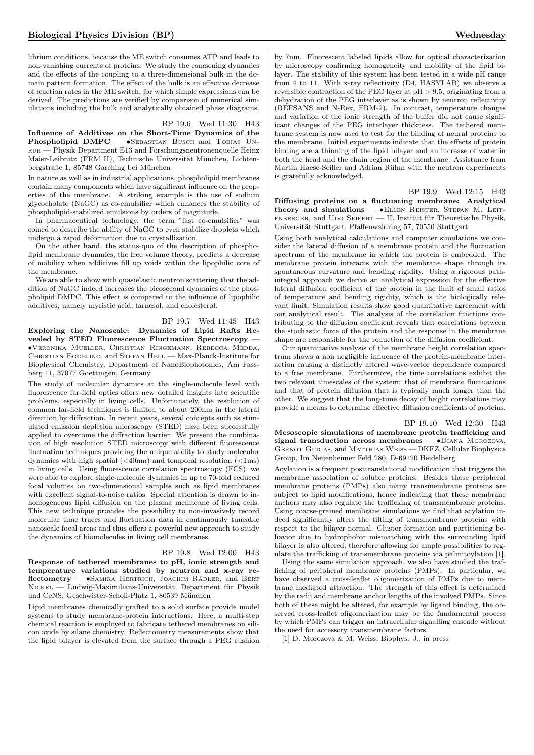librium conditions, because the ME switch consumes ATP and leads to non-vanishing currents of proteins. We study the coarsening dynamics and the effects of the coupling to a three-dimensional bulk in the domain pattern formation. The effect of the bulk is an effective decrease of reaction rates in the ME switch, for which simple expressions can be derived. The predictions are verified by comparison of numerical simulations including the bulk and analytically obtained phase diagrams.

BP 19.6 Wed 11:30 H43

**Influence of Additives on the Short-Time Dynamics of the Phospholipid DMPC** — •Sebastian Busch and Tobias Unruh — Physik Department E13 and Forschungsneutronenquelle Heinz Maier-Leibnitz (FRM II), Technische Universität München, Lichtenbergstraße 1, 85748 Garching bei München

In nature as well as in industrial applications, phospholipid membranes contain many components which have significant influence on the properties of the membrane. A striking example is the use of sodium glycocholate (NaGC) as co-emulsifier which enhances the stability of phospholipid-stabilized emulsions by orders of magnitude.

In pharmaceutical technology, the term "fast co-emulsifier" was coined to describe the ability of NaGC to even stabilize droplets which undergo a rapid deformation due to crystallization.

On the other hand, the status-quo of the description of phospholipid membrane dynamics, the free volume theory, predicts a decrease of mobility when additives fill up voids within the lipophilic core of the membrane.

We are able to show with quasielastic neutron scattering that the addition of NaGC indeed increases the picosecond dynamics of the phospholipid DMPC. This effect is compared to the influence of lipophilic additives, namely myristic acid, farnesol, and cholesterol.

BP 19.7 Wed 11:45 H43

**Exploring the Nanoscale: Dynamics of Lipid Rafts Revealed by STED Fluorescence Fluctuation Spectroscopy** — •Veronika Mueller, Christian Ringemann, Rebecca Medda, Christian Eggeling, and Stefan Hell — Max-Planck-Institute for Biophysical Chemistry, Department of NanoBiophotonics, Am Fassberg 11, 37077 Goettingen, Germany

The study of molecular dynamics at the single-molecule level with fluorescence far-field optics offers new detailed insights into scientific problems, especially in living cells. Unfortunately, the resolution of common far-field techniques is limited to about 200nm in the lateral direction by diffraction. In recent years, several concepts such as stimulated emission depletion microscopy (STED) have been successfully applied to overcome the diffraction barrier. We present the combination of high resolution STED microscopy with different fluorescence fluctuation techniques providing the unique ability to study molecular dynamics with high spatial (<40nm) and temporal resolution (<1ms) in living cells. Using fluorescence correlation spectroscopy (FCS), we were able to explore single-molecule dynamics in up to 70-fold reduced focal volumes on two-dimensional samples such as lipid membranes with excellent signal-to-noise ratios. Special attention is drawn to inhomogeneous lipid diffusion on the plasma membrane of living cells. This new technique provides the possibility to non-invasively record molecular time traces and fluctuation data in continuously tuneable nanoscale focal areas and thus offers a powerful new approach to study the dynamics of biomolecules in living cell membranes.

BP 19.8 Wed 12:00 H43

**Response of tethered membranes to pH, ionic strength and temperature variations studied by neutron and x-ray reflectometry** — •Samira Hertrich, Joachim Rädler, and Bert Nickel — Ludwig-Maximilians-Universität, Department für Physik und CeNS, Geschwister-Scholl-Platz 1, 80539 München

Lipid membranes chemically grafted to a solid surface provide model systems to study membrane-protein interactions. Here, a multi-step chemical reaction is employed to fabricate tethered membranes on silicon oxide by silane chemistry. Reflectometry measurements show that the lipid bilayer is elevated from the surface through a PEG cushion by 7nm. Fluorescent labeled lipids allow for optical characterization by microscopy confirming homogeneity and mobility of the lipid bilayer. The stability of this system has been tested in a wide pH range from 4 to 11. With x-ray reflectivity (D4, HASYLAB) we observe a reversible contraction of the PEG layer at pH > 9.5, originating from a dehydration of the PEG interlayer as is shown by neutron reflectivity (REFSANS and N-Rex, FRM-2). In contrast, temperature changes and variation of the ionic strength of the buffer did not cause significant changes of the PEG interlayer thickness. The tethered membrane system is now used to test for the binding of neural proteins to the membrane. Initial experiments indicate that the effects of protein binding are a thinning of the lipid bilayer and an increase of water in both the head and the chain region of the membrane. Assistance from Martin Haese-Seiller and Adrian Rühm with the neutron experiments is gratefully acknowledged.

BP 19.9 Wed 12:15 H43

**Diffusing proteins on a fluctuating membrane: Analytical theory and simulations** — •Ellen Reister, Stefan M. Leitenberger, and Udo Seifert — II. Institut für Theoretische Physik, Universität Stuttgart, Pfaffenwaldring 57, 70550 Stuttgart

Using both analytical calculations and computer simulations we consider the lateral diffusion of a membrane protein and the fluctuation spectrum of the membrane in which the protein is embedded. The membrane protein interacts with the membrane shape through its spontaneous curvature and bending rigidity. Using a rigorous path-integral approach we derive an analytical expression for the effective lateral diffusion coefficient of the protein in the limit of small ratios of temperature and bending rigidity, which is the biologically relevant limit. Simulation results show good quantitative agreement with our analytical result. The analysis of the correlation functions contributing to the diffusion coefficient reveals that correlations between the stochastic force of the protein and the response in the membrane shape are responsible for the reduction of the diffusion coefficient.

Our quantitative analysis of the membrane height correlation spectrum shows a non negligible influence of the protein-membrane interaction causing a distinctly altered wave-vector dependence compared to a free membrane. Furthermore, the time correlations exhibit the two relevant timescales of the system: that of membrane fluctuations and that of protein diffusion that is typically much longer than the other. We suggest that the long-time decay of height correlations may provide a means to determine effective diffusion coefficients of proteins.

BP 19.10 Wed 12:30 H43

**Mesoscopic simulations of membrane protein trafficking and signal transduction across membranes** — •Diana Morozova, Gernot Guigas, and Matthias Weiss — DKFZ, Cellular Biophysics Group, Im Neuenheimer Feld 280, D-69120 Heidelberg

Acylation is a frequent posttranslational modification that triggers the membrane association of soluble proteins. Besides those peripheral membrane proteins (PMPs) also many transmembrane proteins are subject to lipid modifications, hence indicating that these membrane anchors may also regulate the trafficking of transmembrane proteins. Using coarse-grained membrane simulations we find that acylation indeed significantly alters the tilting of transmembrane proteins with respect to the bilayer normal. Cluster formation and partitioning behavior due to hydrophobic mismatching with the surrounding lipid bilayer is also altered, therefore allowing for ample possibilities to regulate the trafficking of transmembrane proteins via palmitoylation [1].

Using the same simulation approach, we also have studied the trafficking of peripheral membrane proteins (PMPs). In particular, we have observed a cross-leaflet oligomerization of PMPs due to membrane mediated attraction. The strength of this effect is determined by the radii and membrane anchor lengths of the involved PMPs. Since both of these might be altered, for example by ligand binding, the observed cross-leaflet oligomerization may be the fundamental process by which PMPs can trigger an intracellular signalling cascade without the need for accessory transmembrane factors.

[1] D. Morozova & M. Weiss, Biophys. J., in press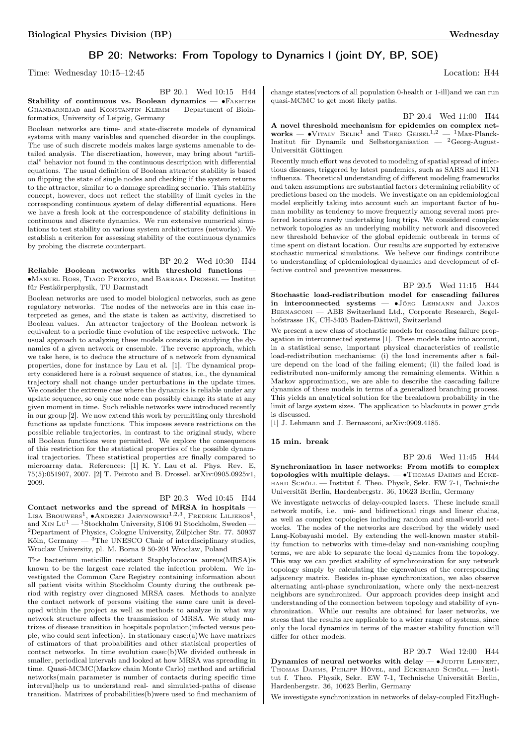## BP 20: Networks: From Topology to Dynamics I (joint DY, BP, SOE)

Time: Wednesday 10:15–12:45 Location: H44

BP 20.1 Wed 10:15 H44

**Stability of continuous vs. Boolean dynamics** — •Fakhteh Ghanbarnejad and Konstantin Klemm — Department of Bioinformatics, University of Leipzig, Germany

Boolean networks are time- and state-discrete models of dynamical systems with many variables and quenched disorder in the couplings. The use of such discrete models makes large systems amenable to detailed analysis. The discretization, however, may bring about "artificial" behavior not found in the continuous description with differential equations. The usual definition of Boolean attractor stability is based on flipping the state of single nodes and checking if the system returns to the attractor, similar to a damage spreading scenario. This stability concept, however, does not reflect the stability of limit cycles in the corresponding continuous system of delay differential equations. Here we have a fresh look at the correspondence of stability definitions in continuous and discrete dynamics. We run extensive numerical simulations to test stability on various system architectures (networks). We establish a criterion for assessing stability of the continuous dynamics by probing the discrete counterpart.

BP 20.2 Wed 10:30 H44

**Reliable Boolean networks with threshold functions** — •Manuel Ross, Tiago Peixoto, and Barbara Drossel — Institut für Festkörperphysik, TU Darmstadt

Boolean networks are used to model biological networks, such as gene regulatory networks. The nodes of the networks are in this case interpreted as genes, and the state is taken as activity, discretised to Boolean values. An attractor trajectory of the Boolean network is equivalent to a periodic time evolution of the respective network. The usual approach to analyzing these models consists in studying the dynamics of a given network or ensemble. The reverse approach, which we take here, is to deduce the structure of a network from dynamical properties, done for instance by Lau et al. [1]. The dynamical property considered here is a robust sequence of states, i.e., the dynamical trajectory shall not change under perturbations in the update times. We consider the extreme case where the dynamics is reliable under any update sequence, so only one node can possibly change its state at any given moment in time. Such reliable networks were introduced recently in our group [2]. We now extend this work by permitting only threshold functions as update functions. This imposes severe restrictions on the possible reliable trajectories, in contrast to the original study, where all Boolean functions were permitted. We explore the consequences of this restriction for the statistical properties of the possible dynamical trajectories. These statistical properties are finally compared to microarray data. References: [1] K. Y. Lau et al. Phys. Rev. E, 75(5):051907, 2007. [2] T. Peixoto and B. Drossel. arXiv:0905.0925v1, 2009.

BP 20.3 Wed 10:45 H44

**Contact networks and the spread of MRSA in hospitals** — Lisa Brouwers[1], •Andrzej Jarynowski[1,2,3], Fredrik Liljeros[1], and Xin Lu[1] — [1]Stockholm University, S106 91 Stockholm, Sweden — [2]Department of Physics, Cologne University, Zülpicher Str. 77. 50937 Köln, Germany — [3]The UNESCO Chair of interdisciplinary studies, Wroclaw University, pl. M. Borna 9 50-204 Wrocław, Poland

The bacterium meticillin resistant Staphylococcus aureus(MRSA)is known to be the largest care related the infection problem. We investigated the Common Care Registry containing information about all patient visits within Stockholm County during the outbreak period with registry over diagnosed MRSA cases. Methods to analyze the contact network of persons visiting the same care unit is developed within the project as well as methods to analyze in what way network structure affects the transmission of MRSA. We study matrixes of disease transition in hospitals population(infected versus people, who could sent infection). In stationary case:(a)We have matrixes of estimators of that probabilities and other statisical properties of contact networks. In time evolution case:(b)We divided outbreak in smaller, periodical intervals and looked at how MRSA was spreading in time. Quasi-MCMC(Markov chain Monte Carlo) method and artificial networks(main parameter is number of contacts during specific time interval)help us to understand real- and simulated-paths of disease transition. Matrixes of probabilities(b)were used to find mechanism of change states(vectors of all population 0-health or 1-ill)and we can run quasi-MCMC to get most likely paths.

BP 20.4 Wed 11:00 H44

**A novel threshold mechanism for epidemics on complex networks** — •Vitaly Belik[1] and Theo Geisel[1,2] — [1]Max-Planck-Institut für Dynamik und Selbstorganisation — [2]Georg-August-Universität Göttingen

Recently much effort was devoted to modeling of spatial spread of infectious diseases, triggered by latest pandemics, such as SARS and H1N1 influenza. Theoretical understanding of different modeling frameworks and taken assumptions are substantial factors determining reliability of predictions based on the models. We investigate on an epidemiological model explicitly taking into account such an important factor of human mobility as tendency to move frequently among several most preferred locations rarely undertaking long trips. We considered complex network topologies as an underlying mobility network and discovered new threshold behavior of the global epidemic outbreak in terms of time spent on distant location. Our results are supported by extensive stochastic numerical simulations. We believe our findings contribute to understanding of epidemiological dynamics and development of effective control and preventive measures.

BP 20.5 Wed 11:15 H44

**Stochastic load-redistribution model for cascading failures in interconnected systems** — •Jörg Lehmann and Jakob Bernasconi — ABB Switzerland Ltd., Corporate Research, Segelhofstrasse 1K, CH-5405 Baden-Dättwil, Switzerland

We present a new class of stochastic models for cascading failure propagation in interconnected systems [1]. These models take into account, in a statistical sense, important physical characteristics of realistic load-redistribution mechanisms: (i) the load increments after a failure depend on the load of the failing element; (ii) the failed load is redistributed non-uniformly among the remaining elements. Within a Markov approximation, we are able to describe the cascading failure dynamics of these models in terms of a generalized branching process. This yields an analytical solution for the breakdown probability in the limit of large system sizes. The application to blackouts in power grids is discussed.

[1] J. Lehmann and J. Bernasconi, arXiv:0909.4185.

**15 min. break**

BP 20.6 Wed 11:45 H44

**Synchronization in laser networks: From motifs to complex topologies with multiple delays.** — •Thomas Dahms and Eckehard Schöll — Institut f. Theo. Physik, Sekr. EW 7-1, Technische Universität Berlin, Hardenbergstr. 36, 10623 Berlin, Germany

We investigate networks of delay-coupled lasers. These include small network motifs, i.e. uni- and bidirectional rings and linear chains, as well as complex topologies including random and small-world networks. The nodes of the networks are described by the widely used Lang-Kobayashi model. By extending the well-known master stability function to networks with time-delay and non-vanishing coupling terms, we are able to separate the local dynamics from the topology. This way we can predict stability of synchronization for any network topology simply by calculating the eigenvalues of the corresponding adjacency matrix. Besides in-phase synchronization, we also observe alternating anti-phase synchronization, where only the next-nearest neighbors are synchronized. Our approach provides deep insight and understanding of the connection between topology and stability of synchronization. While our results are obtained for laser networks, we stress that the results are applicable to a wider range of systems, since only the local dynamics in terms of the master stability function will differ for other models.

BP 20.7 Wed 12:00 H44

**Dynamics of neural networks with delay** — •Judith Lehnert, Thomas Dahms, Philipp Hövel, and Eckehard Schöll — Institut f. Theo. Physik, Sekr. EW 7-1, Technische Universität Berlin, Hardenbergstr. 36, 10623 Berlin, Germany

We investigate synchronization in networks of delay-coupled FitzHugh-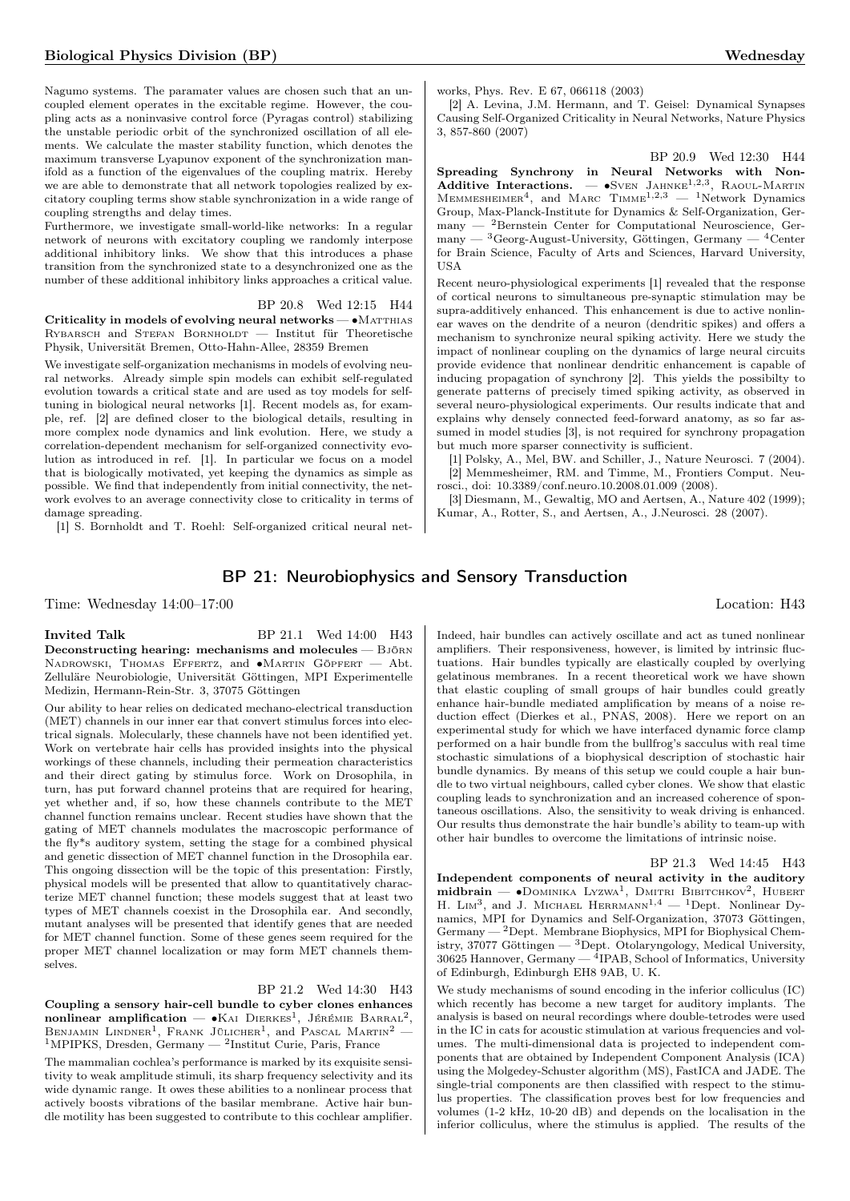Nagumo systems. The paramater values are chosen such that an uncoupled element operates in the excitable regime. However, the coupling acts as a noninvasive control force (Pyragas control) stabilizing the unstable periodic orbit of the synchronized oscillation of all elements. We calculate the master stability function, which denotes the maximum transverse Lyapunov exponent of the synchronization manifold as a function of the eigenvalues of the coupling matrix. Hereby we are able to demonstrate that all network topologies realized by excitatory coupling terms show stable synchronization in a wide range of coupling strengths and delay times.

Furthermore, we investigate small-world-like networks: In a regular network of neurons with excitatory coupling we randomly interpose additional inhibitory links. We show that this introduces a phase transition from the synchronized state to a desynchronized one as the number of these additional inhibitory links approaches a critical value.

BP 20.8 Wed 12:15 H44

**Criticality in models of evolving neural networks** — •Matthias Rybarsch and Stefan Bornholdt — Institut für Theoretische Physik, Universität Bremen, Otto-Hahn-Allee, 28359 Bremen

We investigate self-organization mechanisms in models of evolving neural networks. Already simple spin models can exhibit self-regulated evolution towards a critical state and are used as toy models for self-tuning in biological neural networks [1]. Recent models as, for example, ref. [2] are defined closer to the biological details, resulting in more complex node dynamics and link evolution. Here, we study a correlation-dependent mechanism for self-organized connectivity evolution as introduced in ref. [1]. In particular we focus on a model that is biologically motivated, yet keeping the dynamics as simple as possible. We find that independently from initial connectivity, the network evolves to an average connectivity close to criticality in terms of damage spreading.

[1] S. Bornholdt and T. Roehl: Self-organized critical neural networks, Phys. Rev. E 67, 066118 (2003)

[2] A. Levina, J.M. Hermann, and T. Geisel: Dynamical Synapses Causing Self-Organized Criticality in Neural Networks, Nature Physics 3, 857-860 (2007)

BP 20.9 Wed 12:30 H44

**Spreading Synchrony in Neural Networks with Non-Additive Interactions.** — •Sven Jahnke[1,2,3], Raoul-Martin Memmesheimer[4], and Marc Timme[1,2,3] — [1]Network Dynamics Group, Max-Planck-Institute for Dynamics & Self-Organization, Germany — [2]Bernstein Center for Computational Neuroscience, Germany — [3]Georg-August-University, Göttingen, Germany — [4]Center for Brain Science, Faculty of Arts and Sciences, Harvard University, USA

Recent neuro-physiological experiments [1] revealed that the response of cortical neurons to simultaneous pre-synaptic stimulation may be supra-additively enhanced. This enhancement is due to active nonlinear waves on the dendrite of a neuron (dendritic spikes) and offers a mechanism to synchronize neural spiking activity. Here we study the impact of nonlinear coupling on the dynamics of large neural circuits provide evidence that nonlinear dendritic enhancement is capable of inducing propagation of synchrony [2]. This yields the possibilty to generate patterns of precisely timed spiking activity, as observed in several neuro-physiological experiments. Our results indicate that and explains why densely connected feed-forward anatomy, as so far assumed in model studies [3], is not required for synchrony propagation but much more sparser connectivity is sufficient.

[1] Polsky, A., Mel, BW. and Schiller, J., Nature Neurosci. 7 (2004).
[2] Memmesheimer, RM. and Timme, M., Frontiers Comput. Neurosci., doi: 10.3389/conf.neuro.10.2008.01.009 (2008).
[3] Diesmann, M., Gewaltig, MO and Aertsen, A., Nature 402 (1999); Kumar, A., Rotter, S., and Aertsen, A., J.Neurosci. 28 (2007).

## BP 21: Neurobiophysics and Sensory Transduction

Time: Wednesday 14:00–17:00 Location: H43

**Invited Talk** BP 21.1 Wed 14:00 H43

**Deconstructing hearing: mechanisms and molecules** — Björn Nadrowski, Thomas Effertz, and •Martin Göpfert — Abt. Zelluläre Neurobiologie, Universität Göttingen, MPI Experimentelle Medizin, Hermann-Rein-Str. 3, 37075 Göttingen

Our ability to hear relies on dedicated mechano-electrical transduction (MET) channels in our inner ear that convert stimulus forces into electrical signals. Molecularly, these channels have not been identified yet. Work on vertebrate hair cells has provided insights into the physical workings of these channels, including their permeation characteristics and their direct gating by stimulus force. Work on Drosophila, in turn, has put forward channel proteins that are required for hearing, yet whether and, if so, how these channels contribute to the MET channel function remains unclear. Recent studies have shown that the gating of MET channels modulates the macroscopic performance of the fly*s auditory system, setting the stage for a combined physical and genetic dissection of MET channel function in the Drosophila ear. This ongoing dissection will be the topic of this presentation: Firstly, physical models will be presented that allow to quantitatively characterize MET channel function; these models suggest that at least two types of MET channels coexist in the Drosophila ear. And secondly, mutant analyses will be presented that identify genes that are needed for MET channel function. Some of these genes seem required for the proper MET channel localization or may form MET channels themselves.

BP 21.2 Wed 14:30 H43

**Coupling a sensory hair-cell bundle to cyber clones enhances nonlinear amplification** — •Kai Dierkes[1], Jérémie Barral[2], Benjamin Lindner[1], Frank Jülicher[1], and Pascal Martin[2] — [1]MPIPKS, Dresden, Germany — [2]Institut Curie, Paris, France

The mammalian cochlea's performance is marked by its exquisite sensitivity to weak amplitude stimuli, its sharp frequency selectivity and its wide dynamic range. It owes these abilities to a nonlinear process that actively boosts vibrations of the basilar membrane. Active hair bundle motility has been suggested to contribute to this cochlear amplifier. Indeed, hair bundles can actively oscillate and act as tuned nonlinear amplifiers. Their responsiveness, however, is limited by intrinsic fluctuations. Hair bundles typically are elastically coupled by overlying gelatinous membranes. In a recent theoretical work we have shown that elastic coupling of small groups of hair bundles could greatly enhance hair-bundle mediated amplification by means of a noise reduction effect (Dierkes et al., PNAS, 2008). Here we report on an experimental study for which we have interfaced dynamic force clamp performed on a hair bundle from the bullfrog's sacculus with real time stochastic simulations of a biophysical description of stochastic hair bundle dynamics. By means of this setup we could couple a hair bundle to two virtual neighbours, called cyber clones. We show that elastic coupling leads to synchronization and an increased coherence of spontaneous oscillations. Also, the sensitivity to weak driving is enhanced. Our results thus demonstrate the hair bundle's ability to team-up with other hair bundles to overcome the limitations of intrinsic noise.

BP 21.3 Wed 14:45 H43

**Independent components of neural activity in the auditory midbrain** — •Dominika Lyzwa[1], Dmitri Bibitchkov[2], Hubert H. Lim[3], and J. Michael Herrmann[1,4] — [1]Dept. Nonlinear Dynamics, MPI for Dynamics and Self-Organization, 37073 Göttingen, Germany — [2]Dept. Membrane Biophysics, MPI for Biophysical Chemistry, 37077 Göttingen — [3]Dept. Otolaryngology, Medical University, 30625 Hannover, Germany — [4]IPAB, School of Informatics, University of Edinburgh, Edinburgh EH8 9AB, U. K.

We study mechanisms of sound encoding in the inferior colliculus (IC) which recently has become a new target for auditory implants. The analysis is based on neural recordings where double-tetrodes were used in the IC in cats for acoustic stimulation at various frequencies and volumes. The multi-dimensional data is projected to independent components that are obtained by Independent Component Analysis (ICA) using the Molgedey-Schuster algorithm (MS), FastICA and JADE. The single-trial components are then classified with respect to the stimulus properties. The classification proves best for low frequencies and volumes (1-2 kHz, 10-20 dB) and depends on the localisation in the inferior colliculus, where the stimulus is applied. The results of the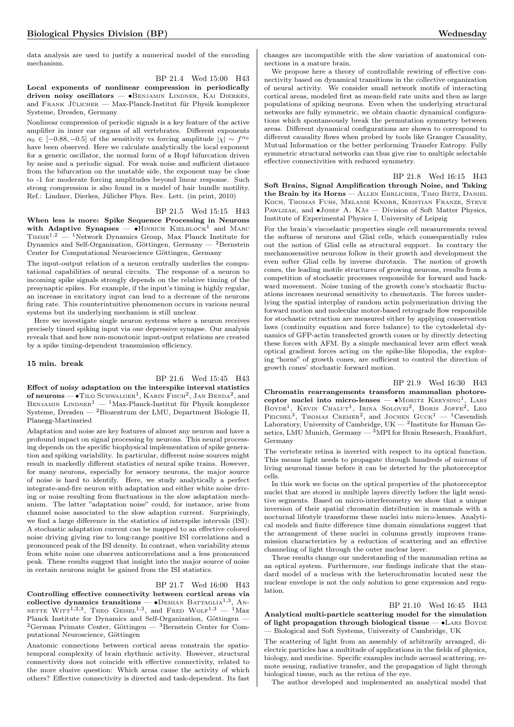data analysis are used to justify a numerical model of the encoding mechanism.

BP 21.4 Wed 15:00 H43

**Local exponents of nonlinear compression in periodically driven noisy oscillators** — •Benjamin Lindner, Kai Dierkes, and Frank Jülicher — Max-Planck-Institut für Physik komplexer Systeme, Dresden, Germany

Nonlinear compression of periodic signals is a key feature of the active amplifier in inner ear organs of all vertebrates. Different exponents $\alpha_0 \in [-0.88, -0.5]$ of the sensitivity vs forcing amplitude $|\chi| \sim f^{\alpha_0}$ have been observed. Here we calculate analytically the local exponent for a generic oscillator, the normal form of a Hopf bifurcation driven by noise and a periodic signal. For weak noise and sufficient distance from the bifurcation on the unstable side, the exponent may be close to -1 for moderate forcing amplitudes beyond linear response. Such strong compression is also found in a model of hair bundle motility. Ref.: Lindner, Dierkes, Jülicher Phys. Rev. Lett. (in print, 2010)

BP 21.5 Wed 15:15 H43

**When less is more: Spike Sequence Processing in Neurons with Adaptive Synapses** — •Hinrich Kielblock[1] and Marc Timme[1,2] — [1]Network Dynamics Group, Max Planck Institute for Dynamics and Self-Organization, Göttingen, Germany — [2]Bernstein Center for Computational Neuroscience Göttingen, Germany

The input-output relation of a neuron centrally underlies the computational capabilities of neural circuits. The response of a neuron to incoming spike signals strongly depends on the relative timing of the presynaptic spikes. For example, if the input's timing is highly regular, an increase in excitatory input can lead to a decrease of the neurons firing rate. This counterintuitive phenomenon occurs in various neural systems but its underlying mechanism is still unclear.

Here we investigate single neuron systems where a neuron receives precisely timed spiking input via one depressive synapse. Our analysis reveals that and how non-monotonic input-output relations are created by a spike timing-dependent transmission efficiency.

### 15 min. break

BP 21.6 Wed 15:45 H43

**Effect of noisy adaptation on the interspike interval statistics of neurons** — •Tilo Schwalger[1], Karin Fisch[2], Jan Benda[2], and Benjamin Lindner[1] — [1]Max-Planck-Institut für Physik komplexer Systeme, Dresden — [2]Biozentrum der LMU, Department Biologie II, Planegg-Martinsried

Adaptation and noise are key features of almost any neuron and have a profound impact on signal processing by neurons. This neural processing depends on the specific biophysical implementation of spike generation and spiking variability. In particular, different noise sources might result in markedly different statistics of neural spike trains. However, for many neurons, especially for sensory neurons, the major source of noise is hard to identify. Here, we study analytically a perfect integrate-and-fire neuron with adaptation and either white noise driving or noise resulting from fluctuations in the slow adaptation mechanism. The latter "adaptation noise" could, for instance, arise from channel noise associated to the slow adaption current. Surprisingly, we find a large difference in the statistics of interspike intervals (ISI): A stochastic adaptation current can be mapped to an effective colored noise driving giving rise to long-range positive ISI correlations and a pronounced peak of the ISI density. In contrast, when variability stems from white noise one observes anticorrelations and a less pronounced peak. These results suggest that insight into the major source of noise in certain neurons might be gained from the ISI statistics.

BP 21.7 Wed 16:00 H43

**Controlling effective connectivity between cortical areas via collective dynamics transitions** — •Demian Battaglia[1,3], Annette Witt[1,2,3], Theo Geisel[1,3], and Fred Wolf[1,3] — [1]Max Planck Institute for Dynamics and Self-Organization, Göttingen — [2]German Primate Center, Göttingen — [3]Bernstein Center for Computational Neuroscience, Göttingen

Anatomic connections between cortical areas constrain the spatiotemporal complexity of brain rhythmic activity. However, structural connectivity does not coincide with effective connectivity, related to the more elusive question: Which areas cause the activity of which others? Effective connectivity is directed and task-dependent. Its fast changes are incompatible with the slow variation of anatomical connections in a mature brain.

We propose here a theory of controllable rewiring of effective connectivity based on dynamical transitions in the collective organization of neural activity. We consider small network motifs of interacting cortical areas, modeled first as mean-field rate units and then as large populations of spiking neurons. Even when the underlying structural networks are fully symmetric, we obtain chaotic dynamical configurations which spontaneously break the permutation symmetry between areas. Different dynamical configurations are shown to correspond to different causality flows when probed by tools like Granger Causality, Mutual Information or the better performing Transfer Entropy. Fully symmetric structural networks can thus give rise to multiple selectable effective connectivities with reduced symmetry.

BP 21.8 Wed 16:15 H43

**Soft Brains, Signal Amplification through Noise, and Taking the Brain by its Horns** — Allen Ehrlicher, Timo Betz, Daniel Koch, Thomas Fuhs, Melanie Knorr, Kristian Franze, Steve Pawlizak, and •Josef A. Käs — Division of Soft Matter Physics, Institute of Experimental Physics I, University of Leipzig

For the brain's viscoelastic properties single cell measurements reveal the softness of neurons and Glial cells, which consequentially rules out the notion of Glial cells as structural support. In contrary the mechanosensitive neurons follow in their growth and development the even softer Glial cells by inverse durotaxis. The motion of growth cones, the leading motile structures of growing neurons, results from a competition of stochastic processes responsible for forward and backward movement. Noise tuning of the growth cone's stochastic fluctuations increases neuronal sensitivity to chemotaxis. The forces underlying the spatial interplay of random actin polymerization driving the forward motion and molecular motor-based retrograde flow responsible for stochastic retraction are measured either by applying conservation laws (continuity equation and force balance) to the cytoskeletal dynamics of GFP-actin transfected growth cones or by directly detecting these forces with AFM. By a simple mechanical lever arm effect weak optical gradient forces acting on the spike-like filopodia, the exploring "horns" of growth cones, are sufficient to control the direction of growth cones' stochastic forward motion.

BP 21.9 Wed 16:30 H43

**Chromatin rearrangements transform mammalian photoreceptor nuclei into micro-lenses** — •Moritz Kreysing[1], Lars Boyde[1], Kevin Chalut[1], Irina Solovei[2], Boris Joffe[2], Leo Peichel[3], Thomas Cremer[2], and Jochen Guck[1] — [1]Cavendish Laboratory, University of Cambridge, UK — [2]Institute for Human Genetics, LMU Munich, Germany — [3]MPI for Brain Research, Frankfurt, Germany

The vertebrate retina is inverted with respect to its optical function. This means light needs to propagate through hundreds of microns of living neuronal tissue before it can be detected by the photoreceptor cells.

In this work we focus on the optical properties of the photoreceptor nuclei that are stored in multiple layers directly before the light sensitive segments. Based on micro-interferometry we show that a unique inversion of their spatial chromatin distribution in mammals with a nocturnal lifestyle transforms these nuclei into micro-lenses. Analytical models and finite difference time domain simulations suggest that the arrangement of these nuclei in columns greatly improves transmission characteristics by a reduction of scattering and an effective channeling of light through the outer nuclear layer.

These results change our understanding of the mammalian retina as an optical system. Furthermore, our findings indicate that the standard model of a nucleus with the heterochromatin located near the nuclear envelope is not the only solution to gene expression and regulation.

BP 21.10 Wed 16:45 H43

**Analytical multi-particle scattering model for the simulation of light propagation through biological tissue** — •Lars Boyde — Biological and Soft Systems, University of Cambridge, UK

The scattering of light from an assembly of arbitrarily arranged, dielectric particles has a multitude of applications in the fields of physics, biology, and medicine. Specific examples include aerosol scattering, remote sensing, radiative transfer, and the propagation of light through biological tissue, such as the retina of the eye.

The author developed and implemented an analytical model that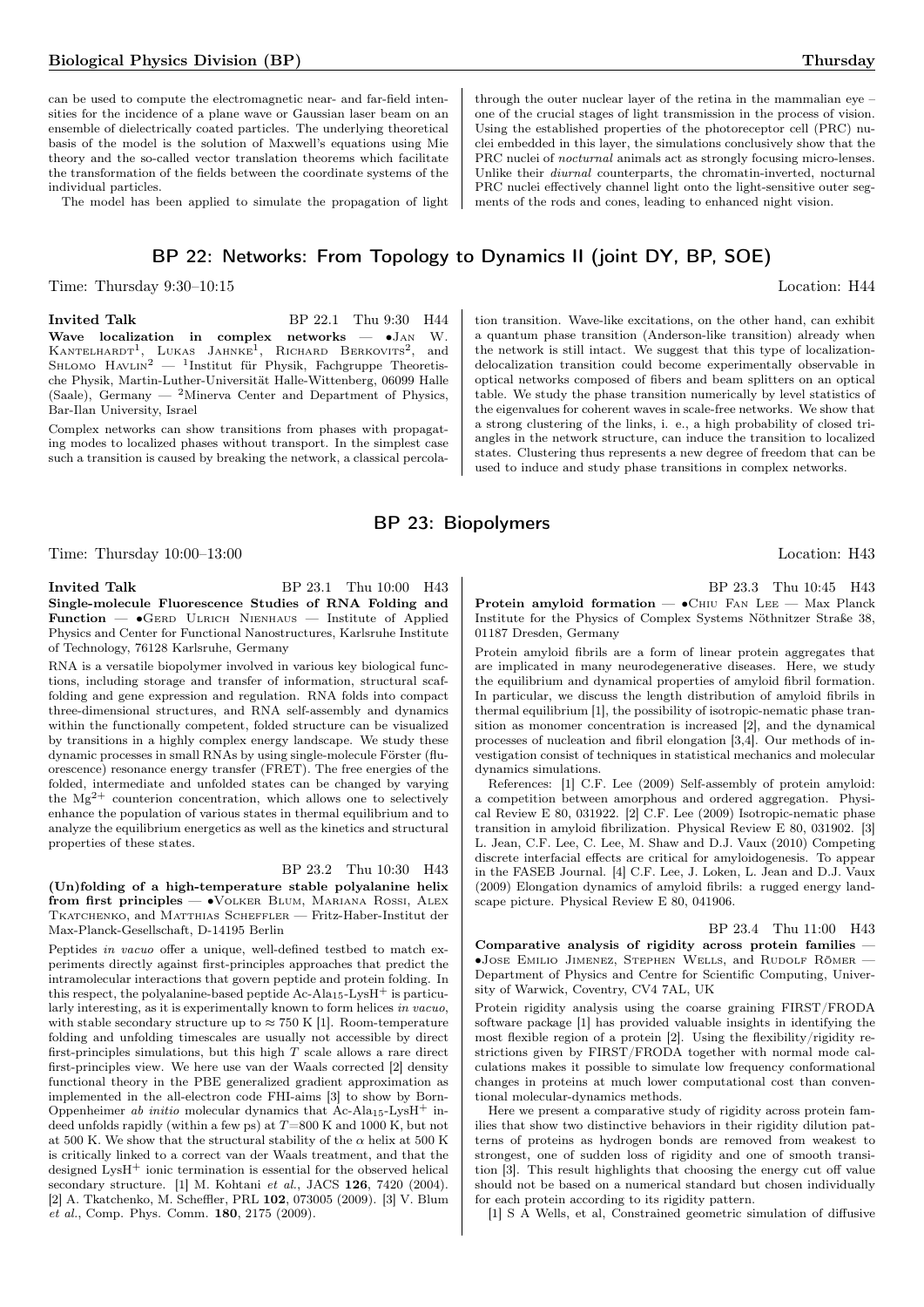can be used to compute the electromagnetic near- and far-field intensities for the incidence of a plane wave or Gaussian laser beam on an ensemble of dielectrically coated particles. The underlying theoretical basis of the model is the solution of Maxwell's equations using Mie theory and the so-called vector translation theorems which facilitate the transformation of the fields between the coordinate systems of the individual particles.

The model has been applied to simulate the propagation of light through the outer nuclear layer of the retina in the mammalian eye – one of the crucial stages of light transmission in the process of vision. Using the established properties of the photoreceptor cell (PRC) nuclei embedded in this layer, the simulations conclusively show that the PRC nuclei of *nocturnal* animals act as strongly focusing micro-lenses. Unlike their *diurnal* counterparts, the chromatin-inverted, nocturnal PRC nuclei effectively channel light onto the light-sensitive outer segments of the rods and cones, leading to enhanced night vision.

## BP 22: Networks: From Topology to Dynamics II (joint DY, BP, SOE)

Time: Thursday 9:30–10:15 Location: H44

**Invited Talk** BP 22.1 Thu 9:30 H44

**Wave localization in complex networks** — •Jan W. Kantelhardt[1], Lukas Jahnke[1], Richard Berkovits[2], and Shlomo Havlin[2] — [1]Institut für Physik, Fachgruppe Theoretische Physik, Martin-Luther-Universität Halle-Wittenberg, 06099 Halle (Saale), Germany — [2]Minerva Center and Department of Physics, Bar-Ilan University, Israel

Complex networks can show transitions from phases with propagating modes to localized phases without transport. In the simplest case such a transition is caused by breaking the network, a classical percolation transition. Wave-like excitations, on the other hand, can exhibit a quantum phase transition (Anderson-like transition) already when the network is still intact. We suggest that this type of localization-delocalization transition could become experimentally observable in optical networks composed of fibers and beam splitters on an optical table. We study the phase transition numerically by level statistics of the eigenvalues for coherent waves in scale-free networks. We show that a strong clustering of the links, i. e., a high probability of closed triangles in the network structure, can induce the transition to localized states. Clustering thus represents a new degree of freedom that can be used to induce and study phase transitions in complex networks.

## BP 23: Biopolymers

Time: Thursday 10:00–13:00 Location: H43

**Invited Talk** BP 23.1 Thu 10:00 H43

**Single-molecule Fluorescence Studies of RNA Folding and Function** — •Gerd Ulrich Nienhaus — Institute of Applied Physics and Center for Functional Nanostructures, Karlsruhe Institute of Technology, 76128 Karlsruhe, Germany

RNA is a versatile biopolymer involved in various key biological functions, including storage and transfer of information, structural scaffolding and gene expression and regulation. RNA folds into compact three-dimensional structures, and RNA self-assembly and dynamics within the functionally competent, folded structure can be visualized by transitions in a highly complex energy landscape. We study these dynamic processes in small RNAs by using single-molecule Förster (fluorescence) resonance energy transfer (FRET). The free energies of the folded, intermediate and unfolded states can be changed by varying the $Mg^{2+}$ counterion concentration, which allows one to selectively enhance the population of various states in thermal equilibrium and to analyze the equilibrium energetics as well as the kinetics and structural properties of these states.

BP 23.2 Thu 10:30 H43

**(Un)folding of a high-temperature stable polyalanine helix from first principles** — •Volker Blum, Mariana Rossi, Alex Tkatchenko, and Matthias Scheffler — Fritz-Haber-Institut der Max-Planck-Gesellschaft, D-14195 Berlin

Peptides *in vacuo* offer a unique, well-defined testbed to match experiments directly against first-principles approaches that predict the intramolecular interactions that govern peptide and protein folding. In this respect, the polyalanine-based peptide Ac-$Ala_{15}$-$LysH^+$ is particularly interesting, as it is experimentally known to form helices *in vacuo*, with stable secondary structure up to $\approx 750$ K [1]. Room-temperature folding and unfolding timescales are usually not accessible by direct first-principles simulations, but this high $T$ scale allows a rare direct first-principles view. We here use van der Waals corrected [2] density functional theory in the PBE generalized gradient approximation as implemented in the all-electron code FHI-aims [3] to show by Born-Oppenheimer *ab initio* molecular dynamics that Ac-$Ala_{15}$-$LysH^+$ indeed unfolds rapidly (within a few ps) at $T$=800 K and 1000 K, but not at 500 K. We show that the structural stability of the $\alpha$ helix at 500 K is critically linked to a correct van der Waals treatment, and that the designed $LysH^+$ ionic termination is essential for the observed helical secondary structure. [1] M. Kohtani *et al.*, JACS **126**, 7420 (2004). [2] A. Tkatchenko, M. Scheffler, PRL **102**, 073005 (2009). [3] V. Blum *et al.*, Comp. Phys. Comm. **180**, 2175 (2009).

BP 23.3 Thu 10:45 H43

**Protein amyloid formation** — •Chiu Fan Lee — Max Planck Institute for the Physics of Complex Systems Nöthnitzer Straße 38, 01187 Dresden, Germany

Protein amyloid fibrils are a form of linear protein aggregates that are implicated in many neurodegenerative diseases. Here, we study the equilibrium and dynamical properties of amyloid fibril formation. In particular, we discuss the length distribution of amyloid fibrils in thermal equilibrium [1], the possibility of isotropic-nematic phase transition as monomer concentration is increased [2], and the dynamical processes of nucleation and fibril elongation [3,4]. Our methods of investigation consist of techniques in statistical mechanics and molecular dynamics simulations.

References: [1] C.F. Lee (2009) Self-assembly of protein amyloid: a competition between amorphous and ordered aggregation. Physical Review E 80, 031922. [2] C.F. Lee (2009) Isotropic-nematic phase transition in amyloid fibrilization. Physical Review E 80, 031902. [3] L. Jean, C.F. Lee, C. Lee, M. Shaw and D.J. Vaux (2010) Competing discrete interfacial effects are critical for amyloidogenesis. To appear in the FASEB Journal. [4] C.F. Lee, J. Loken, L. Jean and D.J. Vaux (2009) Elongation dynamics of amyloid fibrils: a rugged energy landscape picture. Physical Review E 80, 041906.

BP 23.4 Thu 11:00 H43

**Comparative analysis of rigidity across protein families** — •Jose Emilio Jimenez, Stephen Wells, and Rudolf Römer — Department of Physics and Centre for Scientific Computing, University of Warwick, Coventry, CV4 7AL, UK

Protein rigidity analysis using the coarse graining FIRST/FRODA software package [1] has provided valuable insights in identifying the most flexible region of a protein [2]. Using the flexibility/rigidity restrictions given by FIRST/FRODA together with normal mode calculations makes it possible to simulate low frequency conformational changes in proteins at much lower computational cost than conventional molecular-dynamics methods.

Here we present a comparative study of rigidity across protein families that show two distinctive behaviors in their rigidity dilution patterns of proteins as hydrogen bonds are removed from weakest to strongest, one of sudden loss of rigidity and one of smooth transition [3]. This result highlights that choosing the energy cut off value should not be based on a numerical standard but chosen individually for each protein according to its rigidity pattern.

[1] S A Wells, et al, Constrained geometric simulation of diffusive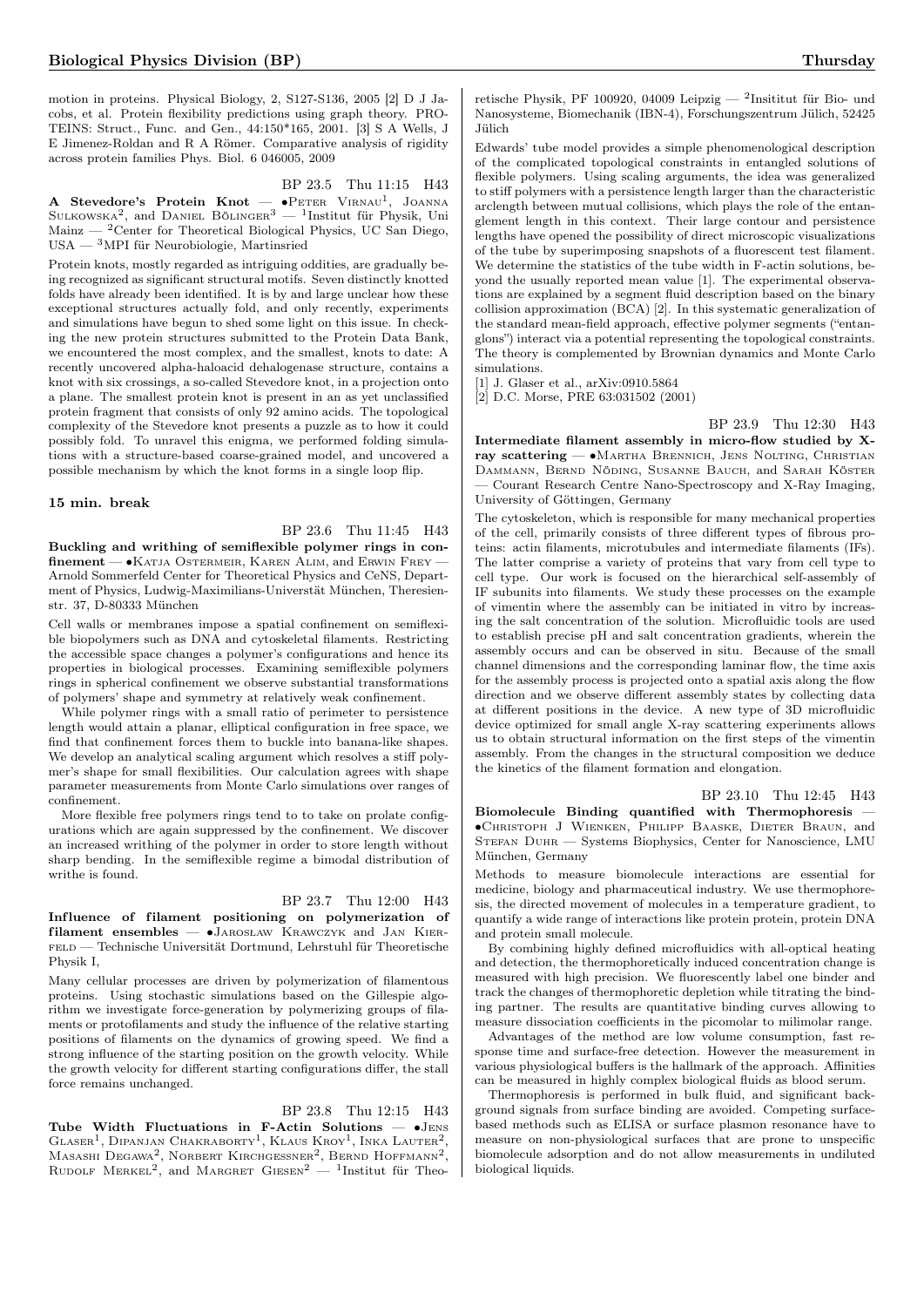motion in proteins. Physical Biology, 2, S127-S136, 2005 [2] D J Jacobs, et al. Protein flexibility predictions using graph theory. PROTEINS: Struct., Func. and Gen., 44:150*165, 2001. [3] S A Wells, J E Jimenez-Roldan and R A Römer. Comparative analysis of rigidity across protein families Phys. Biol. 6 046005, 2009

BP 23.5 Thu 11:15 H43

**A Stevedore's Protein Knot** — •Peter Virnau[1], Joanna Sulkowska[2], and Daniel Bölinger[3] — [1]Institut für Physik, Uni Mainz — [2]Center for Theoretical Biological Physics, UC San Diego, USA — [3]MPI für Neurobiologie, Martinsried

Protein knots, mostly regarded as intriguing oddities, are gradually being recognized as significant structural motifs. Seven distinctly knotted folds have already been identified. It is by and large unclear how these exceptional structures actually fold, and only recently, experiments and simulations have begun to shed some light on this issue. In checking the new protein structures submitted to the Protein Data Bank, we encountered the most complex, and the smallest, knots to date: A recently uncovered alpha-haloacid dehalogenase structure, contains a knot with six crossings, a so-called Stevedore knot, in a projection onto a plane. The smallest protein knot is present in an as yet unclassified protein fragment that consists of only 92 amino acids. The topological complexity of the Stevedore knot presents a puzzle as to how it could possibly fold. To unravel this enigma, we performed folding simulations with a structure-based coarse-grained model, and uncovered a possible mechanism by which the knot forms in a single loop flip.

**15 min. break**

BP 23.6 Thu 11:45 H43

**Buckling and writhing of semiflexible polymer rings in confinement** — •Katja Ostermeir, Karen Alim, and Erwin Frey — Arnold Sommerfeld Center for Theoretical Physics and CeNS, Department of Physics, Ludwig-Maximilians-Universtät München, Theresienstr. 37, D-80333 München

Cell walls or membranes impose a spatial confinement on semiflexible biopolymers such as DNA and cytoskeletal filaments. Restricting the accessible space changes a polymer's configurations and hence its properties in biological processes. Examining semiflexible polymers rings in spherical confinement we observe substantial transformations of polymers' shape and symmetry at relatively weak confinement.

While polymer rings with a small ratio of perimeter to persistence length would attain a planar, elliptical configuration in free space, we find that confinement forces them to buckle into banana-like shapes. We develop an analytical scaling argument which resolves a stiff polymer's shape for small flexibilities. Our calculation agrees with shape parameter measurements from Monte Carlo simulations over ranges of confinement.

More flexible free polymers rings tend to to take on prolate configurations which are again suppressed by the confinement. We discover an increased writhing of the polymer in order to store length without sharp bending. In the semiflexible regime a bimodal distribution of writhe is found.

BP 23.7 Thu 12:00 H43

**Influence of filament positioning on polymerization of filament ensembles** — •Jarosław Krawczyk and Jan Kierfeld — Technische Universität Dortmund, Lehrstuhl für Theoretische Physik I,

Many cellular processes are driven by polymerization of filamentous proteins. Using stochastic simulations based on the Gillespie algorithm we investigate force-generation by polymerizing groups of filaments or protofilaments and study the influence of the relative starting positions of filaments on the dynamics of growing speed. We find a strong influence of the starting position on the growth velocity. While the growth velocity for different starting configurations differ, the stall force remains unchanged.

BP 23.8 Thu 12:15 H43

**Tube Width Fluctuations in F-Actin Solutions** — •Jens Glaser[1], Dipanjan Chakraborty[1], Klaus Kroy[1], Inka Lauter[2], Masashi Degawa[2], Norbert Kirchgessner[2], Bernd Hoffmann[2], Rudolf Merkel[2], and Margret Giesen[2] — [1]Institut für Theoretische Physik, PF 100920, 04009 Leipzig — [2]Insititut für Bio- und Nanosysteme, Biomechanik (IBN-4), Forschungszentrum Jülich, 52425 Jülich

Edwards' tube model provides a simple phenomenological description of the complicated topological constraints in entangled solutions of flexible polymers. Using scaling arguments, the idea was generalized to stiff polymers with a persistence length larger than the characteristic arclength between mutual collisions, which plays the role of the entanglement length in this context. Their large contour and persistence lengths have opened the possibility of direct microscopic visualizations of the tube by superimposing snapshots of a fluorescent test filament. We determine the statistics of the tube width in F-actin solutions, beyond the usually reported mean value [1]. The experimental observations are explained by a segment fluid description based on the binary collision approximation (BCA) [2]. In this systematic generalization of the standard mean-field approach, effective polymer segments ("entanglons") interact via a potential representing the topological constraints. The theory is complemented by Brownian dynamics and Monte Carlo simulations.

[1] J. Glaser et al., arXiv:0910.5864

[2] D.C. Morse, PRE 63:031502 (2001)

BP 23.9 Thu 12:30 H43

**Intermediate filament assembly in micro-flow studied by X-ray scattering** — •Martha Brennich, Jens Nolting, Christian Dammann, Bernd Nöding, Susanne Bauch, and Sarah Köster — Courant Research Centre Nano-Spectroscopy and X-Ray Imaging, University of Göttingen, Germany

The cytoskeleton, which is responsible for many mechanical properties of the cell, primarily consists of three different types of fibrous proteins: actin filaments, microtubules and intermediate filaments (IFs). The latter comprise a variety of proteins that vary from cell type to cell type. Our work is focused on the hierarchical self-assembly of IF subunits into filaments. We study these processes on the example of vimentin where the assembly can be initiated in vitro by increasing the salt concentration of the solution. Microfluidic tools are used to establish precise pH and salt concentration gradients, wherein the assembly occurs and can be observed in situ. Because of the small channel dimensions and the corresponding laminar flow, the time axis for the assembly process is projected onto a spatial axis along the flow direction and we observe different assembly states by collecting data at different positions in the device. A new type of 3D microfluidic device optimized for small angle X-ray scattering experiments allows us to obtain structural information on the first steps of the vimentin assembly. From the changes in the structural composition we deduce the kinetics of the filament formation and elongation.

BP 23.10 Thu 12:45 H43

**Biomolecule Binding quantified with Thermophoresis** — •Christoph J Wienken, Philipp Baaske, Dieter Braun, and Stefan Duhr — Systems Biophysics, Center for Nanoscience, LMU München, Germany

Methods to measure biomolecule interactions are essential for medicine, biology and pharmaceutical industry. We use thermophoresis, the directed movement of molecules in a temperature gradient, to quantify a wide range of interactions like protein protein, protein DNA and protein small molecule.

By combining highly defined microfluidics with all-optical heating and detection, the thermophoretically induced concentration change is measured with high precision. We fluorescently label one binder and track the changes of thermophoretic depletion while titrating the binding partner. The results are quantitative binding curves allowing to measure dissociation coefficients in the picomolar to milimolar range.

Advantages of the method are low volume consumption, fast response time and surface-free detection. However the measurement in various physiological buffers is the hallmark of the approach. Affinities can be measured in highly complex biological fluids as blood serum.

Thermophoresis is performed in bulk fluid, and significant background signals from surface binding are avoided. Competing surface-based methods such as ELISA or surface plasmon resonance have to measure on non-physiological surfaces that are prone to unspecific biomolecule adsorption and do not allow measurements in undiluted biological liquids.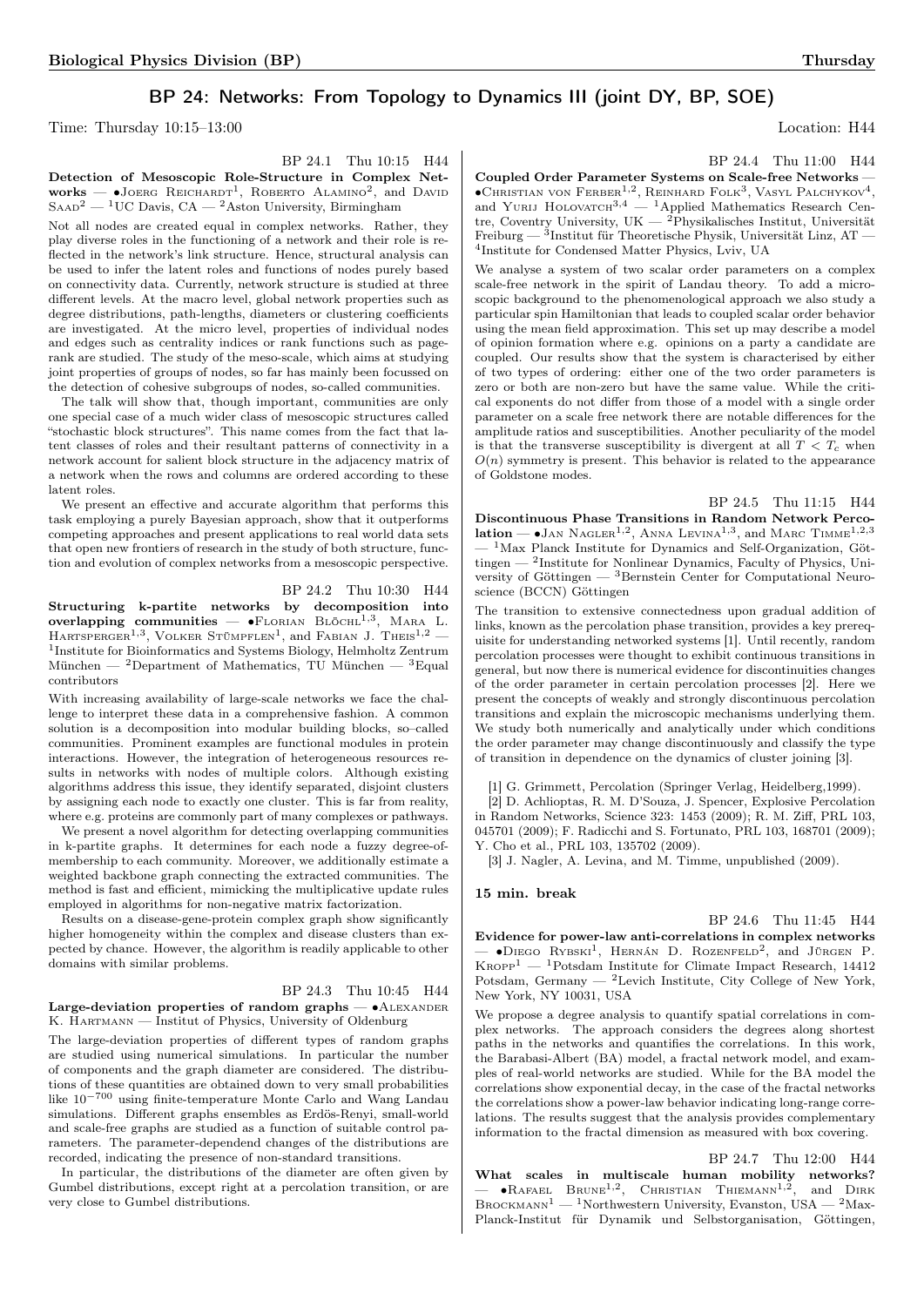## BP 24: Networks: From Topology to Dynamics III (joint DY, BP, SOE)

Time: Thursday 10:15–13:00 Location: H44

BP 24.1 Thu 10:15 H44

**Detection of Mesoscopic Role-Structure in Complex Networks** — •Joerg Reichardt[1], Roberto Alamino[2], and David Saad[2] — [1]UC Davis, CA — [2]Aston University, Birmingham

Not all nodes are created equal in complex networks. Rather, they play diverse roles in the functioning of a network and their role is reflected in the network's link structure. Hence, structural analysis can be used to infer the latent roles and functions of nodes purely based on connectivity data. Currently, network structure is studied at three different levels. At the macro level, global network properties such as degree distributions, path-lengths, diameters or clustering coefficients are investigated. At the micro level, properties of individual nodes and edges such as centrality indices or rank functions such as pagerank are studied. The study of the meso-scale, which aims at studying joint properties of groups of nodes, so far has mainly been focussed on the detection of cohesive subgroups of nodes, so-called communities.

The talk will show that, though important, communities are only one special case of a much wider class of mesoscopic structures called "stochastic block structures". This name comes from the fact that latent classes of roles and their resultant patterns of connectivity in a network account for salient block structure in the adjacency matrix of a network when the rows and columns are ordered according to these latent roles.

We present an effective and accurate algorithm that performs this task employing a purely Bayesian approach, show that it outperforms competing approaches and present applications to real world data sets that open new frontiers of research in the study of both structure, function and evolution of complex networks from a mesoscopic perspective.

BP 24.2 Thu 10:30 H44

**Structuring k-partite networks by decomposition into overlapping communities** — •Florian Blöchl[1,3], Mara L. Hartsperger[1,3], Volker Stümpflen[1], and Fabian J. Theis[1,2] — [1]Institute for Bioinformatics and Systems Biology, Helmholtz Zentrum München — [2]Department of Mathematics, TU München — [3]Equal contributors

With increasing availability of large-scale networks we face the challenge to interpret these data in a comprehensive fashion. A common solution is a decomposition into modular building blocks, so–called communities. Prominent examples are functional modules in protein interactions. However, the integration of heterogeneous resources results in networks with nodes of multiple colors. Although existing algorithms address this issue, they identify separated, disjoint clusters by assigning each node to exactly one cluster. This is far from reality, where e.g. proteins are commonly part of many complexes or pathways.

We present a novel algorithm for detecting overlapping communities in k-partite graphs. It determines for each node a fuzzy degree-of-membership to each community. Moreover, we additionally estimate a weighted backbone graph connecting the extracted communities. The method is fast and efficient, mimicking the multiplicative update rules employed in algorithms for non-negative matrix factorization.

Results on a disease-gene-protein complex graph show significantly higher homogeneity within the complex and disease clusters than expected by chance. However, the algorithm is readily applicable to other domains with similar problems.

BP 24.3 Thu 10:45 H44

**Large-deviation properties of random graphs** — •Alexander K. Hartmann — Institut of Physics, University of Oldenburg

The large-deviation properties of different types of random graphs are studied using numerical simulations. In particular the number of components and the graph diameter are considered. The distributions of these quantities are obtained down to very small probabilities like $10^{-700}$ using finite-temperature Monte Carlo and Wang Landau simulations. Different graphs ensembles as Erdös-Renyi, small-world and scale-free graphs are studied as a function of suitable control parameters. The parameter-dependend changes of the distributions are recorded, indicating the presence of non-standard transitions.

In particular, the distributions of the diameter are often given by Gumbel distributions, except right at a percolation transition, or are very close to Gumbel distributions.

BP 24.4 Thu 11:00 H44

**Coupled Order Parameter Systems on Scale-free Networks** — •Christian von Ferber[1,2], Reinhard Folk[3], Vasyl Palchykov[4], and Yurij Holovatch[3,4] — [1]Applied Mathematics Research Centre, Coventry University, UK — [2]Physikalisches Institut, Universität Freiburg — [3]Institut für Theoretische Physik, Universität Linz, AT — [4]Institute for Condensed Matter Physics, Lviv, UA

We analyse a system of two scalar order parameters on a complex scale-free network in the spirit of Landau theory. To add a microscopic background to the phenomenological approach we also study a particular spin Hamiltonian that leads to coupled scalar order behavior using the mean field approximation. This set up may describe a model of opinion formation where e.g. opinions on a party a candidate are coupled. Our results show that the system is characterised by either of two types of ordering: either one of the two order parameters is zero or both are non-zero but have the same value. While the critical exponents do not differ from those of a model with a single order parameter on a scale free network there are notable differences for the amplitude ratios and susceptibilities. Another peculiarity of the model is that the transverse susceptibility is divergent at all $T < T_c$ when $O(n)$ symmetry is present. This behavior is related to the appearance of Goldstone modes.

BP 24.5 Thu 11:15 H44

**Discontinuous Phase Transitions in Random Network Percolation** — •Jan Nagler[1,2], Anna Levina[1,3], and Marc Timme[1,2,3] — [1]Max Planck Institute for Dynamics and Self-Organization, Göttingen — [2]Institute for Nonlinear Dynamics, Faculty of Physics, University of Göttingen — [3]Bernstein Center for Computational Neuroscience (BCCN) Göttingen

The transition to extensive connectedness upon gradual addition of links, known as the percolation phase transition, provides a key prerequisite for understanding networked systems [1]. Until recently, random percolation processes were thought to exhibit continuous transitions in general, but now there is numerical evidence for discontinuities changes of the order parameter in certain percolation processes [2]. Here we present the concepts of weakly and strongly discontinuous percolation transitions and explain the microscopic mechanisms underlying them. We study both numerically and analytically under which conditions the order parameter may change discontinuously and classify the type of transition in dependence on the dynamics of cluster joining [3].

[1] G. Grimmett, Percolation (Springer Verlag, Heidelberg,1999).

[2] D. Achlioptas, R. M. D'Souza, J. Spencer, Explosive Percolation in Random Networks, Science 323: 1453 (2009); R. M. Ziff, PRL 103, 045701 (2009); F. Radicchi and S. Fortunato, PRL 103, 168701 (2009); Y. Cho et al., PRL 103, 135702 (2009).

[3] J. Nagler, A. Levina, and M. Timme, unpublished (2009).

**15 min. break**

BP 24.6 Thu 11:45 H44

**Evidence for power-law anti-correlations in complex networks** — •Diego Rybski[1], Hernán D. Rozenfeld[2], and Jürgen P. Kropp[1] — [1]Potsdam Institute for Climate Impact Research, 14412 Potsdam, Germany — [2]Levich Institute, City College of New York, New York, NY 10031, USA

We propose a degree analysis to quantify spatial correlations in complex networks. The approach considers the degrees along shortest paths in the networks and quantifies the correlations. In this work, the Barabasi-Albert (BA) model, a fractal network model, and examples of real-world networks are studied. While for the BA model the correlations show exponential decay, in the case of the fractal networks the correlations show a power-law behavior indicating long-range correlations. The results suggest that the analysis provides complementary information to the fractal dimension as measured with box covering.

BP 24.7 Thu 12:00 H44

**What scales in multiscale human mobility networks?** — •Rafael Brune[1,2], Christian Thiemann[1,2], and Dirk Brockmann[1] — [1]Northwestern University, Evanston, USA — [2]Max-Planck-Institut für Dynamik und Selbstorganisation, Göttingen,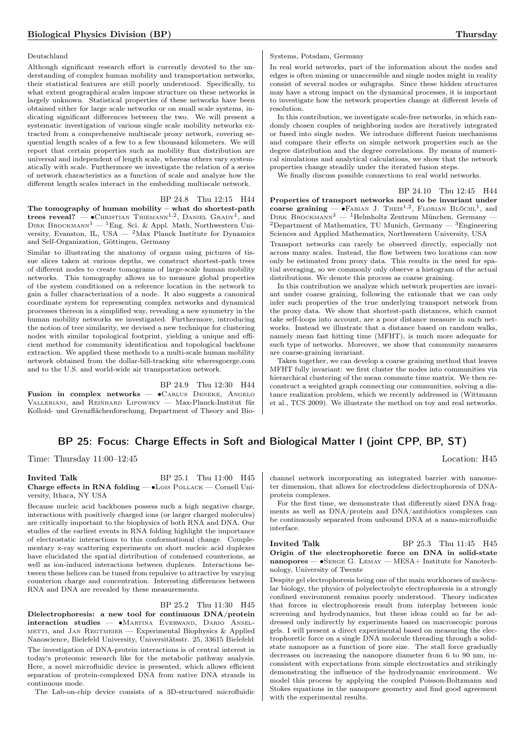Deutschland

Although significant research effort is currently devoted to the understanding of complex human mobility and transportation networks, their statistical features are still poorly understood. Specifically, to what extent geographical scales impose structure on these networks is largely unknown. Statistical properties of these networks have been obtained either for large scale networks or on small scale systems, indicating significant differences between the two. We will present a systematic investigation of various single scale mobility networks extracted from a comprehensive multiscale proxy network, covering sequential length scales of a few to a few thousand kilometers. We will report that certain properties such as mobility flux distribution are universal and independent of length scale, whereas others vary systematically with scale. Furthermore we investigate the relation of a series of network characteristics as a function of scale and analyze how the different length scales interact in the embedding multiscale network.

BP 24.8 Thu 12:15 H44

**The tomography of human mobility – what do shortest-path trees reveal?** — •Christian Thiemann[1,2], Daniel Grady[1], and Dirk Brockmann[1] — [1]Eng. Sci. & Appl. Math, Northwestern University, Evanston, IL, USA — [2]Max Planck Institute for Dynamics and Self-Organization, Göttingen, Germany

Similar to illustrating the anatomy of organs using pictures of tissue slices taken at various depths, we construct shortest-path trees of different nodes to create tomograms of large-scale human mobility networks. This tomography allows us to measure global properties of the system conditioned on a reference location in the network to gain a fuller characterization of a node. It also suggests a canonical coordinate system for representing complex networks and dynamical processes thereon in a simplified way, revealing a new symmetry in the human mobility networks we investigated. Furthermore, introducing the notion of tree similarity, we devised a new technique for clustering nodes with similar topological footprint, yielding a unique and efficient method for community identification and topological backbone extraction. We applied these methods to a multi-scale human mobility network obtained from the dollar-bill-tracking site wheresgeorge.com and to the U.S. and world-wide air transportation network.

BP 24.9 Thu 12:30 H44

**Fusion in complex networks** — •Carlus Deneke, Angelo Valleriani, and Reinhard Lipowsky — Max-Planck-Institut für Kolloid- und Grenzflächenforschung, Department of Theory and Bio-Systems, Potsdam, Germany

In real world networks, part of the information about the nodes and edges is often missing or unaccessible and single nodes might in reality consist of several nodes or subgraphs. Since these hidden structures may have a strong impact on the dynamical processes, it is important to investigate how the network properties change at different levels of resolution.

In this contribution, we investigate scale-free networks, in which randomly chosen couples of neighboring nodes are iteratively integrated or fused into single nodes. We introduce different fusion mechanisms and compare their effects on simple network properties such as the degree distribution and the degree correlations. By means of numerical simulations and analytical calculations, we show that the network properties change steadily under the iterated fusion steps.

We finally discuss possible connections to real world networks.

BP 24.10 Thu 12:45 H44

**Properties of transport networks need to be invariant under coarse graining** — •Fabian J. Theis[1,2], Florian Blöchl[1], and Dirk Brockmann[3] — [1]Helmholtz Zentrum München, Germany — [2]Department of Mathematics, TU Munich, Germany — [3]Engineering Sciences and Applied Mathematics, Northwestern University, USA

Transport networks can rarely be observed directly, especially not across many scales. Instead, the flow between two locations can now only be estimated from proxy data. This results in the need for spatial averaging, so we commonly only observe a histogram of the actual distributions. We denote this process as coarse graining.

In this contribution we analyze which network properties are invariant under coarse graining, following the rationale that we can only infer such properties of the true underlying transport network from the proxy data. We show that shortest-path distances, which cannot take self-loops into account, are a poor distance measure in such networks. Instead we illustrate that a distance based on random walks, namely mean fast hitting time (MFHT), is much more adequate for such type of networks. Moreover, we show that community measures are coarse-graining invariant.

Taken together, we can develop a coarse graining method that leaves MFHT fully invariant: we first cluster the nodes into communities via hierarchical clustering of the mean commute time matrix. We then reconstruct a weighted graph connecting our communities, solving a distance realization problem, which we recently addressed in (Wittmann et al., TCS 2009). We illustrate the method on toy and real networks.

## BP 25: Focus: Charge Effects in Soft and Biological Matter I (joint CPP, BP, ST)

Time: Thursday 11:00–12:45 Location: H45

**Invited Talk** BP 25.1 Thu 11:00 H45

**Charge effects in RNA folding** — •Lois Pollack — Cornell University, Ithaca, NY USA

Because nucleic acid backbones possess such a high negative charge, interactions with positively charged ions (or larger charged molecules) are critically important to the biophysics of both RNA and DNA. Our studies of the earliest events in RNA folding highlight the importance of electrostatic interactions to this conformational change. Complementary x-ray scattering experiments on short nucleic acid duplexes have elucidated the spatial distribution of condensed counterions, as well as ion-induced interactions between duplexes. Interactions between these helices can be tuned from repulsive to attractive by varying counterion charge and concentration. Interesting differences between RNA and DNA are revealed by these measurements.

BP 25.2 Thu 11:30 H45

**Dielectrophoresis: a new tool for continuous DNA/protein interaction studies** — •Martina Everwand, Dario Anselmetti, and Jan Regtmeier — Experimental Biophysics & Applied Nanoscience, Bielefeld University, Universitätsstr. 25, 33615 Bielefeld

The investigation of DNA-protein interactions is of central interest in today's proteomic research like for the metabolic pathway analysis. Here, a novel microfluidic device is presented, which allows efficient separation of protein-complexed DNA from native DNA strands in continuous mode.

The Lab-on-chip device consists of a 3D-structured microfluidic channel network incorporating an integrated barrier with nanometer dimension, that allows for electrodeless dielectrophoresis of DNA-protein complexes.

For the first time, we demonstrate that differently sized DNA fragments as well as DNA/protein and DNA/antibiotics complexes can be continuously separated from unbound DNA at a nano-microfluidic interface.

**Invited Talk** BP 25.3 Thu 11:45 H45

**Origin of the electrophoretic force on DNA in solid-state nanopores** — •Serge G. Lemay — MESA+ Institute for Nanotechnology, University of Twente

Despite gel electrophoresis being one of the main workhorses of molecular biology, the physics of polyelectrolyte electrophoresis in a strongly confined environment remains poorly understood. Theory indicates that forces in electrophoresis result from interplay between ionic screening and hydrodynamics, but these ideas could so far be addressed only indirectly by experiments based on macroscopic porous gels. I will present a direct experimental based on measuring the electrophoretic force on a single DNA molecule threading through a solid-state nanopore as a function of pore size. The stall force gradually decreases on increasing the nanopore diameter from 6 to 90 nm, inconsistent with expectations from simple electrostatics and strikingly demonstrating the influence of the hydrodynamic environment. We model this process by applying the coupled Poisson-Boltzmann and Stokes equations in the nanopore geometry and find good agreement with the experimental results.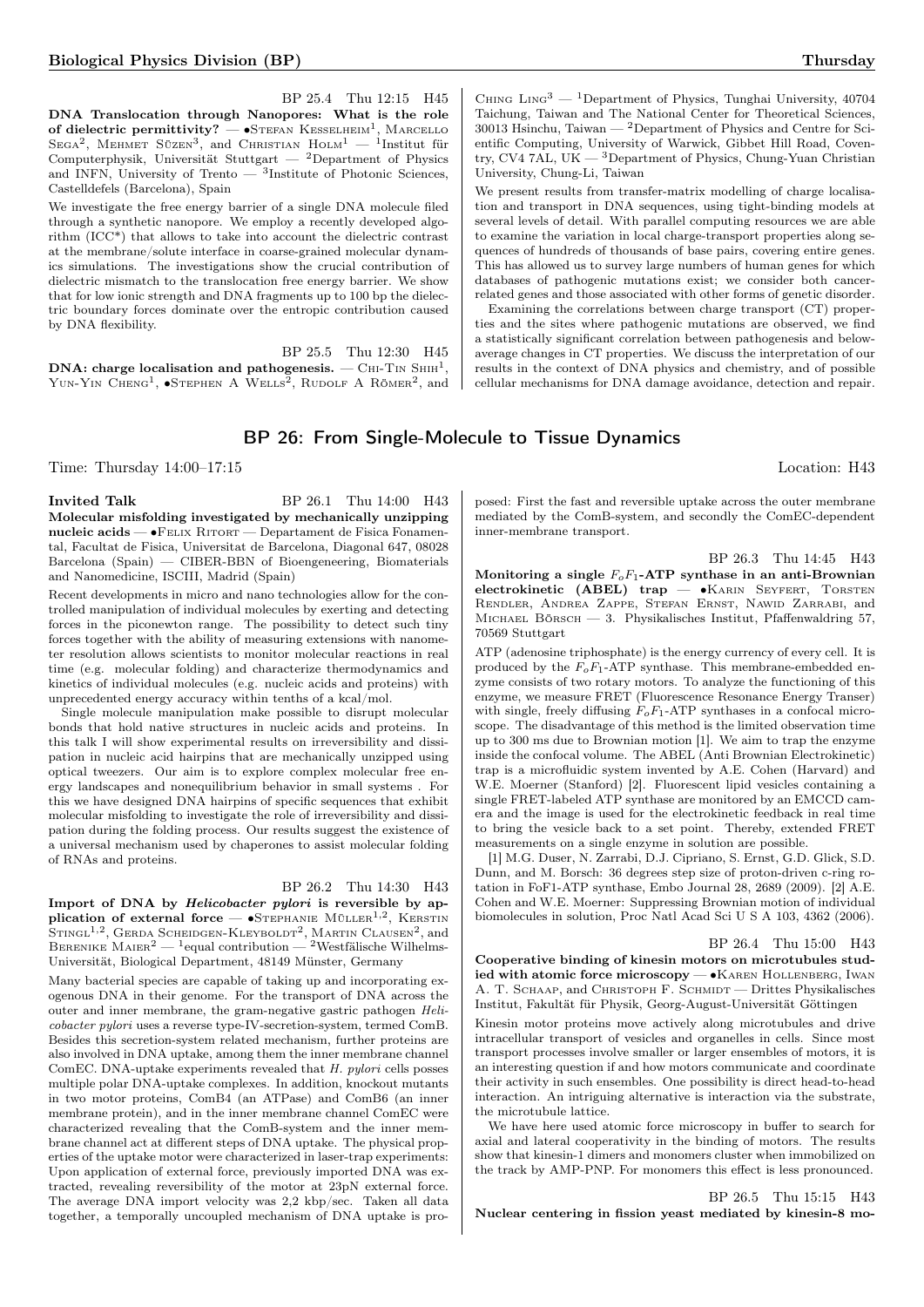BP 25.4 Thu 12:15 H45

**DNA Translocation through Nanopores: What is the role of dielectric permittivity?** — •Stefan Kesselheim[1], Marcello Sega[2], Mehmet Süzen[3], and Christian Holm[1] — [1]Institut für Computerphysik, Universität Stuttgart — [2]Department of Physics and INFN, University of Trento — [3]Institute of Photonic Sciences, Castelldefels (Barcelona), Spain

We investigate the free energy barrier of a single DNA molecule filed through a synthetic nanopore. We employ a recently developed algorithm (ICC*) that allows to take into account the dielectric contrast at the membrane/solute interface in coarse-grained molecular dynamics simulations. The investigations show the crucial contribution of dielectric mismatch to the translocation free energy barrier. We show that for low ionic strength and DNA fragments up to 100 bp the dielectric boundary forces dominate over the entropic contribution caused by DNA flexibility.

BP 25.5 Thu 12:30 H45

**DNA: charge localisation and pathogenesis.** — Chi-Tin Shih[1], Yun-Yin Cheng[1], •Stephen A Wells[2], Rudolf A Römer[2], and Ching Ling[3] — [1]Department of Physics, Tunghai University, 40704 Taichung, Taiwan and The National Center for Theoretical Sciences, 30013 Hsinchu, Taiwan — [2]Department of Physics and Centre for Scientific Computing, University of Warwick, Gibbet Hill Road, Coventry, CV4 7AL, UK — [3]Department of Physics, Chung-Yuan Christian University, Chung-Li, Taiwan

We present results from transfer-matrix modelling of charge localisation and transport in DNA sequences, using tight-binding models at several levels of detail. With parallel computing resources we are able to examine the variation in local charge-transport properties along sequences of hundreds of thousands of base pairs, covering entire genes. This has allowed us to survey large numbers of human genes for which databases of pathogenic mutations exist; we consider both cancer-related genes and those associated with other forms of genetic disorder.

Examining the correlations between charge transport (CT) properties and the sites where pathogenic mutations are observed, we find a statistically significant correlation between pathogenesis and below-average changes in CT properties. We discuss the interpretation of our results in the context of DNA physics and chemistry, and of possible cellular mechanisms for DNA damage avoidance, detection and repair.

## BP 26: From Single-Molecule to Tissue Dynamics

Time: Thursday 14:00–17:15 Location: H43

**Invited Talk** BP 26.1 Thu 14:00 H43

**Molecular misfolding investigated by mechanically unzipping nucleic acids** — •Felix Ritort — Departament de Fisica Fonamental, Facultat de Fisica, Universitat de Barcelona, Diagonal 647, 08028 Barcelona (Spain) — CIBER-BBN of Bioengeneering, Biomaterials and Nanomedicine, ISCIII, Madrid (Spain)

Recent developments in micro and nano technologies allow for the controlled manipulation of individual molecules by exerting and detecting forces in the piconewton range. The possibility to detect such tiny forces together with the ability of measuring extensions with nanometer resolution allows scientists to monitor molecular reactions in real time (e.g. molecular folding) and characterize thermodynamics and kinetics of individual molecules (e.g. nucleic acids and proteins) with unprecedented energy accuracy within tenths of a kcal/mol.

Single molecule manipulation make possible to disrupt molecular bonds that hold native structures in nucleic acids and proteins. In this talk I will show experimental results on irreversibility and dissipation in nucleic acid hairpins that are mechanically unzipped using optical tweezers. Our aim is to explore complex molecular free energy landscapes and nonequilibrium behavior in small systems . For this we have designed DNA hairpins of specific sequences that exhibit molecular misfolding to investigate the role of irreversibility and dissipation during the folding process. Our results suggest the existence of a universal mechanism used by chaperones to assist molecular folding of RNAs and proteins.

BP 26.2 Thu 14:30 H43

**Import of DNA by *Helicobacter pylori* is reversible by application of external force** — •Stephanie Müller[1,2], Kerstin Stingl[1,2], Gerda Scheidgen-Kleyboldt[2], Martin Clausen[2], and Berenike Maier[2] — [1]equal contribution — [2]Westfälische Wilhelms-Universität, Biological Department, 48149 Münster, Germany

Many bacterial species are capable of taking up and incorporating exogenous DNA in their genome. For the transport of DNA across the outer and inner membrane, the gram-negative gastric pathogen *Helicobacter pylori* uses a reverse type-IV-secretion-system, termed ComB. Besides this secretion-system related mechanism, further proteins are also involved in DNA uptake, among them the inner membrane channel ComEC. DNA-uptake experiments revealed that *H. pylori* cells posses multiple polar DNA-uptake complexes. In addition, knockout mutants in two motor proteins, ComB4 (an ATPase) and ComB6 (an inner membrane protein), and in the inner membrane channel ComEC were characterized revealing that the ComB-system and the inner membrane channel act at different steps of DNA uptake. The physical properties of the uptake motor were characterized in laser-trap experiments: Upon application of external force, previously imported DNA was extracted, revealing reversibility of the motor at 23pN external force. The average DNA import velocity was 2,2 kbp/sec. Taken all data together, a temporally uncoupled mechanism of DNA uptake is proposed: First the fast and reversible uptake across the outer membrane mediated by the ComB-system, and secondly the ComEC-dependent inner-membrane transport.

BP 26.3 Thu 14:45 H43

**Monitoring a single $F_oF_1$-ATP synthase in an anti-Brownian electrokinetic (ABEL) trap** — •Karin Seyfert, Torsten Rendler, Andrea Zappe, Stefan Ernst, Nawid Zarrabi, and Michael Börsch — 3. Physikalisches Institut, Pfaffenwaldring 57, 70569 Stuttgart

ATP (adenosine triphosphate) is the energy currency of every cell. It is produced by the $F_oF_1$-ATP synthase. This membrane-embedded enzyme consists of two rotary motors. To analyze the functioning of this enzyme, we measure FRET (Fluorescence Resonance Energy Transer) with single, freely diffusing $F_oF_1$-ATP synthases in a confocal microscope. The disadvantage of this method is the limited observation time up to 300 ms due to Brownian motion [1]. We aim to trap the enzyme inside the confocal volume. The ABEL (Anti Brownian Electrokinetic) trap is a microfluidic system invented by A.E. Cohen (Harvard) and W.E. Moerner (Stanford) [2]. Fluorescent lipid vesicles containing a single FRET-labeled ATP synthase are monitored by an EMCCD camera and the image is used for the electrokinetic feedback in real time to bring the vesicle back to a set point. Thereby, extended FRET measurements on a single enzyme in solution are possible.

[1] M.G. Duser, N. Zarrabi, D.J. Cipriano, S. Ernst, G.D. Glick, S.D. Dunn, and M. Borsch: 36 degrees step size of proton-driven c-ring rotation in FoF1-ATP synthase, Embo Journal 28, 2689 (2009). [2] A.E. Cohen and W.E. Moerner: Suppressing Brownian motion of individual biomolecules in solution, Proc Natl Acad Sci U S A 103, 4362 (2006).

BP 26.4 Thu 15:00 H43

**Cooperative binding of kinesin motors on microtubules studied with atomic force microscopy** — •Karen Hollenberg, Iwan A. T. Schaap, and Christoph F. Schmidt — Drittes Physikalisches Institut, Fakultät für Physik, Georg-August-Universität Göttingen

Kinesin motor proteins move actively along microtubules and drive intracellular transport of vesicles and organelles in cells. Since most transport processes involve smaller or larger ensembles of motors, it is an interesting question if and how motors communicate and coordinate their activity in such ensembles. One possibility is direct head-to-head interaction. An intriguing alternative is interaction via the substrate, the microtubule lattice.

We have here used atomic force microscopy in buffer to search for axial and lateral cooperativity in the binding of motors. The results show that kinesin-1 dimers and monomers cluster when immobilized on the track by AMP-PNP. For monomers this effect is less pronounced.

BP 26.5 Thu 15:15 H43

**Nuclear centering in fission yeast mediated by kinesin-8 mo-**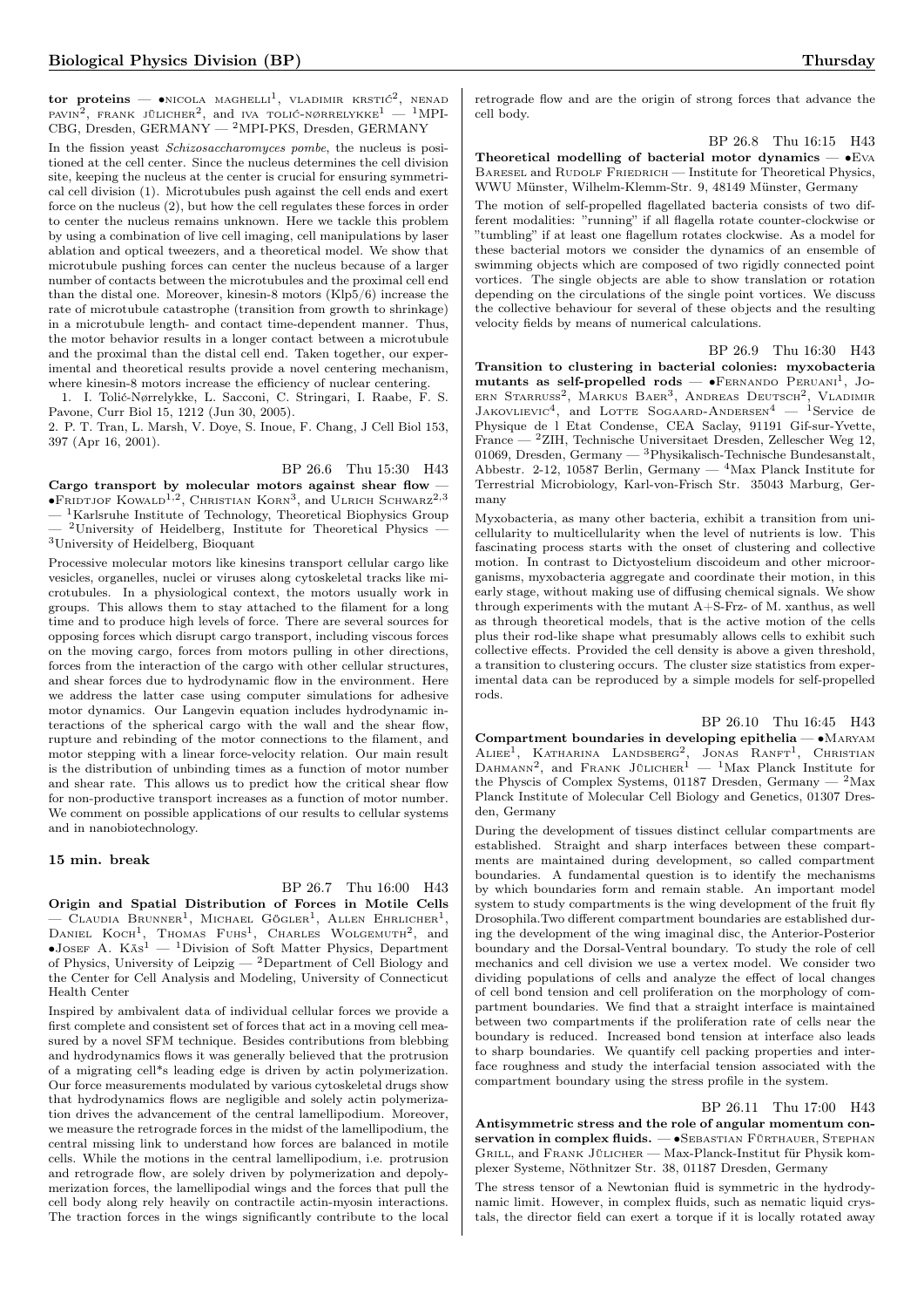**tor proteins** — •Nicola Maghelli[1], Vladimir Krstić[2], Nenad Pavin[2], Frank Jülicher[2], and Iva Tolić-Nørrelykke[1] — [1]MPI-CBG, Dresden, GERMANY — [2]MPI-PKS, Dresden, GERMANY

In the fission yeast *Schizosaccharomyces pombe*, the nucleus is positioned at the cell center. Since the nucleus determines the cell division site, keeping the nucleus at the center is crucial for ensuring symmetrical cell division (1). Microtubules push against the cell ends and exert force on the nucleus (2), but how the cell regulates these forces in order to center the nucleus remains unknown. Here we tackle this problem by using a combination of live cell imaging, cell manipulations by laser ablation and optical tweezers, and a theoretical model. We show that microtubule pushing forces can center the nucleus because of a larger number of contacts between the microtubules and the proximal cell end than the distal one. Moreover, kinesin-8 motors (Klp5/6) increase the rate of microtubule catastrophe (transition from growth to shrinkage) in a microtubule length- and contact time-dependent manner. Thus, the motor behavior results in a longer contact between a microtubule and the proximal than the distal cell end. Taken together, our experimental and theoretical results provide a novel centering mechanism, where kinesin-8 motors increase the efficiency of nuclear centering.

1. I. Tolić-Nørrelykke, L. Sacconi, C. Stringari, I. Raabe, F. S. Pavone, Curr Biol 15, 1212 (Jun 30, 2005).
2. P. T. Tran, L. Marsh, V. Doye, S. Inoue, F. Chang, J Cell Biol 153, 397 (Apr 16, 2001).

BP 26.6 Thu 15:30 H43

**Cargo transport by molecular motors against shear flow** — •Fridtjof Kowald[1,2], Christian Korn[3], and Ulrich Schwarz[2,3] — [1]Karlsruhe Institute of Technology, Theoretical Biophysics Group — [2]University of Heidelberg, Institute for Theoretical Physics — [3]University of Heidelberg, Bioquant

Processive molecular motors like kinesins transport cellular cargo like vesicles, organelles, nuclei or viruses along cytoskeletal tracks like microtubules. In a physiological context, the motors usually work in groups. This allows them to stay attached to the filament for a long time and to produce high levels of force. There are several sources for opposing forces which disrupt cargo transport, including viscous forces on the moving cargo, forces from motors pulling in other directions, forces from the interaction of the cargo with other cellular structures, and shear forces due to hydrodynamic flow in the environment. Here we address the latter case using computer simulations for adhesive motor dynamics. Our Langevin equation includes hydrodynamic interactions of the spherical cargo with the wall and the shear flow, rupture and rebinding of the motor connections to the filament, and motor stepping with a linear force-velocity relation. Our main result is the distribution of unbinding times as a function of motor number and shear rate. This allows us to predict how the critical shear flow for non-productive transport increases as a function of motor number. We comment on possible applications of our results to cellular systems and in nanobiotechnology.

**15 min. break**

BP 26.7 Thu 16:00 H43

**Origin and Spatial Distribution of Forces in Motile Cells** — Claudia Brunner[1], Michael Gögler[1], Allen Ehrlicher[1], Daniel Koch[1], Thomas Fuhs[1], Charles Wolgemuth[2], and •Josef A. Käs[1] — [1]Division of Soft Matter Physics, Department of Physics, University of Leipzig — [2]Department of Cell Biology and the Center for Cell Analysis and Modeling, University of Connecticut Health Center

Inspired by ambivalent data of individual cellular forces we provide a first complete and consistent set of forces that act in a moving cell measured by a novel SFM technique. Besides contributions from blebbing and hydrodynamics flows it was generally believed that the protrusion of a migrating cell*s leading edge is driven by actin polymerization. Our force measurements modulated by various cytoskeletal drugs show that hydrodynamics flows are negligible and solely actin polymerization drives the advancement of the central lamellipodium. Moreover, we measure the retrograde forces in the midst of the lamellipodium, the central missing link to understand how forces are balanced in motile cells. While the motions in the central lamellipodium, i.e. protrusion and retrograde flow, are solely driven by polymerization and depolymerization forces, the lamellipodial wings and the forces that pull the cell body along rely heavily on contractile actin-myosin interactions. The traction forces in the wings significantly contribute to the local retrograde flow and are the origin of strong forces that advance the cell body.

BP 26.8 Thu 16:15 H43

**Theoretical modelling of bacterial motor dynamics** — •Eva Baresel and Rudolf Friedrich — Institute for Theoretical Physics, WWU Münster, Wilhelm-Klemm-Str. 9, 48149 Münster, Germany

The motion of self-propelled flagellated bacteria consists of two different modalities: "running" if all flagella rotate counter-clockwise or "tumbling" if at least one flagellum rotates clockwise. As a model for these bacterial motors we consider the dynamics of an ensemble of swimming objects which are composed of two rigidly connected point vortices. The single objects are able to show translation or rotation depending on the circulations of the single point vortices. We discuss the collective behaviour for several of these objects and the resulting velocity fields by means of numerical calculations.

BP 26.9 Thu 16:30 H43

**Transition to clustering in bacterial colonies: myxobacteria mutants as self-propelled rods** — •Fernando Peruani[1], Joern Starruss[2], Markus Baer[3], Andreas Deutsch[2], Vladimir Jakovlievic[4], and Lotte Sogaard-Andersen[4] — [1]Service de Physique de l Etat Condense, CEA Saclay, 91191 Gif-sur-Yvette, France — [2]ZIH, Technische Universitaet Dresden, Zellescher Weg 12, 01069, Dresden, Germany — [3]Physikalisch-Technische Bundesanstalt, Abbestr. 2-12, 10587 Berlin, Germany — [4]Max Planck Institute for Terrestrial Microbiology, Karl-von-Frisch Str. 35043 Marburg, Germany

Myxobacteria, as many other bacteria, exhibit a transition from unicellularity to multicellularity when the level of nutrients is low. This fascinating process starts with the onset of clustering and collective motion. In contrast to Dictyostelium discoideum and other microorganisms, myxobacteria aggregate and coordinate their motion, in this early stage, without making use of diffusing chemical signals. We show through experiments with the mutant A+S-Frz- of M. xanthus, as well as through theoretical models, that is the active motion of the cells plus their rod-like shape what presumably allows cells to exhibit such collective effects. Provided the cell density is above a given threshold, a transition to clustering occurs. The cluster size statistics from experimental data can be reproduced by a simple models for self-propelled rods.

BP 26.10 Thu 16:45 H43

**Compartment boundaries in developing epithelia** — •Maryam Aliee[1], Katharina Landsberg[2], Jonas Ranft[1], Christian Dahmann[2], and Frank Jülicher[1] — [1]Max Planck Institute for the Physcis of Complex Systems, 01187 Dresden, Germany — [2]Max Planck Institute of Molecular Cell Biology and Genetics, 01307 Dresden, Germany

During the development of tissues distinct cellular compartments are established. Straight and sharp interfaces between these compartments are maintained during development, so called compartment boundaries. A fundamental question is to identify the mechanisms by which boundaries form and remain stable. An important model system to study compartments is the wing development of the fruit fly Drosophila.Two different compartment boundaries are established during the development of the wing imaginal disc, the Anterior-Posterior boundary and the Dorsal-Ventral boundary. To study the role of cell mechanics and cell division we use a vertex model. We consider two dividing populations of cells and analyze the effect of local changes of cell bond tension and cell proliferation on the morphology of compartment boundaries. We find that a straight interface is maintained between two compartments if the proliferation rate of cells near the boundary is reduced. Increased bond tension at interface also leads to sharp boundaries. We quantify cell packing properties and interface roughness and study the interfacial tension associated with the compartment boundary using the stress profile in the system.

BP 26.11 Thu 17:00 H43

**Antisymmetric stress and the role of angular momentum conservation in complex fluids.** — •Sebastian Fürthauer, Stephan Grill, and Frank Jülicher — Max-Planck-Institut für Physik komplexer Systeme, Nöthnitzer Str. 38, 01187 Dresden, Germany

The stress tensor of a Newtonian fluid is symmetric in the hydrodynamic limit. However, in complex fluids, such as nematic liquid crystals, the director field can exert a torque if it is locally rotated away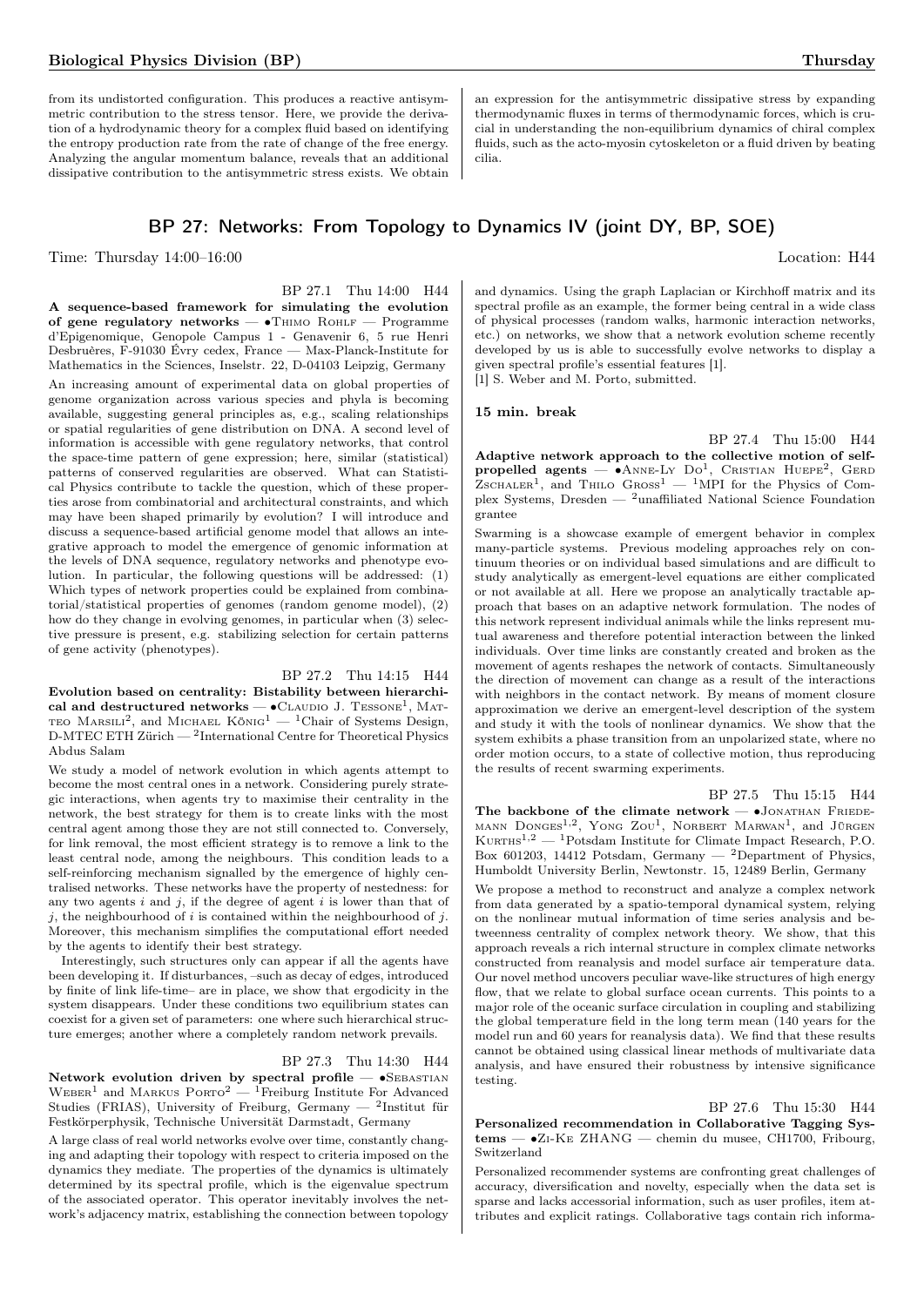from its undistorted configuration. This produces a reactive antisymmetric contribution to the stress tensor. Here, we provide the derivation of a hydrodynamic theory for a complex fluid based on identifying the entropy production rate from the rate of change of the free energy. Analyzing the angular momentum balance, reveals that an additional dissipative contribution to the antisymmetric stress exists. We obtain an expression for the antisymmetric dissipative stress by expanding thermodynamic fluxes in terms of thermodynamic forces, which is crucial in understanding the non-equilibrium dynamics of chiral complex fluids, such as the acto-myosin cytoskeleton or a fluid driven by beating cilia.

## BP 27: Networks: From Topology to Dynamics IV (joint DY, BP, SOE)

Time: Thursday 14:00–16:00 Location: H44

BP 27.1 Thu 14:00 H44

**A sequence-based framework for simulating the evolution of gene regulatory networks** — •Thimo Rohlf — Programme d'Epigenomique, Genopole Campus 1 - Genavenir 6, 5 rue Henri Desbruères, F-91030 Évry cedex, France — Max-Planck-Institute for Mathematics in the Sciences, Inselstr. 22, D-04103 Leipzig, Germany

An increasing amount of experimental data on global properties of genome organization across various species and phyla is becoming available, suggesting general principles as, e.g., scaling relationships or spatial regularities of gene distribution on DNA. A second level of information is accessible with gene regulatory networks, that control the space-time pattern of gene expression; here, similar (statistical) patterns of conserved regularities are observed. What can Statistical Physics contribute to tackle the question, which of these properties arose from combinatorial and architectural constraints, and which may have been shaped primarily by evolution? I will introduce and discuss a sequence-based artificial genome model that allows an integrative approach to model the emergence of genomic information at the levels of DNA sequence, regulatory networks and phenotype evolution. In particular, the following questions will be addressed: (1) Which types of network properties could be explained from combinatorial/statistical properties of genomes (random genome model), (2) how do they change in evolving genomes, in particular when (3) selective pressure is present, e.g. stabilizing selection for certain patterns of gene activity (phenotypes).

BP 27.2 Thu 14:15 H44

**Evolution based on centrality: Bistability between hierarchical and destructured networks** — •Claudio J. Tessone[1], Matteo Marsili[2], and Michael König[1] — [1]Chair of Systems Design, D-MTEC ETH Zürich — [2]International Centre for Theoretical Physics Abdus Salam

We study a model of network evolution in which agents attempt to become the most central ones in a network. Considering purely strategic interactions, when agents try to maximise their centrality in the network, the best strategy for them is to create links with the most central agent among those they are not still connected to. Conversely, for link removal, the most efficient strategy is to remove a link to the least central node, among the neighbours. This condition leads to a self-reinforcing mechanism signalled by the emergence of highly centralised networks. These networks have the property of nestedness: for any two agents $i$ and $j$, if the degree of agent $i$ is lower than that of $j$, the neighbourhood of $i$ is contained within the neighbourhood of $j$. Moreover, this mechanism simplifies the computational effort needed by the agents to identify their best strategy.

Interestingly, such structures only can appear if all the agents have been developing it. If disturbances, –such as decay of edges, introduced by finite of link life-time– are in place, we show that ergodicity in the system disappears. Under these conditions two equilibrium states can coexist for a given set of parameters: one where such hierarchical structure emerges; another where a completely random network prevails.

BP 27.3 Thu 14:30 H44

**Network evolution driven by spectral profile** — •Sebastian Weber[1] and Markus Porto[2] — [1]Freiburg Institute For Advanced Studies (FRIAS), University of Freiburg, Germany — [2]Institut für Festkörperphysik, Technische Universität Darmstadt, Germany

A large class of real world networks evolve over time, constantly changing and adapting their topology with respect to criteria imposed on the dynamics they mediate. The properties of the dynamics is ultimately determined by its spectral profile, which is the eigenvalue spectrum of the associated operator. This operator inevitably involves the network's adjacency matrix, establishing the connection between topology and dynamics. Using the graph Laplacian or Kirchhoff matrix and its spectral profile as an example, the former being central in a wide class of physical processes (random walks, harmonic interaction networks, etc.) on networks, we show that a network evolution scheme recently developed by us is able to successfully evolve networks to display a given spectral profile's essential features [1].

[1] S. Weber and M. Porto, submitted.

**15 min. break**

BP 27.4 Thu 15:00 H44

**Adaptive network approach to the collective motion of self-propelled agents** — •Anne-Ly Do[1], Cristian Huepe[2], Gerd Zschaler[1], and Thilo Gross[1] — [1]MPI for the Physics of Complex Systems, Dresden — [2]unaffiliated National Science Foundation grantee

Swarming is a showcase example of emergent behavior in complex many-particle systems. Previous modeling approaches rely on continuum theories or on individual based simulations and are difficult to study analytically as emergent-level equations are either complicated or not available at all. Here we propose an analytically tractable approach that bases on an adaptive network formulation. The nodes of this network represent individual animals while the links represent mutual awareness and therefore potential interaction between the linked individuals. Over time links are constantly created and broken as the movement of agents reshapes the network of contacts. Simultaneously the direction of movement can change as a result of the interactions with neighbors in the contact network. By means of moment closure approximation we derive an emergent-level description of the system and study it with the tools of nonlinear dynamics. We show that the system exhibits a phase transition from an unpolarized state, where no order motion occurs, to a state of collective motion, thus reproducing the results of recent swarming experiments.

BP 27.5 Thu 15:15 H44

**The backbone of the climate network** — •Jonathan Friedemann Donges[1,2], Yong Zou[1], Norbert Marwan[1], and Jürgen Kurths[1,2] — [1]Potsdam Institute for Climate Impact Research, P.O. Box 601203, 14412 Potsdam, Germany — [2]Department of Physics, Humboldt University Berlin, Newtonstr. 15, 12489 Berlin, Germany

We propose a method to reconstruct and analyze a complex network from data generated by a spatio-temporal dynamical system, relying on the nonlinear mutual information of time series analysis and betweenness centrality of complex network theory. We show, that this approach reveals a rich internal structure in complex climate networks constructed from reanalysis and model surface air temperature data. Our novel method uncovers peculiar wave-like structures of high energy flow, that we relate to global surface ocean currents. This points to a major role of the oceanic surface circulation in coupling and stabilizing the global temperature field in the long term mean (140 years for the model run and 60 years for reanalysis data). We find that these results cannot be obtained using classical linear methods of multivariate data analysis, and have ensured their robustness by intensive significance testing.

BP 27.6 Thu 15:30 H44

**Personalized recommendation in Collaborative Tagging Systems** — •Zi-Ke ZHANG — chemin du musee, CH1700, Fribourg, Switzerland

Personalized recommender systems are confronting great challenges of accuracy, diversification and novelty, especially when the data set is sparse and lacks accessorial information, such as user profiles, item attributes and explicit ratings. Collaborative tags contain rich informa-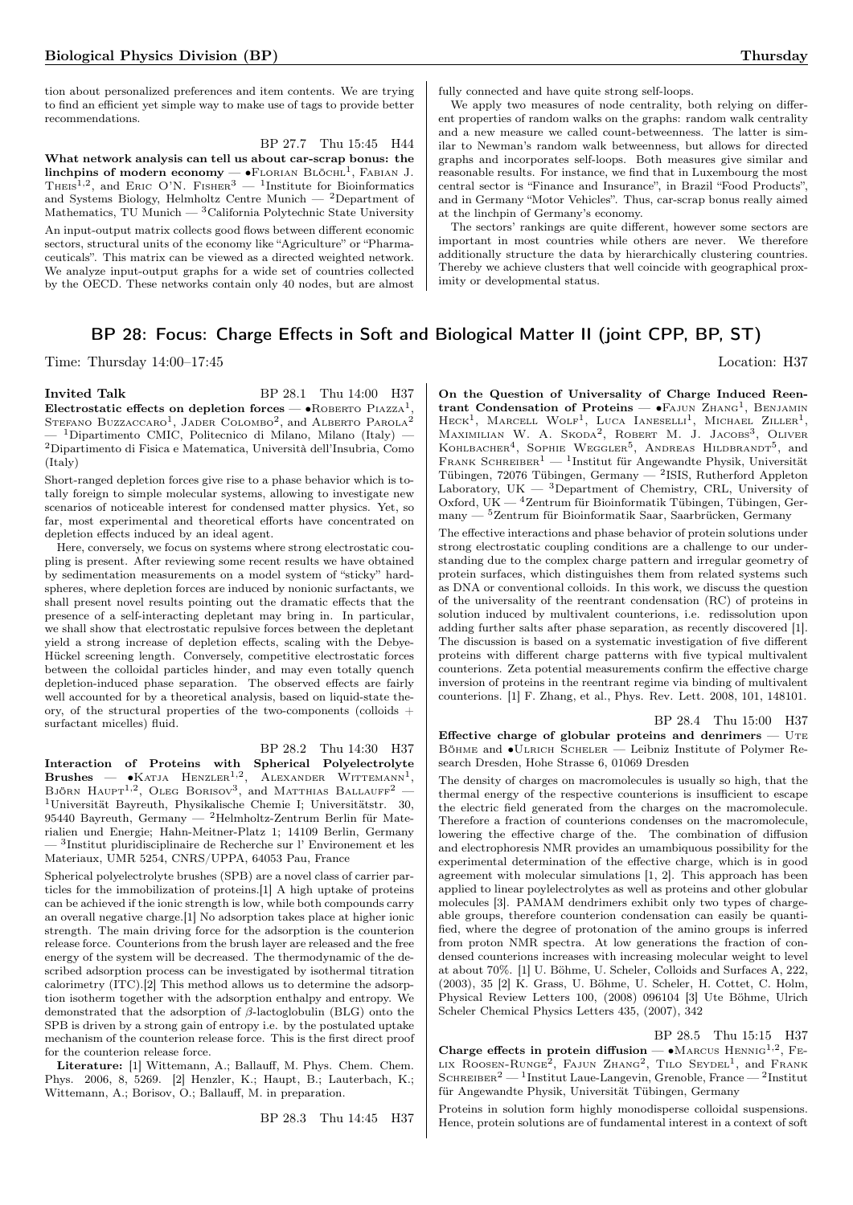tion about personalized preferences and item contents. We are trying to find an efficient yet simple way to make use of tags to provide better recommendations.

BP 27.7 Thu 15:45 H44

**What network analysis can tell us about car-scrap bonus: the linchpins of modern economy** — •Florian Blöchl[1], Fabian J. Theis[1,2], and Eric O'N. Fisher[3] — [1]Institute for Bioinformatics and Systems Biology, Helmholtz Centre Munich — [2]Department of Mathematics, TU Munich — [3]California Polytechnic State University

An input-output matrix collects good flows between different economic sectors, structural units of the economy like "Agriculture" or "Pharmaceuticals". This matrix can be viewed as a directed weighted network. We analyze input-output graphs for a wide set of countries collected by the OECD. These networks contain only 40 nodes, but are almost fully connected and have quite strong self-loops.

We apply two measures of node centrality, both relying on different properties of random walks on the graphs: random walk centrality and a new measure we called count-betweenness. The latter is similar to Newman's random walk betweenness, but allows for directed graphs and incorporates self-loops. Both measures give similar and reasonable results. For instance, we find that in Luxembourg the most central sector is "Finance and Insurance", in Brazil "Food Products", and in Germany "Motor Vehicles". Thus, car-scrap bonus really aimed at the linchpin of Germany's economy.

The sectors' rankings are quite different, however some sectors are important in most countries while others are never. We therefore additionally structure the data by hierarchically clustering countries. Thereby we achieve clusters that well coincide with geographical proximity or developmental status.

## BP 28: Focus: Charge Effects in Soft and Biological Matter II (joint CPP, BP, ST)

Time: Thursday 14:00–17:45 Location: H37

**Invited Talk** BP 28.1 Thu 14:00 H37

**Electrostatic effects on depletion forces** — •Roberto Piazza[1], Stefano Buzzaccaro[1], Jader Colombo[2], and Alberto Parola[2] — [1]Dipartimento CMIC, Politecnico di Milano, Milano (Italy) — [2]Dipartimento di Fisica e Matematica, Università dell'Insubria, Como (Italy)

Short-ranged depletion forces give rise to a phase behavior which is totally foreign to simple molecular systems, allowing to investigate new scenarios of noticeable interest for condensed matter physics. Yet, so far, most experimental and theoretical efforts have concentrated on depletion effects induced by an ideal agent.

Here, conversely, we focus on systems where strong electrostatic coupling is present. After reviewing some recent results we have obtained by sedimentation measurements on a model system of "sticky" hard-spheres, where depletion forces are induced by nonionic surfactants, we shall present novel results pointing out the dramatic effects that the presence of a self-interacting depletant may bring in. In particular, we shall show that electrostatic repulsive forces between the depletant yield a strong increase of depletion effects, scaling with the Debye-Hückel screening length. Conversely, competitive electrostatic forces between the colloidal particles hinder, and may even totally quench depletion-induced phase separation. The observed effects are fairly well accounted for by a theoretical analysis, based on liquid-state theory, of the structural properties of the two-components (colloids + surfactant micelles) fluid.

BP 28.2 Thu 14:30 H37

**Interaction of Proteins with Spherical Polyelectrolyte Brushes** — •Katja Henzler[1,2], Alexander Wittemann[1], Björn Haupt[1,2], Oleg Borisov[3], and Matthias Ballauff[2] — [1]Universität Bayreuth, Physikalische Chemie I; Universitätstr. 30, 95440 Bayreuth, Germany — [2]Helmholtz-Zentrum Berlin für Materialien und Energie; Hahn-Meitner-Platz 1; 14109 Berlin, Germany — [3]Institut pluridisciplinaire de Recherche sur l' Environement et les Materiaux, UMR 5254, CNRS/UPPA, 64053 Pau, France

Spherical polyelectrolyte brushes (SPB) are a novel class of carrier particles for the immobilization of proteins.[1] A high uptake of proteins can be achieved if the ionic strength is low, while both compounds carry an overall negative charge.[1] No adsorption takes place at higher ionic strength. The main driving force for the adsorption is the counterion release force. Counterions from the brush layer are released and the free energy of the system will be decreased. The thermodynamic of the described adsorption process can be investigated by isothermal titration calorimetry (ITC).[2] This method allows us to determine the adsorption isotherm together with the adsorption enthalpy and entropy. We demonstrated that the adsorption of $\beta$-lactoglobulin (BLG) onto the SPB is driven by a strong gain of entropy i.e. by the postulated uptake mechanism of the counterion release force. This is the first direct proof for the counterion release force.

**Literature:** [1] Wittemann, A.; Ballauff, M. Phys. Chem. Chem. Phys. 2006, 8, 5269. [2] Henzler, K.; Haupt, B.; Lauterbach, K.; Wittemann, A.; Borisov, O.; Ballauff, M. in preparation.

BP 28.3 Thu 14:45 H37

**On the Question of Universality of Charge Induced Reentrant Condensation of Proteins** — •Fajun Zhang[1], Benjamin Heck[1], Marcell Wolf[1], Luca Ianeselli[1], Michael Ziller[1], Maximilian W. A. Skoda[2], Robert M. J. Jacobs[3], Oliver Kohlbacher[4], Sophie Weggler[5], Andreas Hildbrandt[5], and Frank Schreiber[1] — [1]Institut für Angewandte Physik, Universität Tübingen, 72076 Tübingen, Germany — [2]ISIS, Rutherford Appleton Laboratory, UK — [3]Department of Chemistry, CRL, University of Oxford, UK — [4]Zentrum für Bioinformatik Tübingen, Tübingen, Germany — [5]Zentrum für Bioinformatik Saar, Saarbrücken, Germany

The effective interactions and phase behavior of protein solutions under strong electrostatic coupling conditions are a challenge to our understanding due to the complex charge pattern and irregular geometry of protein surfaces, which distinguishes them from related systems such as DNA or conventional colloids. In this work, we discuss the question of the universality of the reentrant condensation (RC) of proteins in solution induced by multivalent counterions, i.e. redissolution upon adding further salts after phase separation, as recently discovered [1]. The discussion is based on a systematic investigation of five different proteins with different charge patterns with five typical multivalent counterions. Zeta potential measurements confirm the effective charge inversion of proteins in the reentrant regime via binding of multivalent counterions. [1] F. Zhang, et al., Phys. Rev. Lett. 2008, 101, 148101.

BP 28.4 Thu 15:00 H37

**Effective charge of globular proteins and denrimers** — Ute Böhme and •Ulrich Scheler — Leibniz Institute of Polymer Research Dresden, Hohe Strasse 6, 01069 Dresden

The density of charges on macromolecules is usually so high, that the thermal energy of the respective counterions is insufficient to escape the electric field generated from the charges on the macromolecule. Therefore a fraction of counterions condenses on the macromolecule, lowering the effective charge of the. The combination of diffusion and electrophoresis NMR provides an umambiquous possibility for the experimental determination of the effective charge, which is in good agreement with molecular simulations [1, 2]. This approach has been applied to linear poylelectrolytes as well as proteins and other globular molecules [3]. PAMAM dendrimers exhibit only two types of chargeable groups, therefore counterion condensation can easily be quantified, where the degree of protonation of the amino groups is inferred from proton NMR spectra. At low generations the fraction of condensed counterions increases with increasing molecular weight to level at about 70%. [1] U. Böhme, U. Scheler, Colloids and Surfaces A, 222, (2003), 35 [2] K. Grass, U. Böhme, U. Scheler, H. Cottet, C. Holm, Physical Review Letters 100, (2008) 096104 [3] Ute Böhme, Ulrich Scheler Chemical Physics Letters 435, (2007), 342

BP 28.5 Thu 15:15 H37

**Charge effects in protein diffusion** — •Marcus Hennig[1,2], Felix Roosen-Runge[2], Fajun Zhang[2], Tilo Seydel[1], and Frank Schreiber[2] — [1]Institut Laue-Langevin, Grenoble, France — [2]Institut für Angewandte Physik, Universität Tübingen, Germany

Proteins in solution form highly monodisperse colloidal suspensions. Hence, protein solutions are of fundamental interest in a context of soft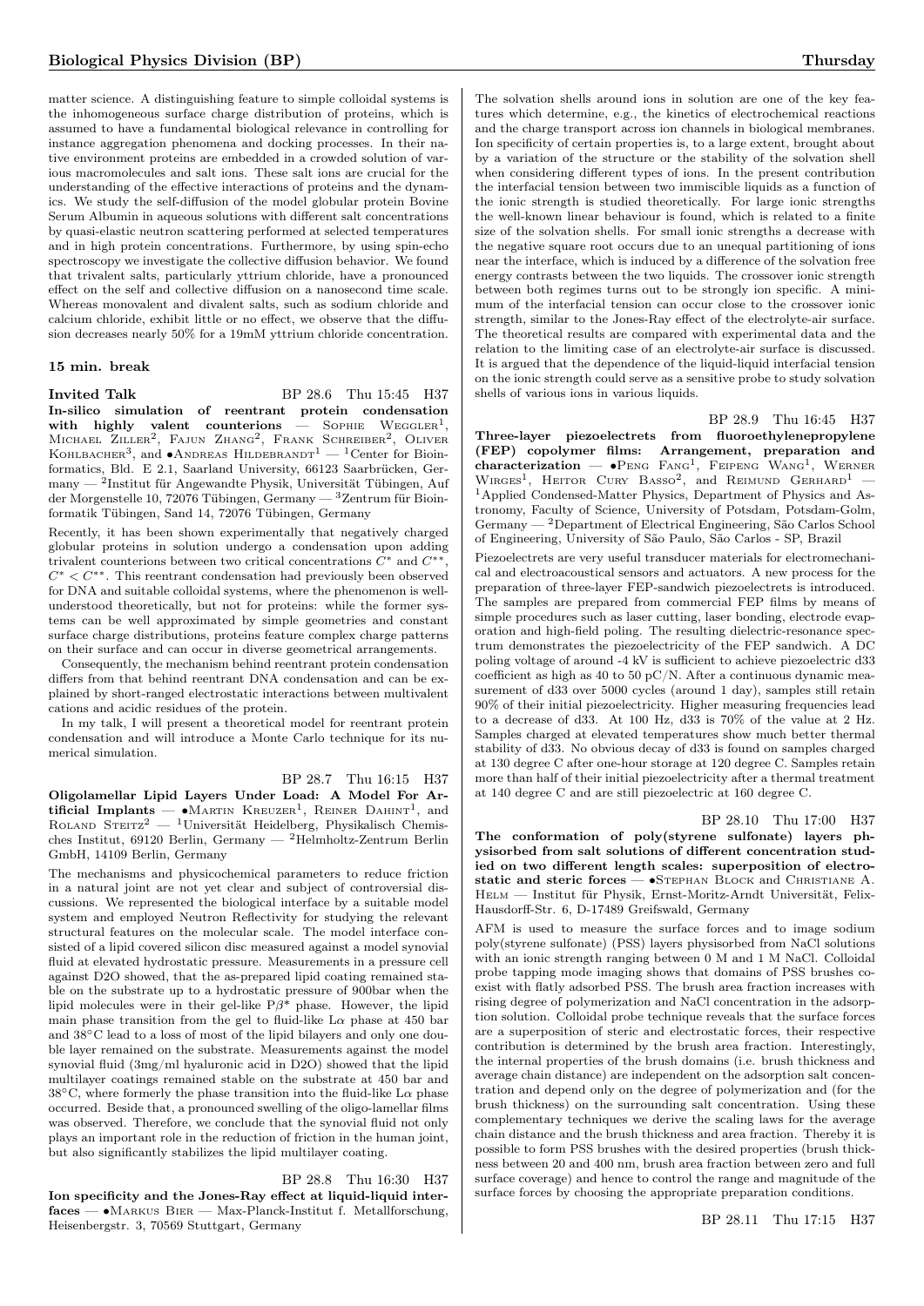matter science. A distinguishing feature to simple colloidal systems is the inhomogeneous surface charge distribution of proteins, which is assumed to have a fundamental biological relevance in controlling for instance aggregation phenomena and docking processes. In their native environment proteins are embedded in a crowded solution of various macromolecules and salt ions. These salt ions are crucial for the understanding of the effective interactions of proteins and the dynamics. We study the self-diffusion of the model globular protein Bovine Serum Albumin in aqueous solutions with different salt concentrations by quasi-elastic neutron scattering performed at selected temperatures and in high protein concentrations. Furthermore, by using spin-echo spectroscopy we investigate the collective diffusion behavior. We found that trivalent salts, particularly yttrium chloride, have a pronounced effect on the self and collective diffusion on a nanosecond time scale. Whereas monovalent and divalent salts, such as sodium chloride and calcium chloride, exhibit little or no effect, we observe that the diffusion decreases nearly 50% for a 19mM yttrium chloride concentration.

### 15 min. break

**Invited Talk** BP 28.6 Thu 15:45 H37

**In-silico simulation of reentrant protein condensation with highly valent counterions** — Sophie Weggler[1], Michael Ziller[2], Fajun Zhang[2], Frank Schreiber[2], Oliver Kohlbacher[3], and •Andreas Hildebrandt[1] — [1]Center for Bioinformatics, Bld. E 2.1, Saarland University, 66123 Saarbrücken, Germany — [2]Institut für Angewandte Physik, Universität Tübingen, Auf der Morgenstelle 10, 72076 Tübingen, Germany — [3]Zentrum für Bioinformatik Tübingen, Sand 14, 72076 Tübingen, Germany

Recently, it has been shown experimentally that negatively charged globular proteins in solution undergo a condensation upon adding trivalent counterions between two critical concentrations $C^*$ and $C^{**}$, $C^* < C^{**}$. This reentrant condensation had previously been observed for DNA and suitable colloidal systems, where the phenomenon is well-understood theoretically, but not for proteins: while the former systems can be well approximated by simple geometries and constant surface charge distributions, proteins feature complex charge patterns on their surface and can occur in diverse geometrical arrangements.

Consequently, the mechanism behind reentrant protein condensation differs from that behind reentrant DNA condensation and can be explained by short-ranged electrostatic interactions between multivalent cations and acidic residues of the protein.

In my talk, I will present a theoretical model for reentrant protein condensation and will introduce a Monte Carlo technique for its numerical simulation.

BP 28.7 Thu 16:15 H37

**Oligolamellar Lipid Layers Under Load: A Model For Artificial Implants** — •Martin Kreuzer[1], Reiner Dahint[1], and Roland Steitz[2] — [1]Universität Heidelberg, Physikalisch Chemisches Institut, 69120 Berlin, Germany — [2]Helmholtz-Zentrum Berlin GmbH, 14109 Berlin, Germany

The mechanisms and physicochemical parameters to reduce friction in a natural joint are not yet clear and subject of controversial discussions. We represented the biological interface by a suitable model system and employed Neutron Reflectivity for studying the relevant structural features on the molecular scale. The model interface consisted of a lipid covered silicon disc measured against a model synovial fluid at elevated hydrostatic pressure. Measurements in a pressure cell against D2O showed, that the as-prepared lipid coating remained stable on the substrate up to a hydrostatic pressure of 900bar when the lipid molecules were in their gel-like $P\beta^*$ phase. However, the lipid main phase transition from the gel to fluid-like $L\alpha$ phase at 450 bar and 38°C lead to a loss of most of the lipid bilayers and only one double layer remained on the substrate. Measurements against the model synovial fluid (3mg/ml hyaluronic acid in D2O) showed that the lipid multilayer coatings remained stable on the substrate at 450 bar and 38°C, where formerly the phase transition into the fluid-like $L\alpha$ phase occurred. Beside that, a pronounced swelling of the oligo-lamellar films was observed. Therefore, we conclude that the synovial fluid not only plays an important role in the reduction of friction in the human joint, but also significantly stabilizes the lipid multilayer coating.

BP 28.8 Thu 16:30 H37

**Ion specificity and the Jones-Ray effect at liquid-liquid interfaces** — •Markus Bier — Max-Planck-Institut f. Metallforschung, Heisenbergstr. 3, 70569 Stuttgart, Germany

The solvation shells around ions in solution are one of the key features which determine, e.g., the kinetics of electrochemical reactions and the charge transport across ion channels in biological membranes. Ion specificity of certain properties is, to a large extent, brought about by a variation of the structure or the stability of the solvation shell when considering different types of ions. In the present contribution the interfacial tension between two immiscible liquids as a function of the ionic strength is studied theoretically. For large ionic strengths the well-known linear behaviour is found, which is related to a finite size of the solvation shells. For small ionic strengths a decrease with the negative square root occurs due to an unequal partitioning of ions near the interface, which is induced by a difference of the solvation free energy contrasts between the two liquids. The crossover ionic strength between both regimes turns out to be strongly ion specific. A minimum of the interfacial tension can occur close to the crossover ionic strength, similar to the Jones-Ray effect of the electrolyte-air surface. The theoretical results are compared with experimental data and the relation to the limiting case of an electrolyte-air surface is discussed. It is argued that the dependence of the liquid-liquid interfacial tension on the ionic strength could serve as a sensitive probe to study solvation shells of various ions in various liquids.

BP 28.9 Thu 16:45 H37

**Three-layer piezoelectrets from fluoroethylenepropylene (FEP) copolymer films: Arrangement, preparation and characterization** — •Peng Fang[1], Feipeng Wang[1], Werner Wirges[1], Heitor Cury Basso[2], and Reimund Gerhard[1] — [1]Applied Condensed-Matter Physics, Department of Physics and Astronomy, Faculty of Science, University of Potsdam, Potsdam-Golm, Germany — [2]Department of Electrical Engineering, São Carlos School of Engineering, University of São Paulo, São Carlos - SP, Brazil

Piezoelectrets are very useful transducer materials for electromechanical and electroacoustical sensors and actuators. A new process for the preparation of three-layer FEP-sandwich piezoelectrets is introduced. The samples are prepared from commercial FEP films by means of simple procedures such as laser cutting, laser bonding, electrode evaporation and high-field poling. The resulting dielectric-resonance spectrum demonstrates the piezoelectricity of the FEP sandwich. A DC poling voltage of around -4 kV is sufficient to achieve piezoelectric d33 coefficient as high as 40 to 50 pC/N. After a continuous dynamic measurement of d33 over 5000 cycles (around 1 day), samples still retain 90% of their initial piezoelectricity. Higher measuring frequencies lead to a decrease of d33. At 100 Hz, d33 is 70% of the value at 2 Hz. Samples charged at elevated temperatures show much better thermal stability of d33. No obvious decay of d33 is found on samples charged at 130 degree C after one-hour storage at 120 degree C. Samples retain more than half of their initial piezoelectricity after a thermal treatment at 140 degree C and are still piezoelectric at 160 degree C.

BP 28.10 Thu 17:00 H37

**The conformation of poly(styrene sulfonate) layers physisorbed from salt solutions of different concentration studied on two different length scales: superposition of electrostatic and steric forces** — •Stephan Block and Christiane A. Helm — Institut für Physik, Ernst-Moritz-Arndt Universität, Felix-Hausdorff-Str. 6, D-17489 Greifswald, Germany

AFM is used to measure the surface forces and to image sodium poly(styrene sulfonate) (PSS) layers physisorbed from NaCl solutions with an ionic strength ranging between 0 M and 1 M NaCl. Colloidal probe tapping mode imaging shows that domains of PSS brushes coexist with flatly adsorbed PSS. The brush area fraction increases with rising degree of polymerization and NaCl concentration in the adsorption solution. Colloidal probe technique reveals that the surface forces are a superposition of steric and electrostatic forces, their respective contribution is determined by the brush area fraction. Interestingly, the internal properties of the brush domains (i.e. brush thickness and average chain distance) are independent on the adsorption salt concentration and depend only on the degree of polymerization and (for the brush thickness) on the surrounding salt concentration. Using these complementary techniques we derive the scaling laws for the average chain distance and the brush thickness and area fraction. Thereby it is possible to form PSS brushes with the desired properties (brush thickness between 20 and 400 nm, brush area fraction between zero and full surface coverage) and hence to control the range and magnitude of the surface forces by choosing the appropriate preparation conditions.

BP 28.11 Thu 17:15 H37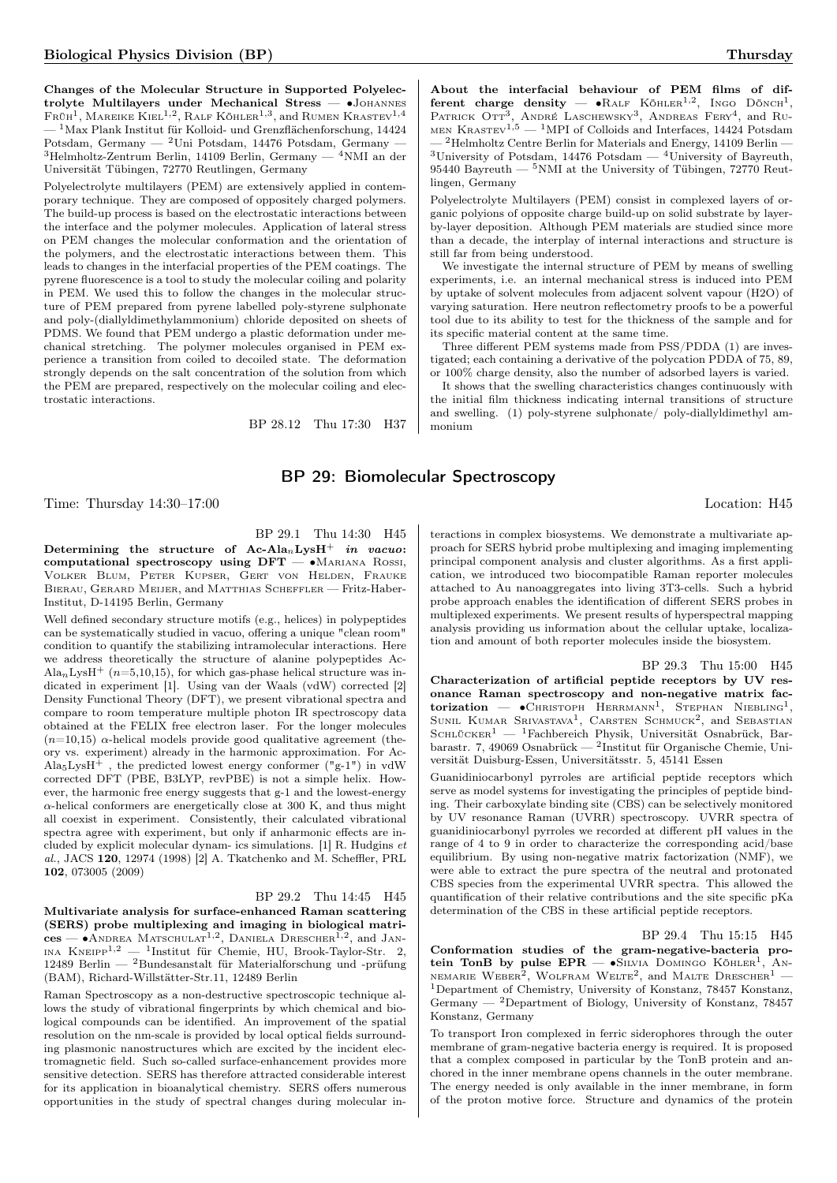**Changes of the Molecular Structure in Supported Polyelectrolyte Multilayers under Mechanical Stress** — •Johannes Früh[1], Mareike Kiel[1,2], Ralf Köhler[1,3], and Rumen Krastev[1,4] — [1]Max Plank Institut für Kolloid- und Grenzflächenforschung, 14424 Potsdam, Germany — [2]Uni Potsdam, 14476 Potsdam, Germany — [3]Helmholtz-Zentrum Berlin, 14109 Berlin, Germany — [4]NMI an der Universität Tübingen, 72770 Reutlingen, Germany

Polyelectrolyte multilayers (PEM) are extensively applied in contemporary technique. They are composed of oppositely charged polymers. The build-up process is based on the electrostatic interactions between the interface and the polymer molecules. Application of lateral stress on PEM changes the molecular conformation and the orientation of the polymers, and the electrostatic interactions between them. This leads to changes in the interfacial properties of the PEM coatings. The pyrene fluorescence is a tool to study the molecular coiling and polarity in PEM. We used this to follow the changes in the molecular structure of PEM prepared from pyrene labelled poly-styrene sulphonate and poly-(diallyldimethylammonium) chloride deposited on sheets of PDMS. We found that PEM undergo a plastic deformation under mechanical stretching. The polymer molecules organised in PEM experience a transition from coiled to decoiled state. The deformation strongly depends on the salt concentration of the solution from which the PEM are prepared, respectively on the molecular coiling and electrostatic interactions.

BP 28.12 Thu 17:30 H37

**About the interfacial behaviour of PEM films of different charge density** — •Ralf Köhler[1,2], Ingo Dönch[1], Patrick Ott[3], André Laschewsky[3], Andreas Fery[4], and Rumen Krastev[1,5] — [1]MPI of Colloids and Interfaces, 14424 Potsdam — [2]Helmholtz Centre Berlin for Materials and Energy, 14109 Berlin — [3]University of Potsdam, 14476 Potsdam — [4]University of Bayreuth, 95440 Bayreuth — [5]NMI at the University of Tübingen, 72770 Reutlingen, Germany

Polyelectrolyte Multilayers (PEM) consist in complexed layers of organic polyions of opposite charge build-up on solid substrate by layer-by-layer deposition. Although PEM materials are studied since more than a decade, the interplay of internal interactions and structure is still far from being understood.

We investigate the internal structure of PEM by means of swelling experiments, i.e. an internal mechanical stress is induced into PEM by uptake of solvent molecules from adjacent solvent vapour (H2O) of varying saturation. Here neutron reflectometry proofs to be a powerful tool due to its ability to test for the thickness of the sample and for its specific material content at the same time.

Three different PEM systems made from PSS/PDDA (1) are investigated; each containing a derivative of the polycation PDDA of 75, 89, or 100% charge density, also the number of adsorbed layers is varied.

It shows that the swelling characteristics changes continuously with the initial film thickness indicating internal transitions of structure and swelling. (1) poly-styrene sulphonate/ poly-diallyldimethyl ammonium

## BP 29: Biomolecular Spectroscopy

Time: Thursday 14:30–17:00 Location: H45

BP 29.1 Thu 14:30 H45

**Determining the structure of Ac-Ala$_n$LysH$^+$ *in vacuo*: computational spectroscopy using DFT** — •Mariana Rossi, Volker Blum, Peter Kupser, Gert von Helden, Frauke Bierau, Gerard Meijer, and Matthias Scheffler — Fritz-Haber-Institut, D-14195 Berlin, Germany

Well defined secondary structure motifs (e.g., helices) in polypeptides can be systematically studied in vacuo, offering a unique "clean room" condition to quantify the stabilizing intramolecular interactions. Here we address theoretically the structure of alanine polypeptides Ac-Ala$_n$LysH$^+$ ($n$=5,10,15), for which gas-phase helical structure was indicated in experiment [1]. Using van der Waals (vdW) corrected [2] Density Functional Theory (DFT), we present vibrational spectra and compare to room temperature multiple photon IR spectroscopy data obtained at the FELIX free electron laser. For the longer molecules ($n$=10,15) $\alpha$-helical models provide good qualitative agreement (theory vs. experiment) already in the harmonic approximation. For Ac-Ala$_5$LysH$^+$, the predicted lowest energy conformer ("g-1") in vdW corrected DFT (PBE, B3LYP, revPBE) is not a simple helix. However, the harmonic free energy suggests that g-1 and the lowest-energy $\alpha$-helical conformers are energetically close at 300 K, and thus might all coexist in experiment. Consistently, their calculated vibrational spectra agree with experiment, but only if anharmonic effects are included by explicit molecular dynam- ics simulations. [1] R. Hudgins *et al.*, JACS **120**, 12974 (1998) [2] A. Tkatchenko and M. Scheffler, PRL **102**, 073005 (2009)

BP 29.2 Thu 14:45 H45

**Multivariate analysis for surface-enhanced Raman scattering (SERS) probe multiplexing and imaging in biological matrices** — •Andrea Matschulat[1,2], Daniela Drescher[1,2], and Janina Kneipp[1,2] — [1]Institut für Chemie, HU, Brook-Taylor-Str. 2, 12489 Berlin — [2]Bundesanstalt für Materialforschung und -prüfung (BAM), Richard-Willstätter-Str.11, 12489 Berlin

Raman Spectroscopy as a non-destructive spectroscopic technique allows the study of vibrational fingerprints by which chemical and biological compounds can be identified. An improvement of the spatial resolution on the nm-scale is provided by local optical fields surrounding plasmonic nanostructures which are excited by the incident electromagnetic field. Such so-called surface-enhancement provides more sensitive detection. SERS has therefore attracted considerable interest for its application in bioanalytical chemistry. SERS offers numerous opportunities in the study of spectral changes during molecular interactions in complex biosystems. We demonstrate a multivariate approach for SERS hybrid probe multiplexing and imaging implementing principal component analysis and cluster algorithms. As a first application, we introduced two biocompatible Raman reporter molecules attached to Au nanoaggregates into living 3T3-cells. Such a hybrid probe approach enables the identification of different SERS probes in multiplexed experiments. We present results of hyperspectral mapping analysis providing us information about the cellular uptake, localization and amount of both reporter molecules inside the biosystem.

BP 29.3 Thu 15:00 H45

**Characterization of artificial peptide receptors by UV resonance Raman spectroscopy and non-negative matrix factorization** — •Christoph Herrmann[1], Stephan Niebling[1], Sunil Kumar Srivastava[1], Carsten Schmuck[2], and Sebastian Schlücker[1] — [1]Fachbereich Physik, Universität Osnabrück, Barbarastr. 7, 49069 Osnabrück — [2]Institut für Organische Chemie, Universität Duisburg-Essen, Universitätsstr. 5, 45141 Essen

Guanidiniocarbonyl pyrroles are artificial peptide receptors which serve as model systems for investigating the principles of peptide binding. Their carboxylate binding site (CBS) can be selectively monitored by UV resonance Raman (UVRR) spectroscopy. UVRR spectra of guanidiniocarbonyl pyrroles we recorded at different pH values in the range of 4 to 9 in order to characterize the corresponding acid/base equilibrium. By using non-negative matrix factorization (NMF), we were able to extract the pure spectra of the neutral and protonated CBS species from the experimental UVRR spectra. This allowed the quantification of their relative contributions and the site specific pKa determination of the CBS in these artificial peptide receptors.

BP 29.4 Thu 15:15 H45

**Conformation studies of the gram-negative-bacteria protein TonB by pulse EPR** — •Silvia Domingo Köhler[1], Annemarie Weber[2], Wolfram Welte[2], and Malte Drescher[1] — [1]Department of Chemistry, University of Konstanz, 78457 Konstanz, Germany — [2]Department of Biology, University of Konstanz, 78457 Konstanz, Germany

To transport Iron complexed in ferric siderophores through the outer membrane of gram-negative bacteria energy is required. It is proposed that a complex composed in particular by the TonB protein and anchored in the inner membrane opens channels in the outer membrane. The energy needed is only available in the inner membrane, in form of the proton motive force. Structure and dynamics of the protein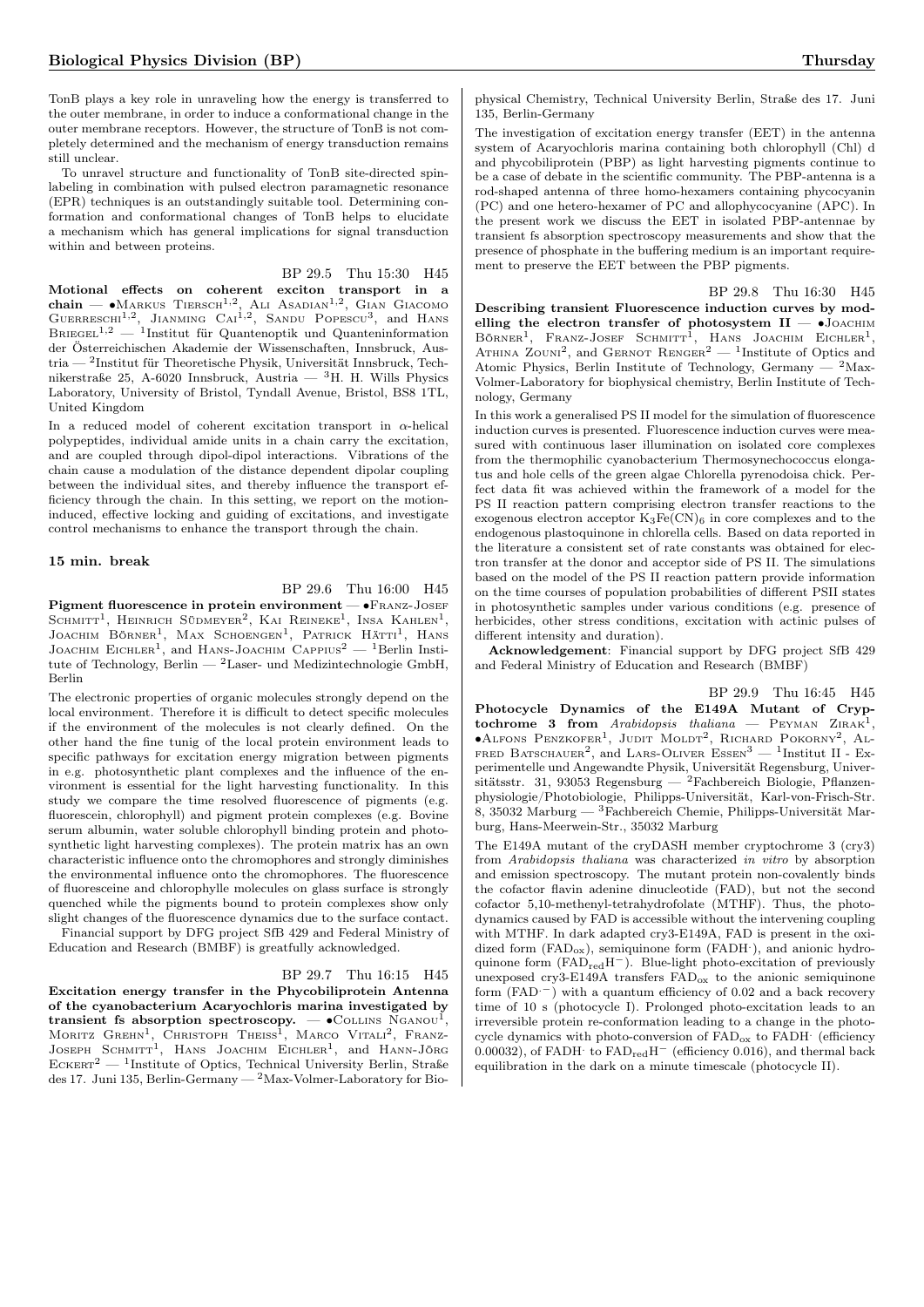TonB plays a key role in unraveling how the energy is transferred to the outer membrane, in order to induce a conformational change in the outer membrane receptors. However, the structure of TonB is not completely determined and the mechanism of energy transduction remains still unclear.

To unravel structure and functionality of TonB site-directed spin-labeling in combination with pulsed electron paramagnetic resonance (EPR) techniques is an outstandingly suitable tool. Determining conformation and conformational changes of TonB helps to elucidate a mechanism which has general implications for signal transduction within and between proteins.

BP 29.5 Thu 15:30 H45

**Motional effects on coherent exciton transport in a chain** — •Markus Tiersch[1,2], Ali Asadian[1,2], Gian Giacomo Guerreschi[1,2], Jianming Cai[1,2], Sandu Popescu[3], and Hans Briegel[1,2] — [1]Institut für Quantenoptik und Quanteninformation der Österreichischen Akademie der Wissenschaften, Innsbruck, Austria — [2]Institut für Theoretische Physik, Universität Innsbruck, Technikerstraße 25, A-6020 Innsbruck, Austria — [3]H. H. Wills Physics Laboratory, University of Bristol, Tyndall Avenue, Bristol, BS8 1TL, United Kingdom

In a reduced model of coherent excitation transport in $\alpha$-helical polypeptides, individual amide units in a chain carry the excitation, and are coupled through dipol-dipol interactions. Vibrations of the chain cause a modulation of the distance dependent dipolar coupling between the individual sites, and thereby influence the transport efficiency through the chain. In this setting, we report on the motion-induced, effective locking and guiding of excitations, and investigate control mechanisms to enhance the transport through the chain.

**15 min. break**

BP 29.6 Thu 16:00 H45

**Pigment fluorescence in protein environment** — •Franz-Josef Schmitt[1], Heinrich Südmeyer[2], Kai Reineke[1], Insa Kahlen[1], Joachim Börner[1], Max Schoengen[1], Patrick Hätti[1], Hans Joachim Eichler[1], and Hans-Joachim Cappius[2] — [1]Berlin Institute of Technology, Berlin — [2]Laser- und Medizintechnologie GmbH, Berlin

The electronic properties of organic molecules strongly depend on the local environment. Therefore it is difficult to detect specific molecules if the environment of the molecules is not clearly defined. On the other hand the fine tunig of the local protein environment leads to specific pathways for excitation energy migration between pigments in e.g. photosynthetic plant complexes and the influence of the environment is essential for the light harvesting functionality. In this study we compare the time resolved fluorescence of pigments (e.g. fluorescein, chlorophyll) and pigment protein complexes (e.g. Bovine serum albumin, water soluble chlorophyll binding protein and photosynthetic light harvesting complexes). The protein matrix has an own characteristic influence onto the chromophores and strongly diminishes the environmental influence onto the chromophores. The fluorescence of fluoresceine and chlorophylle molecules on glass surface is strongly quenched while the pigments bound to protein complexes show only slight changes of the fluorescence dynamics due to the surface contact.

Financial support by DFG project SfB 429 and Federal Ministry of Education and Research (BMBF) is greatfully acknowledged.

BP 29.7 Thu 16:15 H45

**Excitation energy transfer in the Phycobiliprotein Antenna of the cyanobacterium Acaryochloris marina investigated by transient fs absorption spectroscopy.** — •Collins Nganou[1], Moritz Grehn[1], Christoph Theiss[1], Marco Vitali[2], Franz-Joseph Schmitt[1], Hans Joachim Eichler[1], and Hann-Jörg Eckert[2] — [1]Institute of Optics, Technical University Berlin, Straße des 17. Juni 135, Berlin-Germany — [2]Max-Volmer-Laboratory for Biophysical Chemistry, Technical University Berlin, Straße des 17. Juni 135, Berlin-Germany

The investigation of excitation energy transfer (EET) in the antenna system of Acaryochloris marina containing both chlorophyll (Chl) d and phycobiliprotein (PBP) as light harvesting pigments continue to be a case of debate in the scientific community. The PBP-antenna is a rod-shaped antenna of three homo-hexamers containing phycocyanin (PC) and one hetero-hexamer of PC and allophycocyanine (APC). In the present work we discuss the EET in isolated PBP-antennae by transient fs absorption spectroscopy measurements and show that the presence of phosphate in the buffering medium is an important requirement to preserve the EET between the PBP pigments.

BP 29.8 Thu 16:30 H45

**Describing transient Fluorescence induction curves by modelling the electron transfer of photosystem II** — •Joachim Börner[1], Franz-Josef Schmitt[1], Hans Joachim Eichler[1], Athina Zouni[2], and Gernot Renger[2] — [1]Institute of Optics and Atomic Physics, Berlin Institute of Technology, Germany — [2]Max-Volmer-Laboratory for biophysical chemistry, Berlin Institute of Technology, Germany

In this work a generalised PS II model for the simulation of fluorescence induction curves is presented. Fluorescence induction curves were measured with continuous laser illumination on isolated core complexes from the thermophilic cyanobacterium Thermosynechococcus elongatus and hole cells of the green algae Chlorella pyrenodoisa chick. Perfect data fit was achieved within the framework of a model for the PS II reaction pattern comprising electron transfer reactions to the exogenous electron acceptor $K_3Fe(CN)_6$ in core complexes and to the endogenous plastoquinone in chlorella cells. Based on data reported in the literature a consistent set of rate constants was obtained for electron transfer at the donor and acceptor side of PS II. The simulations based on the model of the PS II reaction pattern provide information on the time courses of population probabilities of different PSII states in photosynthetic samples under various conditions (e.g. presence of herbicides, other stress conditions, excitation with actinic pulses of different intensity and duration).

**Acknowledgement**: Financial support by DFG project SfB 429 and Federal Ministry of Education and Research (BMBF)

BP 29.9 Thu 16:45 H45

**Photocycle Dynamics of the E149A Mutant of Cryptochrome 3 from *Arabidopsis thaliana*** — Peyman Zirak[1], •Alfons Penzkofer[1], Judit Moldt[2], Richard Pokorny[2], Alfred Batschauer[2], and Lars-Oliver Essen[3] — [1]Institut II - Experimentelle und Angewandte Physik, Universität Regensburg, Universitätsstr. 31, 93053 Regensburg — [2]Fachbereich Biologie, Pflanzenphysiologie/Photobiologie, Philipps-Universität, Karl-von-Frisch-Str. 8, 35032 Marburg — [3]Fachbereich Chemie, Philipps-Universität Marburg, Hans-Meerwein-Str., 35032 Marburg

The E149A mutant of the cryDASH member cryptochrome 3 (cry3) from *Arabidopsis thaliana* was characterized *in vitro* by absorption and emission spectroscopy. The mutant protein non-covalently binds the cofactor flavin adenine dinucleotide (FAD), but not the second cofactor 5,10-methenyl-tetrahydrofolate (MTHF). Thus, the photodynamics caused by FAD is accessible without the intervening coupling with MTHF. In dark adapted cry3-E149A, FAD is present in the oxidized form ($FAD_{ox}$), semiquinone form ($FADH^{\cdot}$), and anionic hydroquinone form ($FAD_{red}H^-$). Blue-light photo-excitation of previously unexposed cry3-E149A transfers $FAD_{ox}$ to the anionic semiquinone form ($FAD^{\cdot -}$) with a quantum efficiency of 0.02 and a back recovery time of 10 s (photocycle I). Prolonged photo-excitation leads to an irreversible protein re-conformation leading to a change in the photocycle dynamics with photo-conversion of $FAD_{ox}$ to $FADH^{\cdot}$ (efficiency 0.00032), of $FADH^{\cdot}$ to $FAD_{red}H^-$ (efficiency 0.016), and thermal back equilibration in the dark on a minute timescale (photocycle II).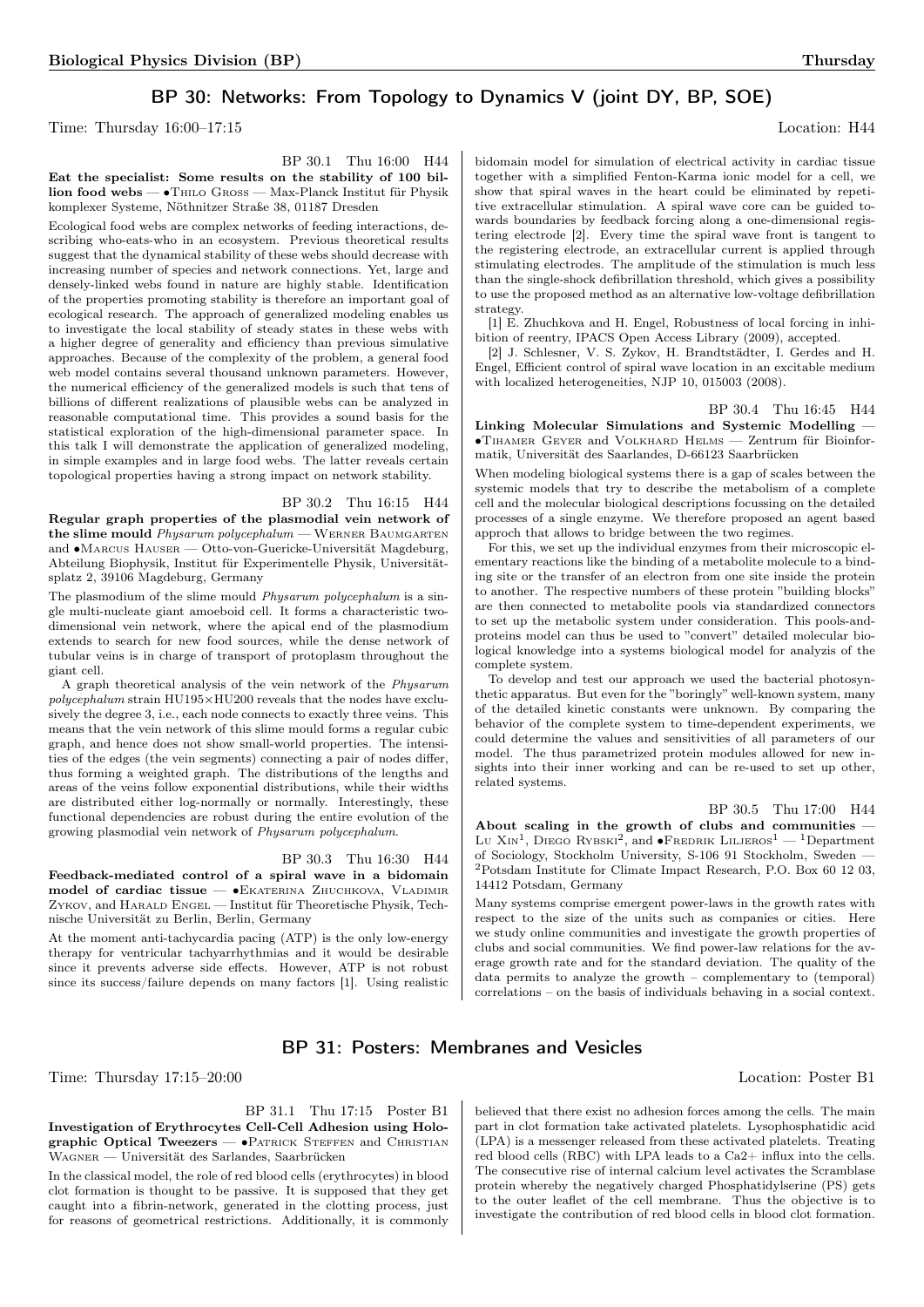## BP 30: Networks: From Topology to Dynamics V (joint DY, BP, SOE)

Time: Thursday 16:00–17:15 Location: H44

BP 30.1 Thu 16:00 H44

**Eat the specialist: Some results on the stability of 100 billion food webs** — •Thilo Gross — Max-Planck Institut für Physik komplexer Systeme, Nöthnitzer Straße 38, 01187 Dresden

Ecological food webs are complex networks of feeding interactions, describing who-eats-who in an ecosystem. Previous theoretical results suggest that the dynamical stability of these webs should decrease with increasing number of species and network connections. Yet, large and densely-linked webs found in nature are highly stable. Identification of the properties promoting stability is therefore an important goal of ecological research. The approach of generalized modeling enables us to investigate the local stability of steady states in these webs with a higher degree of generality and efficiency than previous simulative approaches. Because of the complexity of the problem, a general food web model contains several thousand unknown parameters. However, the numerical efficiency of the generalized models is such that tens of billions of different realizations of plausible webs can be analyzed in reasonable computational time. This provides a sound basis for the statistical exploration of the high-dimensional parameter space. In this talk I will demonstrate the application of generalized modeling, in simple examples and in large food webs. The latter reveals certain topological properties having a strong impact on network stability.

BP 30.2 Thu 16:15 H44

**Regular graph properties of the plasmodial vein network of the slime mould *Physarum polycephalum*** — Werner Baumgarten and •Marcus Hauser — Otto-von-Guericke-Universität Magdeburg, Abteilung Biophysik, Institut für Experimentelle Physik, Universitätsplatz 2, 39106 Magdeburg, Germany

The plasmodium of the slime mould *Physarum polycephalum* is a single multi-nucleate giant amoeboid cell. It forms a characteristic two-dimensional vein network, where the apical end of the plasmodium extends to search for new food sources, while the dense network of tubular veins is in charge of transport of protoplasm throughout the giant cell.

A graph theoretical analysis of the vein network of the *Physarum polycephalum* strain HU195×HU200 reveals that the nodes have exclusively the degree 3, i.e., each node connects to exactly three veins. This means that the vein network of this slime mould forms a regular cubic graph, and hence does not show small-world properties. The intensities of the edges (the vein segments) connecting a pair of nodes differ, thus forming a weighted graph. The distributions of the lengths and areas of the veins follow exponential distributions, while their widths are distributed either log-normally or normally. Interestingly, these functional dependencies are robust during the entire evolution of the growing plasmodial vein network of *Physarum polycephalum*.

BP 30.3 Thu 16:30 H44

**Feedback-mediated control of a spiral wave in a bidomain model of cardiac tissue** — •Ekaterina Zhuchkova, Vladimir Zykov, and Harald Engel — Institut für Theoretische Physik, Technische Universität zu Berlin, Berlin, Germany

At the moment anti-tachycardia pacing (ATP) is the only low-energy therapy for ventricular tachyarrhythmias and it would be desirable since it prevents adverse side effects. However, ATP is not robust since its success/failure depends on many factors [1]. Using realistic bidomain model for simulation of electrical activity in cardiac tissue together with a simplified Fenton-Karma ionic model for a cell, we show that spiral waves in the heart could be eliminated by repetitive extracellular stimulation. A spiral wave core can be guided towards boundaries by feedback forcing along a one-dimensional registering electrode [2]. Every time the spiral wave front is tangent to the registering electrode, an extracellular current is applied through stimulating electrodes. The amplitude of the stimulation is much less than the single-shock defibrillation threshold, which gives a possibility to use the proposed method as an alternative low-voltage defibrillation strategy.

[1] E. Zhuchkova and H. Engel, Robustness of local forcing in inhibition of reentry, IPACS Open Access Library (2009), accepted.

[2] J. Schlesner, V. S. Zykov, H. Brandtstädter, I. Gerdes and H. Engel, Efficient control of spiral wave location in an excitable medium with localized heterogeneities, NJP 10, 015003 (2008).

BP 30.4 Thu 16:45 H44

**Linking Molecular Simulations and Systemic Modelling** — •Tihamer Geyer and Volkhard Helms — Zentrum für Bioinformatik, Universität des Saarlandes, D-66123 Saarbrücken

When modeling biological systems there is a gap of scales between the systemic models that try to describe the metabolism of a complete cell and the molecular biological descriptions focussing on the detailed processes of a single enzyme. We therefore proposed an agent based approch that allows to bridge between the two regimes.

For this, we set up the individual enzymes from their microscopic elementary reactions like the binding of a metabolite molecule to a binding site or the transfer of an electron from one site inside the protein to another. The respective numbers of these protein "building blocks" are then connected to metabolite pools via standardized connectors to set up the metabolic system under consideration. This pools-and-proteins model can thus be used to "convert" detailed molecular biological knowledge into a systems biological model for analyzis of the complete system.

To develop and test our approach we used the bacterial photosynthetic apparatus. But even for the "boringly" well-known system, many of the detailed kinetic constants were unknown. By comparing the behavior of the complete system to time-dependent experiments, we could determine the values and sensitivities of all parameters of our model. The thus parametrized protein modules allowed for new insights into their inner working and can be re-used to set up other, related systems.

BP 30.5 Thu 17:00 H44

**About scaling in the growth of clubs and communities** — Lu Xin[1], Diego Rybski[2], and •Fredrik Liljeros[1] — [1]Department of Sociology, Stockholm University, S-106 91 Stockholm, Sweden — [2]Potsdam Institute for Climate Impact Research, P.O. Box 60 12 03, 14412 Potsdam, Germany

Many systems comprise emergent power-laws in the growth rates with respect to the size of the units such as companies or cities. Here we study online communities and investigate the growth properties of clubs and social communities. We find power-law relations for the average growth rate and for the standard deviation. The quality of the data permits to analyze the growth – complementary to (temporal) correlations – on the basis of individuals behaving in a social context.

## BP 31: Posters: Membranes and Vesicles

Time: Thursday 17:15–20:00 Location: Poster B1

BP 31.1 Thu 17:15 Poster B1

**Investigation of Erythrocytes Cell-Cell Adhesion using Holographic Optical Tweezers** — •Patrick Steffen and Christian Wagner — Universität des Sarlandes, Saarbrücken

In the classical model, the role of red blood cells (erythrocytes) in blood clot formation is thought to be passive. It is supposed that they get caught into a fibrin-network, generated in the clotting process, just for reasons of geometrical restrictions. Additionally, it is commonly believed that there exist no adhesion forces among the cells. The main part in clot formation take activated platelets. Lysophosphatidic acid (LPA) is a messenger released from these activated platelets. Treating red blood cells (RBC) with LPA leads to a $Ca^{2+}$ influx into the cells. The consecutive rise of internal calcium level activates the Scramblase protein whereby the negatively charged Phosphatidylserine (PS) gets to the outer leaflet of the cell membrane. Thus the objective is to investigate the contribution of red blood cells in blood clot formation.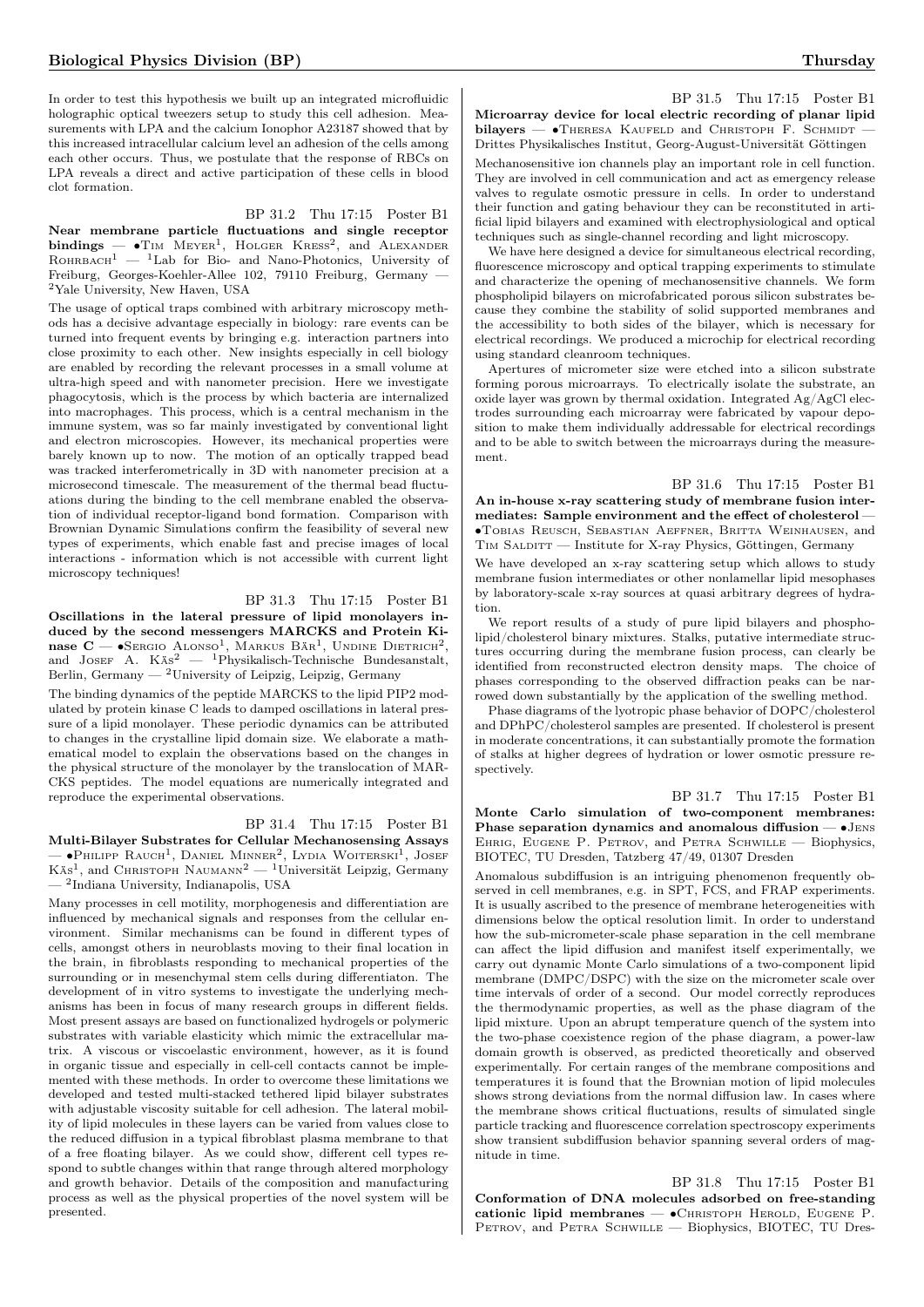In order to test this hypothesis we built up an integrated microfluidic holographic optical tweezers setup to study this cell adhesion. Measurements with LPA and the calcium Ionophor A23187 showed that by this increased intracellular calcium level an adhesion of the cells among each other occurs. Thus, we postulate that the response of RBCs on LPA reveals a direct and active participation of these cells in blood clot formation.

BP 31.2 Thu 17:15 Poster B1

**Near membrane particle fluctuations and single receptor bindings** — •Tim Meyer[1], Holger Kress[2], and Alexander Rohrbach[1] — [1]Lab for Bio- and Nano-Photonics, University of Freiburg, Georges-Koehler-Allee 102, 79110 Freiburg, Germany — [2]Yale University, New Haven, USA

The usage of optical traps combined with arbitrary microscopy methods has a decisive advantage especially in biology: rare events can be turned into frequent events by bringing e.g. interaction partners into close proximity to each other. New insights especially in cell biology are enabled by recording the relevant processes in a small volume at ultra-high speed and with nanometer precision. Here we investigate phagocytosis, which is the process by which bacteria are internalized into macrophages. This process, which is a central mechanism in the immune system, was so far mainly investigated by conventional light and electron microscopies. However, its mechanical properties were barely known up to now. The motion of an optically trapped bead was tracked interferometrically in 3D with nanometer precision at a microsecond timescale. The measurement of the thermal bead fluctuations during the binding to the cell membrane enabled the observation of individual receptor-ligand bond formation. Comparison with Brownian Dynamic Simulations confirm the feasibility of several new types of experiments, which enable fast and precise images of local interactions - information which is not accessible with current light microscopy techniques!

BP 31.3 Thu 17:15 Poster B1

**Oscillations in the lateral pressure of lipid monolayers induced by the second messengers MARCKS and Protein Kinase C** — •Sergio Alonso[1], Markus Bär[1], Undine Dietrich[2], and Josef A. Käs[2] — [1]Physikalisch-Technische Bundesanstalt, Berlin, Germany — [2]University of Leipzig, Leipzig, Germany

The binding dynamics of the peptide MARCKS to the lipid PIP2 modulated by protein kinase C leads to damped oscillations in lateral pressure of a lipid monolayer. These periodic dynamics can be attributed to changes in the crystalline lipid domain size. We elaborate a mathematical model to explain the observations based on the changes in the physical structure of the monolayer by the translocation of MARCKS peptides. The model equations are numerically integrated and reproduce the experimental observations.

BP 31.4 Thu 17:15 Poster B1

**Multi-Bilayer Substrates for Cellular Mechanosensing Assays** — •Philipp Rauch[1], Daniel Minner[2], Lydia Woiterski[1], Josef Käs[1], and Christoph Naumann[2] — [1]Universität Leipzig, Germany — [2]Indiana University, Indianapolis, USA

Many processes in cell motility, morphogenesis and differentiation are influenced by mechanical signals and responses from the cellular environment. Similar mechanisms can be found in different types of cells, amongst others in neuroblasts moving to their final location in the brain, in fibroblasts responding to mechanical properties of the surrounding or in mesenchymal stem cells during differentiaton. The development of in vitro systems to investigate the underlying mechanisms has been in focus of many research groups in different fields. Most present assays are based on functionalized hydrogels or polymeric substrates with variable elasticity which mimic the extracellular matrix. A viscous or viscoelastic environment, however, as it is found in organic tissue and especially in cell-cell contacts cannot be implemented with these methods. In order to overcome these limitations we developed and tested multi-stacked tethered lipid bilayer substrates with adjustable viscosity suitable for cell adhesion. The lateral mobility of lipid molecules in these layers can be varied from values close to the reduced diffusion in a typical fibroblast plasma membrane to that of a free floating bilayer. As we could show, different cell types respond to subtle changes within that range through altered morphology and growth behavior. Details of the composition and manufacturing process as well as the physical properties of the novel system will be presented.

BP 31.5 Thu 17:15 Poster B1

**Microarray device for local electric recording of planar lipid bilayers** — •Theresa Kaufeld and Christoph F. Schmidt — Drittes Physikalisches Institut, Georg-August-Universität Göttingen

Mechanosensitive ion channels play an important role in cell function. They are involved in cell communication and act as emergency release valves to regulate osmotic pressure in cells. In order to understand their function and gating behaviour they can be reconstituted in artificial lipid bilayers and examined with electrophysiological and optical techniques such as single-channel recording and light microscopy.

We have here designed a device for simultaneous electrical recording, fluorescence microscopy and optical trapping experiments to stimulate and characterize the opening of mechanosensitive channels. We form phospholipid bilayers on microfabricated porous silicon substrates because they combine the stability of solid supported membranes and the accessibility to both sides of the bilayer, which is necessary for electrical recordings. We produced a microchip for electrical recording using standard cleanroom techniques.

Apertures of micrometer size were etched into a silicon substrate forming porous microarrays. To electrically isolate the substrate, an oxide layer was grown by thermal oxidation. Integrated Ag/AgCl electrodes surrounding each microarray were fabricated by vapour deposition to make them individually addressable for electrical recordings and to be able to switch between the microarrays during the measurement.

BP 31.6 Thu 17:15 Poster B1

**An in-house x-ray scattering study of membrane fusion intermediates: Sample environment and the effect of cholesterol** — •Tobias Reusch, Sebastian Aeffner, Britta Weinhausen, and Tim Salditt — Institute for X-ray Physics, Göttingen, Germany

We have developed an x-ray scattering setup which allows to study membrane fusion intermediates or other nonlamellar lipid mesophases by laboratory-scale x-ray sources at quasi arbitrary degrees of hydration.

We report results of a study of pure lipid bilayers and phospholipid/cholesterol binary mixtures. Stalks, putative intermediate structures occurring during the membrane fusion process, can clearly be identified from reconstructed electron density maps. The choice of phases corresponding to the observed diffraction peaks can be narrowed down substantially by the application of the swelling method.

Phase diagrams of the lyotropic phase behavior of DOPC/cholesterol and DPhPC/cholesterol samples are presented. If cholesterol is present in moderate concentrations, it can substantially promote the formation of stalks at higher degrees of hydration or lower osmotic pressure respectively.

BP 31.7 Thu 17:15 Poster B1

**Monte Carlo simulation of two-component membranes: Phase separation dynamics and anomalous diffusion** — •Jens Ehrig, Eugene P. Petrov, and Petra Schwille — Biophysics, BIOTEC, TU Dresden, Tatzberg 47/49, 01307 Dresden

Anomalous subdiffusion is an intriguing phenomenon frequently observed in cell membranes, e.g. in SPT, FCS, and FRAP experiments. It is usually ascribed to the presence of membrane heterogeneities with dimensions below the optical resolution limit. In order to understand how the sub-micrometer-scale phase separation in the cell membrane can affect the lipid diffusion and manifest itself experimentally, we carry out dynamic Monte Carlo simulations of a two-component lipid membrane (DMPC/DSPC) with the size on the micrometer scale over time intervals of order of a second. Our model correctly reproduces the thermodynamic properties, as well as the phase diagram of the lipid mixture. Upon an abrupt temperature quench of the system into the two-phase coexistence region of the phase diagram, a power-law domain growth is observed, as predicted theoretically and observed experimentally. For certain ranges of the membrane compositions and temperatures it is found that the Brownian motion of lipid molecules shows strong deviations from the normal diffusion law. In cases where the membrane shows critical fluctuations, results of simulated single particle tracking and fluorescence correlation spectroscopy experiments show transient subdiffusion behavior spanning several orders of magnitude in time.

BP 31.8 Thu 17:15 Poster B1

**Conformation of DNA molecules adsorbed on free-standing cationic lipid membranes** — •Christoph Herold, Eugene P. Petrov, and Petra Schwille — Biophysics, BIOTEC, TU Dres-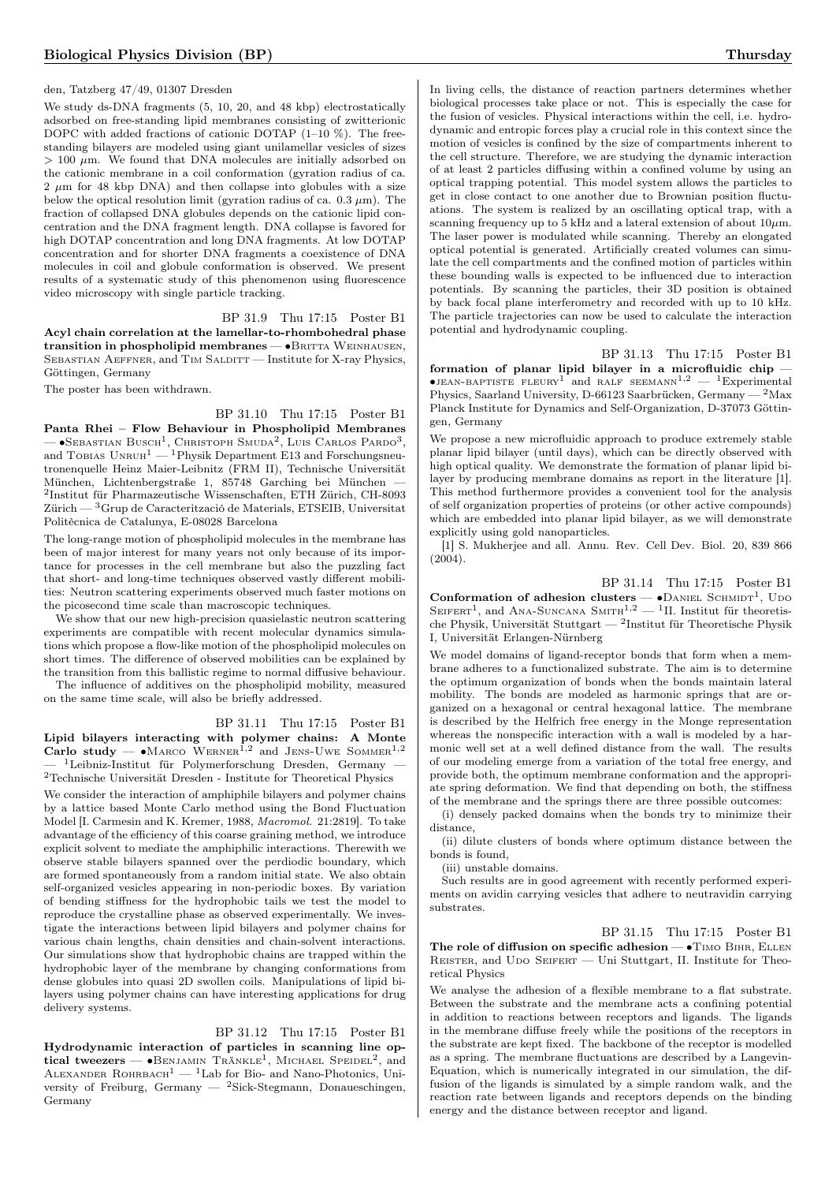den, Tatzberg 47/49, 01307 Dresden

We study ds-DNA fragments (5, 10, 20, and 48 kbp) electrostatically adsorbed on free-standing lipid membranes consisting of zwitterionic DOPC with added fractions of cationic DOTAP (1–10 %). The free-standing bilayers are modeled using giant unilamellar vesicles of sizes > 100 $\mu$m. We found that DNA molecules are initially adsorbed on the cationic membrane in a coil conformation (gyration radius of ca. 2 $\mu$m for 48 kbp DNA) and then collapse into globules with a size below the optical resolution limit (gyration radius of ca. 0.3 $\mu$m). The fraction of collapsed DNA globules depends on the cationic lipid concentration and the DNA fragment length. DNA collapse is favored for high DOTAP concentration and long DNA fragments. At low DOTAP concentration and for shorter DNA fragments a coexistence of DNA molecules in coil and globule conformation is observed. We present results of a systematic study of this phenomenon using fluorescence video microscopy with single particle tracking.

BP 31.9 Thu 17:15 Poster B1

**Acyl chain correlation at the lamellar-to-rhombohedral phase transition in phospholipid membranes** — •Britta Weinhausen, Sebastian Aeffner, and Tim Salditt — Institute for X-ray Physics, Göttingen, Germany

The poster has been withdrawn.

BP 31.10 Thu 17:15 Poster B1

**Panta Rhei – Flow Behaviour in Phospholipid Membranes** — •Sebastian Busch[1], Christoph Smuda[2], Luis Carlos Pardo[3], and Tobias Unruh[1] — [1]Physik Department E13 and Forschungsneutronenquelle Heinz Maier-Leibnitz (FRM II), Technische Universität München, Lichtenbergstraße 1, 85748 Garching bei München — [2]Institut für Pharmazeutische Wissenschaften, ETH Zürich, CH-8093 Zürich — [3]Grup de Caracterització de Materials, ETSEIB, Universitat Politècnica de Catalunya, E-08028 Barcelona

The long-range motion of phospholipid molecules in the membrane has been of major interest for many years not only because of its importance for processes in the cell membrane but also the puzzling fact that short- and long-time techniques observed vastly different mobilities: Neutron scattering experiments observed much faster motions on the picosecond time scale than macroscopic techniques.

We show that our new high-precision quasielastic neutron scattering experiments are compatible with recent molecular dynamics simulations which propose a flow-like motion of the phospholipid molecules on short times. The difference of observed mobilities can be explained by the transition from this ballistic regime to normal diffusive behaviour.

The influence of additives on the phospholipid mobility, measured on the same time scale, will also be briefly addressed.

BP 31.11 Thu 17:15 Poster B1

**Lipid bilayers interacting with polymer chains: A Monte Carlo study** — •Marco Werner[1,2] and Jens-Uwe Sommer[1,2] — [1]Leibniz-Institut für Polymerforschung Dresden, Germany — [2]Technische Universität Dresden - Institute for Theoretical Physics

We consider the interaction of amphiphile bilayers and polymer chains by a lattice based Monte Carlo method using the Bond Fluctuation Model [I. Carmesin and K. Kremer, 1988, *Macromol.* 21:2819]. To take advantage of the efficiency of this coarse graining method, we introduce explicit solvent to mediate the amphiphilic interactions. Therewith we observe stable bilayers spanned over the perdiodic boundary, which are formed spontaneously from a random initial state. We also obtain self-organized vesicles appearing in non-periodic boxes. By variation of bending stiffness for the hydrophobic tails we test the model to reproduce the crystalline phase as observed experimentally. We investigate the interactions between lipid bilayers and polymer chains for various chain lengths, chain densities and chain-solvent interactions. Our simulations show that hydrophobic chains are trapped within the hydrophobic layer of the membrane by changing conformations from dense globules into quasi 2D swollen coils. Manipulations of lipid bilayers using polymer chains can have interesting applications for drug delivery systems.

BP 31.12 Thu 17:15 Poster B1

**Hydrodynamic interaction of particles in scanning line optical tweezers** — •Benjamin Tränkle[1], Michael Speidel[2], and Alexander Rohrbach[1] — [1]Lab for Bio- and Nano-Photonics, University of Freiburg, Germany — [2]Sick-Stegmann, Donaueschingen, Germany

In living cells, the distance of reaction partners determines whether biological processes take place or not. This is especially the case for the fusion of vesicles. Physical interactions within the cell, i.e. hydrodynamic and entropic forces play a crucial role in this context since the motion of vesicles is confined by the size of compartments inherent to the cell structure. Therefore, we are studying the dynamic interaction of at least 2 particles diffusing within a confined volume by using an optical trapping potential. This model system allows the particles to get in close contact to one another due to Brownian position fluctuations. The system is realized by an oscillating optical trap, with a scanning frequency up to 5 kHz and a lateral extension of about 10$\mu$m. The laser power is modulated while scanning. Thereby an elongated optical potential is generated. Artificially created volumes can simulate the cell compartments and the confined motion of particles within these bounding walls is expected to be influenced due to interaction potentials. By scanning the particles, their 3D position is obtained by back focal plane interferometry and recorded with up to 10 kHz. The particle trajectories can now be used to calculate the interaction potential and hydrodynamic coupling.

BP 31.13 Thu 17:15 Poster B1

**formation of planar lipid bilayer in a microfluidic chip** — •jean-baptiste fleury[1] and ralf seemann[1,2] — [1]Experimental Physics, Saarland University, D-66123 Saarbrücken, Germany — [2]Max Planck Institute for Dynamics and Self-Organization, D-37073 Göttingen, Germany

We propose a new microfluidic approach to produce extremely stable planar lipid bilayer (until days), which can be directly observed with high optical quality. We demonstrate the formation of planar lipid bilayer by producing membrane domains as report in the literature [1]. This method furthermore provides a convenient tool for the analysis of self organization properties of proteins (or other active compounds) which are embedded into planar lipid bilayer, as we will demonstrate explicitly using gold nanoparticles.

[1] S. Mukherjee and all. Annu. Rev. Cell Dev. Biol. 20, 839 866 (2004).

BP 31.14 Thu 17:15 Poster B1

**Conformation of adhesion clusters** — •Daniel Schmidt[1], Udo Seifert[1], and Ana-Suncana Smith[1,2] — [1]II. Institut für theoretische Physik, Universität Stuttgart — [2]Institut für Theoretische Physik I, Universität Erlangen-Nürnberg

We model domains of ligand-receptor bonds that form when a membrane adheres to a functionalized substrate. The aim is to determine the optimum organization of bonds when the bonds maintain lateral mobility. The bonds are modeled as harmonic springs that are organized on a hexagonal or central hexagonal lattice. The membrane is described by the Helfrich free energy in the Monge representation whereas the nonspecific interaction with a wall is modeled by a harmonic well set at a well defined distance from the wall. The results of our modeling emerge from a variation of the total free energy, and provide both, the optimum membrane conformation and the appropriate spring deformation. We find that depending on both, the stiffness of the membrane and the springs there are three possible outcomes:

(i) densely packed domains when the bonds try to minimize their distance,

(ii) dilute clusters of bonds where optimum distance between the bonds is found,

(iii) unstable domains.

Such results are in good agreement with recently performed experiments on avidin carrying vesicles that adhere to neutravidin carrying substrates.

BP 31.15 Thu 17:15 Poster B1

**The role of diffusion on specific adhesion** — •Timo Bihr, Ellen Reister, and Udo Seifert — Uni Stuttgart, II. Institute for Theoretical Physics

We analyse the adhesion of a flexible membrane to a flat substrate. Between the substrate and the membrane acts a confining potential in addition to reactions between receptors and ligands. The ligands in the membrane diffuse freely while the positions of the receptors in the substrate are kept fixed. The backbone of the receptor is modelled as a spring. The membrane fluctuations are described by a Langevin-Equation, which is numerically integrated in our simulation, the diffusion of the ligands is simulated by a simple random walk, and the reaction rate between ligands and receptors depends on the binding energy and the distance between receptor and ligand.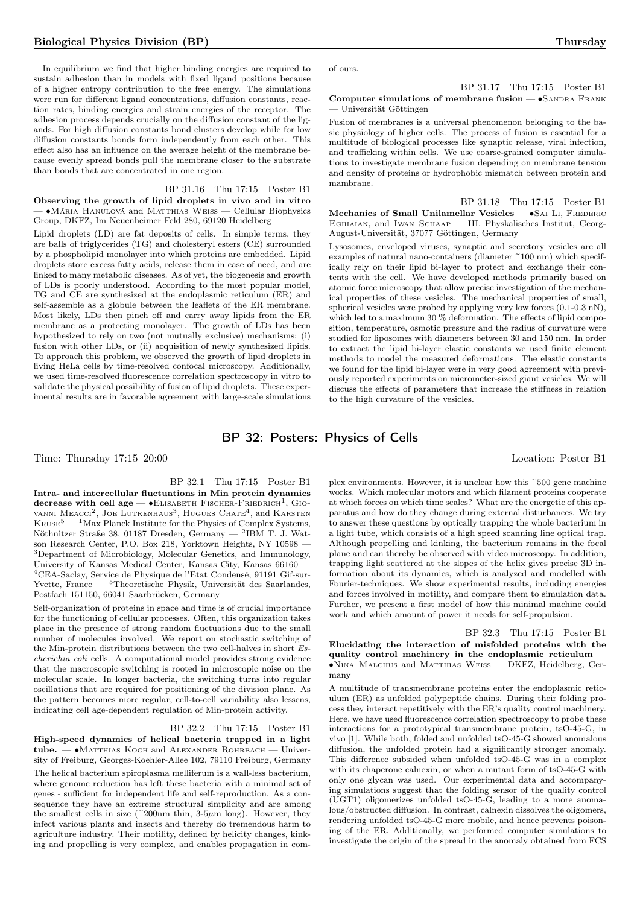In equilibrium we find that higher binding energies are required to sustain adhesion than in models with fixed ligand positions because of a higher entropy contribution to the free energy. The simulations were run for different ligand concentrations, diffusion constants, reaction rates, binding energies and strain energies of the receptor. The adhesion process depends crucially on the diffusion constant of the ligands. For high diffusion constants bond clusters develop while for low diffusion constants bonds form independently from each other. This effect also has an influence on the average height of the membrane because evenly spread bonds pull the membrane closer to the substrate than bonds that are concentrated in one region.

BP 31.16 Thu 17:15 Poster B1

**Observing the growth of lipid droplets in vivo and in vitro** — •Mária Hanulová and Matthias Weiss — Cellular Biophysics Group, DKFZ, Im Neuenheimer Feld 280, 69120 Heidelberg

Lipid droplets (LD) are fat deposits of cells. In simple terms, they are balls of triglycerides (TG) and cholesteryl esters (CE) surrounded by a phospholipid monolayer into which proteins are embedded. Lipid droplets store excess fatty acids, release them in case of need, and are linked to many metabolic diseases. As of yet, the biogenesis and growth of LDs is poorly understood. According to the most popular model, TG and CE are synthesized at the endoplasmic reticulum (ER) and self-assemble as a globule between the leaflets of the ER membrane. Most likely, LDs then pinch off and carry away lipids from the ER membrane as a protecting monolayer. The growth of LDs has been hypothesized to rely on two (not mutually exclusive) mechanisms: (i) fusion with other LDs, or (ii) acquisition of newly synthesized lipids. To approach this problem, we observed the growth of lipid droplets in living HeLa cells by time-resolved confocal microscopy. Additionally, we used time-resolved fluorescence correlation spectroscopy in vitro to validate the physical possibility of fusion of lipid droplets. These experimental results are in favorable agreement with large-scale simulations of ours.

BP 31.17 Thu 17:15 Poster B1

**Computer simulations of membrane fusion** — •Sandra Frank — Universität Göttingen

Fusion of membranes is a universal phenomenon belonging to the basic physiology of higher cells. The process of fusion is essential for a multitude of biological processes like synaptic release, viral infection, and trafficking within cells. We use coarse-grained computer simulations to investigate membrane fusion depending on membrane tension and density of proteins or hydrophobic mismatch between protein and mambrane.

BP 31.18 Thu 17:15 Poster B1

**Mechanics of Small Unilamellar Vesicles** — •Sai Li, Frederic Eghiaian, and Iwan Schaap — III. Physkalisches Institut, Georg-August-Universität, 37077 Göttingen, Germany

Lysosomes, enveloped viruses, synaptic and secretory vesicles are all examples of natural nano-containers (diameter ~100 nm) which specifically rely on their lipid bi-layer to protect and exchange their contents with the cell. We have developed methods primarily based on atomic force microscopy that allow precise investigation of the mechanical properties of these vesicles. The mechanical properties of small, spherical vesicles were probed by applying very low forces (0.1-0.3 nN), which led to a maximum 30 % deformation. The effects of lipid composition, temperature, osmotic pressure and the radius of curvature were studied for liposomes with diameters between 30 and 150 nm. In order to extract the lipid bi-layer elastic constants we used finite element methods to model the measured deformations. The elastic constants we found for the lipid bi-layer were in very good agreement with previously reported experiments on micrometer-sized giant vesicles. We will discuss the effects of parameters that increase the stiffness in relation to the high curvature of the vesicles.

## BP 32: Posters: Physics of Cells

Time: Thursday 17:15–20:00 Location: Poster B1

BP 32.1 Thu 17:15 Poster B1

**Intra- and intercellular fluctuations in Min protein dynamics decrease with cell age** — •Elisabeth Fischer-Friedrich[1], Giovanni Meacci[2], Joe Lutkenhaus[3], Hugues Chate[4], and Karsten Kruse[5] — [1]Max Planck Institute for the Physics of Complex Systems, Nöthnitzer Straße 38, 01187 Dresden, Germany — [2]IBM T. J. Watson Research Center, P.O. Box 218, Yorktown Heights, NY 10598 — [3]Department of Microbiology, Molecular Genetics, and Immunology, University of Kansas Medical Center, Kansas City, Kansas 66160 — [4]CEA-Saclay, Service de Physique de l'Etat Condensé, 91191 Gif-sur-Yvette, France — [5]Theoretische Physik, Universität des Saarlandes, Postfach 151150, 66041 Saarbrücken, Germany

Self-organization of proteins in space and time is of crucial importance for the functioning of cellular processes. Often, this organization takes place in the presence of strong random fluctuations due to the small number of molecules involved. We report on stochastic switching of the Min-protein distributions between the two cell-halves in short *Escherichia coli* cells. A computational model provides strong evidence that the macroscopic switching is rooted in microscopic noise on the molecular scale. In longer bacteria, the switching turns into regular oscillations that are required for positioning of the division plane. As the pattern becomes more regular, cell-to-cell variability also lessens, indicating cell age-dependent regulation of Min-protein activity.

BP 32.2 Thu 17:15 Poster B1

**High-speed dynamics of helical bacteria trapped in a light tube.** — •Matthias Koch and Alexander Rohrbach — University of Freiburg, Georges-Koehler-Allee 102, 79110 Freiburg, Germany

The helical bacterium spiroplasma melliferum is a wall-less bacterium, where genome reduction has left these bacteria with a minimal set of genes - sufficient for independent life and self-reproduction. As a consequence they have an extreme structural simplicity and are among the smallest cells in size (~200nm thin, 3-5$\mu$m long). However, they infect various plants and insects and thereby do tremendous harm to agriculture industry. Their motility, defined by helicity changes, kinking and propelling is very complex, and enables propagation in complex environments. However, it is unclear how this ~500 gene machine works. Which molecular motors and which filament proteins cooperate at which forces on which time scales? What are the energetic of this apparatus and how do they change during external disturbances. We try to answer these questions by optically trapping the whole bacterium in a light tube, which consists of a high speed scanning line optical trap. Although propelling and kinking, the bacterium remains in the focal plane and can thereby be observed with video microscopy. In addition, trapping light scattered at the slopes of the helix gives precise 3D information about its dynamics, which is analyzed and modelled with Fourier-techniques. We show experimental results, including energies and forces involved in motility, and compare them to simulation data. Further, we present a first model of how this minimal machine could work and which amount of power it needs for self-propulsion.

BP 32.3 Thu 17:15 Poster B1

**Elucidating the interaction of misfolded proteins with the quality control machinery in the endoplasmic reticulum** — •Nina Malchus and Matthias Weiss — DKFZ, Heidelberg, Germany

A multitude of transmembrane proteins enter the endoplasmic reticulum (ER) as unfolded polypeptide chains. During their folding process they interact repetitively with the ER's quality control machinery. Here, we have used fluorescence correlation spectroscopy to probe these interactions for a prototypical transmembrane protein, tsO-45-G, in vivo [1]. While both, folded and unfolded tsO-45-G showed anomalous diffusion, the unfolded protein had a significantly stronger anomaly. This difference subsided when unfolded tsO-45-G was in a complex with its chaperone calnexin, or when a mutant form of tsO-45-G with only one glycan was used. Our experimental data and accompanying simulations suggest that the folding sensor of the quality control (UGT1) oligomerizes unfolded tsO-45-G, leading to a more anomalous/obstructed diffusion. In contrast, calnexin dissolves the oligomers, rendering unfolded tsO-45-G more mobile, and hence prevents poisoning of the ER. Additionally, we performed computer simulations to investigate the origin of the spread in the anomaly obtained from FCS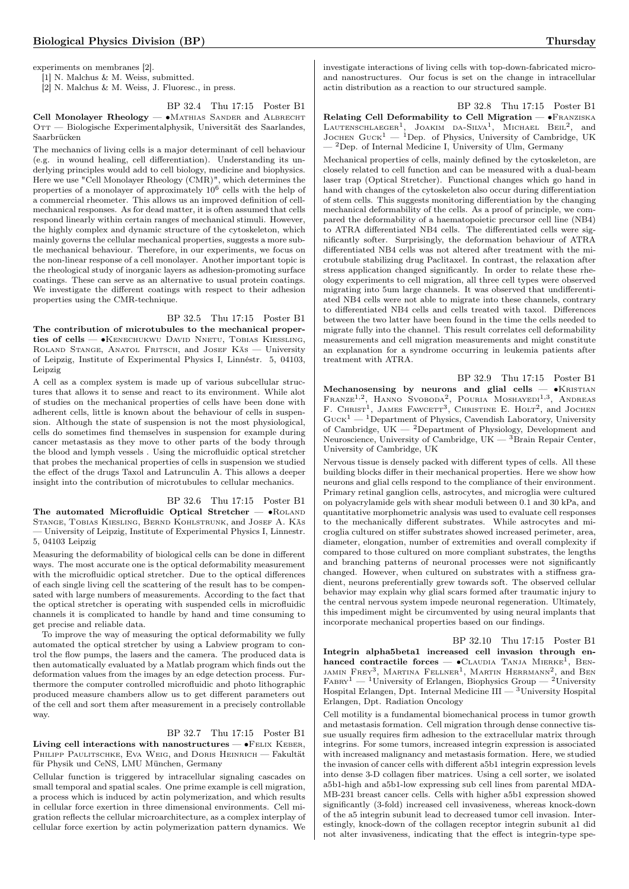experiments on membranes [2].

[1] N. Malchus & M. Weiss, submitted.

[2] N. Malchus & M. Weiss, J. Fluoresc., in press.

BP 32.4 Thu 17:15 Poster B1

**Cell Monolayer Rheology** — •Mathias Sander and Albrecht Ott — Biologische Experimentalphysik, Universität des Saarlandes, Saarbrücken

The mechanics of living cells is a major determinant of cell behaviour (e.g. in wound healing, cell differentiation). Understanding its underlying principles would add to cell biology, medicine and biophysics. Here we use "Cell Monolayer Rheology (CMR)", which determines the properties of a monolayer of approximately $10^6$ cells with the help of a commercial rheometer. This allows us an improved definition of cell-mechanical responses. As for dead matter, it is often assumed that cells respond linearly within certain ranges of mechanical stimuli. However, the highly complex and dynamic structure of the cytoskeleton, which mainly governs the cellular mechanical properties, suggests a more subtle mechanical behaviour. Therefore, in our experiments, we focus on the non-linear response of a cell monolayer. Another important topic is the rheological study of inorganic layers as adhesion-promoting surface coatings. These can serve as an alternative to usual protein coatings. We investigate the different coatings with respect to their adhesion properties using the CMR-technique.

BP 32.5 Thu 17:15 Poster B1

**The contribution of microtubules to the mechanical properties of cells** — •Kenechukwu David Nnetu, Tobias Kiessling, Roland Stange, Anatol Fritsch, and Josef Käs — University of Leipzig, Institute of Experimental Physics I, Linnéstr. 5, 04103, Leipzig

A cell as a complex system is made up of various subcellular structures that allows it to sense and react to its environment. While alot of studies on the mechanical properties of cells have been done with adherent cells, little is known about the behaviour of cells in suspension. Although the state of suspension is not the most physiological, cells do sometimes find themselves in suspension for example during cancer metastasis as they move to other parts of the body through the blood and lymph vessels . Using the microfluidic optical stretcher that probes the mechanical properties of cells in suspension we studied the effect of the drugs Taxol and Latrunculin A. This allows a deeper insight into the contribution of microtubules to cellular mechanics.

BP 32.6 Thu 17:15 Poster B1

**The automated Microfluidic Optical Stretcher** — •Roland Stange, Tobias Kiesling, Bernd Kohlstrunk, and Josef A. Käs — University of Leipzig, Institute of Experimental Physics I, Linnestr. 5, 04103 Leipzig

Measuring the deformability of biological cells can be done in different ways. The most accurate one is the optical deformability measurement with the microfluidic optical stretcher. Due to the optical differences of each single living cell the scattering of the result has to be compensated with large numbers of measurements. According to the fact that the optical stretcher is operating with suspended cells in microfluidic channels it is complicated to handle by hand and time consuming to get precise and reliable data.

To improve the way of measuring the optical deformability we fully automated the optical stretcher by using a Labview program to control the flow pumps, the lasers and the camera. The produced data is then automatically evaluated by a Matlab program which finds out the deformation values from the images by an edge detection process. Furthermore the computer controlled microfluidic and photo lithographic produced measure chambers allow us to get different parameters out of the cell and sort them after measurement in a precisely controllable way.

BP 32.7 Thu 17:15 Poster B1

**Living cell interactions with nanostructures** — •Felix Keber, Philipp Paulitschke, Eva Weig, and Doris Heinrich — Fakultät für Physik und CeNS, LMU München, Germany

Cellular function is triggered by intracellular signaling cascades on small temporal and spatial scales. One prime example is cell migration, a process which is induced by actin polymerization, and which results in cellular force exertion in three dimensional environments. Cell migration reflects the cellular microarchitecture, as a complex interplay of cellular force exertion by actin polymerization pattern dynamics. We investigate interactions of living cells with top-down-fabricated micro- and nanostructures. Our focus is set on the change in intracellular actin distribution as a reaction to our structured sample.

BP 32.8 Thu 17:15 Poster B1

**Relating Cell Deformability to Cell Migration** — •Franziska Lautenschlaeger[1], Joakim da-Silva[1], Michael Beil[2], and Jochen Guck[1] — [1]Dep. of Physics, University of Cambridge, UK — [2]Dep. of Internal Medicine I, University of Ulm, Germany

Mechanical properties of cells, mainly defined by the cytoskeleton, are closely related to cell function and can be measured with a dual-beam laser trap (Optical Stretcher). Functional changes which go hand in hand with changes of the cytoskeleton also occur during differentiation of stem cells. This suggests monitoring differentiation by the changing mechanical deformability of the cells. As a proof of principle, we compared the deformability of a haematopoietic precursor cell line (NB4) to ATRA differentiated NB4 cells. The differentiated cells were significantly softer. Surprisingly, the deformation behaviour of ATRA differentiated NB4 cells was not altered after treatment with the microtubule stabilizing drug Paclitaxel. In contrast, the relaxation after stress application changed significantly. In order to relate these rheology experiments to cell migration, all three cell types were observed migrating into 5um large channels. It was observed that undifferentiated NB4 cells were not able to migrate into these channels, contrary to differentiated NB4 cells and cells treated with taxol. Differences between the two latter have been found in the time the cells needed to migrate fully into the channel. This result correlates cell deformability measurements and cell migration measurements and might constitute an explanation for a syndrome occurring in leukemia patients after treatment with ATRA.

BP 32.9 Thu 17:15 Poster B1

**Mechanosensing by neurons and glial cells** — •Kristian Franze[1,2], Hanno Svoboda[2], Pouria Moshayedi[1,3], Andreas F. Christ[1], James Fawcett[3], Christine E. Holt[2], and Jochen Guck[1] — [1]Department of Physics, Cavendish Laboratory, University of Cambridge, UK — [2]Department of Physiology, Development and Neuroscience, University of Cambridge, UK — [3]Brain Repair Center, University of Cambridge, UK

Nervous tissue is densely packed with different types of cells. All these building blocks differ in their mechanical properties. Here we show how neurons and glial cells respond to the compliance of their environment. Primary retinal ganglion cells, astrocytes, and microglia were cultured on polyacrylamide gels with shear moduli between 0.1 and 30 kPa, and quantitative morphometric analysis was used to evaluate cell responses to the mechanically different substrates. While astrocytes and microglia cultured on stiffer substrates showed increased perimeter, area, diameter, elongation, number of extremities and overall complexity if compared to those cultured on more compliant substrates, the lengths and branching patterns of neuronal processes were not significantly changed. However, when cultured on substrates with a stiffness gradient, neurons preferentially grew towards soft. The observed cellular behavior may explain why glial scars formed after traumatic injury to the central nervous system impede neuronal regeneration. Ultimately, this impediment might be circumvented by using neural implants that incorporate mechanical properties based on our findings.

BP 32.10 Thu 17:15 Poster B1

**Integrin alpha5beta1 increased cell invasion through enhanced contractile forces** — •Claudia Tanja Mierke[1], Benjamin Frey[3], Martina Fellner[1], Martin Herrmann[2], and Ben Fabry[1] — [1]University of Erlangen, Biophysics Group — [2]University Hospital Erlangen, Dpt. Internal Medicine III — [3]University Hospital Erlangen, Dpt. Radiation Oncology

Cell motility is a fundamental biomechanical process in tumor growth and metastasis formation. Cell migration through dense connective tissue usually requires firm adhesion to the extracellular matrix through integrins. For some tumors, increased integrin expression is associated with increased malignancy and metastasis formation. Here, we studied the invasion of cancer cells with different a5b1 integrin expression levels into dense 3-D collagen fiber matrices. Using a cell sorter, we isolated a5b1-high and a5b1-low expressing sub cell lines from parental MDA-MB-231 breast cancer cells. Cells with higher a5b1 expression showed significantly (3-fold) increased cell invasiveness, whereas knock-down of the a5 integrin subunit lead to decreased tumor cell invasion. Interestingly, knock-down of the collagen receptor integrin subunit a1 did not alter invasiveness, indicating that the effect is integrin-type spe-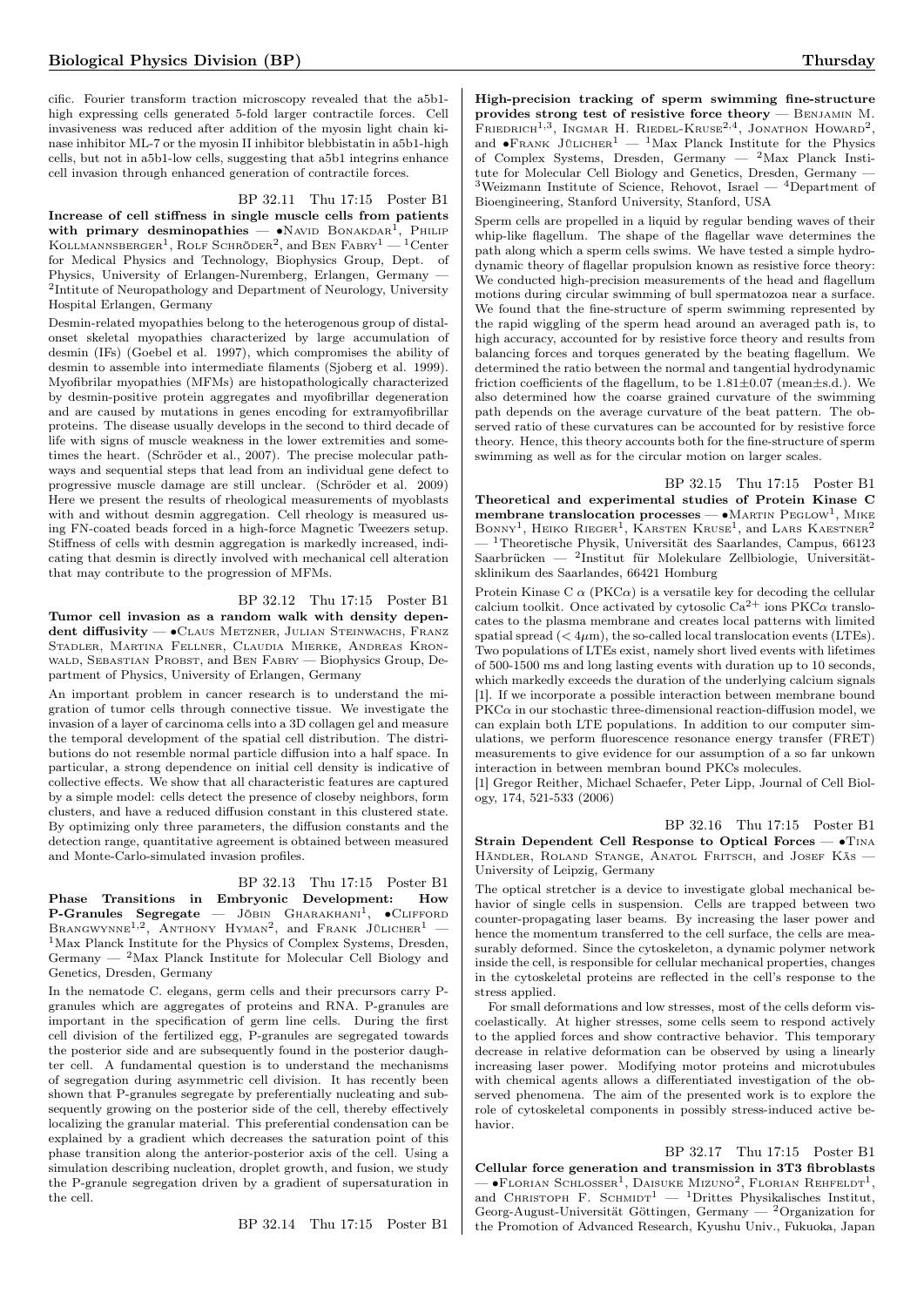cific. Fourier transform traction microscopy revealed that the a5b1-high expressing cells generated 5-fold larger contractile forces. Cell invasiveness was reduced after addition of the myosin light chain kinase inhibitor ML-7 or the myosin II inhibitor blebbistatin in a5b1-high cells, but not in a5b1-low cells, suggesting that a5b1 integrins enhance cell invasion through enhanced generation of contractile forces.

BP 32.11 Thu 17:15 Poster B1

**Increase of cell stiffness in single muscle cells from patients with primary desminopathies** — •Navid Bonakdar[1], Philip Kollmannsberger[1], Rolf Schröder[2], and Ben Fabry[1] — [1]Center for Medical Physics and Technology, Biophysics Group, Dept. of Physics, University of Erlangen-Nuremberg, Erlangen, Germany — [2]Intitute of Neuropathology and Department of Neurology, University Hospital Erlangen, Germany

Desmin-related myopathies belong to the heterogenous group of distal-onset skeletal myopathies characterized by large accumulation of desmin (IFs) (Goebel et al. 1997), which compromises the ability of desmin to assemble into intermediate filaments (Sjoberg et al. 1999). Myofibrilar myopathies (MFMs) are histopathologically characterized by desmin-positive protein aggregates and myofibrillar degeneration and are caused by mutations in genes encoding for extramyofibrillar proteins. The disease usually develops in the second to third decade of life with signs of muscle weakness in the lower extremities and sometimes the heart. (Schröder et al., 2007). The precise molecular pathways and sequential steps that lead from an individual gene defect to progressive muscle damage are still unclear. (Schröder et al. 2009) Here we present the results of rheological measurements of myoblasts with and without desmin aggregation. Cell rheology is measured using FN-coated beads forced in a high-force Magnetic Tweezers setup. Stiffness of cells with desmin aggregation is markedly increased, indicating that desmin is directly involved with mechanical cell alteration that may contribute to the progression of MFMs.

BP 32.12 Thu 17:15 Poster B1

**Tumor cell invasion as a random walk with density dependent diffusivity** — •Claus Metzner, Julian Steinwachs, Franz Stadler, Martina Fellner, Claudia Mierke, Andreas Kronwald, Sebastian Probst, and Ben Fabry — Biophysics Group, Department of Physics, University of Erlangen, Germany

An important problem in cancer research is to understand the migration of tumor cells through connective tissue. We investigate the invasion of a layer of carcinoma cells into a 3D collagen gel and measure the temporal development of the spatial cell distribution. The distributions do not resemble normal particle diffusion into a half space. In particular, a strong dependence on initial cell density is indicative of collective effects. We show that all characteristic features are captured by a simple model: cells detect the presence of closeby neighbors, form clusters, and have a reduced diffusion constant in this clustered state. By optimizing only three parameters, the diffusion constants and the detection range, quantitative agreement is obtained between measured and Monte-Carlo-simulated invasion profiles.

BP 32.13 Thu 17:15 Poster B1

**Phase Transitions in Embryonic Development: How P-Granules Segregate** — Jöbin Gharakhani[1], •Clifford Brangwynne[1,2], Anthony Hyman[2], and Frank Jülicher[1] — [1]Max Planck Institute for the Physics of Complex Systems, Dresden, Germany — [2]Max Planck Institute for Molecular Cell Biology and Genetics, Dresden, Germany

In the nematode C. elegans, germ cells and their precursors carry P-granules which are aggregates of proteins and RNA. P-granules are important in the specification of germ line cells. During the first cell division of the fertilized egg, P-granules are segregated towards the posterior side and are subsequently found in the posterior daughter cell. A fundamental question is to understand the mechanisms of segregation during asymmetric cell division. It has recently been shown that P-granules segregate by preferentially nucleating and subsequently growing on the posterior side of the cell, thereby effectively localizing the granular material. This preferential condensation can be explained by a gradient which decreases the saturation point of this phase transition along the anterior-posterior axis of the cell. Using a simulation describing nucleation, droplet growth, and fusion, we study the P-granule segregation driven by a gradient of supersaturation in the cell.

BP 32.14 Thu 17:15 Poster B1

**High-precision tracking of sperm swimming fine-structure provides strong test of resistive force theory** — Benjamin M. Friedrich[1,3], Ingmar H. Riedel-Kruse[2,4], Jonathon Howard[2], and •Frank Jülicher[1] — [1]Max Planck Institute for the Physics of Complex Systems, Dresden, Germany — [2]Max Planck Institute for Molecular Cell Biology and Genetics, Dresden, Germany — [3]Weizmann Institute of Science, Rehovot, Israel — [4]Department of Bioengineering, Stanford University, Stanford, USA

Sperm cells are propelled in a liquid by regular bending waves of their whip-like flagellum. The shape of the flagellar wave determines the path along which a sperm cells swims. We have tested a simple hydrodynamic theory of flagellar propulsion known as resistive force theory: We conducted high-precision measurements of the head and flagellum motions during circular swimming of bull spermatozoa near a surface. We found that the fine-structure of sperm swimming represented by the rapid wiggling of the sperm head around an averaged path is, to high accuracy, accounted for by resistive force theory and results from balancing forces and torques generated by the beating flagellum. We determined the ratio between the normal and tangential hydrodynamic friction coefficients of the flagellum, to be $1.81 \pm 0.07$ (mean±s.d.). We also determined how the coarse grained curvature of the swimming path depends on the average curvature of the beat pattern. The observed ratio of these curvatures can be accounted for by resistive force theory. Hence, this theory accounts both for the fine-structure of sperm swimming as well as for the circular motion on larger scales.

BP 32.15 Thu 17:15 Poster B1

**Theoretical and experimental studies of Protein Kinase C membrane translocation processes** — •Martin Peglow[1], Mike Bonny[1], Heiko Rieger[1], Karsten Kruse[1], and Lars Kaestner[2] — [1]Theoretische Physik, Universität des Saarlandes, Campus, 66123 Saarbrücken — [2]Institut für Molekulare Zellbiologie, Universitätsklinikum des Saarlandes, 66421 Homburg

Protein Kinase C $\alpha$ (PKC$\alpha$) is a versatile key for decoding the cellular calcium toolkit. Once activated by cytosolic $Ca^{2+}$ ions PKC$\alpha$ translocates to the plasma membrane and creates local patterns with limited spatial spread ($< 4\mu m$), the so-called local translocation events (LTEs). Two populations of LTEs exist, namely short lived events with lifetimes of 500-1500 ms and long lasting events with duration up to 10 seconds, which markedly exceeds the duration of the underlying calcium signals [1]. If we incorporate a possible interaction between membrane bound PKC$\alpha$ in our stochastic three-dimensional reaction-diffusion model, we can explain both LTE populations. In addition to our computer simulations, we perform fluorescence resonance energy transfer (FRET) measurements to give evidence for our assumption of a so far unkown interaction in between membran bound PKCs molecules.

[1] Gregor Reither, Michael Schaefer, Peter Lipp, Journal of Cell Biology, 174, 521-533 (2006)

BP 32.16 Thu 17:15 Poster B1

**Strain Dependent Cell Response to Optical Forces** — •Tina Händler, Roland Stange, Anatol Fritsch, and Josef Käs — University of Leipzig, Germany

The optical stretcher is a device to investigate global mechanical behavior of single cells in suspension. Cells are trapped between two counter-propagating laser beams. By increasing the laser power and hence the momentum transferred to the cell surface, the cells are measurably deformed. Since the cytoskeleton, a dynamic polymer network inside the cell, is responsible for cellular mechanical properties, changes in the cytoskeletal proteins are reflected in the cell's response to the stress applied.

For small deformations and low stresses, most of the cells deform viscoelastically. At higher stresses, some cells seem to respond actively to the applied forces and show contractive behavior. This temporary decrease in relative deformation can be observed by using a linearly increasing laser power. Modifying motor proteins and microtubules with chemical agents allows a differentiated investigation of the observed phenomena. The aim of the presented work is to explore the role of cytoskeletal components in possibly stress-induced active behavior.

BP 32.17 Thu 17:15 Poster B1

**Cellular force generation and transmission in 3T3 fibroblasts** — •Florian Schlosser[1], Daisuke Mizuno[2], Florian Rehfeldt[1], and Christoph F. Schmidt[1] — [1]Drittes Physikalisches Institut, Georg-August-Universität Göttingen, Germany — [2]Organization for the Promotion of Advanced Research, Kyushu Univ., Fukuoka, Japan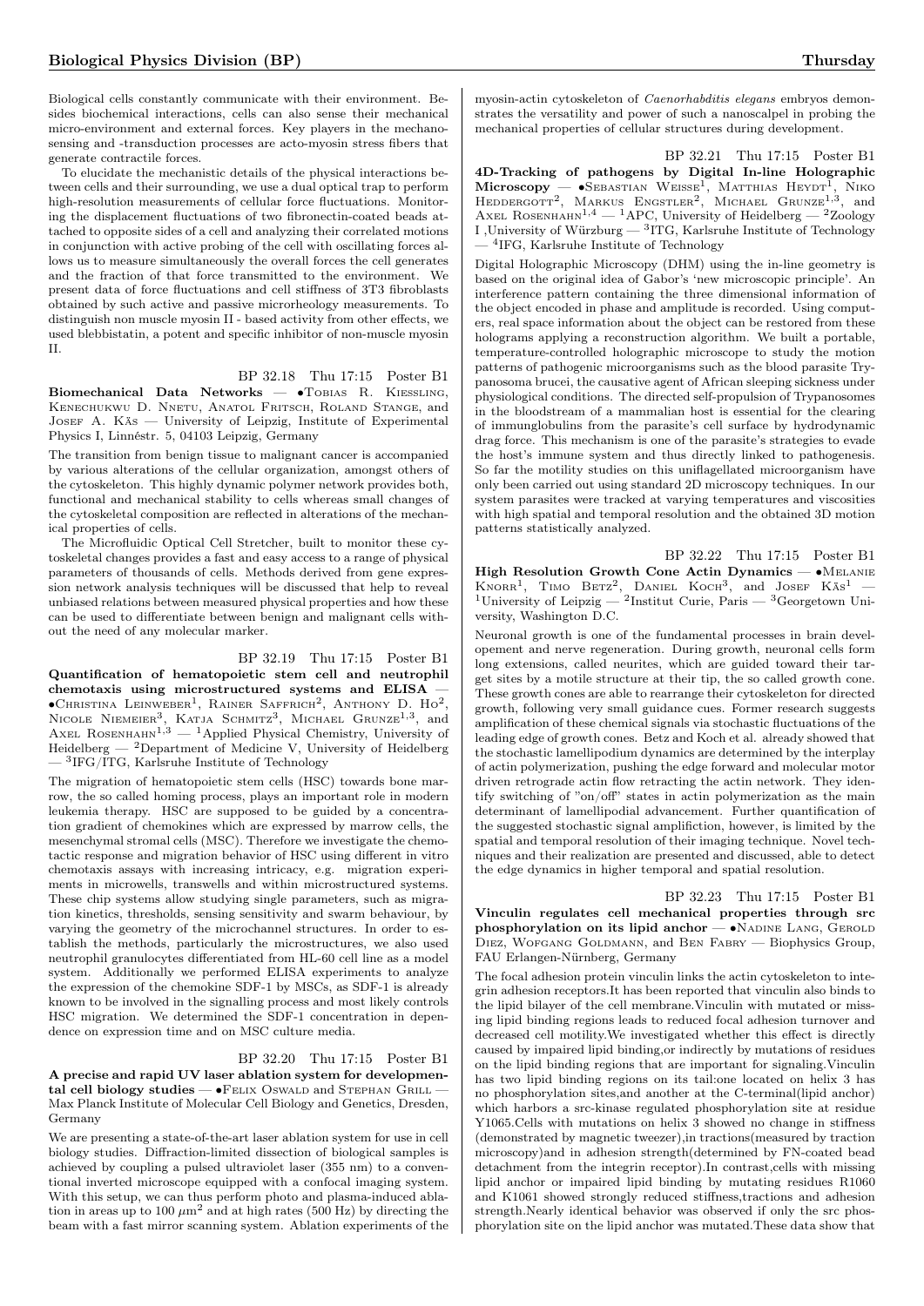Biological cells constantly communicate with their environment. Besides biochemical interactions, cells can also sense their mechanical micro-environment and external forces. Key players in the mechanosensing and -transduction processes are acto-myosin stress fibers that generate contractile forces.

To elucidate the mechanistic details of the physical interactions between cells and their surrounding, we use a dual optical trap to perform high-resolution measurements of cellular force fluctuations. Monitoring the displacement fluctuations of two fibronectin-coated beads attached to opposite sides of a cell and analyzing their correlated motions in conjunction with active probing of the cell with oscillating forces allows us to measure simultaneously the overall forces the cell generates and the fraction of that force transmitted to the environment. We present data of force fluctuations and cell stiffness of 3T3 fibroblasts obtained by such active and passive microrheology measurements. To distinguish non muscle myosin II - based activity from other effects, we used blebbistatin, a potent and specific inhibitor of non-muscle myosin II.

BP 32.18 Thu 17:15 Poster B1

**Biomechanical Data Networks** — •Tobias R. Kiessling, Kenechukwu D. Nnetu, Anatol Fritsch, Roland Stange, and Josef A. Käs — University of Leipzig, Institute of Experimental Physics I, Linnéstr. 5, 04103 Leipzig, Germany

The transition from benign tissue to malignant cancer is accompanied by various alterations of the cellular organization, amongst others of the cytoskeleton. This highly dynamic polymer network provides both, functional and mechanical stability to cells whereas small changes of the cytoskeletal composition are reflected in alterations of the mechanical properties of cells.

The Microfluidic Optical Cell Stretcher, built to monitor these cytoskeletal changes provides a fast and easy access to a range of physical parameters of thousands of cells. Methods derived from gene expression network analysis techniques will be discussed that help to reveal unbiased relations between measured physical properties and how these can be used to differentiate between benign and malignant cells without the need of any molecular marker.

BP 32.19 Thu 17:15 Poster B1

**Quantification of hematopoietic stem cell and neutrophil chemotaxis using microstructured systems and ELISA** — •Christina Leinweber[1], Rainer Saffrich[2], Anthony D. Ho[2], Nicole Niemeier[3], Katja Schmitz[3], Michael Grunze[1,3], and Axel Rosenhahn[1,3] — [1]Applied Physical Chemistry, University of Heidelberg — [2]Department of Medicine V, University of Heidelberg — [3]IFG/ITG, Karlsruhe Institute of Technology

The migration of hematopoietic stem cells (HSC) towards bone marrow, the so called homing process, plays an important role in modern leukemia therapy. HSC are supposed to be guided by a concentration gradient of chemokines which are expressed by marrow cells, the mesenchymal stromal cells (MSC). Therefore we investigate the chemotactic response and migration behavior of HSC using different in vitro chemotaxis assays with increasing intricacy, e.g. migration experiments in microwells, transwells and within microstructured systems. These chip systems allow studying single parameters, such as migration kinetics, thresholds, sensing sensitivity and swarm behaviour, by varying the geometry of the microchannel structures. In order to establish the methods, particularly the microstructures, we also used neutrophil granulocytes differentiated from HL-60 cell line as a model system. Additionally we performed ELISA experiments to analyze the expression of the chemokine SDF-1 by MSCs, as SDF-1 is already known to be involved in the signalling process and most likely controls HSC migration. We determined the SDF-1 concentration in dependence on expression time and on MSC culture media.

BP 32.20 Thu 17:15 Poster B1

**A precise and rapid UV laser ablation system for developmental cell biology studies** — •Felix Oswald and Stephan Grill — Max Planck Institute of Molecular Cell Biology and Genetics, Dresden, Germany

We are presenting a state-of-the-art laser ablation system for use in cell biology studies. Diffraction-limited dissection of biological samples is achieved by coupling a pulsed ultraviolet laser (355 nm) to a conventional inverted microscope equipped with a confocal imaging system. With this setup, we can thus perform photo and plasma-induced ablation in areas up to 100 $\mu$m$^2$ and at high rates (500 Hz) by directing the beam with a fast mirror scanning system. Ablation experiments of the myosin-actin cytoskeleton of *Caenorhabditis elegans* embryos demonstrates the versatility and power of such a nanoscalpel in probing the mechanical properties of cellular structures during development.

BP 32.21 Thu 17:15 Poster B1

**4D-Tracking of pathogens by Digital In-line Holographic Microscopy** — •Sebastian Weisse[1], Matthias Heydt[1], Niko Heddergott[2], Markus Engstler[2], Michael Grunze[1,3], and Axel Rosenhahn[1,4] — [1]APC, University of Heidelberg — [2]Zoology I ,University of Würzburg — [3]ITG, Karlsruhe Institute of Technology — [4]IFG, Karlsruhe Institute of Technology

Digital Holographic Microscopy (DHM) using the in-line geometry is based on the original idea of Gabor's 'new microscopic principle'. An interference pattern containing the three dimensional information of the object encoded in phase and amplitude is recorded. Using computers, real space information about the object can be restored from these holograms applying a reconstruction algorithm. We built a portable, temperature-controlled holographic microscope to study the motion patterns of pathogenic microorganisms such as the blood parasite Trypanosoma brucei, the causative agent of African sleeping sickness under physiological conditions. The directed self-propulsion of Trypanosomes in the bloodstream of a mammalian host is essential for the clearing of immunglobulins from the parasite's cell surface by hydrodynamic drag force. This mechanism is one of the parasite's strategies to evade the host's immune system and thus directly linked to pathogenesis. So far the motility studies on this uniflagellated microorganism have only been carried out using standard 2D microscopy techniques. In our system parasites were tracked at varying temperatures and viscosities with high spatial and temporal resolution and the obtained 3D motion patterns statistically analyzed.

BP 32.22 Thu 17:15 Poster B1

**High Resolution Growth Cone Actin Dynamics** — •Melanie Knorr[1], Timo Betz[2], Daniel Koch[3], and Josef Käs[1] — [1]University of Leipzig — [2]Institut Curie, Paris — [3]Georgetown University, Washington D.C.

Neuronal growth is one of the fundamental processes in brain developement and nerve regeneration. During growth, neuronal cells form long extensions, called neurites, which are guided toward their target sites by a motile structure at their tip, the so called growth cone. These growth cones are able to rearrange their cytoskeleton for directed growth, following very small guidance cues. Former research suggests amplification of these chemical signals via stochastic fluctuations of the leading edge of growth cones. Betz and Koch et al. already showed that the stochastic lamellipodium dynamics are determined by the interplay of actin polymerization, pushing the edge forward and molecular motor driven retrograde actin flow retracting the actin network. They identify switching of "on/off" states in actin polymerization as the main determinant of lamellipodial advancement. Further quantification of the suggested stochastic signal amplifiction, however, is limited by the spatial and temporal resolution of their imaging technique. Novel techniques and their realization are presented and discussed, able to detect the edge dynamics in higher temporal and spatial resolution.

BP 32.23 Thu 17:15 Poster B1

**Vinculin regulates cell mechanical properties through src phosphorylation on its lipid anchor** — •Nadine Lang, Gerold Diez, Wofgang Goldmann, and Ben Fabry — Biophysics Group, FAU Erlangen-Nürnberg, Germany

The focal adhesion protein vinculin links the actin cytoskeleton to integrin adhesion receptors.It has been reported that vinculin also binds to the lipid bilayer of the cell membrane.Vinculin with mutated or missing lipid binding regions leads to reduced focal adhesion turnover and decreased cell motility.We investigated whether this effect is directly caused by impaired lipid binding,or indirectly by mutations of residues on the lipid binding regions that are important for signaling.Vinculin has two lipid binding regions on its tail:one located on helix 3 has no phosphorylation sites,and another at the C-terminal(lipid anchor) which harbors a src-kinase regulated phosphorylation site at residue Y1065.Cells with mutations on helix 3 showed no change in stiffness (demonstrated by magnetic tweezer),in tractions(measured by traction microscopy)and in adhesion strength(determined by FN-coated bead detachment from the integrin receptor).In contrast,cells with missing lipid anchor or impaired lipid binding by mutating residues R1060 and K1061 showed strongly reduced stiffness,tractions and adhesion strength.Nearly identical behavior was observed if only the src phosphorylation site on the lipid anchor was mutated.These data show that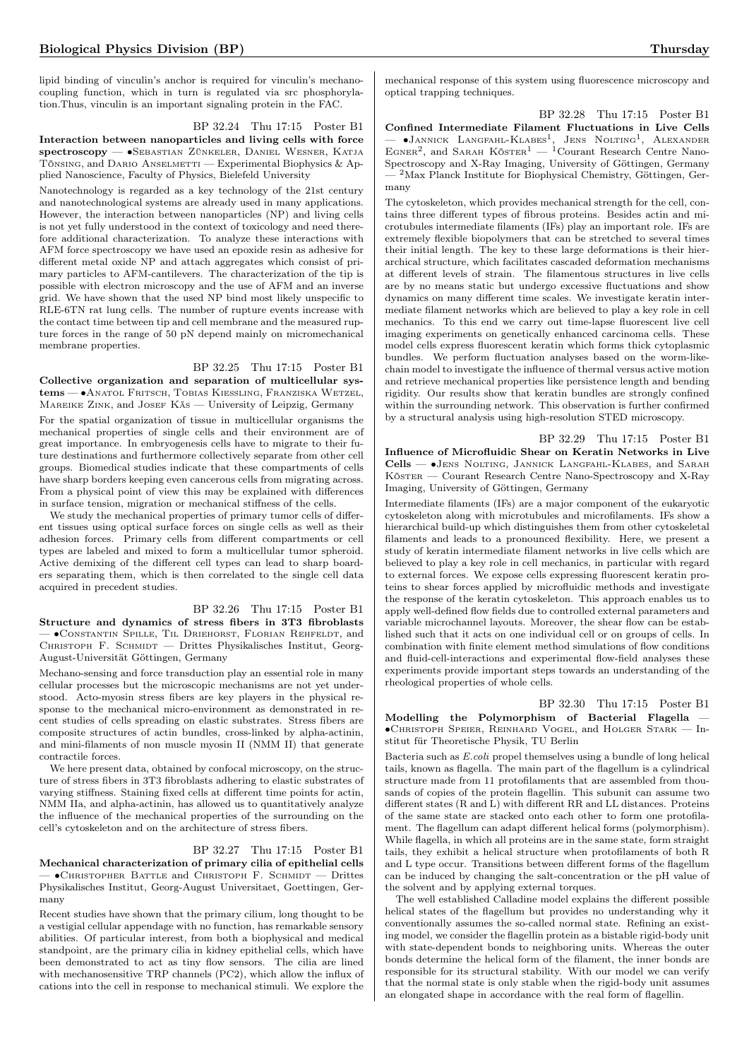lipid binding of vinculin's anchor is required for vinculin's mechanocoupling function, which in turn is regulated via src phosphorylation.Thus, vinculin is an important signaling protein in the FAC.

BP 32.24 Thu 17:15 Poster B1

**Interaction between nanoparticles and living cells with force spectroscopy** — •Sebastian Zünkeler, Daniel Wesner, Katja Tönsing, and Dario Anselmetti — Experimental Biophysics & Applied Nanoscience, Faculty of Physics, Bielefeld University

Nanotechnology is regarded as a key technology of the 21st century and nanotechnological systems are already used in many applications. However, the interaction between nanoparticles (NP) and living cells is not yet fully understood in the context of toxicology and need therefore additional characterization. To analyze these interactions with AFM force spectroscopy we have used an epoxide resin as adhesive for different metal oxide NP and attach aggregates which consist of primary particles to AFM-cantilevers. The characterization of the tip is possible with electron microscopy and the use of AFM and an inverse grid. We have shown that the used NP bind most likely unspecific to RLE-6TN rat lung cells. The number of rupture events increase with the contact time between tip and cell membrane and the measured rupture forces in the range of 50 pN depend mainly on micromechanical membrane properties.

BP 32.25 Thu 17:15 Poster B1

**Collective organization and separation of multicellular systems** — •Anatol Fritsch, Tobias Kiessling, Franziska Wetzel, Mareike Zink, and Josef Käs — University of Leipzig, Germany

For the spatial organization of tissue in multicellular organisms the mechanical properties of single cells and their environment are of great importance. In embryogenesis cells have to migrate to their future destinations and furthermore collectively separate from other cell groups. Biomedical studies indicate that these compartments of cells have sharp borders keeping even cancerous cells from migrating across. From a physical point of view this may be explained with differences in surface tension, migration or mechanical stiffness of the cells.

We study the mechanical properties of primary tumor cells of different tissues using optical surface forces on single cells as well as their adhesion forces. Primary cells from different compartments or cell types are labeled and mixed to form a multicellular tumor spheroid. Active demixing of the different cell types can lead to sharp boarders separating them, which is then correlated to the single cell data acquired in precedent studies.

BP 32.26 Thu 17:15 Poster B1

**Structure and dynamics of stress fibers in 3T3 fibroblasts** — •Constantin Spille, Til Driehorst, Florian Rehfeldt, and Christoph F. Schmidt — Drittes Physikalisches Institut, Georg-August-Universität Göttingen, Germany

Mechano-sensing and force transduction play an essential role in many cellular processes but the microscopic mechanisms are not yet understood. Acto-myosin stress fibers are key players in the physical response to the mechanical micro-environment as demonstrated in recent studies of cells spreading on elastic substrates. Stress fibers are composite structures of actin bundles, cross-linked by alpha-actinin, and mini-filaments of non muscle myosin II (NMM II) that generate contractile forces.

We here present data, obtained by confocal microscopy, on the structure of stress fibers in 3T3 fibroblasts adhering to elastic substrates of varying stiffness. Staining fixed cells at different time points for actin, NMM IIa, and alpha-actinin, has allowed us to quantitatively analyze the influence of the mechanical properties of the surrounding on the cell's cytoskeleton and on the architecture of stress fibers.

BP 32.27 Thu 17:15 Poster B1

**Mechanical characterization of primary cilia of epithelial cells** — •Christopher Battle and Christoph F. Schmidt — Drittes Physikalisches Institut, Georg-August Universitaet, Goettingen, Germany

Recent studies have shown that the primary cilium, long thought to be a vestigial cellular appendage with no function, has remarkable sensory abilities. Of particular interest, from both a biophysical and medical standpoint, are the primary cilia in kidney epithelial cells, which have been demonstrated to act as tiny flow sensors. The cilia are lined with mechanosensitive TRP channels (PC2), which allow the influx of cations into the cell in response to mechanical stimuli. We explore the mechanical response of this system using fluorescence microscopy and optical trapping techniques.

BP 32.28 Thu 17:15 Poster B1

**Confined Intermediate Filament Fluctuations in Live Cells** — •Jannick Langfahl-Klabes[1], Jens Nolting[1], Alexander Egner[2], and Sarah Köster[1] — [1]Courant Research Centre Nano-Spectroscopy and X-Ray Imaging, University of Göttingen, Germany — [2]Max Planck Institute for Biophysical Chemistry, Göttingen, Germany

The cytoskeleton, which provides mechanical strength for the cell, contains three different types of fibrous proteins. Besides actin and microtubules intermediate filaments (IFs) play an important role. IFs are extremely flexible biopolymers that can be stretched to several times their initial length. The key to these large deformations is their hierarchical structure, which facilitates cascaded deformation mechanisms at different levels of strain. The filamentous structures in live cells are by no means static but undergo excessive fluctuations and show dynamics on many different time scales. We investigate keratin intermediate filament networks which are believed to play a key role in cell mechanics. To this end we carry out time-lapse fluorescent live cell imaging experiments on genetically enhanced carcinoma cells. These model cells express fluorescent keratin which forms thick cytoplasmic bundles. We perform fluctuation analyses based on the worm-like-chain model to investigate the influence of thermal versus active motion and retrieve mechanical properties like persistence length and bending rigidity. Our results show that keratin bundles are strongly confined within the surrounding network. This observation is further confirmed by a structural analysis using high-resolution STED microscopy.

BP 32.29 Thu 17:15 Poster B1

**Influence of Microfluidic Shear on Keratin Networks in Live Cells** — •Jens Nolting, Jannick Langfahl-Klabes, and Sarah Köster — Courant Research Centre Nano-Spectroscopy and X-Ray Imaging, University of Göttingen, Germany

Intermediate filaments (IFs) are a major component of the eukaryotic cytoskeleton along with microtubules and microfilaments. IFs show a hierarchical build-up which distinguishes them from other cytoskeletal filaments and leads to a pronounced flexibility. Here, we present a study of keratin intermediate filament networks in live cells which are believed to play a key role in cell mechanics, in particular with regard to external forces. We expose cells expressing fluorescent keratin proteins to shear forces applied by microfluidic methods and investigate the response of the keratin cytoskeleton. This approach enables us to apply well-defined flow fields due to controlled external parameters and variable microchannel layouts. Moreover, the shear flow can be established such that it acts on one individual cell or on groups of cells. In combination with finite element method simulations of flow conditions and fluid-cell-interactions and experimental flow-field analyses these experiments provide important steps towards an understanding of the rheological properties of whole cells.

BP 32.30 Thu 17:15 Poster B1

**Modelling the Polymorphism of Bacterial Flagella** — •Christoph Speier, Reinhard Vogel, and Holger Stark — Institut für Theoretische Physik, TU Berlin

Bacteria such as *E.coli* propel themselves using a bundle of long helical tails, known as flagella. The main part of the flagellum is a cylindrical structure made from 11 protofilaments that are assembled from thousands of copies of the protein flagellin. This subunit can assume two different states (R and L) with different RR and LL distances. Proteins of the same state are stacked onto each other to form one protofilament. The flagellum can adapt different helical forms (polymorphism). While flagella, in which all proteins are in the same state, form straight tails, they exhibit a helical structure when protofilaments of both R and L type occur. Transitions between different forms of the flagellum can be induced by changing the salt-concentration or the pH value of the solvent and by applying external torques.

The well established Calladine model explains the different possible helical states of the flagellum but provides no understanding why it conventionally assumes the so-called normal state. Refining an existing model, we consider the flagellin protein as a bistable rigid-body unit with state-dependent bonds to neighboring units. Whereas the outer bonds determine the helical form of the filament, the inner bonds are responsible for its structural stability. With our model we can verify that the normal state is only stable when the rigid-body unit assumes an elongated shape in accordance with the real form of flagellin.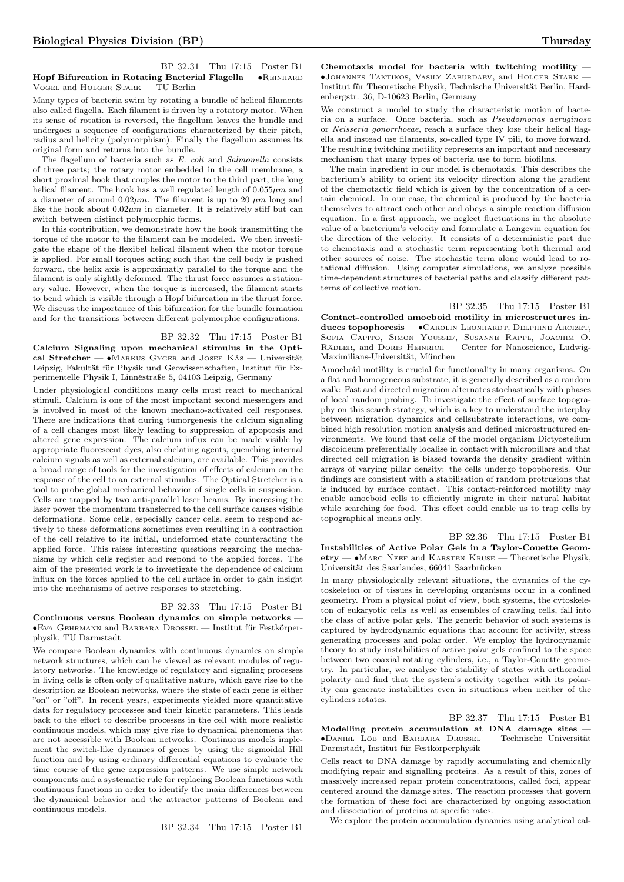BP 32.31 Thu 17:15 Poster B1

**Hopf Bifurcation in Rotating Bacterial Flagella** — •Reinhard Vogel and Holger Stark — TU Berlin

Many types of bacteria swim by rotating a bundle of helical filaments also called flagella. Each filament is driven by a rotatory motor. When its sense of rotation is reversed, the flagellum leaves the bundle and undergoes a sequence of configurations characterized by their pitch, radius and helicity (polymorphism). Finally the flagellum assumes its original form and returns into the bundle.

The flagellum of bacteria such as *E. coli* and *Salmonella* consists of three parts; the rotary motor embedded in the cell membrane, a short proximal hook that couples the motor to the third part, the long helical filament. The hook has a well regulated length of $0.055\mu m$ and a diameter of around $0.02\mu m$. The filament is up to 20 $\mu m$ long and like the hook about $0.02\mu m$ in diameter. It is relatively stiff but can switch between distinct polymorphic forms.

In this contribution, we demonstrate how the hook transmitting the torque of the motor to the filament can be modeled. We then investigate the shape of the flexibel helical filament when the motor torque is applied. For small torques acting such that the cell body is pushed forward, the helix axis is approximatly parallel to the torque and the filament is only slightly deformed. The thrust force assumes a stationary value. However, when the torque is increased, the filament starts to bend which is visible through a Hopf bifurcation in the thrust force. We discuss the importance of this bifurcation for the bundle formation and for the transitions between different polymorphic configurations.

BP 32.32 Thu 17:15 Poster B1

**Calcium Signaling upon mechanical stimulus in the Optical Stretcher** — •Markus Gyger and Josef Käs — Universität Leipzig, Fakultät für Physik und Geowissenschaften, Institut für Experimentelle Physik I, Linnéstraße 5, 04103 Leipzig, Germany

Under physiological conditions many cells must react to mechanical stimuli. Calcium is one of the most important second messengers and is involved in most of the known mechano-activated cell responses. There are indications that during tumorgenesis the calcium signaling of a cell changes most likely leading to suppression of apoptosis and altered gene expression. The calcium influx can be made visible by appropriate fluorescent dyes, also chelating agents, quenching internal calcium signals as well as external calcium, are available. This provides a broad range of tools for the investigation of effects of calcium on the response of the cell to an external stimulus. The Optical Stretcher is a tool to probe global mechanical behavior of single cells in suspension. Cells are trapped by two anti-parallel laser beams. By increasing the laser power the momentum transferred to the cell surface causes visible deformations. Some cells, especially cancer cells, seem to respond actively to these deformations sometimes even resulting in a contraction of the cell relative to its initial, undeformed state counteracting the applied force. This raises interesting questions regarding the mechanisms by which cells register and respond to the applied forces. The aim of the presented work is to investigate the dependence of calcium influx on the forces applied to the cell surface in order to gain insight into the mechanisms of active responses to stretching.

BP 32.33 Thu 17:15 Poster B1

**Continuous versus Boolean dynamics on simple networks** — •Eva Gehrmann and Barbara Drossel — Institut für Festkörperphysik, TU Darmstadt

We compare Boolean dynamics with continuous dynamics on simple network structures, which can be viewed as relevant modules of regulatory networks. The knowledge of regulatory and signaling processes in living cells is often only of qualitative nature, which gave rise to the description as Boolean networks, where the state of each gene is either "on" or "off". In recent years, experiments yielded more quantitative data for regulatory processes and their kinetic parameters. This leads back to the effort to describe processes in the cell with more realistic continuous models, which may give rise to dynamical phenomena that are not accessible with Boolean networks. Continuous models implement the switch-like dynamics of genes by using the sigmoidal Hill function and by using ordinary differential equations to evaluate the time course of the gene expression patterns. We use simple network components and a systematic rule for replacing Boolean functions with continuous functions in order to identify the main differences between the dynamical behavior and the attractor patterns of Boolean and continuous models.

BP 32.34 Thu 17:15 Poster B1

**Chemotaxis model for bacteria with twitching motility** — •Johannes Taktikos, Vasily Zaburdaev, and Holger Stark — Institut für Theoretische Physik, Technische Universität Berlin, Hardenbergstr. 36, D-10623 Berlin, Germany

We construct a model to study the characteristic motion of bacteria on a surface. Once bacteria, such as *Pseudomonas aeruginosa* or *Neisseria gonorrhoeae*, reach a surface they lose their helical flagella and instead use filaments, so-called type IV pili, to move forward. The resulting twitching motility represents an important and necessary mechanism that many types of bacteria use to form biofilms.

The main ingredient in our model is chemotaxis. This describes the bacterium's ability to orient its velocity direction along the gradient of the chemotactic field which is given by the concentration of a certain chemical. In our case, the chemical is produced by the bacteria themselves to attract each other and obeys a simple reaction diffusion equation. In a first approach, we neglect fluctuations in the absolute value of a bacterium's velocity and formulate a Langevin equation for the direction of the velocity. It consists of a deterministic part due to chemotaxis and a stochastic term representing both thermal and other sources of noise. The stochastic term alone would lead to rotational diffusion. Using computer simulations, we analyze possible time-dependent structures of bacterial paths and classify different patterns of collective motion.

BP 32.35 Thu 17:15 Poster B1

**Contact-controlled amoeboid motility in microstructures induces topophoresis** — •Carolin Leonhardt, Delphine Arcizet, Sofia Capito, Simon Youssef, Susanne Rappl, Joachim O. Rädler, and Doris Heinrich — Center for Nanoscience, Ludwig-Maximilians-Universität, München

Amoeboid motility is crucial for functionality in many organisms. On a flat and homogeneous substrate, it is generally described as a random walk: Fast and directed migration alternates stochastically with phases of local random probing. To investigate the effect of surface topography on this search strategy, which is a key to understand the interplay between migration dynamics and cellsubstrate interactions, we combined high resolution motion analysis and defined microstructured environments. We found that cells of the model organism Dictyostelium discoideum preferentially localise in contact with micropillars and that directed cell migration is biased towards the density gradient within arrays of varying pillar density: the cells undergo topophoresis. Our findings are consistent with a stabilisation of random protrusions that is induced by surface contact. This contact-reinforced motility may enable amoeboid cells to efficiently migrate in their natural habitat while searching for food. This effect could enable us to trap cells by topographical means only.

BP 32.36 Thu 17:15 Poster B1

**Instabilities of Active Polar Gels in a Taylor-Couette Geometry** — •Marc Neef and Karsten Kruse — Theoretische Physik, Universität des Saarlandes, 66041 Saarbrücken

In many physiologically relevant situations, the dynamics of the cytoskeleton or of tissues in developing organisms occur in a confined geometry. From a physical point of view, both systems, the cytoskeleton of eukaryotic cells as well as ensembles of crawling cells, fall into the class of active polar gels. The generic behavior of such systems is captured by hydrodynamic equations that account for activity, stress generating processes and polar order. We employ the hydrodynamic theory to study instabilities of active polar gels confined to the space between two coaxial rotating cylinders, i.e., a Taylor-Couette geometry. In particular, we analyse the stability of states with orthoradial polarity and find that the system's activity together with its polarity can generate instabilities even in situations when neither of the cylinders rotates.

BP 32.37 Thu 17:15 Poster B1

**Modelling protein accumulation at DNA damage sites** — •Daniel Löb and Barbara Drossel — Technische Universität Darmstadt, Institut für Festkörperphysik

Cells react to DNA damage by rapidly accumulating and chemically modifying repair and signalling proteins. As a result of this, zones of massively increased repair protein concentrations, called foci, appear centered around the damage sites. The reaction processes that govern the formation of these foci are characterized by ongoing association and dissociation of proteins at specific rates.

We explore the protein accumulation dynamics using analytical cal-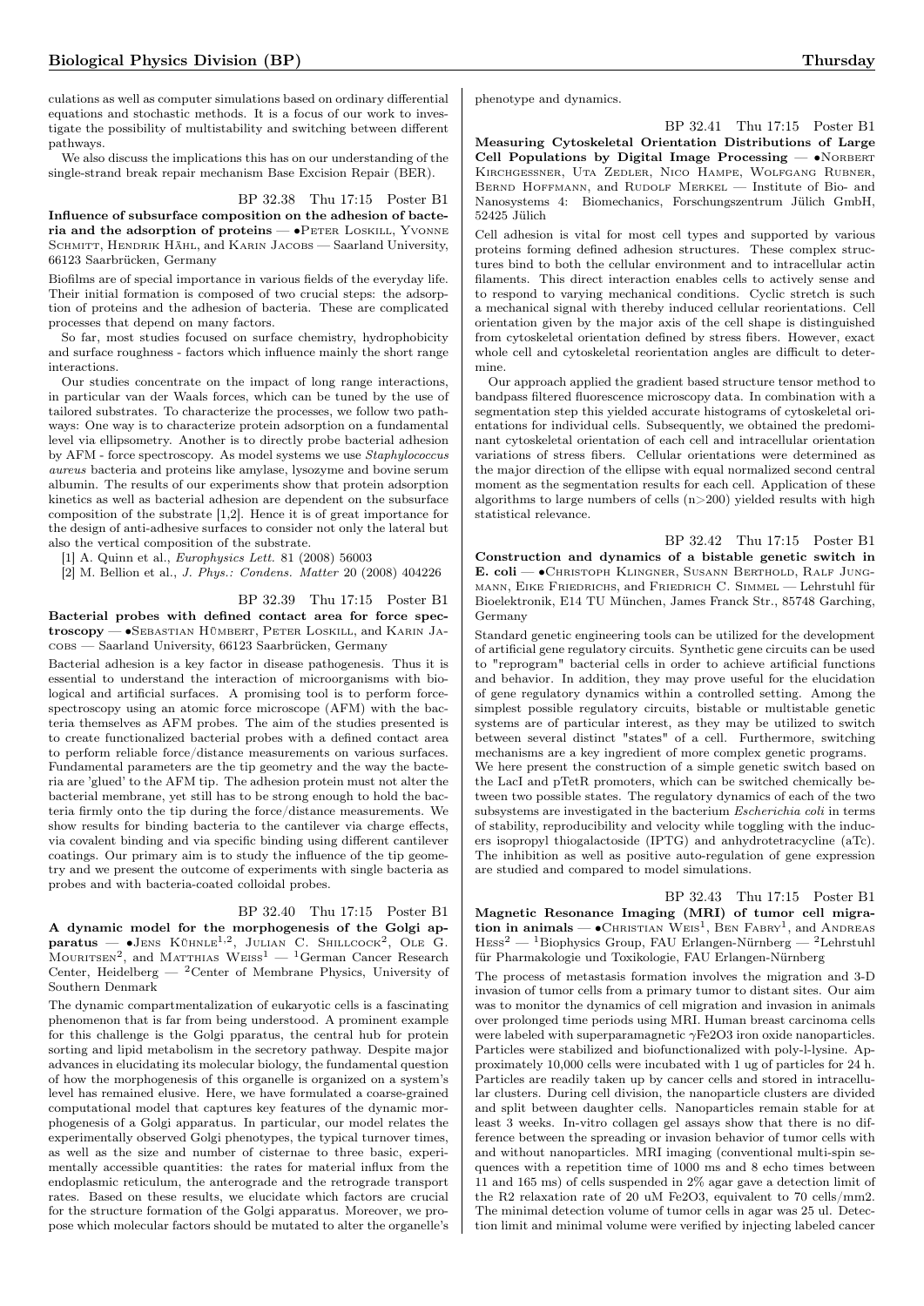culations as well as computer simulations based on ordinary differential equations and stochastic methods. It is a focus of our work to investigate the possibility of multistability and switching between different pathways.

We also discuss the implications this has on our understanding of the single-strand break repair mechanism Base Excision Repair (BER).

BP 32.38 Thu 17:15 Poster B1

**Influence of subsurface composition on the adhesion of bacteria and the adsorption of proteins** — •Peter Loskill, Yvonne Schmitt, Hendrik Hähl, and Karin Jacobs — Saarland University, 66123 Saarbrücken, Germany

Biofilms are of special importance in various fields of the everyday life. Their initial formation is composed of two crucial steps: the adsorption of proteins and the adhesion of bacteria. These are complicated processes that depend on many factors.

So far, most studies focused on surface chemistry, hydrophobicity and surface roughness - factors which influence mainly the short range interactions.

Our studies concentrate on the impact of long range interactions, in particular van der Waals forces, which can be tuned by the use of tailored substrates. To characterize the processes, we follow two pathways: One way is to characterize protein adsorption on a fundamental level via ellipsometry. Another is to directly probe bacterial adhesion by AFM - force spectroscopy. As model systems we use *Staphylococcus aureus* bacteria and proteins like amylase, lysozyme and bovine serum albumin. The results of our experiments show that protein adsorption kinetics as well as bacterial adhesion are dependent on the subsurface composition of the substrate [1,2]. Hence it is of great importance for the design of anti-adhesive surfaces to consider not only the lateral but also the vertical composition of the substrate.

[1] A. Quinn et al., *Europhysics Lett.* 81 (2008) 56003

[2] M. Bellion et al., *J. Phys.: Condens. Matter* 20 (2008) 404226

BP 32.39 Thu 17:15 Poster B1

**Bacterial probes with defined contact area for force spectroscopy** — •Sebastian Hümbert, Peter Loskill, and Karin Jacobs — Saarland University, 66123 Saarbrücken, Germany

Bacterial adhesion is a key factor in disease pathogenesis. Thus it is essential to understand the interaction of microorganisms with biological and artificial surfaces. A promising tool is to perform force-spectroscopy using an atomic force microscope (AFM) with the bacteria themselves as AFM probes. The aim of the studies presented is to create functionalized bacterial probes with a defined contact area to perform reliable force/distance measurements on various surfaces. Fundamental parameters are the tip geometry and the way the bacteria are 'glued' to the AFM tip. The adhesion protein must not alter the bacterial membrane, yet still has to be strong enough to hold the bacteria firmly onto the tip during the force/distance measurements. We show results for binding bacteria to the cantilever via charge effects, via covalent binding and via specific binding using different cantilever coatings. Our primary aim is to study the influence of the tip geometry and we present the outcome of experiments with single bacteria as probes and with bacteria-coated colloidal probes.

BP 32.40 Thu 17:15 Poster B1

**A dynamic model for the morphogenesis of the Golgi apparatus** — •Jens Kühnle[1,2], Julian C. Shillcock[2], Ole G. Mouritsen[2], and Matthias Weiss[1] — [1]German Cancer Research Center, Heidelberg — [2]Center of Membrane Physics, University of Southern Denmark

The dynamic compartmentalization of eukaryotic cells is a fascinating phenomenon that is far from being understood. A prominent example for this challenge is the Golgi pparatus, the central hub for protein sorting and lipid metabolism in the secretory pathway. Despite major advances in elucidating its molecular biology, the fundamental question of how the morphogenesis of this organelle is organized on a system's level has remained elusive. Here, we have formulated a coarse-grained computational model that captures key features of the dynamic morphogenesis of a Golgi apparatus. In particular, our model relates the experimentally observed Golgi phenotypes, the typical turnover times, as well as the size and number of cisternae to three basic, experimentally accessible quantities: the rates for material influx from the endoplasmic reticulum, the anterograde and the retrograde transport rates. Based on these results, we elucidate which factors are crucial for the structure formation of the Golgi apparatus. Moreover, we propose which molecular factors should be mutated to alter the organelle's phenotype and dynamics.

BP 32.41 Thu 17:15 Poster B1

**Measuring Cytoskeletal Orientation Distributions of Large Cell Populations by Digital Image Processing** — •Norbert Kirchgessner, Uta Zedler, Nico Hampe, Wolfgang Rubner, Bernd Hoffmann, and Rudolf Merkel — Institute of Bio- and Nanosystems 4: Biomechanics, Forschungszentrum Jülich GmbH, 52425 Jülich

Cell adhesion is vital for most cell types and supported by various proteins forming defined adhesion structures. These complex structures bind to both the cellular environment and to intracellular actin filaments. This direct interaction enables cells to actively sense and to respond to varying mechanical conditions. Cyclic stretch is such a mechanical signal with thereby induced cellular reorientations. Cell orientation given by the major axis of the cell shape is distinguished from cytoskeletal orientation defined by stress fibers. However, exact whole cell and cytoskeletal reorientation angles are difficult to determine.

Our approach applied the gradient based structure tensor method to bandpass filtered fluorescence microscopy data. In combination with a segmentation step this yielded accurate histograms of cytoskeletal orientations for individual cells. Subsequently, we obtained the predominant cytoskeletal orientation of each cell and intracellular orientation variations of stress fibers. Cellular orientations were determined as the major direction of the ellipse with equal normalized second central moment as the segmentation results for each cell. Application of these algorithms to large numbers of cells ($n>200$) yielded results with high statistical relevance.

BP 32.42 Thu 17:15 Poster B1

**Construction and dynamics of a bistable genetic switch in E. coli** — •Christoph Klingner, Susann Berthold, Ralf Jungmann, Eike Friedrichs, and Friedrich C. Simmel — Lehrstuhl für Bioelektronik, E14 TU München, James Franck Str., 85748 Garching, Germany

Standard genetic engineering tools can be utilized for the development of artificial gene regulatory circuits. Synthetic gene circuits can be used to "reprogram" bacterial cells in order to achieve artificial functions and behavior. In addition, they may prove useful for the elucidation of gene regulatory dynamics within a controlled setting. Among the simplest possible regulatory circuits, bistable or multistable genetic systems are of particular interest, as they may be utilized to switch between several distinct "states" of a cell. Furthermore, switching mechanisms are a key ingredient of more complex genetic programs.

We here present the construction of a simple genetic switch based on the LacI and pTetR promoters, which can be switched chemically between two possible states. The regulatory dynamics of each of the two subsystems are investigated in the bacterium *Escherichia coli* in terms of stability, reproducibility and velocity while toggling with the inducers isopropyl thiogalactoside (IPTG) and anhydrotetracycline (aTc). The inhibition as well as positive auto-regulation of gene expression are studied and compared to model simulations.

BP 32.43 Thu 17:15 Poster B1

**Magnetic Resonance Imaging (MRI) of tumor cell migration in animals** — •Christian Weis[1], Ben Fabry[1], and Andreas Hess[2] — [1]Biophysics Group, FAU Erlangen-Nürnberg — [2]Lehrstuhl für Pharmakologie und Toxikologie, FAU Erlangen-Nürnberg

The process of metastasis formation involves the migration and 3-D invasion of tumor cells from a primary tumor to distant sites. Our aim was to monitor the dynamics of cell migration and invasion in animals over prolonged time periods using MRI. Human breast carcinoma cells were labeled with superparamagnetic $\gamma Fe_2O_3$ iron oxide nanoparticles. Particles were stabilized and biofunctionalized with poly-l-lysine. Approximately 10,000 cells were incubated with 1 ug of particles for 24 h. Particles are readily taken up by cancer cells and stored in intracellular clusters. During cell division, the nanoparticle clusters are divided and split between daughter cells. Nanoparticles remain stable for at least 3 weeks. In-vitro collagen gel assays show that there is no difference between the spreading or invasion behavior of tumor cells with and without nanoparticles. MRI imaging (conventional multi-spin sequences with a repetition time of 1000 ms and 8 echo times between 11 and 165 ms) of cells suspended in 2% agar gave a detection limit of the R2 relaxation rate of 20 uM $Fe_2O_3$, equivalent to 70 cells/mm2. The minimal detection volume of tumor cells in agar was 25 ul. Detection limit and minimal volume were verified by injecting labeled cancer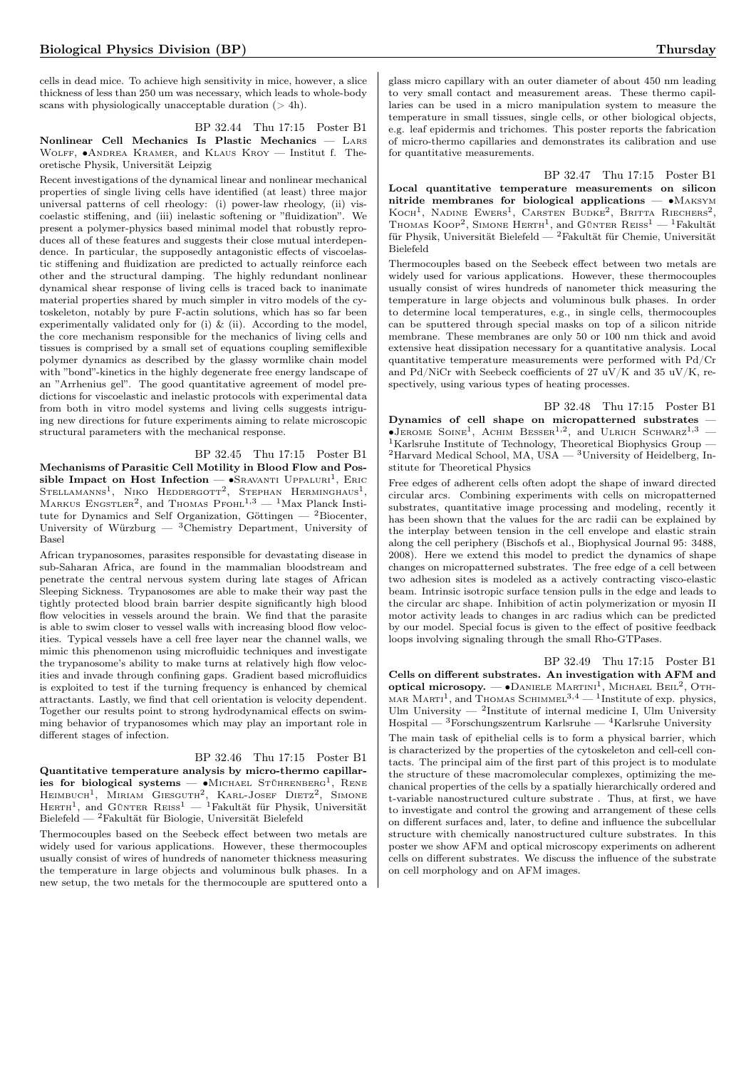cells in dead mice. To achieve high sensitivity in mice, however, a slice thickness of less than 250 um was necessary, which leads to whole-body scans with physiologically unacceptable duration (> 4h).

BP 32.44 Thu 17:15 Poster B1

**Nonlinear Cell Mechanics Is Plastic Mechanics** — Lars Wolff, •Andrea Kramer, and Klaus Kroy — Institut f. Theoretische Physik, Universität Leipzig

Recent investigations of the dynamical linear and nonlinear mechanical properties of single living cells have identified (at least) three major universal patterns of cell rheology: (i) power-law rheology, (ii) viscoelastic stiffening, and (iii) inelastic softening or "fluidization". We present a polymer-physics based minimal model that robustly reproduces all of these features and suggests their close mutual interdependence. In particular, the supposedly antagonistic effects of viscoelastic stiffening and fluidization are predicted to actually reinforce each other and the structural damping. The highly redundant nonlinear dynamical shear response of living cells is traced back to inanimate material properties shared by much simpler in vitro models of the cytoskeleton, notably by pure F-actin solutions, which has so far been experimentally validated only for (i) & (ii). According to the model, the core mechanism responsible for the mechanics of living cells and tissues is comprised by a small set of equations coupling semiflexible polymer dynamics as described by the glassy wormlike chain model with "bond"-kinetics in the highly degenerate free energy landscape of an "Arrhenius gel". The good quantitative agreement of model predictions for viscoelastic and inelastic protocols with experimental data from both in vitro model systems and living cells suggests intriguing new directions for future experiments aiming to relate microscopic structural parameters with the mechanical response.

BP 32.45 Thu 17:15 Poster B1

**Mechanisms of Parasitic Cell Motility in Blood Flow and Possible Impact on Host Infection** — •Sravanti Uppaluri[1], Eric Stellamanns[1], Niko Heddergott[2], Stephan Herminghaus[1], Markus Engstler[2], and Thomas Pfohl[1,3] — [1]Max Planck Institute for Dynamics and Self Organization, Göttingen — [2]Biocenter, University of Würzburg — [3]Chemistry Department, University of Basel

African trypanosomes, parasites responsible for devastating disease in sub-Saharan Africa, are found in the mammalian bloodstream and penetrate the central nervous system during late stages of African Sleeping Sickness. Trypanosomes are able to make their way past the tightly protected blood brain barrier despite significantly high blood flow velocities in vessels around the brain. We find that the parasite is able to swim closer to vessel walls with increasing blood flow velocities. Typical vessels have a cell free layer near the channel walls, we mimic this phenomenon using microfluidic techniques and investigate the trypanosome's ability to make turns at relatively high flow velocities and invade through confining gaps. Gradient based microfluidics is exploited to test if the turning frequency is enhanced by chemical attractants. Lastly, we find that cell orientation is velocity dependent. Together our results point to strong hydrodynamical effects on swimming behavior of trypanosomes which may play an important role in different stages of infection.

BP 32.46 Thu 17:15 Poster B1

**Quantitative temperature analysis by micro-thermo capillaries for biological systems** — •Michael Stührenberg[1], Rene Heimbuch[1], Miriam Giesguth[2], Karl-Josef Dietz[2], Simone Herth[1], and Günter Reiss[1] — [1]Fakultät für Physik, Universität Bielefeld — [2]Fakultät für Biologie, Universität Bielefeld

Thermocouples based on the Seebeck effect between two metals are widely used for various applications. However, these thermocouples usually consist of wires of hundreds of nanometer thickness measuring the temperature in large objects and voluminous bulk phases. In a new setup, the two metals for the thermocouple are sputtered onto a glass micro capillary with an outer diameter of about 450 nm leading to very small contact and measurement areas. These thermo capillaries can be used in a micro manipulation system to measure the temperature in small tissues, single cells, or other biological objects, e.g. leaf epidermis and trichomes. This poster reports the fabrication of micro-thermo capillaries and demonstrates its calibration and use for quantitative measurements.

BP 32.47 Thu 17:15 Poster B1

**Local quantitative temperature measurements on silicon nitride membranes for biological applications** — •Maksym Koch[1], Nadine Ewers[1], Carsten Budke[2], Britta Riechers[2], Thomas Koop[2], Simone Herth[1], and Günter Reiss[1] — [1]Fakultät für Physik, Universität Bielefeld — [2]Fakultät für Chemie, Universität Bielefeld

Thermocouples based on the Seebeck effect between two metals are widely used for various applications. However, these thermocouples usually consist of wires hundreds of nanometer thick measuring the temperature in large objects and voluminous bulk phases. In order to determine local temperatures, e.g., in single cells, thermocouples can be sputtered through special masks on top of a silicon nitride membrane. These membranes are only 50 or 100 nm thick and avoid extensive heat dissipation necessary for a quantitative analysis. Local quantitative temperature measurements were performed with Pd/Cr and Pd/NiCr with Seebeck coefficients of 27 uV/K and 35 uV/K, respectively, using various types of heating processes.

BP 32.48 Thu 17:15 Poster B1

**Dynamics of cell shape on micropatterned substrates** — •Jerome Soine[1], Achim Besser[1,2], and Ulrich Schwarz[1,3] — [1]Karlsruhe Institute of Technology, Theoretical Biophysics Group — [2]Harvard Medical School, MA, USA — [3]University of Heidelberg, Institute for Theoretical Physics

Free edges of adherent cells often adopt the shape of inward directed circular arcs. Combining experiments with cells on micropatterned substrates, quantitative image processing and modeling, recently it has been shown that the values for the arc radii can be explained by the interplay between tension in the cell envelope and elastic strain along the cell periphery (Bischofs et al., Biophysical Journal 95: 3488, 2008). Here we extend this model to predict the dynamics of shape changes on micropatterned substrates. The free edge of a cell between two adhesion sites is modeled as a actively contracting visco-elastic beam. Intrinsic isotropic surface tension pulls in the edge and leads to the circular arc shape. Inhibition of actin polymerization or myosin II motor activity leads to changes in arc radius which can be predicted by our model. Special focus is given to the effect of positive feedback loops involving signaling through the small Rho-GTPases.

BP 32.49 Thu 17:15 Poster B1

**Cells on different substrates. An investigation with AFM and optical microsopy.** — •Daniele Martini[1], Michael Beil[2], Othmar Marti[1], and Thomas Schimmel[3,4] — [1]Institute of exp. physics, Ulm University — [2]Institute of internal medicine I, Ulm University Hospital — [3]Forschungszentrum Karlsruhe — [4]Karlsruhe University

The main task of epithelial cells is to form a physical barrier, which is characterized by the properties of the cytoskeleton and cell-cell contacts. The principal aim of the first part of this project is to modulate the structure of these macromolecular complexes, optimizing the mechanical properties of the cells by a spatially hierarchically ordered and t-variable nanostructured culture substrate . Thus, at first, we have to investigate and control the growing and arrangement of these cells on different surfaces and, later, to define and influence the subcellular structure with chemically nanostructured culture substrates. In this poster we show AFM and optical microscopy experiments on adherent cells on different substrates. We discuss the influence of the substrate on cell morphology and on AFM images.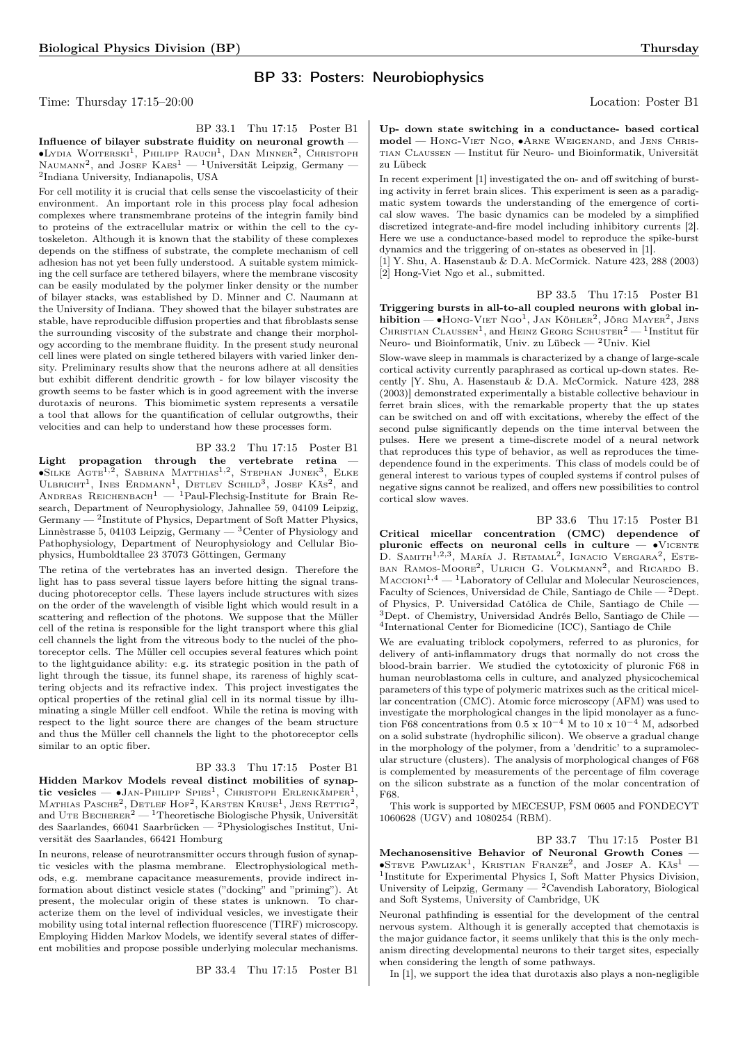# BP 33: Posters: Neurobiophysics

Time: Thursday 17:15–20:00 Location: Poster B1

BP 33.1 Thu 17:15 Poster B1

**Influence of bilayer substrate fluidity on neuronal growth** — •Lydia Woiterski[1], Philipp Rauch[1], Dan Minner[2], Christoph Naumann[2], and Josef Kaes[1] — [1]Universität Leipzig, Germany — [2]Indiana University, Indianapolis, USA

For cell motility it is crucial that cells sense the viscoelasticity of their environment. An important role in this process play focal adhesion complexes where transmembrane proteins of the integrin family bind to proteins of the extracellular matrix or within the cell to the cytoskeleton. Although it is known that the stability of these complexes depends on the stiffness of substrate, the complete mechanism of cell adhesion has not yet been fully understood. A suitable system mimicking the cell surface are tethered bilayers, where the membrane viscosity can be easily modulated by the polymer linker density or the number of bilayer stacks, was established by D. Minner and C. Naumann at the University of Indiana. They showed that the bilayer substrates are stable, have reproducible diffusion properties and that fibroblasts sense the surrounding viscosity of the substrate and change their morphology according to the membrane fluidity. In the present study neuronal cell lines were plated on single tethered bilayers with varied linker density. Preliminary results show that the neurons adhere at all densities but exhibit different dendritic growth - for low bilayer viscosity the growth seems to be faster which is in good agreement with the inverse durotaxis of neurons. This biomimetic system represents a versatile a tool that allows for the quantification of cellular outgrowths, their velocities and can help to understand how these processes form.

BP 33.2 Thu 17:15 Poster B1

**Light propagation through the vertebrate retina** — •Silke Agte[1,2], Sabrina Matthias[1,2], Stephan Junek[3], Elke Ulbricht[1], Ines Erdmann[1], Detlev Schild[3], Josef Käs[2], and Andreas Reichenbach[1] — [1]Paul-Flechsig-Institute for Brain Research, Department of Neurophysiology, Jahnallee 59, 04109 Leipzig, Germany — [2]Institute of Physics, Department of Soft Matter Physics, Linnèstrasse 5, 04103 Leipzig, Germany — [3]Center of Physiology and Pathophysiology, Department of Neurophysiology and Cellular Biophysics, Humboldtallee 23 37073 Göttingen, Germany

The retina of the vertebrates has an inverted design. Therefore the light has to pass several tissue layers before hitting the signal transducing photoreceptor cells. These layers include structures with sizes on the order of the wavelength of visible light which would result in a scattering and reflection of the photons. We suppose that the Müller cell of the retina is responsible for the light transport where this glial cell channels the light from the vitreous body to the nuclei of the photoreceptor cells. The Müller cell occupies several features which point to the lightguidance ability: e.g. its strategic position in the path of light through the tissue, its funnel shape, its rareness of highly scattering objects and its refractive index. This project investigates the optical properties of the retinal glial cell in its normal tissue by illuminating a single Müller cell endfoot. While the retina is moving with respect to the light source there are changes of the beam structure and thus the Müller cell channels the light to the photoreceptor cells similar to an optic fiber.

BP 33.3 Thu 17:15 Poster B1

**Hidden Markov Models reveal distinct mobilities of synaptic vesicles** — •Jan-Philipp Spies[1], Christoph Erlenkämper[1], Mathias Pasche[2], Detlef Hof[2], Karsten Kruse[1], Jens Rettig[2], and Ute Becherer[2] — [1]Theoretische Biologische Physik, Universität des Saarlandes, 66041 Saarbrücken — [2]Physiologisches Institut, Universität des Saarlandes, 66421 Homburg

In neurons, release of neurotransmitter occurs through fusion of synaptic vesicles with the plasma membrane. Electrophysiological methods, e.g. membrane capacitance measurements, provide indirect information about distinct vesicle states ("docking" and "priming"). At present, the molecular origin of these states is unknown. To characterize them on the level of individual vesicles, we investigate their mobility using total internal reflection fluorescence (TIRF) microscopy. Employing Hidden Markov Models, we identify several states of different mobilities and propose possible underlying molecular mechanisms.

BP 33.4 Thu 17:15 Poster B1

**Up- down state switching in a conductance- based cortical model** — Hong-Viet Ngo, •Arne Weigenand, and Jens Christian Claussen — Institut für Neuro- und Bioinformatik, Universität zu Lübeck

In recent experiment [1] investigated the on- and off switching of bursting activity in ferret brain slices. This experiment is seen as a paradigmatic system towards the understanding of the emergence of cortical slow waves. The basic dynamics can be modeled by a simplified discretized integrate-and-fire model including inhibitory currents [2]. Here we use a conductance-based model to reproduce the spike-burst dynamics and the triggering of on-states as observed in [1].

[1] Y. Shu, A. Hasenstaub & D.A. McCormick. Nature 423, 288 (2003)
[2] Hong-Viet Ngo et al., submitted.

BP 33.5 Thu 17:15 Poster B1

**Triggering bursts in all-to-all coupled neurons with global inhibition** — •Hong-Viet Ngo[1], Jan Köhler[2], Jörg Mayer[2], Jens Christian Claussen[1], and Heinz Georg Schuster[2] — [1]Institut für Neuro- und Bioinformatik, Univ. zu Lübeck — [2]Univ. Kiel

Slow-wave sleep in mammals is characterized by a change of large-scale cortical activity currently paraphrased as cortical up-down states. Recently [Y. Shu, A. Hasenstaub & D.A. McCormick. Nature 423, 288 (2003)] demonstrated experimentally a bistable collective behaviour in ferret brain slices, with the remarkable property that the up states can be switched on and off with excitations, whereby the effect of the second pulse significantly depends on the time interval between the pulses. Here we present a time-discrete model of a neural network that reproduces this type of behavior, as well as reproduces the time-dependence found in the experiments. This class of models could be of general interest to various types of coupled systems if control pulses of negative signs cannot be realized, and offers new possibilities to control cortical slow waves.

BP 33.6 Thu 17:15 Poster B1

**Critical micellar concentration (CMC) dependence of pluronic effects on neuronal cells in culture** — •Vicente D. Samith[1,2,3], María J. Retamal[2], Ignacio Vergara[2], Esteban Ramos-Moore[2], Ulrich G. Volkmann[2], and Ricardo B. Maccioni[1,4] — [1]Laboratory of Cellular and Molecular Neurosciences, Faculty of Sciences, Universidad de Chile, Santiago de Chile — [2]Dept. of Physics, P. Universidad Católica de Chile, Santiago de Chile — [3]Dept. of Chemistry, Universidad Andrés Bello, Santiago de Chile — [4]International Center for Biomedicine (ICC), Santiago de Chile

We are evaluating triblock copolymers, referred to as pluronics, for delivery of anti-inflammatory drugs that normally do not cross the blood-brain barrier. We studied the cytotoxicity of pluronic F68 in human neuroblastoma cells in culture, and analyzed physicochemical parameters of this type of polymeric matrixes such as the critical micellar concentration (CMC). Atomic force microscopy (AFM) was used to investigate the morphological changes in the lipid monolayer as a function F68 concentrations from $0.5 \times 10^{-4}$ M to $10 \times 10^{-4}$ M, adsorbed on a solid substrate (hydrophilic silicon). We observe a gradual change in the morphology of the polymer, from a 'dendritic' to a supramolecular structure (clusters). The analysis of morphological changes of F68 is complemented by measurements of the percentage of film coverage on the silicon substrate as a function of the molar concentration of F68.

This work is supported by MECESUP, FSM 0605 and FONDECYT 1060628 (UGV) and 1080254 (RBM).

BP 33.7 Thu 17:15 Poster B1

**Mechanosensitive Behavior of Neuronal Growth Cones** — •Steve Pawlizak[1], Kristian Franze[2], and Josef A. Käs[1] — [1]Institute for Experimental Physics I, Soft Matter Physics Division, University of Leipzig, Germany — [2]Cavendish Laboratory, Biological and Soft Systems, University of Cambridge, UK

Neuronal pathfinding is essential for the development of the central nervous system. Although it is generally accepted that chemotaxis is the major guidance factor, it seems unlikely that this is the only mechanism directing developmental neurons to their target sites, especially when considering the length of some pathways.

In [1], we support the idea that durotaxis also plays a non-negligible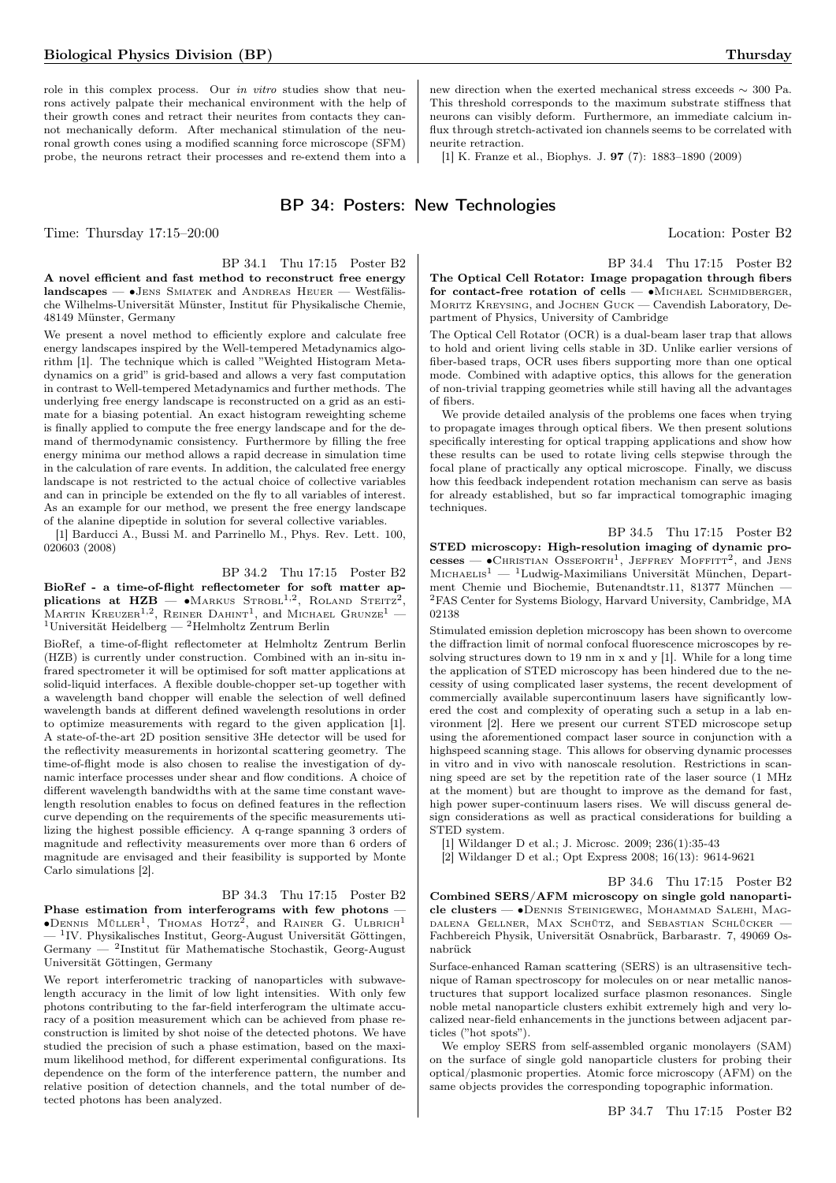role in this complex process. Our *in vitro* studies show that neurons actively palpate their mechanical environment with the help of their growth cones and retract their neurites from contacts they cannot mechanically deform. After mechanical stimulation of the neuronal growth cones using a modified scanning force microscope (SFM) probe, the neurons retract their processes and re-extend them into a new direction when the exerted mechanical stress exceeds $\sim$ 300 Pa. This threshold corresponds to the maximum substrate stiffness that neurons can visibly deform. Furthermore, an immediate calcium influx through stretch-activated ion channels seems to be correlated with neurite retraction.

[1] K. Franze et al., Biophys. J. **97** (7): 1883–1890 (2009)

## BP 34: Posters: New Technologies

Time: Thursday 17:15–20:00 Location: Poster B2

BP 34.1 Thu 17:15 Poster B2

**A novel efficient and fast method to reconstruct free energy landscapes** — •Jens Smiatek and Andreas Heuer — Westfälische Wilhelms-Universität Münster, Institut für Physikalische Chemie, 48149 Münster, Germany

We present a novel method to efficiently explore and calculate free energy landscapes inspired by the Well-tempered Metadynamics algorithm [1]. The technique which is called "Weighted Histogram Metadynamics on a grid" is grid-based and allows a very fast computation in contrast to Well-tempered Metadynamics and further methods. The underlying free energy landscape is reconstructed on a grid as an estimate for a biasing potential. An exact histogram reweighting scheme is finally applied to compute the free energy landscape and for the demand of thermodynamic consistency. Furthermore by filling the free energy minima our method allows a rapid decrease in simulation time in the calculation of rare events. In addition, the calculated free energy landscape is not restricted to the actual choice of collective variables and can in principle be extended on the fly to all variables of interest. As an example for our method, we present the free energy landscape of the alanine dipeptide in solution for several collective variables.

[1] Barducci A., Bussi M. and Parrinello M., Phys. Rev. Lett. 100, 020603 (2008)

BP 34.2 Thu 17:15 Poster B2

**BioRef - a time-of-flight reflectometer for soft matter applications at HZB** — •Markus Strobl[1,2], Roland Steitz[2], Martin Kreuzer[1,2], Reiner Dahint[1], and Michael Grunze[1] — [1]Universität Heidelberg — [2]Helmholtz Zentrum Berlin

BioRef, a time-of-flight reflectometer at Helmholtz Zentrum Berlin (HZB) is currently under construction. Combined with an in-situ infrared spectrometer it will be optimised for soft matter applications at solid-liquid interfaces. A flexible double-chopper set-up together with a wavelength band chopper will enable the selection of well defined wavelength bands at different defined wavelength resolutions in order to optimize measurements with regard to the given application [1]. A state-of-the-art 2D position sensitive 3He detector will be used for the reflectivity measurements in horizontal scattering geometry. The time-of-flight mode is also chosen to realise the investigation of dynamic interface processes under shear and flow conditions. A choice of different wavelength bandwidths with at the same time constant wavelength resolution enables to focus on defined features in the reflection curve depending on the requirements of the specific measurements utilizing the highest possible efficiency. A q-range spanning 3 orders of magnitude and reflectivity measurements over more than 6 orders of magnitude are envisaged and their feasibility is supported by Monte Carlo simulations [2].

BP 34.3 Thu 17:15 Poster B2

**Phase estimation from interferograms with few photons** — •Dennis Müller[1], Thomas Hotz[2], and Rainer G. Ulbrich[1] — [1]IV. Physikalisches Institut, Georg-August Universität Göttingen, Germany — [2]Institut für Mathematische Stochastik, Georg-August Universität Göttingen, Germany

We report interferometric tracking of nanoparticles with subwavelength accuracy in the limit of low light intensities. With only few photons contributing to the far-field interferogram the ultimate accuracy of a position measurement which can be achieved from phase reconstruction is limited by shot noise of the detected photons. We have studied the precision of such a phase estimation, based on the maximum likelihood method, for different experimental configurations. Its dependence on the form of the interference pattern, the number and relative position of detection channels, and the total number of detected photons has been analyzed.

BP 34.4 Thu 17:15 Poster B2

**The Optical Cell Rotator: Image propagation through fibers for contact-free rotation of cells** — •Michael Schmidberger, Moritz Kreysing, and Jochen Guck — Cavendish Laboratory, Department of Physics, University of Cambridge

The Optical Cell Rotator (OCR) is a dual-beam laser trap that allows to hold and orient living cells stable in 3D. Unlike earlier versions of fiber-based traps, OCR uses fibers supporting more than one optical mode. Combined with adaptive optics, this allows for the generation of non-trivial trapping geometries while still having all the advantages of fibers.

We provide detailed analysis of the problems one faces when trying to propagate images through optical fibers. We then present solutions specifically interesting for optical trapping applications and show how these results can be used to rotate living cells stepwise through the focal plane of practically any optical microscope. Finally, we discuss how this feedback independent rotation mechanism can serve as basis for already established, but so far impractical tomographic imaging techniques.

BP 34.5 Thu 17:15 Poster B2

**STED microscopy: High-resolution imaging of dynamic processes** — •Christian Osseforth[1], Jeffrey Moffitt[2], and Jens Michaelis[1] — [1]Ludwig-Maximilians Universität München, Department Chemie und Biochemie, Butenandtstr.11, 81377 München — [2]FAS Center for Systems Biology, Harvard University, Cambridge, MA 02138

Stimulated emission depletion microscopy has been shown to overcome the diffraction limit of normal confocal fluorescence microscopes by resolving structures down to 19 nm in x and y [1]. While for a long time the application of STED microscopy has been hindered due to the necessity of using complicated laser systems, the recent development of commercially available supercontinuum lasers have significantly lowered the cost and complexity of operating such a setup in a lab environment [2]. Here we present our current STED microscope setup using the aforementioned compact laser source in conjunction with a highspeed scanning stage. This allows for observing dynamic processes in vitro and in vivo with nanoscale resolution. Restrictions in scanning speed are set by the repetition rate of the laser source (1 MHz at the moment) but are thought to improve as the demand for fast, high power super-continuum lasers rises. We will discuss general design considerations as well as practical considerations for building a STED system.

[1] Wildanger D et al.; J. Microsc. 2009; 236(1):35-43

[2] Wildanger D et al.; Opt Express 2008; 16(13): 9614-9621

BP 34.6 Thu 17:15 Poster B2

**Combined SERS/AFM microscopy on single gold nanoparticle clusters** — •Dennis Steinigeweg, Mohammad Salehi, Magdalena Gellner, Max Schütz, and Sebastian Schlücker — Fachbereich Physik, Universität Osnabrück, Barbarastr. 7, 49069 Osnabrück

Surface-enhanced Raman scattering (SERS) is an ultrasensitive technique of Raman spectroscopy for molecules on or near metallic nanostructures that support localized surface plasmon resonances. Single noble metal nanoparticle clusters exhibit extremely high and very localized near-field enhancements in the junctions between adjacent particles ("hot spots").

We employ SERS from self-assembled organic monolayers (SAM) on the surface of single gold nanoparticle clusters for probing their optical/plasmonic properties. Atomic force microscopy (AFM) on the same objects provides the corresponding topographic information.

BP 34.7 Thu 17:15 Poster B2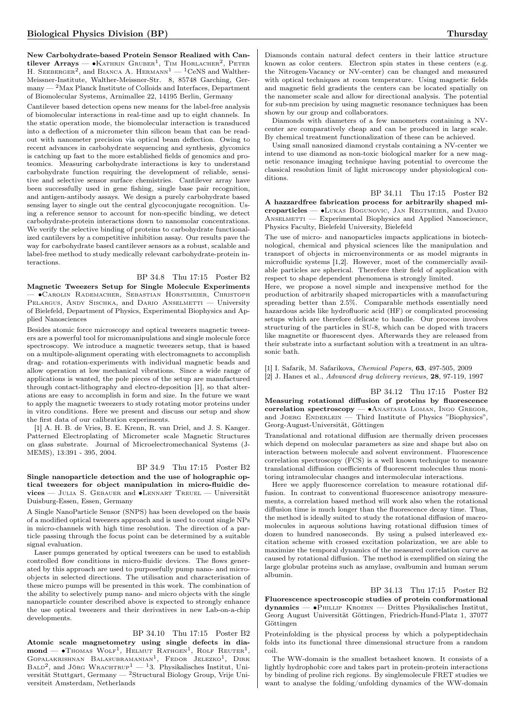**New Carbohydrate-based Protein Sensor Realized with Cantilever Arrays** — •Kathrin Gruber[1], Tim Horlacher[2], Peter H. Seeberger[2], and Bianca A. Hermann[1] — [1]CeNS and Walther-Meissner-Institute, Walther-Meissner-Str. 8, 85748 Garching, Germany — [2]Max Planck Institute of Colloids and Interfaces, Department of Biomolecular Systems, Arnimallee 22, 14195 Berlin, Germany

Cantilever based detection opens new means for the label-free analysis of biomolecular interactions in real-time and up to eight channels. In the static operation mode, the biomolecular interaction is transduced into a deflection of a micrometer thin silicon beam that can be readout with nanometer precision via optical beam deflection. Owing to recent advances in carbohydrate sequencing and synthesis, glycomics is catching up fast to the more established fields of genomics and proteomics. Measuring carbohydrate interactions is key to understand carbohydrate function requiring the development of reliable, sensitive and selective sensor surface chemistries. Cantilever array have been successfully used in gene fishing, single base pair recognition, and antigen-antibody assays. We design a purely carbohydrate based sensing layer to single out the central glycoconjugate recognition. Using a reference sensor to account for non-specific binding, we detect carbohydrate-protein interactions down to nanomolar concentrations. We verify the selective binding of proteins to carbohydrate functionalized cantilevers by a competitive inhibition assay. Our results pave the way for carbohydrate based cantilever sensors as a robust, scalable and label-free method to study medically relevant carbohydrate-protein interactions.

BP 34.8 Thu 17:15 Poster B2

**Magnetic Tweezers Setup for Single Molecule Experiments** — •Carolin Rademacher, Sebastian Horstmeier, Christoph Pelargus, Andy Sischka, and Dario Anselmetti — University of Bielefeld, Department of Physics, Experimental Biophysics and Applied Nanosciences

Besides atomic force microscopy and optical tweezers magnetic tweezers are a powerful tool for micromanipulations and single molecule force spectroscopy. We introduce a magnetic tweezers setup, that is based on a multipole-alignment operating with electromagnets to accomplish drag- and rotation-experiments with individual magnetic beads and allow operation at low mechanical vibrations. Since a wide range of applications is wanted, the pole pieces of the setup are manufactured through contact-lithography and electro-deposition [1], so that alterations are easy to accomplish in form and size. In the future we want to apply the magnetic tweezers to study rotating motor proteins under in vitro conditions. Here we present and discuss our setup and show the first data of our calibration experiments.

[1] A. H. B. de Vries, B. E. Krenn, R. van Driel, and J. S. Kanger. Patterned Electroplating of Micrometer scale Magnetic Structures on glass substrate. Journal of Microelectromechanical Systems (J-MEMS), 13:391 - 395, 2004.

BP 34.9 Thu 17:15 Poster B2

**Single nanoparticle detection and the use of holographic optical tweezers for object manipulation in micro-fluidic devices** — Julia S. Gebauer and •Lennart Treuel — Universität Duisburg-Essen, Essen, Germany

A Single NanoParticle Sensor (SNPS) has been developed on the basis of a modified optical tweezers approach and is used to count single NPs in micro-channels with high time resolution. The direction of a particle passing through the focus point can be determined by a suitable signal evaluation.

Laser pumps generated by optical tweezers can be used to establish controlled flow conditions in micro-fluidic devices. The flows generated by this approach are used to purposefully pump nano- and micro-objects in selected directions. The utilisation and characterisation of these micro pumps will be presented in this work. The combination of the ability to selectively pump nano- and micro objects with the single nanoparticle counter described above is expected to strongly enhance the use optical tweezers and their derivatives in new Lab-on-a-chip developments.

BP 34.10 Thu 17:15 Poster B2

**Atomic scale magnetometry using single defects in diamond** — •Thomas Wolf[1], Helmut Rathgen[1], Rolf Reuter[1], Gopalakrishnan Balasubramanian[1], Fedor Jelezko[1], Dirk Bald[2], and Jörg Wrachtrup[1] — [1]3. Physikalisches Institut, Universität Stuttgart, Germany — [2]Structural Biology Group, Vrije Universiteit Amsterdam, Netherlands

Diamonds contain natural defect centers in their lattice structure known as color centers. Electron spin states in these centers (e.g. the Nitrogen-Vacancy or NV-center) can be changed and measured with optical techniques at room temperature. Using magnetic fields and magnetic field gradients the centers can be located spatially on the nanometer scale and allow for directional analysis. The potential for sub-nm precision by using magnetic resonance techniques has been shown by our group and collaborators.

Diamonds with diameters of a few nanometers containing a NV-center are comparatively cheap and can be produced in large scale. By chemical treatment functionalization of these can be achieved.

Using small nanosized diamond crystals containing a NV-center we intend to use diamond as non-toxic biological marker for a new magnetic resonance imaging technique having potential to overcome the classical resolution limit of light microscopy under physiological conditions.

BP 34.11 Thu 17:15 Poster B2

**A hazzardfree fabrication process for arbitrarily shaped microparticles** — •Lukas Bogunovic, Jan Regtmeier, and Dario Anselmetti — Experimental Biophysics and Applied Nanoscience, Physics Faculty, Bielefeld University, Bielefeld

The use of micro- and nanoparticles impacts applications in biotechnological, chemical and physical sciences like the manipulation and transport of objects in microenvironments or as model migrants in microfluidic systems [1,2]. However, most of the commercially available particles are spherical. Therefore their field of application with respect to shape dependent phenomena is strongly limited.

Here, we propose a novel simple and inexpensive method for the production of arbitrarily shaped microparticles with a manufacturing spreading better than 2.5%. Comparable methods essentially need hazardous acids like hydrofluoric acid (HF) or complicated processing setups which are therefore delicate to handle. Our process involves structuring of the particles in SU-8, which can be doped with tracers like magnetite or fluorescent dyes. Afterwards they are released from their substrate into a surfactant solution with a treatment in an ultrasonic bath.

[1] I. Safarik, M. Safarikova, *Chemical Papers*, **63**, 497-505, 2009
[2] J. Hanes et al., *Advanced drug delivery reviews*, **28**, 97-119, 1997

BP 34.12 Thu 17:15 Poster B2

**Measuring rotational diffusion of proteins by fluorescence correlation spectroscopy** — •Anastasia Loman, Ingo Gregor, and Joerg Enderlein — Third Institute of Physics "Biophysics", Georg-August-Universität, Göttingen

Translational and rotational diffusion are thermally driven processes which depend on molecular parameters as size and shape but also on interaction between molecule and solvent environment. Fluorescence correlation spectroscopy (FCS) is a well known technique to measure translational diffusion coefficients of fluorescent molecules thus monitoring intramolecular changes and intermolecular interactions.

Here we apply fluorescence correlation to measure rotational diffusion. In contrast to conventional fluorescence anisotropy measurements, a correlation based method will work also when the rotational diffusion time is much longer than the fluorescence decay time. Thus, the method is ideally suited to study the rotational diffusion of macromolecules in aqueous solutions having rotational diffusion times of dozen to hundred nanoseconds. By using a pulsed interleaved excitation scheme with crossed excitation polarization, we are able to maximize the temporal dynamics of the measured correlation curve as caused by rotational diffusion. The method is exemplified on sizing the large globular proteins such as amylase, ovalbumin and human serum albumin.

BP 34.13 Thu 17:15 Poster B2

**Fluorescence spectroscopic studies of protein conformational dynamics** — •Phillip Kroehn — Drittes Physikalisches Institut, Georg August Universität Göttingen, Friedrich-Hund-Platz 1, 37077 Göttingen

Proteinfolding is the physical process by which a polypeptidechain folds into its functional three dimensional structure from a random coil.

The WW-domain is the smallest betasheet known. It consists of a lightly hydrophobic core and takes part in protein-protein interactions by binding of proline rich regions. By singlemolecule FRET studies we want to analyse the folding/unfolding dynamics of the WW-domain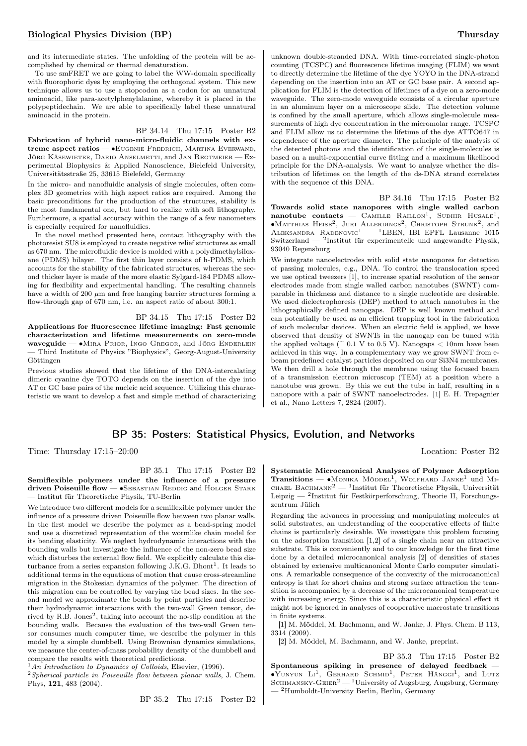and its intermediate states. The unfolding of the protein will be accomplished by chemical or thermal denaturation.

To use smFRET we are going to label the WW-domain specifically with fluorophoric dyes by employing the orthogonal system. This new technique allows us to use a stopcodon as a codon for an unnatural aminoacid, like para-acetylphenylalanine, whereby it is placed in the polypeptidechain. We are able to specifically label these unnatural aminoacid in the protein.

BP 34.14 Thu 17:15 Poster B2

**Fabrication of hybrid nano-micro-fluidic channels with extreme aspect ratios** — •Eugenie Fredrich, Martina Everwand, Jörg Käsewieter, Dario Anselmetti, and Jan Regtmeier — Experimental Biophysics & Applied Nanoscience, Bielefeld University, Universitätsstraße 25, 33615 Bielefeld, Germany

In the micro- and nanofluidic analysis of single molecules, often complex 3D geometries with high aspect ratios are required. Among the basic preconditions for the production of the structures, stability is the most fundamental one, but hard to realize with soft lithography. Furthermore, a spatial accuracy within the range of a few nanometers is especially required for nanofluidics.

In the novel method presented here, contact lithography with the photoresist SU8 is employed to create negative relief structures as small as 670 nm. The microfluidic device is molded with a polydimethylsiloxane (PDMS) bilayer. The first thin layer consists of h-PDMS, which accounts for the stability of the fabricated structures, whereas the second thicker layer is made of the more elastic Sylgard-184 PDMS allowing for flexibility and experimental handling. The resulting channels have a width of 200 $\mu$m and free hanging barrier structures forming a flow-through gap of 670 nm, i.e. an aspect ratio of about 300:1.

BP 34.15 Thu 17:15 Poster B2

**Applications for fluorescence lifetime imaging: Fast genomic characterization and lifetime measurements on zero-mode waveguide** — •Mira Prior, Ingo Gregor, and Jörg Enderlein — Third Institute of Physics "Biophysics", Georg-August-University Göttingen

Previous studies showed that the lifetime of the DNA-intercalating dimeric cyanine dye TOTO depends on the insertion of the dye into AT or GC base pairs of the nucleic acid sequence. Utilizing this characteristic we want to develop a fast and simple method of characterizing unknown double-stranded DNA. With time-correlated single-photon counting (TCSPC) and fluorescence lifetime imaging (FLIM) we want to directly determine the lifetime of the dye YOYO in the DNA-strand depending on the insertion into an AT or GC base pair. A second application for FLIM is the detection of lifetimes of a dye on a zero-mode waveguide. The zero-mode waveguide consists of a circular aperture in an aluminum layer on a microscope slide. The detection volume is confined by the small aperture, which allows single-molecule measurements of high dye concentration in the micromolar range. TCSPC and FLIM allow us to determine the lifetime of the dye ATTO647 in dependence of the aperture diameter. The principle of the analysis of the detected photons and the identification of the single-molecules is based on a multi-exponential curve fitting and a maximum likelihood principle for the DNA-analysis. We want to analyze whether the distribution of lifetimes on the length of the ds-DNA strand correlates with the sequence of this DNA.

BP 34.16 Thu 17:15 Poster B2

**Towards solid state nanopores with single walled carbon nanotube contacts** — Camille Raillon[1], Sudhir Husale[1], •Matthias Heise[2], Juri Allerdings[2], Christoph Strunk[2], and Aleksandra Radenovic[1] — [1]LBEN, IBI EPFL Lausanne 1015 Switzerland — [2]Institut für experimentelle und angewandte Physik, 93040 Regensburg

We integrate nanoelectrodes with solid state nanopores for detection of passing molecules, e.g., DNA. To control the translocation speed we use optical tweezers [1], to increase spatial resolution of the sensor electrodes made from single walled carbon nanotubes (SWNT) comparable in thickness and distance to a single nucleotide are desirable. We used dielectrophoresis (DEP) method to attach nanotubes in the lithographically defined nanogaps. DEP is well known method and can potentially be used as an efficient trapping tool in the fabrication of such molecular devices. When an electric field is applied, we have observed that density of SWNTs in the nanogap can be tuned with the applied voltage (~ 0.1 V to 0.5 V). Nanogaps < 10nm have been achieved in this way. In a complementary way we grow SWNT from e-beam predefined catalyst particles deposited on our Si3N4 membranes. We then drill a hole through the membrane using the focused beam of a transmission electron microscop (TEM) at a position where a nanotube was grown. By this we cut the tube in half, resulting in a nanopore with a pair of SWNT nanoelectrodes. [1] E. H. Trepagnier et al., Nano Letters 7, 2824 (2007).

## BP 35: Posters: Statistical Physics, Evolution, and Networks

Time: Thursday 17:15–20:00 Location: Poster B2

BP 35.1 Thu 17:15 Poster B2

**Semiflexible polymers under the influence of a pressure driven Poiseuille flow** — •Sebastian Reddig and Holger Stark — Institut für Theoretische Physik, TU-Berlin

We introduce two different models for a semiflexible polymer under the influence of a pressure driven Poiseuille flow between two planar walls. In the first model we describe the polymer as a bead-spring model and use a discretized representation of the wormlike chain model for its bending elasticity. We neglect hydrodynamic interactions with the bounding walls but investigate the influence of the non-zero bead size which disturbes the external flow field. We explicitly calculate this disturbance from a series expansion following J.K.G. Dhont[1]. It leads to additional terms in the equations of motion that cause cross-streamline migration in the Stokesian dynamics of the polymer. The direction of this migration can be controlled by varying the bead sizes. In the second model we approximate the beads by point particles and describe their hydrodynamic interactions with the two-wall Green tensor, derived by R.B. Jones[2], taking into account the no-slip condition at the bounding walls. Because the evaluation of the two-wall Green tensor consumes much computer time, we describe the polymer in this model by a simple dumbbell. Using Brownian dynamics simulations, we measure the center-of-mass probability density of the dumbbell and compare the results with theoretical predictions.

[1] *An Introduction to Dynamics of Colloids*, Elsevier, (1996).

[2] *Spherical particle in Poiseuille flow between planar walls*, J. Chem. Phys, **121**, 483 (2004).

BP 35.2 Thu 17:15 Poster B2

**Systematic Microcanonical Analyses of Polymer Adsorption Transitions** — •Monika Möddel[1], Wolfhard Janke[1] und Michael Bachmann[2] — [1]Institut für Theoretische Physik, Universität Leipzig — [2]Institut für Festkörperforschung, Theorie II, Forschungszentrum Jülich

Regarding the advances in processing and manipulating molecules at solid substrates, an understanding of the cooperative effects of finite chains is particularly desirable. We investigate this problem focusing on the adsorption transition [1,2] of a single chain near an attractive substrate. This is conveniently and to our knowledge for the first time done by a detailed microcanonical analysis [2] of densities of states obtained by extensive multicanonical Monte Carlo computer simulations. A remarkable consequence of the convexity of the microcanonical entropy is that for short chains and strong surface attraction the transition is accompanied by a decrease of the microcanonical temperature with increasing energy. Since this is a characteristic physical effect it might not be ignored in analyses of cooperative macrostate transitions in finite systems.

[1] M. Möddel, M. Bachmann, and W. Janke, J. Phys. Chem. B 113, 3314 (2009).

[2] M. Möddel, M. Bachmann, and W. Janke, preprint.

BP 35.3 Thu 17:15 Poster B2

**Spontaneous spiking in presence of delayed feedback** — •Yunyun Li[1], Gerhard Schmid[1], Peter Hänggi[1], and Lutz Schimansky-Geier[2] — [1]University of Augsburg, Augsburg, Germany — [2]Humboldt-University Berlin, Berlin, Germany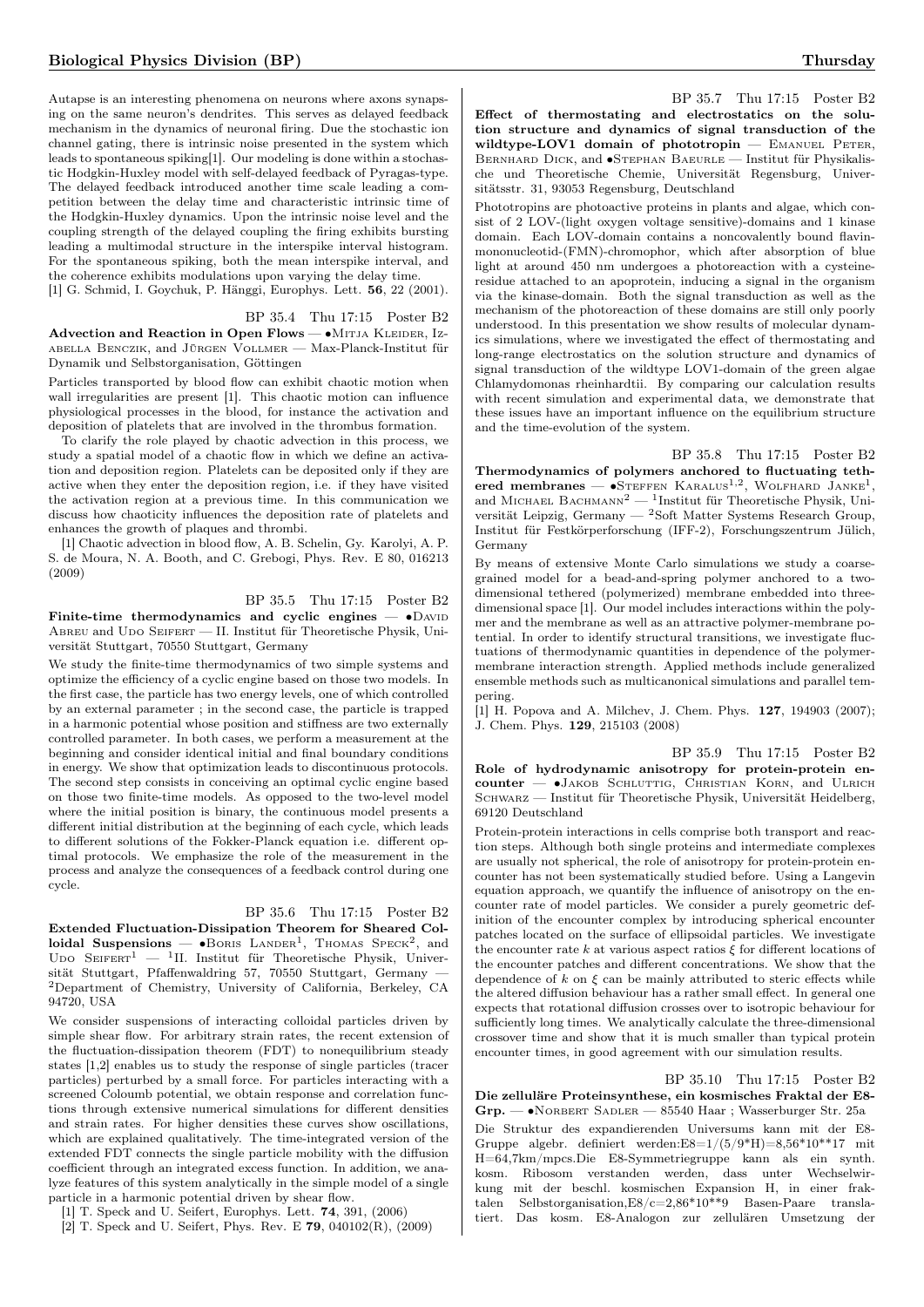Autapse is an interesting phenomena on neurons where axons synapsing on the same neuron's dendrites. This serves as delayed feedback mechanism in the dynamics of neuronal firing. Due the stochastic ion channel gating, there is intrinsic noise presented in the system which leads to spontaneous spiking[1]. Our modeling is done within a stochastic Hodgkin-Huxley model with self-delayed feedback of Pyragas-type. The delayed feedback introduced another time scale leading a competition between the delay time and characteristic intrinsic time of the Hodgkin-Huxley dynamics. Upon the intrinsic noise level and the coupling strength of the delayed coupling the firing exhibits bursting leading a multimodal structure in the interspike interval histogram. For the spontaneous spiking, both the mean interspike interval, and the coherence exhibits modulations upon varying the delay time.

[1] G. Schmid, I. Goychuk, P. Hänggi, Europhys. Lett. **56**, 22 (2001).

BP 35.4 Thu 17:15 Poster B2

**Advection and Reaction in Open Flows** — •Mitja Kleider, Izabella Benczik, and Jürgen Vollmer — Max-Planck-Institut für Dynamik und Selbstorganisation, Göttingen

Particles transported by blood flow can exhibit chaotic motion when wall irregularities are present [1]. This chaotic motion can influence physiological processes in the blood, for instance the activation and deposition of platelets that are involved in the thrombus formation.

To clarify the role played by chaotic advection in this process, we study a spatial model of a chaotic flow in which we define an activation and deposition region. Platelets can be deposited only if they are active when they enter the deposition region, i.e. if they have visited the activation region at a previous time. In this communication we discuss how chaoticity influences the deposition rate of platelets and enhances the growth of plaques and thrombi.

[1] Chaotic advection in blood flow, A. B. Schelin, Gy. Karolyi, A. P. S. de Moura, N. A. Booth, and C. Grebogi, Phys. Rev. E 80, 016213 (2009)

BP 35.5 Thu 17:15 Poster B2

**Finite-time thermodynamics and cyclic engines** — •David Abreu and Udo Seifert — II. Institut für Theoretische Physik, Universität Stuttgart, 70550 Stuttgart, Germany

We study the finite-time thermodynamics of two simple systems and optimize the efficiency of a cyclic engine based on those two models. In the first case, the particle has two energy levels, one of which controlled by an external parameter ; in the second case, the particle is trapped in a harmonic potential whose position and stiffness are two externally controlled parameter. In both cases, we perform a measurement at the beginning and consider identical initial and final boundary conditions in energy. We show that optimization leads to discontinuous protocols. The second step consists in conceiving an optimal cyclic engine based on those two finite-time models. As opposed to the two-level model where the initial position is binary, the continuous model presents a different initial distribution at the beginning of each cycle, which leads to different solutions of the Fokker-Planck equation i.e. different optimal protocols. We emphasize the role of the measurement in the process and analyze the consequences of a feedback control during one cycle.

BP 35.6 Thu 17:15 Poster B2

**Extended Fluctuation-Dissipation Theorem for Sheared Colloidal Suspensions** — •Boris Lander[1], Thomas Speck[2], and Udo Seifert[1] — [1]II. Institut für Theoretische Physik, Universität Stuttgart, Pfaffenwaldring 57, 70550 Stuttgart, Germany — [2]Department of Chemistry, University of California, Berkeley, CA 94720, USA

We consider suspensions of interacting colloidal particles driven by simple shear flow. For arbitrary strain rates, the recent extension of the fluctuation-dissipation theorem (FDT) to nonequilibrium steady states [1,2] enables us to study the response of single particles (tracer particles) perturbed by a small force. For particles interacting with a screened Coloumb potential, we obtain response and correlation functions through extensive numerical simulations for different densities and strain rates. For higher densities these curves show oscillations, which are explained qualitatively. The time-integrated version of the extended FDT connects the single particle mobility with the diffusion coefficient through an integrated excess function. In addition, we analyze features of this system analytically in the simple model of a single particle in a harmonic potential driven by shear flow.

[1] T. Speck and U. Seifert, Europhys. Lett. **74**, 391, (2006)

[2] T. Speck and U. Seifert, Phys. Rev. E **79**, 040102(R), (2009)

BP 35.7 Thu 17:15 Poster B2

**Effect of thermostating and electrostatics on the solution structure and dynamics of signal transduction of the wildtype-LOV1 domain of phototropin** — Emanuel Peter, Bernhard Dick, and •Stephan Baeurle — Institut für Physikalische und Theoretische Chemie, Universität Regensburg, Universitätsstr. 31, 93053 Regensburg, Deutschland

Phototropins are photoactive proteins in plants and algae, which consist of 2 LOV-(light oxygen voltage sensitive)-domains and 1 kinase domain. Each LOV-domain contains a noncovalently bound flavinmononucleotid-(FMN)-chromophor, which after absorption of blue light at around 450 nm undergoes a photoreaction with a cysteine-residue attached to an apoprotein, inducing a signal in the organism via the kinase-domain. Both the signal transduction as well as the mechanism of the photoreaction of these domains are still only poorly understood. In this presentation we show results of molecular dynamics simulations, where we investigated the effect of thermostating and long-range electrostatics on the solution structure and dynamics of signal transduction of the wildtype LOV1-domain of the green algae Chlamydomonas rheinhardtii. By comparing our calculation results with recent simulation and experimental data, we demonstrate that these issues have an important influence on the equilibrium structure and the time-evolution of the system.

BP 35.8 Thu 17:15 Poster B2

**Thermodynamics of polymers anchored to fluctuating tethered membranes** — •Steffen Karalus[1,2], Wolfhard Janke[1], and Michael Bachmann[2] — [1]Institut für Theoretische Physik, Universität Leipzig, Germany — [2]Soft Matter Systems Research Group, Institut für Festkörperforschung (IFF-2), Forschungszentrum Jülich, Germany

By means of extensive Monte Carlo simulations we study a coarse-grained model for a bead-and-spring polymer anchored to a two-dimensional tethered (polymerized) membrane embedded into three-dimensional space [1]. Our model includes interactions within the polymer and the membrane as well as an attractive polymer-membrane potential. In order to identify structural transitions, we investigate fluctuations of thermodynamic quantities in dependence of the polymer-membrane interaction strength. Applied methods include generalized ensemble methods such as multicanonical simulations and parallel tempering.

[1] H. Popova and A. Milchev, J. Chem. Phys. **127**, 194903 (2007); J. Chem. Phys. **129**, 215103 (2008)

BP 35.9 Thu 17:15 Poster B2

**Role of hydrodynamic anisotropy for protein-protein encounter** — •Jakob Schluttig, Christian Korn, and Ulrich Schwarz — Institut für Theoretische Physik, Universität Heidelberg, 69120 Deutschland

Protein-protein interactions in cells comprise both transport and reaction steps. Although both single proteins and intermediate complexes are usually not spherical, the role of anisotropy for protein-protein encounter has not been systematically studied before. Using a Langevin equation approach, we quantify the influence of anisotropy on the encounter rate of model particles. We consider a purely geometric definition of the encounter complex by introducing spherical encounter patches located on the surface of ellipsoidal particles. We investigate the encounter rate $k$ at various aspect ratios $\xi$ for different locations of the encounter patches and different concentrations. We show that the dependence of $k$ on $\xi$ can be mainly attributed to steric effects while the altered diffusion behaviour has a rather small effect. In general one expects that rotational diffusion crosses over to isotropic behaviour for sufficiently long times. We analytically calculate the three-dimensional crossover time and show that it is much smaller than typical protein encounter times, in good agreement with our simulation results.

BP 35.10 Thu 17:15 Poster B2

**Die zelluläre Proteinsynthese, ein kosmisches Fraktal der E8-Grp.** — •Norbert Sadler — 85540 Haar ; Wasserburger Str. 25a

Die Struktur des expandierenden Universums kann mit der E8-Gruppe algebr. definiert werden:E8=1/(5/9*H)=8,56*10**17 mit H=64,7km/mpcs.Die E8-Symmetriegruppe kann als ein synth. kosm. Ribosom verstanden werden, dass unter Wechselwirkung mit der beschl. kosmischen Expansion H, in einer fraktalen Selbstorganisation,E8/c=2,86*10**9 Basen-Paare translatiert. Das kosm. E8-Analogon zur zellulären Umsetzung der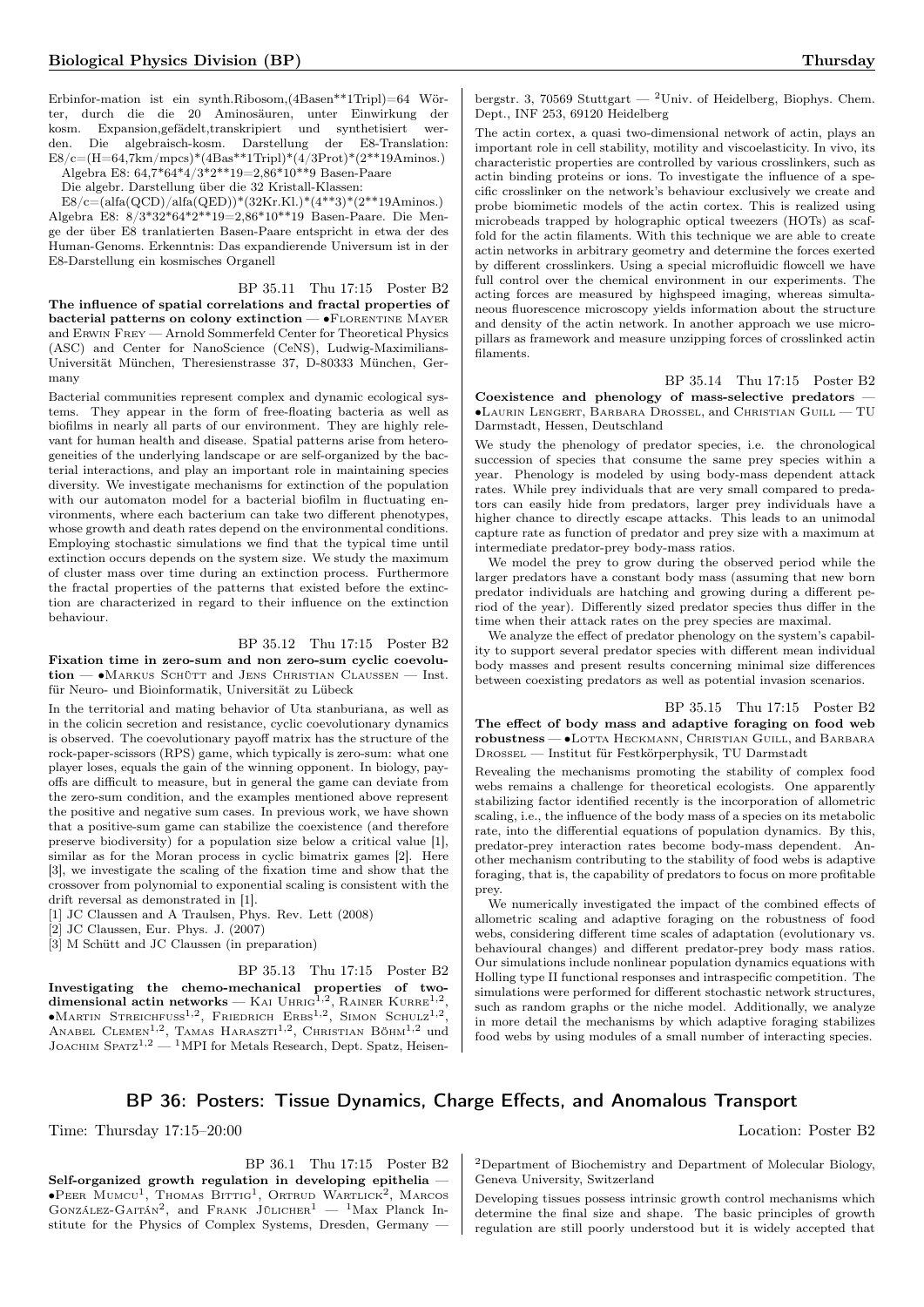Erbinfor-mation ist ein synth.Ribosom,(4Basen**1Tripl)=64 Wörter, durch die die 20 Aminosäuren, unter Einwirkung der kosm. Expansion,gefädelt,transkripiert und synthetisiert werden. Die algebraisch-kosm. Darstellung der E8-Translation: E8/c=(H=64,7km/mpcs)*(4Bas**1Tripl)*(4/3Prot)*(2**19Aminos.)

Algebra E8: 64,7*64*4/3*2**19=2,86*10**9 Basen-Paare

Die algebr. Darstellung über die 32 Kristall-Klassen:

E8/c=(alfa(QCD)/alfa(QED))*(32Kr.Kl.)*(4**3)*(2**19Aminos.) Algebra E8: 8/3*32*64*2**19=2,86*10**19 Basen-Paare. Die Menge der über E8 tranlatierten Basen-Paare entspricht in etwa der des Human-Genoms. Erkenntnis: Das expandierende Universum ist in der E8-Darstellung ein kosmisches Organell

BP 35.11 Thu 17:15 Poster B2

**The influence of spatial correlations and fractal properties of bacterial patterns on colony extinction** — •Florentine Mayer and Erwin Frey — Arnold Sommerfeld Center for Theoretical Physics (ASC) and Center for NanoScience (CeNS), Ludwig-Maximilians-Universität München, Theresienstrasse 37, D-80333 München, Germany

Bacterial communities represent complex and dynamic ecological systems. They appear in the form of free-floating bacteria as well as biofilms in nearly all parts of our environment. They are highly relevant for human health and disease. Spatial patterns arise from heterogeneities of the underlying landscape or are self-organized by the bacterial interactions, and play an important role in maintaining species diversity. We investigate mechanisms for extinction of the population with our automaton model for a bacterial biofilm in fluctuating environments, where each bacterium can take two different phenotypes, whose growth and death rates depend on the environmental conditions. Employing stochastic simulations we find that the typical time until extinction occurs depends on the system size. We study the maximum of cluster mass over time during an extinction process. Furthermore the fractal properties of the patterns that existed before the extinction are characterized in regard to their influence on the extinction behaviour.

BP 35.12 Thu 17:15 Poster B2

**Fixation time in zero-sum and non zero-sum cyclic coevolution** — •Markus Schütt and Jens Christian Claussen — Inst. für Neuro- und Bioinformatik, Universität zu Lübeck

In the territorial and mating behavior of Uta stanburiana, as well as in the colicin secretion and resistance, cyclic coevolutionary dynamics is observed. The coevolutionary payoff matrix has the structure of the rock-paper-scissors (RPS) game, which typically is zero-sum: what one player loses, equals the gain of the winning opponent. In biology, payoffs are difficult to measure, but in general the game can deviate from the zero-sum condition, and the examples mentioned above represent the positive and negative sum cases. In previous work, we have shown that a positive-sum game can stabilize the coexistence (and therefore preserve biodiversity) for a population size below a critical value [1], similar as for the Moran process in cyclic bimatrix games [2]. Here [3], we investigate the scaling of the fixation time and show that the crossover from polynomial to exponential scaling is consistent with the drift reversal as demonstrated in [1].

[1] JC Claussen and A Traulsen, Phys. Rev. Lett (2008)

[2] JC Claussen, Eur. Phys. J. (2007)

[3] M Schütt and JC Claussen (in preparation)

BP 35.13 Thu 17:15 Poster B2

**Investigating the chemo-mechanical properties of two-dimensional actin networks** — Kai Uhrig[1,2], Rainer Kurre[1,2], •Martin Streichfuss[1,2], Friedrich Erbs[1,2], Simon Schulz[1,2], Anabel Clemen[1,2], Tamas Haraszti[1,2], Christian Böhm[1,2] und Joachim Spatz[1,2] — [1]MPI for Metals Research, Dept. Spatz, Heisenbergstr. 3, 70569 Stuttgart — [2]Univ. of Heidelberg, Biophys. Chem. Dept., INF 253, 69120 Heidelberg

The actin cortex, a quasi two-dimensional network of actin, plays an important role in cell stability, motility and viscoelasticity. In vivo, its characteristic properties are controlled by various crosslinkers, such as actin binding proteins or ions. To investigate the influence of a specific crosslinker on the network's behaviour exclusively we create and probe biomimetic models of the actin cortex. This is realized using microbeads trapped by holographic optical tweezers (HOTs) as scaffold for the actin filaments. With this technique we are able to create actin networks in arbitrary geometry and determine the forces exerted by different crosslinkers. Using a special microfluidic flowcell we have full control over the chemical environment in our experiments. The acting forces are measured by highspeed imaging, whereas simultaneous fluorescence microscopy yields information about the structure and density of the actin network. In another approach we use micropillars as framework and measure unzipping forces of crosslinked actin filaments.

BP 35.14 Thu 17:15 Poster B2

**Coexistence and phenology of mass-selective predators** — •Laurin Lengert, Barbara Drossel, and Christian Guill — TU Darmstadt, Hessen, Deutschland

We study the phenology of predator species, i.e. the chronological succession of species that consume the same prey species within a year. Phenology is modeled by using body-mass dependent attack rates. While prey individuals that are very small compared to predators can easily hide from predators, larger prey individuals have a higher chance to directly escape attacks. This leads to an unimodal capture rate as function of predator and prey size with a maximum at intermediate predator-prey body-mass ratios.

We model the prey to grow during the observed period while the larger predators have a constant body mass (assuming that new born predator individuals are hatching and growing during a different period of the year). Differently sized predator species thus differ in the time when their attack rates on the prey species are maximal.

We analyze the effect of predator phenology on the system's capability to support several predator species with different mean individual body masses and present results concerning minimal size differences between coexisting predators as well as potential invasion scenarios.

BP 35.15 Thu 17:15 Poster B2

**The effect of body mass and adaptive foraging on food web robustness** — •Lotta Heckmann, Christian Guill, and Barbara Drossel — Institut für Festkörperphysik, TU Darmstadt

Revealing the mechanisms promoting the stability of complex food webs remains a challenge for theoretical ecologists. One apparently stabilizing factor identified recently is the incorporation of allometric scaling, i.e., the influence of the body mass of a species on its metabolic rate, into the differential equations of population dynamics. By this, predator-prey interaction rates become body-mass dependent. Another mechanism contributing to the stability of food webs is adaptive foraging, that is, the capability of predators to focus on more profitable prey.

We numerically investigated the impact of the combined effects of allometric scaling and adaptive foraging on the robustness of food webs, considering different time scales of adaptation (evolutionary vs. behavioural changes) and different predator-prey body mass ratios. Our simulations include nonlinear population dynamics equations with Holling type II functional responses and intraspecific competition. The simulations were performed for different stochastic network structures, such as random graphs or the niche model. Additionally, we analyze in more detail the mechanisms by which adaptive foraging stabilizes food webs by using modules of a small number of interacting species.

## BP 36: Posters: Tissue Dynamics, Charge Effects, and Anomalous Transport

Time: Thursday 17:15–20:00 Location: Poster B2

BP 36.1 Thu 17:15 Poster B2

**Self-organized growth regulation in developing epithelia** — •Peer Mumcu[1], Thomas Bittig[1], Ortrud Wartlick[2], Marcos González-Gaitán[2], and Frank Jülicher[1] — [1]Max Planck Institute for the Physics of Complex Systems, Dresden, Germany — [2]Department of Biochemistry and Department of Molecular Biology, Geneva University, Switzerland

Developing tissues possess intrinsic growth control mechanisms which determine the final size and shape. The basic principles of growth regulation are still poorly understood but it is widely accepted that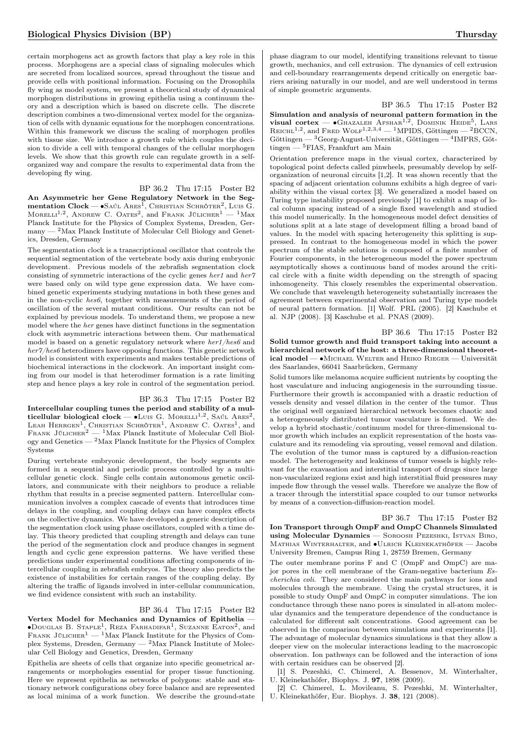certain morphogens act as growth factors that play a key role in this process. Morphogens are a special class of signaling molecules which are secreted from localized sources, spread throughout the tissue and provide cells with positional information. Focusing on the Drosophila fly wing as model system, we present a theoretical study of dynamical morphogen distributions in growing epithelia using a continuum theory and a description which is based on discrete cells. The discrete description combines a two-dimensional vertex model for the organization of cells with dynamic equations for the morphogen concentrations. Within this framework we discuss the scaling of morphogen profiles with tissue size. We introduce a growth rule which couples the decision to divide a cell with temporal changes of the cellular morphogen levels. We show that this growth rule can regulate growth in a self-organized way and compare the results to experimental data from the developing fly wing.

BP 36.2 Thu 17:15 Poster B2

**An Asymmetric her Gene Regulatory Network in the Segmentation Clock** — •Saúl Ares[1], Christian Schröter[2], Luis G. Morelli[1,2], Andrew C. Oates[2], and Frank Jülicher[1] — [1]Max Planck Institute for the Physics of Complex Systems, Dresden, Germany — [2]Max Planck Institute of Molecular Cell Biology and Genetics, Dresden, Germany

The segmentation clock is a transcriptional oscillator that controls the sequential segmentation of the vertebrate body axis during embryonic development. Previous models of the zebrafish segmentation clock consisting of symmetric interactions of the cyclic genes *her1* and *her7* were based only on wild type gene expression data. We have combined genetic experiments studying mutations in both these genes and in the non-cyclic *hes6*, together with measurements of the period of oscillation of the several mutant conditions. Our results can not be explained by previous models. To understand them, we propose a new model where the *her* genes have distinct functions in the segmentation clock with asymmetric interactions between them. Our mathematical model is based on a genetic regulatory network where *her1/hes6* and *her7/hes6* heterodimers have opposing functions. This genetic network model is consistent with experiments and makes testable predictions of biochemical interactions in the clockwork. An important insight coming from our model is that heterodimer formation is a rate limiting step and hence plays a key role in control of the segmentation period.

BP 36.3 Thu 17:15 Poster B2

**Intercellular coupling tunes the period and stability of a multicellular biological clock** — •Luis G. Morelli[1,2], Saúl Ares[2], Leah Herrgen[1], Christian Schröter[1], Andrew C. Oates[1], and Frank Jülicher[2] — [1]Max Planck Institute of Molecular Cell Biology and Genetics — [2]Max Planck Institute for the Physics of Complex Systems

During vertebrate embryonic development, the body segments are formed in a sequential and periodic process controlled by a multicellular genetic clock. Single cells contain autonomous genetic oscillators, and communicate with their neighbors to produce a reliable rhythm that results in a precise segmented pattern. Intercellular communication involves a complex cascade of events that introduces time delays in the coupling, and coupling delays can have complex effects on the collective dynamics. We have developed a generic description of the segmentation clock using phase oscillators, coupled with a time delay. This theory predicted that coupling strength and delays can tune the period of the segmentation clock and produce changes in segment length and cyclic gene expression patterns. We have verified these predictions under experimental conditions affecting components of intercellular coupling in zebrafish embryos. The theory also predicts the existence of instabilities for certain ranges of the coupling delay. By altering the traffic of ligands involved in inter-cellular communication, we find evidence consistent with such an instability.

BP 36.4 Thu 17:15 Poster B2

**Vertex Model for Mechanics and Dynamics of Epithelia** — •Douglas B. Staple[1], Reza Farhadifar[1], Suzanne Eaton[2], and Frank Jülicher[1] — [1]Max Planck Institute for the Physics of Complex Systems, Dresden, Germany — [2]Max Planck Institute of Molecular Cell Biology and Genetics, Dresden, Germany

Epithelia are sheets of cells that organize into specific geometrical arrangements or morphologies essential for proper tissue functioning. Here we represent epithelia as networks of polygons: stable and stationary network configurations obey force balance and are represented as local minima of a work function. We describe the ground-state phase diagram to our model, identifying transitions relevant to tissue growth, mechanics, and cell extrusion. The dynamics of cell extrusion and cell-boundary rearrangements depend critically on energetic barriers arising naturally in our model, and are well understood in terms of simple geometric arguments.

BP 36.5 Thu 17:15 Poster B2

**Simulation and analysis of neuronal pattern formation in the visual cortex** — •Ghazaleh Afshar[1,2], Dominik Heide[5], Lars Reichl[1,2], and Fred Wolf[1,2,3,4] — [1]MPIDS, Göttingen — [2]BCCN, Göttingen — [3]Georg-August-Universität, Göttingen — [4]IMPRS, Göttingen — [5]FIAS, Frankfurt am Main

Orientation preference maps in the visual cortex, characterized by topological point defects called pinwheels, presumably develop by self-organization of neuronal circuits [1,2]. It was shown recently that the spacing of adjacent orientation columns exhibits a high degree of variability within the visual cortex [3]. We generalized a model based on Turing type instability proposed previously [1] to exhibit a map of local column spacing instead of a single fixed wavelength and studied this model numerically. In the homogeneous model defect densities of solutions split at a late stage of development filling a broad band of values. In the model with spacing heterogeneity this splitting is suppressed. In contrast to the homogeneous model in which the power spectrum of the stable solutions is composed of a finite number of Fourier components, in the heterogeneous model the power spectrum asymptotically shows a continuous band of modes around the critical circle with a finite width depending on the strength of spacing inhomogeneity. This closely resembles the experimental observation. We conclude that wavelength heterogeneity substantially increases the agreement between experimental observation and Turing type models of neural pattern formation. [1] Wolf. PRL (2005). [2] Kaschube et al. NJP (2008). [3] Kaschube et al. PNAS (2009).

BP 36.6 Thu 17:15 Poster B2

**Solid tumor growth and fluid transport taking into account a hierarchical network of the host: a three-dimensional theoretical model** — •Michael Welter and Heiko Rieger — Universität des Saarlandes, 66041 Saarbrücken, Germany

Solid tumors like melanoma acquire sufficient nutrients by coopting the host vasculature and inducing angiogenesis in the surrounding tissue. Furthermore their growth is accompanied with a drastic reduction of vessels density and vessel dilation in the center of the tumor. Thus the original well organized hierarchical network becomes chaotic and a heterogeneously distributed tumor vasculature is formed. We develop a hybrid stochastic/continuum model for three-dimensional tumor growth which includes an explicit representation of the hosts vasculature and its remodeling via sprouting, vessel removal and dilation. The evolution of the tumor mass is captured by a diffusion-reaction model. The heterogeneity and leakiness of tumor vessels is highly relevant for the exavasation and interstitial transport of drugs since large non-vascularized regions exist and high interstitial fluid pressures may impede flow through the vessel walls. Therefore we analyze the flow of a tracer through the interstitial space coupled to our tumor networks by means of a convection-diffusion-reaction model.

BP 36.7 Thu 17:15 Poster B2

**Ion Transport through OmpF and OmpC Channels Simulated using Molecular Dynamics** — Soroosh Pezeshki, Istvan Biro, Mathias Winterhalter, and •Ulrich Kleinekathöfer — Jacobs University Bremen, Campus Ring 1, 28759 Bremen, Germany

The outer membrane porins F and C (OmpF and OmpC) are major pores in the cell membrane of the Gram-negative bacterium *Escherichia coli*. They are considered the main pathways for ions and molecules through the membrane. Using the crystal structures, it is possible to study OmpF and OmpC in computer simulations. The ion conductance through these nano pores is simulated in all-atom molecular dynamics and the temperature dependence of the conductance is calculated for different salt concentrations. Good agreement can be observed in the comparison between simulations and experiments [1]. The advantage of molecular dynamics simulations is that they allow a deeper view on the molecular interactions leading to the macroscopic observation. Ion pathways can be followed and the interaction of ions with certain residues can be observed [2].

[1] S. Pezeshki, C. Chimerel, A. Bessenov, M. Winterhalter, U. Kleinekathöfer, Biophys. J. **97**, 1898 (2009).

[2] C. Chimerel, L. Movileanu, S. Pezeshki, M. Winterhalter, U. Kleinekathöfer, Eur. Biophys. J. **38**, 121 (2008).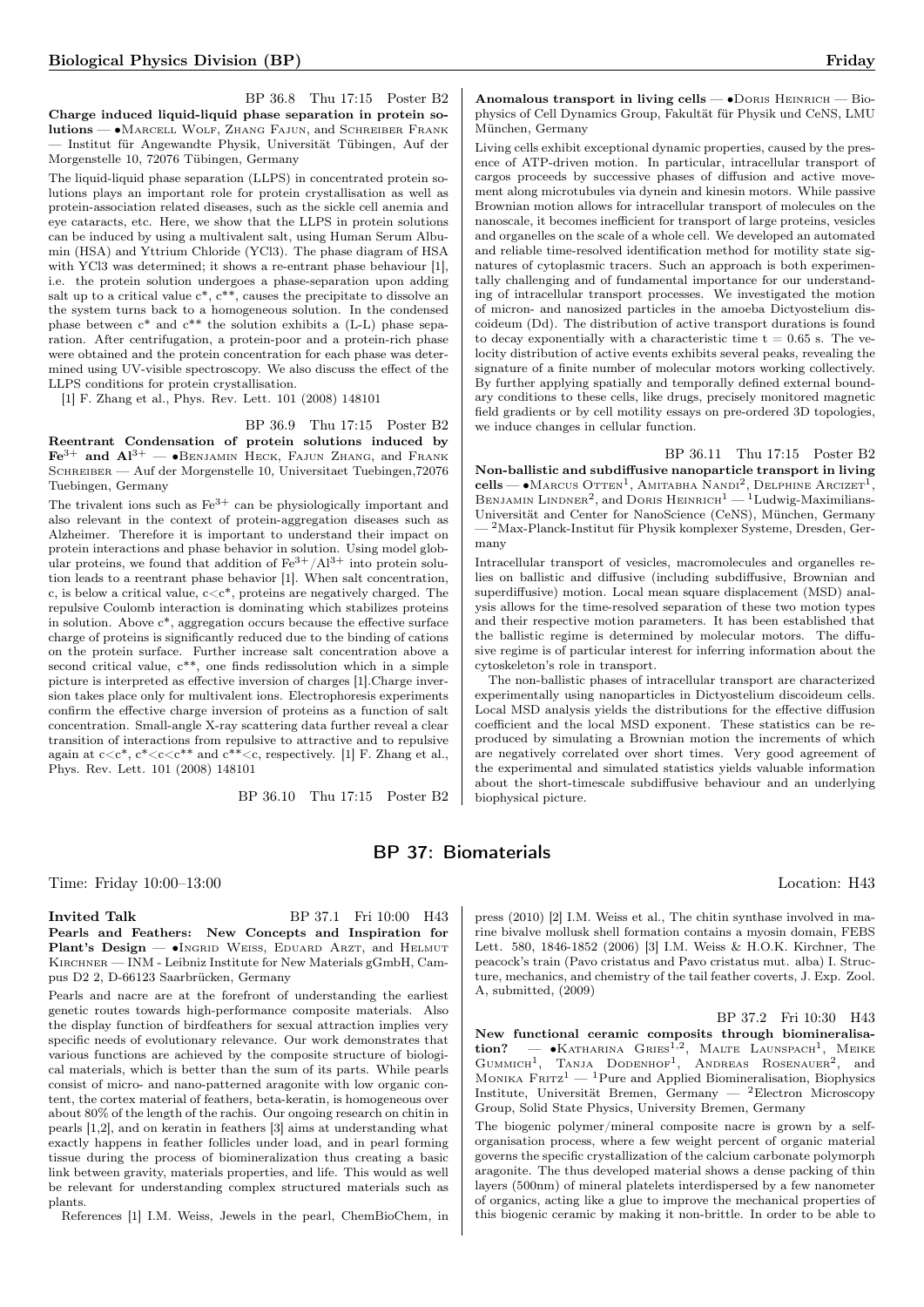BP 36.8 Thu 17:15 Poster B2

**Charge induced liquid-liquid phase separation in protein solutions** — •Marcell Wolf, Zhang Fajun, and Schreiber Frank — Institut für Angewandte Physik, Universität Tübingen, Auf der Morgenstelle 10, 72076 Tübingen, Germany

The liquid-liquid phase separation (LLPS) in concentrated protein solutions plays an important role for protein crystallisation as well as protein-association related diseases, such as the sickle cell anemia and eye cataracts, etc. Here, we show that the LLPS in protein solutions can be induced by using a multivalent salt, using Human Serum Albumin (HSA) and Yttrium Chloride (YCl3). The phase diagram of HSA with YCl3 was determined; it shows a re-entrant phase behaviour [1], i.e. the protein solution undergoes a phase-separation upon adding salt up to a critical value c*, c**, causes the precipitate to dissolve an the system turns back to a homogeneous solution. In the condensed phase between c* and c** the solution exhibits a (L-L) phase separation. After centrifugation, a protein-poor and a protein-rich phase were obtained and the protein concentration for each phase was determined using UV-visible spectroscopy. We also discuss the effect of the LLPS conditions for protein crystallisation.

[1] F. Zhang et al., Phys. Rev. Lett. 101 (2008) 148101

BP 36.9 Thu 17:15 Poster B2

**Reentrant Condensation of protein solutions induced by $Fe^{3+}$ and $Al^{3+}$** — •Benjamin Heck, Fajun Zhang, and Frank Schreiber — Auf der Morgenstelle 10, Universitaet Tuebingen,72076 Tuebingen, Germany

The trivalent ions such as $Fe^{3+}$ can be physiologically important and also relevant in the context of protein-aggregation diseases such as Alzheimer. Therefore it is important to understand their impact on protein interactions and phase behavior in solution. Using model globular proteins, we found that addition of $Fe^{3+}/Al^{3+}$ into protein solution leads to a reentrant phase behavior [1]. When salt concentration, c, is below a critical value, $c<c^*$, proteins are negatively charged. The repulsive Coulomb interaction is dominating which stabilizes proteins in solution. Above c*, aggregation occurs because the effective surface charge of proteins is significantly reduced due to the binding of cations on the protein surface. Further increase salt concentration above a second critical value, c**, one finds redissolution which in a simple picture is interpreted as effective inversion of charges [1].Charge inversion takes place only for multivalent ions. Electrophoresis experiments confirm the effective charge inversion of proteins as a function of salt concentration. Small-angle X-ray scattering data further reveal a clear transition of interactions from repulsive to attractive and to repulsive again at $c<c^*$, $c^*<c<c^{**}$ and $c^{**}<c$, respectively. [1] F. Zhang et al., Phys. Rev. Lett. 101 (2008) 148101

BP 36.10 Thu 17:15 Poster B2

**Anomalous transport in living cells** — •Doris Heinrich — Biophysics of Cell Dynamics Group, Fakultät für Physik und CeNS, LMU München, Germany

Living cells exhibit exceptional dynamic properties, caused by the presence of ATP-driven motion. In particular, intracellular transport of cargos proceeds by successive phases of diffusion and active movement along microtubules via dynein and kinesin motors. While passive Brownian motion allows for intracellular transport of molecules on the nanoscale, it becomes inefficient for transport of large proteins, vesicles and organelles on the scale of a whole cell. We developed an automated and reliable time-resolved identification method for motility state signatures of cytoplasmic tracers. Such an approach is both experimentally challenging and of fundamental importance for our understanding of intracellular transport processes. We investigated the motion of micron- and nanosized particles in the amoeba Dictyostelium discoideum (Dd). The distribution of active transport durations is found to decay exponentially with a characteristic time t = 0.65 s. The velocity distribution of active events exhibits several peaks, revealing the signature of a finite number of molecular motors working collectively. By further applying spatially and temporally defined external boundary conditions to these cells, like drugs, precisely monitored magnetic field gradients or by cell motility essays on pre-ordered 3D topologies, we induce changes in cellular function.

BP 36.11 Thu 17:15 Poster B2

**Non-ballistic and subdiffusive nanoparticle transport in living cells** — •Marcus Otten[1], Amitabha Nandi[2], Delphine Arcizet[1], Benjamin Lindner[2], and Doris Heinrich[1] — [1]Ludwig-Maximilians-Universität and Center for NanoScience (CeNS), München, Germany — [2]Max-Planck-Institut für Physik komplexer Systeme, Dresden, Germany

Intracellular transport of vesicles, macromolecules and organelles relies on ballistic and diffusive (including subdiffusive, Brownian and superdiffusive) motion. Local mean square displacement (MSD) analysis allows for the time-resolved separation of these two motion types and their respective motion parameters. It has been established that the ballistic regime is determined by molecular motors. The diffusive regime is of particular interest for inferring information about the cytoskeleton's role in transport.

The non-ballistic phases of intracellular transport are characterized experimentally using nanoparticles in Dictyostelium discoideum cells. Local MSD analysis yields the distributions for the effective diffusion coefficient and the local MSD exponent. These statistics can be reproduced by simulating a Brownian motion the increments of which are negatively correlated over short times. Very good agreement of the experimental and simulated statistics yields valuable information about the short-timescale subdiffusive behaviour and an underlying biophysical picture.

## BP 37: Biomaterials

Time: Friday 10:00–13:00 Location: H43

**Invited Talk** BP 37.1 Fri 10:00 H43

**Pearls and Feathers: New Concepts and Inspiration for Plant's Design** — •Ingrid Weiss, Eduard Arzt, and Helmut Kirchner — INM - Leibniz Institute for New Materials gGmbH, Campus D2 2, D-66123 Saarbrücken, Germany

Pearls and nacre are at the forefront of understanding the earliest genetic routes towards high-performance composite materials. Also the display function of birdfeathers for sexual attraction implies very specific needs of evolutionary relevance. Our work demonstrates that various functions are achieved by the composite structure of biological materials, which is better than the sum of its parts. While pearls consist of micro- and nano-patterned aragonite with low organic content, the cortex material of feathers, beta-keratin, is homogeneous over about 80% of the length of the rachis. Our ongoing research on chitin in pearls [1,2], and on keratin in feathers [3] aims at understanding what exactly happens in feather follicles under load, and in pearl forming tissue during the process of biomineralization thus creating a basic link between gravity, materials properties, and life. This would as well be relevant for understanding complex structured materials such as plants.

References [1] I.M. Weiss, Jewels in the pearl, ChemBioChem, in press (2010) [2] I.M. Weiss et al., The chitin synthase involved in marine bivalve mollusk shell formation contains a myosin domain, FEBS Lett. 580, 1846-1852 (2006) [3] I.M. Weiss & H.O.K. Kirchner, The peacock's train (Pavo cristatus and Pavo cristatus mut. alba) I. Structure, mechanics, and chemistry of the tail feather coverts, J. Exp. Zool. A, submitted, (2009)

BP 37.2 Fri 10:30 H43

**New functional ceramic composits through biomineralisation?** — •Katharina Gries[1,2], Malte Launspach[1], Meike Gummich[1], Tanja Dodenhof[1], Andreas Rosenauer[2], and Monika Fritz[1] — [1]Pure and Applied Biomineralisation, Biophysics Institute, Universität Bremen, Germany — [2]Electron Microscopy Group, Solid State Physics, University Bremen, Germany

The biogenic polymer/mineral composite nacre is grown by a self-organisation process, where a few weight percent of organic material governs the specific crystallization of the calcium carbonate polymorph aragonite. The thus developed material shows a dense packing of thin layers (500nm) of mineral platelets interdispersed by a few nanometer of organics, acting like a glue to improve the mechanical properties of this biogenic ceramic by making it non-brittle. In order to be able to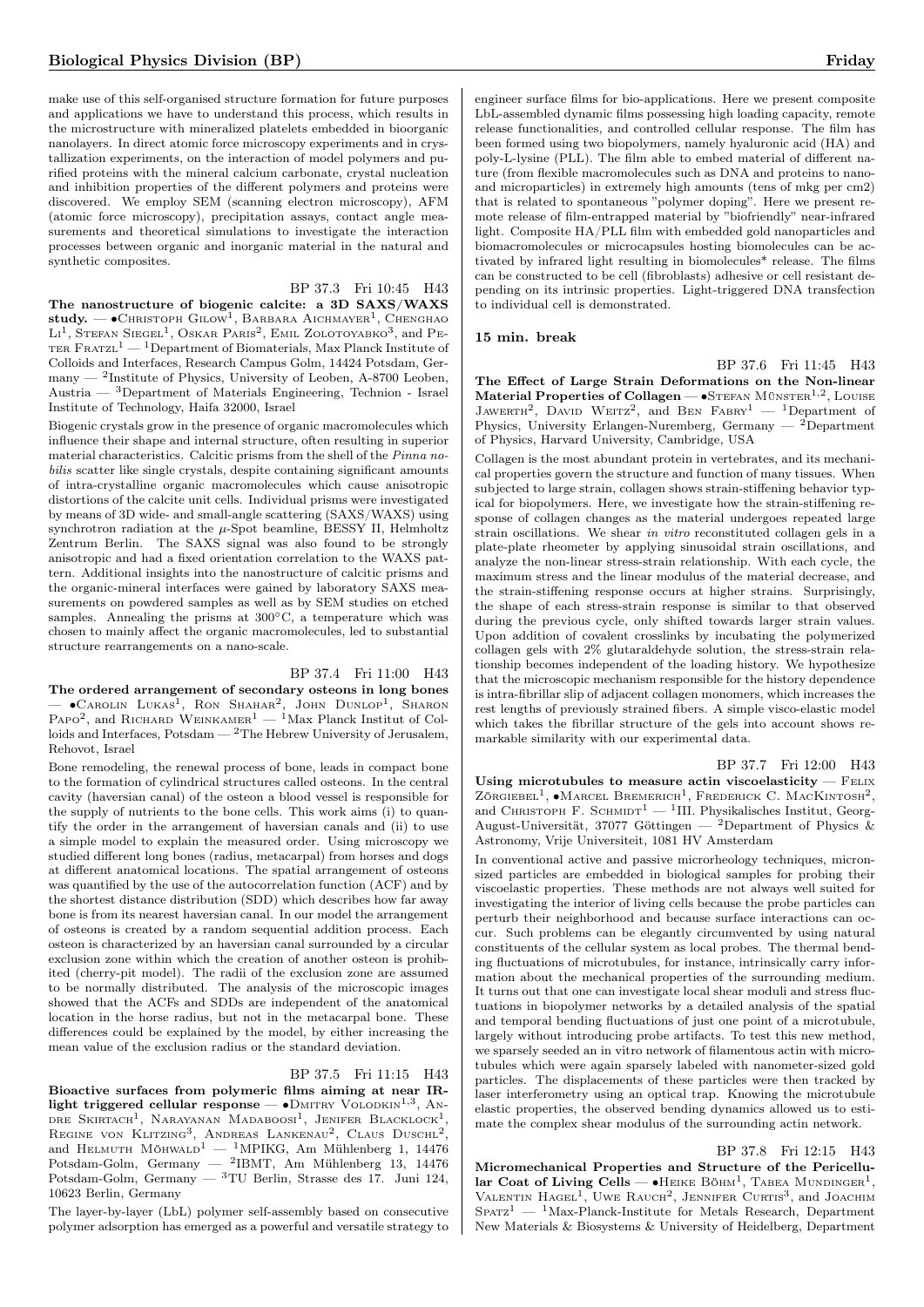make use of this self-organised structure formation for future purposes and applications we have to understand this process, which results in the microstructure with mineralized platelets embedded in bioorganic nanolayers. In direct atomic force microscopy experiments and in crystallization experiments, on the interaction of model polymers and purified proteins with the mineral calcium carbonate, crystal nucleation and inhibition properties of the different polymers and proteins were discovered. We employ SEM (scanning electron microscopy), AFM (atomic force microscopy), precipitation assays, contact angle measurements and theoretical simulations to investigate the interaction processes between organic and inorganic material in the natural and synthetic composites.

BP 37.3 Fri 10:45 H43

**The nanostructure of biogenic calcite: a 3D SAXS/WAXS study.** — •Christoph Gilow[1], Barbara Aichmayer[1], Chenghao Li[1], Stefan Siegel[1], Oskar Paris[2], Emil Zolotoyabko[3], and Peter Fratzl[1] — [1]Department of Biomaterials, Max Planck Institute of Colloids and Interfaces, Research Campus Golm, 14424 Potsdam, Germany — [2]Institute of Physics, University of Leoben, A-8700 Leoben, Austria — [3]Department of Materials Engineering, Technion - Israel Institute of Technology, Haifa 32000, Israel

Biogenic crystals grow in the presence of organic macromolecules which influence their shape and internal structure, often resulting in superior material characteristics. Calcitic prisms from the shell of the *Pinna nobilis* scatter like single crystals, despite containing significant amounts of intra-crystalline organic macromolecules which cause anisotropic distortions of the calcite unit cells. Individual prisms were investigated by means of 3D wide- and small-angle scattering (SAXS/WAXS) using synchrotron radiation at the $\mu$-Spot beamline, BESSY II, Helmholtz Zentrum Berlin. The SAXS signal was also found to be strongly anisotropic and had a fixed orientation correlation to the WAXS pattern. Additional insights into the nanostructure of calcitic prisms and the organic-mineral interfaces were gained by laboratory SAXS measurements on powdered samples as well as by SEM studies on etched samples. Annealing the prisms at 300°C, a temperature which was chosen to mainly affect the organic macromolecules, led to substantial structure rearrangements on a nano-scale.

BP 37.4 Fri 11:00 H43

**The ordered arrangement of secondary osteons in long bones** — •Carolin Lukas[1], Ron Shahar[2], John Dunlop[1], Sharon Papo[2], and Richard Weinkamer[1] — [1]Max Planck Institut of Colloids and Interfaces, Potsdam — [2]The Hebrew University of Jerusalem, Rehovot, Israel

Bone remodeling, the renewal process of bone, leads in compact bone to the formation of cylindrical structures called osteons. In the central cavity (haversian canal) of the osteon a blood vessel is responsible for the supply of nutrients to the bone cells. This work aims (i) to quantify the order in the arrangement of haversian canals and (ii) to use a simple model to explain the measured order. Using microscopy we studied different long bones (radius, metacarpal) from horses and dogs at different anatomical locations. The spatial arrangement of osteons was quantified by the use of the autocorrelation function (ACF) and by the shortest distance distribution (SDD) which describes how far away bone is from its nearest haversian canal. In our model the arrangement of osteons is created by a random sequential addition process. Each osteon is characterized by an haversian canal surrounded by a circular exclusion zone within which the creation of another osteon is prohibited (cherry-pit model). The radii of the exclusion zone are assumed to be normally distributed. The analysis of the microscopic images showed that the ACFs and SDDs are independent of the anatomical location in the horse radius, but not in the metacarpal bone. These differences could be explained by the model, by either increasing the mean value of the exclusion radius or the standard deviation.

BP 37.5 Fri 11:15 H43

**Bioactive surfaces from polymeric films aiming at near IR-light triggered cellular response** — •Dmitry Volodkin[1,3], Andre Skirtach[1], Narayanan Madaboosi[1], Jenifer Blacklock[1], Regine von Klitzing[3], Andreas Lankenau[2], Claus Duschl[2], and Helmuth Möhwald[1] — [1]MPIKG, Am Mühlenberg 1, 14476 Potsdam-Golm, Germany — [2]IBMT, Am Mühlenberg 13, 14476 Potsdam-Golm, Germany — [3]TU Berlin, Strasse des 17. Juni 124, 10623 Berlin, Germany

The layer-by-layer (LbL) polymer self-assembly based on consecutive polymer adsorption has emerged as a powerful and versatile strategy to engineer surface films for bio-applications. Here we present composite LbL-assembled dynamic films possessing high loading capacity, remote release functionalities, and controlled cellular response. The film has been formed using two biopolymers, namely hyaluronic acid (HA) and poly-L-lysine (PLL). The film able to embed material of different nature (from flexible macromolecules such as DNA and proteins to nano- and microparticles) in extremely high amounts (tens of mkg per cm2) that is related to spontaneous "polymer doping". Here we present remote release of film-entrapped material by "biofriendly" near-infrared light. Composite HA/PLL film with embedded gold nanoparticles and biomacromolecules or microcapsules hosting biomolecules can be activated by infrared light resulting in biomolecules* release. The films can be constructed to be cell (fibroblasts) adhesive or cell resistant depending on its intrinsic properties. Light-triggered DNA transfection to individual cell is demonstrated.

**15 min. break**

BP 37.6 Fri 11:45 H43

**The Effect of Large Strain Deformations on the Non-linear Material Properties of Collagen** — •Stefan Münster[1,2], Louise Jawerth[2], David Weitz[2], and Ben Fabry[1] — [1]Department of Physics, University Erlangen-Nuremberg, Germany — [2]Department of Physics, Harvard University, Cambridge, USA

Collagen is the most abundant protein in vertebrates, and its mechanical properties govern the structure and function of many tissues. When subjected to large strain, collagen shows strain-stiffening behavior typical for biopolymers. Here, we investigate how the strain-stiffening response of collagen changes as the material undergoes repeated large strain oscillations. We shear *in vitro* reconstituted collagen gels in a plate-plate rheometer by applying sinusoidal strain oscillations, and analyze the non-linear stress-strain relationship. With each cycle, the maximum stress and the linear modulus of the material decrease, and the strain-stiffening response occurs at higher strains. Surprisingly, the shape of each stress-strain response is similar to that observed during the previous cycle, only shifted towards larger strain values. Upon addition of covalent crosslinks by incubating the polymerized collagen gels with 2% glutaraldehyde solution, the stress-strain relationship becomes independent of the loading history. We hypothesize that the microscopic mechanism responsible for the history dependence is intra-fibrillar slip of adjacent collagen monomers, which increases the rest lengths of previously strained fibers. A simple visco-elastic model which takes the fibrillar structure of the gels into account shows remarkable similarity with our experimental data.

BP 37.7 Fri 12:00 H43

**Using microtubules to measure actin viscoelasticity** — Felix Zörgiebel[1], •Marcel Bremerich[1], Frederick C. MacKintosh[2], and Christoph F. Schmidt[1] — [1]III. Physikalisches Institut, Georg-August-Universität, 37077 Göttingen — [2]Department of Physics & Astronomy, Vrije Universiteit, 1081 HV Amsterdam

In conventional active and passive microrheology techniques, micron-sized particles are embedded in biological samples for probing their viscoelastic properties. These methods are not always well suited for investigating the interior of living cells because the probe particles can perturb their neighborhood and because surface interactions can occur. Such problems can be elegantly circumvented by using natural constituents of the cellular system as local probes. The thermal bending fluctuations of microtubules, for instance, intrinsically carry information about the mechanical properties of the surrounding medium. It turns out that one can investigate local shear moduli and stress fluctuations in biopolymer networks by a detailed analysis of the spatial and temporal bending fluctuations of just one point of a microtubule, largely without introducing probe artifacts. To test this new method, we sparsely seeded an in vitro network of filamentous actin with microtubules which were again sparsely labeled with nanometer-sized gold particles. The displacements of these particles were then tracked by laser interferometry using an optical trap. Knowing the microtubule elastic properties, the observed bending dynamics allowed us to estimate the complex shear modulus of the surrounding actin network.

BP 37.8 Fri 12:15 H43

**Micromechanical Properties and Structure of the Pericellular Coat of Living Cells** — •Heike Böhm[1], Tabea Mundinger[1], Valentin Hagel[1], Uwe Rauch[2], Jennifer Curtis[3], and Joachim Spatz[1] — [1]Max-Planck-Institute for Metals Research, Department New Materials & Biosystems & University of Heidelberg, Department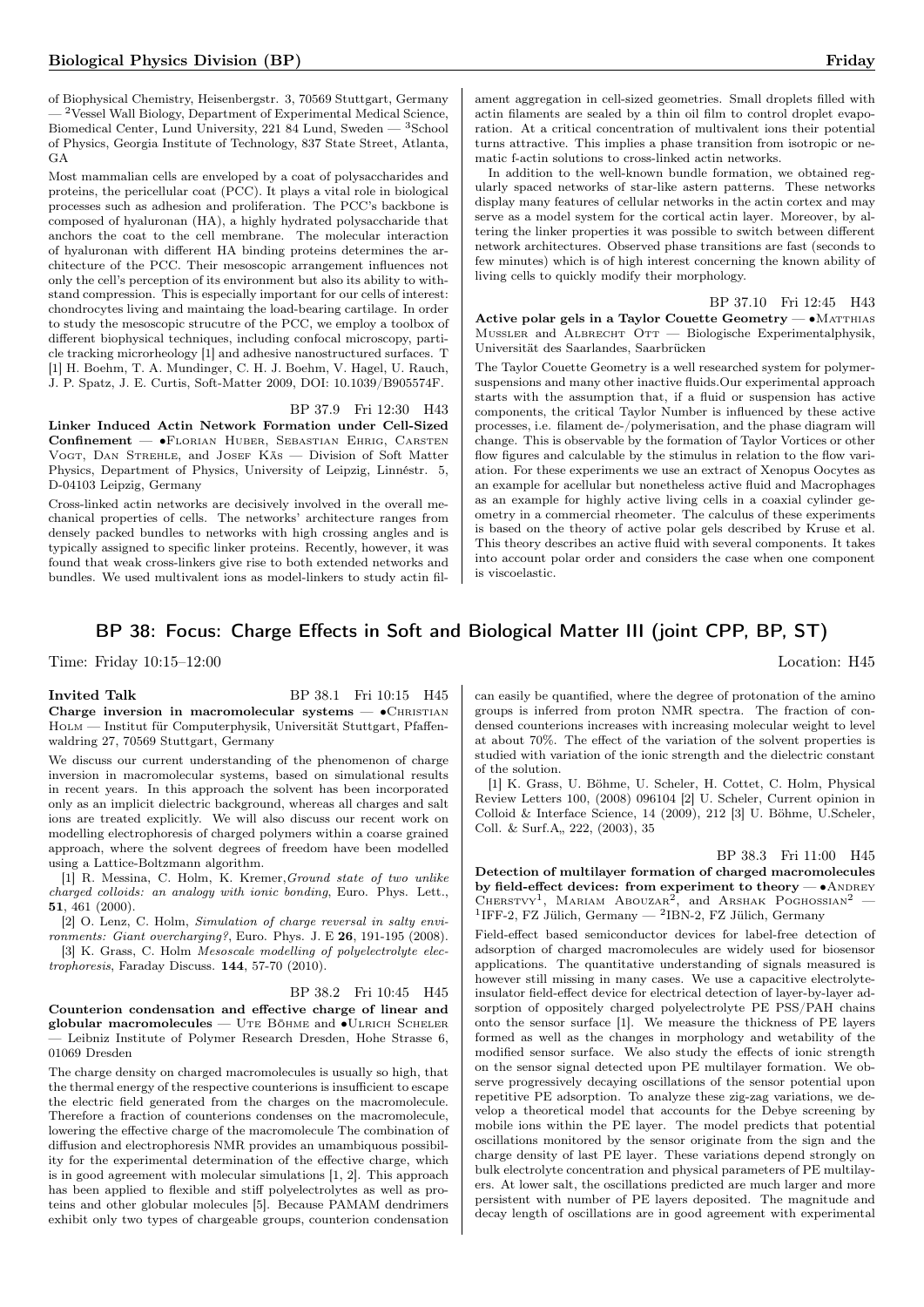of Biophysical Chemistry, Heisenbergstr. 3, 70569 Stuttgart, Germany — [2]Vessel Wall Biology, Department of Experimental Medical Science, Biomedical Center, Lund University, 221 84 Lund, Sweden — [3]School of Physics, Georgia Institute of Technology, 837 State Street, Atlanta, GA

Most mammalian cells are enveloped by a coat of polysaccharides and proteins, the pericellular coat (PCC). It plays a vital role in biological processes such as adhesion and proliferation. The PCC's backbone is composed of hyaluronan (HA), a highly hydrated polysaccharide that anchors the coat to the cell membrane. The molecular interaction of hyaluronan with different HA binding proteins determines the architecture of the PCC. Their mesoscopic arrangement influences not only the cell's perception of its environment but also its ability to withstand compression. This is especially important for our cells of interest: chondrocytes living and maintaining the load-bearing cartilage. In order to study the mesoscopic strucutre of the PCC, we employ a toolbox of different biophysical techniques, including confocal microscopy, particle tracking microrheology [1] and adhesive nanostructured surfaces. T [1] H. Boehm, T. A. Mundinger, C. H. J. Boehm, V. Hagel, U. Rauch, J. P. Spatz, J. E. Curtis, Soft-Matter 2009, DOI: 10.1039/B905574F.

BP 37.9 Fri 12:30 H43

**Linker Induced Actin Network Formation under Cell-Sized Confinement** — •Florian Huber, Sebastian Ehrig, Carsten Vogt, Dan Strehle, and Josef Käs — Division of Soft Matter Physics, Department of Physics, University of Leipzig, Linnéstr. 5, D-04103 Leipzig, Germany

Cross-linked actin networks are decisively involved in the overall mechanical properties of cells. The networks' architecture ranges from densely packed bundles to networks with high crossing angles and is typically assigned to specific linker proteins. Recently, however, it was found that weak cross-linkers give rise to both extended networks and bundles. We used multivalent ions as model-linkers to study actin filament aggregation in cell-sized geometries. Small droplets filled with actin filaments are sealed by a thin oil film to control droplet evaporation. At a critical concentration of multivalent ions their potential turns attractive. This implies a phase transition from isotropic or nematic f-actin solutions to cross-linked actin networks.

In addition to the well-known bundle formation, we obtained regularly spaced networks of star-like astern patterns. These networks display many features of cellular networks in the actin cortex and may serve as a model system for the cortical actin layer. Moreover, by altering the linker properties it was possible to switch between different network architectures. Observed phase transitions are fast (seconds to few minutes) which is of high interest concerning the known ability of living cells to quickly modify their morphology.

BP 37.10 Fri 12:45 H43

**Active polar gels in a Taylor Couette Geometry** — •Matthias Mussler and Albrecht Ott — Biologische Experimentalphysik, Universität des Saarlandes, Saarbrücken

The Taylor Couette Geometry is a well researched system for polymer-suspensions and many other inactive fluids.Our experimental approach starts with the assumption that, if a fluid or suspension has active components, the critical Taylor Number is influenced by these active processes, i.e. filament de-/polymerisation, and the phase diagram will change. This is observable by the formation of Taylor Vortices or other flow figures and calculable by the stimulus in relation to the flow variation. For these experiments we use an extract of Xenopus Oocytes as an example for acellular but nonetheless active fluid and Macrophages as an example for highly active living cells in a coaxial cylinder geometry in a commercial rheometer. The calculus of these experiments is based on the theory of active polar gels described by Kruse et al. This theory describes an active fluid with several components. It takes into account polar order and considers the case when one component is viscoelastic.

## BP 38: Focus: Charge Effects in Soft and Biological Matter III (joint CPP, BP, ST)

Time: Friday 10:15–12:00 Location: H45

**Invited Talk** BP 38.1 Fri 10:15 H45

**Charge inversion in macromolecular systems** — •Christian Holm — Institut für Computerphysik, Universität Stuttgart, Pfaffenwaldring 27, 70569 Stuttgart, Germany

We discuss our current understanding of the phenomenon of charge inversion in macromolecular systems, based on simulational results in recent years. In this approach the solvent has been incorporated only as an implicit dielectric background, whereas all charges and salt ions are treated explicitly. We will also discuss our recent work on modelling electrophoresis of charged polymers within a coarse grained approach, where the solvent degrees of freedom have been modelled using a Lattice-Boltzmann algorithm.

[1] R. Messina, C. Holm, K. Kremer,*Ground state of two unlike charged colloids: an analogy with ionic bonding*, Euro. Phys. Lett., **51**, 461 (2000).

[2] O. Lenz, C. Holm, *Simulation of charge reversal in salty environments: Giant overcharging?*, Euro. Phys. J. E **26**, 191-195 (2008).

[3] K. Grass, C. Holm *Mesoscale modelling of polyelectrolyte electrophoresis*, Faraday Discuss. **144**, 57-70 (2010).

BP 38.2 Fri 10:45 H45

**Counterion condensation and effective charge of linear and globular macromolecules** — Ute Böhme and •Ulrich Scheler — Leibniz Institute of Polymer Research Dresden, Hohe Strasse 6, 01069 Dresden

The charge density on charged macromolecules is usually so high, that the thermal energy of the respective counterions is insufficient to escape the electric field generated from the charges on the macromolecule. Therefore a fraction of counterions condenses on the macromolecule, lowering the effective charge of the macromolecule The combination of diffusion and electrophoresis NMR provides an umambiquous possibility for the experimental determination of the effective charge, which is in good agreement with molecular simulations [1, 2]. This approach has been applied to flexible and stiff polyelectrolytes as well as proteins and other globular molecules [5]. Because PAMAM dendrimers exhibit only two types of chargeable groups, counterion condensation can easily be quantified, where the degree of protonation of the amino groups is inferred from proton NMR spectra. The fraction of condensed counterions increases with increasing molecular weight to level at about 70%. The effect of the variation of the solvent properties is studied with variation of the ionic strength and the dielectric constant of the solution.

[1] K. Grass, U. Böhme, U. Scheler, H. Cottet, C. Holm, Physical Review Letters 100, (2008) 096104 [2] U. Scheler, Current opinion in Colloid & Interface Science, 14 (2009), 212 [3] U. Böhme, U.Scheler, Coll. & Surf.A,, 222, (2003), 35

BP 38.3 Fri 11:00 H45

**Detection of multilayer formation of charged macromolecules by field-effect devices: from experiment to theory** — •Andrey Cherstvy[1], Mariam Abouzar[2], and Arshak Poghossian[2] — [1]IFF-2, FZ Jülich, Germany — [2]IBN-2, FZ Jülich, Germany

Field-effect based semiconductor devices for label-free detection of adsorption of charged macromolecules are widely used for biosensor applications. The quantitative understanding of signals measured is however still missing in many cases. We use a capacitive electrolyte-insulator field-effect device for electrical detection of layer-by-layer adsorption of oppositely charged polyelectrolyte PE PSS/PAH chains onto the sensor surface [1]. We measure the thickness of PE layers formed as well as the changes in morphology and wetability of the modified sensor surface. We also study the effects of ionic strength on the sensor signal detected upon PE multilayer formation. We observe progressively decaying oscillations of the sensor potential upon repetitive PE adsorption. To analyze these zig-zag variations, we develop a theoretical model that accounts for the Debye screening by mobile ions within the PE layer. The model predicts that potential oscillations monitored by the sensor originate from the sign and the charge density of last PE layer. These variations depend strongly on bulk electrolyte concentration and physical parameters of PE multilayers. At lower salt, the oscillations predicted are much larger and more persistent with number of PE layers deposited. The magnitude and decay length of oscillations are in good agreement with experimental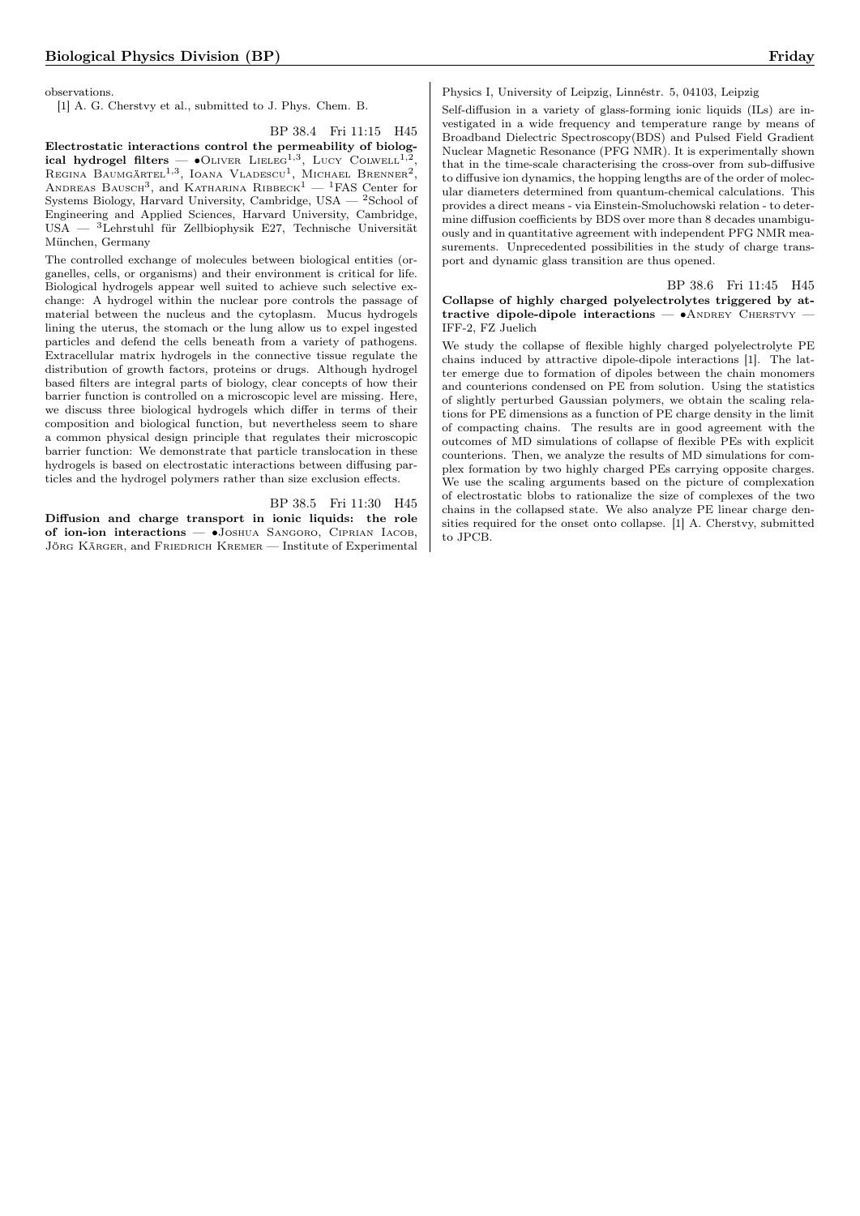observations.

[1] A. G. Cherstvy et al., submitted to J. Phys. Chem. B.

BP 38.4 Fri 11:15 H45

**Electrostatic interactions control the permeability of biological hydrogel filters** — •Oliver Lieleg[1,3], Lucy Colwell[1,2], Regina Baumgärtel[1,3], Ioana Vladescu[1], Michael Brenner[2], Andreas Bausch[3], and Katharina Ribbeck[1] — [1]FAS Center for Systems Biology, Harvard University, Cambridge, USA — [2]School of Engineering and Applied Sciences, Harvard University, Cambridge, USA — [3]Lehrstuhl für Zellbiophysik E27, Technische Universität München, Germany

The controlled exchange of molecules between biological entities (organelles, cells, or organisms) and their environment is critical for life. Biological hydrogels appear well suited to achieve such selective exchange: A hydrogel within the nuclear pore controls the passage of material between the nucleus and the cytoplasm. Mucus hydrogels lining the uterus, the stomach or the lung allow us to expel ingested particles and defend the cells beneath from a variety of pathogens. Extracellular matrix hydrogels in the connective tissue regulate the distribution of growth factors, proteins or drugs. Although hydrogel based filters are integral parts of biology, clear concepts of how their barrier function is controlled on a microscopic level are missing. Here, we discuss three biological hydrogels which differ in terms of their composition and biological function, but nevertheless seem to share a common physical design principle that regulates their microscopic barrier function: We demonstrate that particle translocation in these hydrogels is based on electrostatic interactions between diffusing particles and the hydrogel polymers rather than size exclusion effects.

BP 38.5 Fri 11:30 H45

**Diffusion and charge transport in ionic liquids: the role of ion-ion interactions** — •Joshua Sangoro, Ciprian Iacob, Jörg Kärger, and Friedrich Kremer — Institute of Experimental Physics I, University of Leipzig, Linnéstr. 5, 04103, Leipzig

Self-diffusion in a variety of glass-forming ionic liquids (ILs) are investigated in a wide frequency and temperature range by means of Broadband Dielectric Spectroscopy(BDS) and Pulsed Field Gradient Nuclear Magnetic Resonance (PFG NMR). It is experimentally shown that in the time-scale characterising the cross-over from sub-diffusive to diffusive ion dynamics, the hopping lengths are of the order of molecular diameters determined from quantum-chemical calculations. This provides a direct means - via Einstein-Smoluchowski relation - to determine diffusion coefficients by BDS over more than 8 decades unambiguously and in quantitative agreement with independent PFG NMR measurements. Unprecedented possibilities in the study of charge transport and dynamic glass transition are thus opened.

BP 38.6 Fri 11:45 H45

**Collapse of highly charged polyelectrolytes triggered by attractive dipole-dipole interactions** — •Andrey Cherstvy — IFF-2, FZ Juelich

We study the collapse of flexible highly charged polyelectrolyte PE chains induced by attractive dipole-dipole interactions [1]. The latter emerge due to formation of dipoles between the chain monomers and counterions condensed on PE from solution. Using the statistics of slightly perturbed Gaussian polymers, we obtain the scaling relations for PE dimensions as a function of PE charge density in the limit of compacting chains. The results are in good agreement with the outcomes of MD simulations of collapse of flexible PEs with explicit counterions. Then, we analyze the results of MD simulations for complex formation by two highly charged PEs carrying opposite charges. We use the scaling arguments based on the picture of complexation of electrostatic blobs to rationalize the size of complexes of the two chains in the collapsed state. We also analyze PE linear charge densities required for the onset onto collapse. [1] A. Cherstvy, submitted to JPCB.